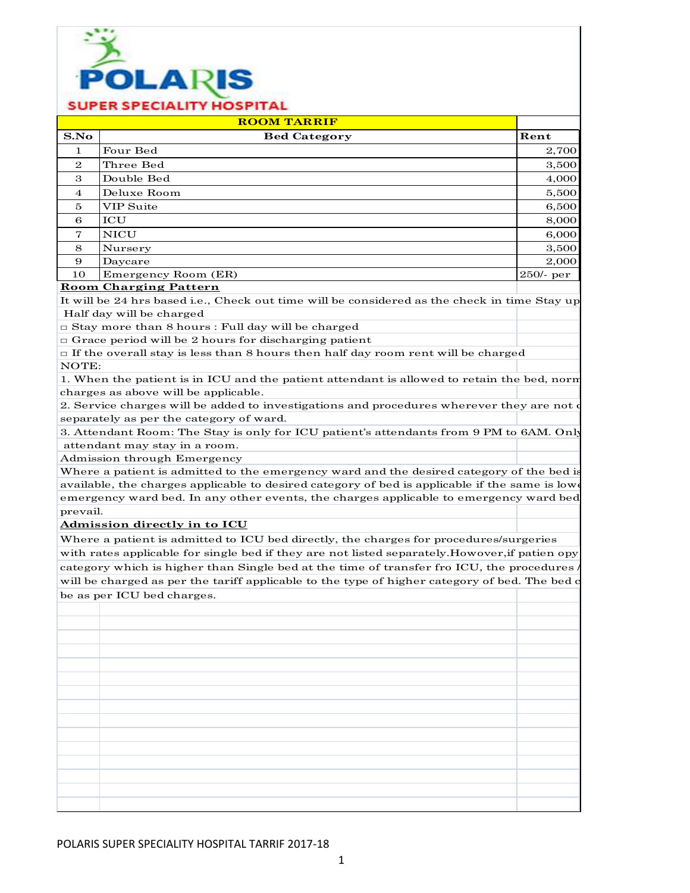# POLARIS

## SUPER SPECIALITY HOSPITAL

**ROOM TARRIF**

| S.No | Bed Category | Rent |
|---|---|---|
| 1 | Four Bed | 2,700 |
| 2 | Three Bed | 3,500 |
| 3 | Double Bed | 4,000 |
| 4 | Deluxe Room | 5,500 |
| 5 | VIP Suite | 6,500 |
| 6 | ICU | 8,000 |
| 7 | NICU | 6,000 |
| 8 | Nursery | 3,500 |
| 9 | Daycare | 2,000 |
| 10 | Emergency Room (ER) | 250/- per |

**Room Charging Pattern**

It will be 24 hrs based i.e., Check out time will be considered as the check in time Stay up

Half day will be charged

- Stay more than 8 hours : Full day will be charged
- Grace period will be 2 hours for discharging patient
- If the overall stay is less than 8 hours then half day room rent will be charged

NOTE:

1. When the patient is in ICU and the patient attendant is allowed to retain the bed, norm charges as above will be applicable.
2. Service charges will be added to investigations and procedures wherever they are not c separately as per the category of ward.
3. Attendant Room: The Stay is only for ICU patient's attendants from 9 PM to 6AM. Only attendant may stay in a room.

Admission through Emergency

Where a patient is admitted to the emergency ward and the desired category of the bed is available, the charges applicable to desired category of bed is applicable if the same is lowe emergency ward bed. In any other events, the charges applicable to emergency ward bed prevail.

**Admission directly in to ICU**

Where a patient is admitted to ICU bed directly, the charges for procedures/surgeries with rates applicable for single bed if they are not listed separately.However,if patien opy category which is higher than Single bed at the time of transfer fro ICU, the procedures / will be charged as per the tariff applicable to the type of higher category of bed. The bed c be as per ICU bed charges.

POLARIS SUPER SPECIALITY HOSPITAL TARRIF 2017-18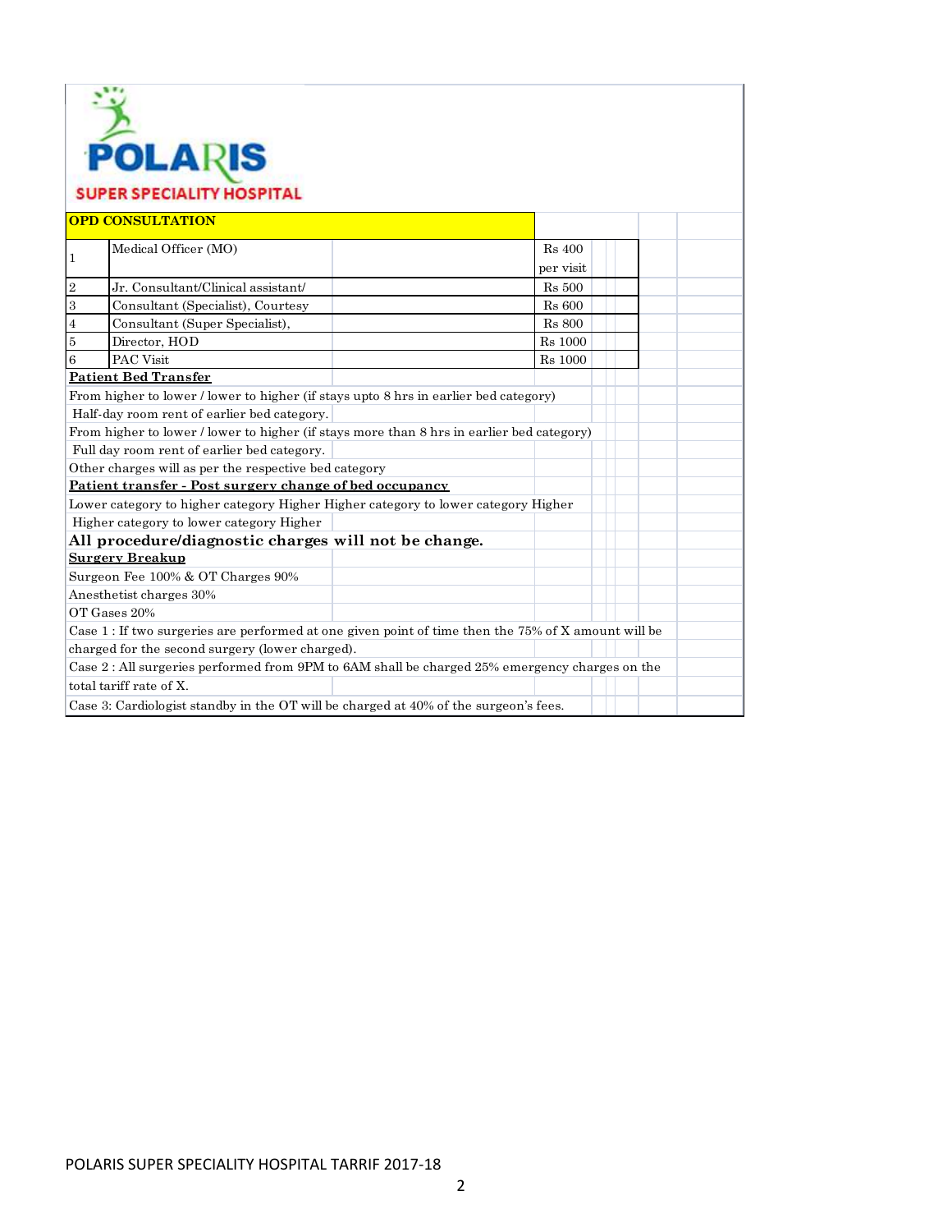**POLARIS SUPER SPECIALITY HOSPITAL**

## OPD CONSULTATION

| | | |
|---|---|---|
| 1 | Medical Officer (MO) | Rs 400 per visit |
| 2 | Jr. Consultant/Clinical assistant/ | Rs 500 |
| 3 | Consultant (Specialist), Courtesy | Rs 600 |
| 4 | Consultant (Super Specialist), | Rs 800 |
| 5 | Director, HOD | Rs 1000 |
| 6 | PAC Visit | Rs 1000 |

**Patient Bed Transfer**

From higher to lower / lower to higher (if stays upto 8 hrs in earlier bed category)

Half-day room rent of earlier bed category.

From higher to lower / lower to higher (if stays more than 8 hrs in earlier bed category)

Full day room rent of earlier bed category.

Other charges will as per the respective bed category

**Patient transfer - Post surgery change of bed occupancy**

Lower category to higher category Higher Higher category to lower category Higher

Higher category to lower category Higher

**All procedure/diagnostic charges will not be change.**

**Surgery Breakup**

Surgeon Fee 100% & OT Charges 90%

Anesthetist charges 30%

OT Gases 20%

Case 1 : If two surgeries are performed at one given point of time then the 75% of X amount will be charged for the second surgery (lower charged).

Case 2 : All surgeries performed from 9PM to 6AM shall be charged 25% emergency charges on the total tariff rate of X.

Case 3: Cardiologist standby in the OT will be charged at 40% of the surgeon's fees.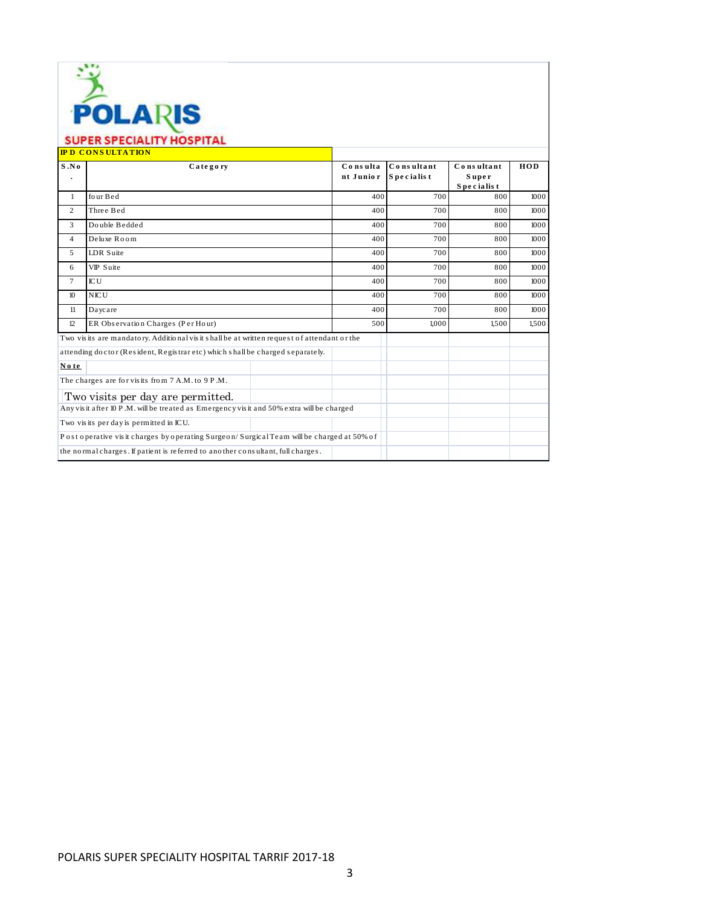# POLARIS SUPER SPECIALITY HOSPITAL

## IPD CONSULTATION

| S.No. | Category | Consultant Junior | Consultant Specialist | Consultant Super Specialist | HOD |
|---|---|---|---|---|---|
| 1 | four Bed | 400 | 700 | 800 | 1000 |
| 2 | Three Bed | 400 | 700 | 800 | 1000 |
| 3 | Double Bedded | 400 | 700 | 800 | 1000 |
| 4 | Deluxe Room | 400 | 700 | 800 | 1000 |
| 5 | LDR Suite | 400 | 700 | 800 | 1000 |
| 6 | VIP Suite | 400 | 700 | 800 | 1000 |
| 7 | ICU | 400 | 700 | 800 | 1000 |
| 10 | NICU | 400 | 700 | 800 | 1000 |
| 11 | Daycare | 400 | 700 | 800 | 1000 |
| 12 | ER Observation Charges (Per Hour) | 500 | 1,000 | 1,500 | 1,500 |

Two visits are mandatory. Additional visit shall be at written request of attendant or the attending doctor (Resident, Registrar etc) which shall be charged separately.

**Note**

The charges are for visits from 7 A.M. to 9 P.M.

Two visits per day are permitted.

Any visit after 10 P.M. will be treated as Emergency visit and 50% extra will be charged

Two visits per day is permitted in ICU.

Post operative visit charges by operating Surgeon/ Surgical Team will be charged at 50% of the normal charges. If patient is referred to another consultant, full charges.

POLARIS SUPER SPECIALITY HOSPITAL TARRIF 2017-18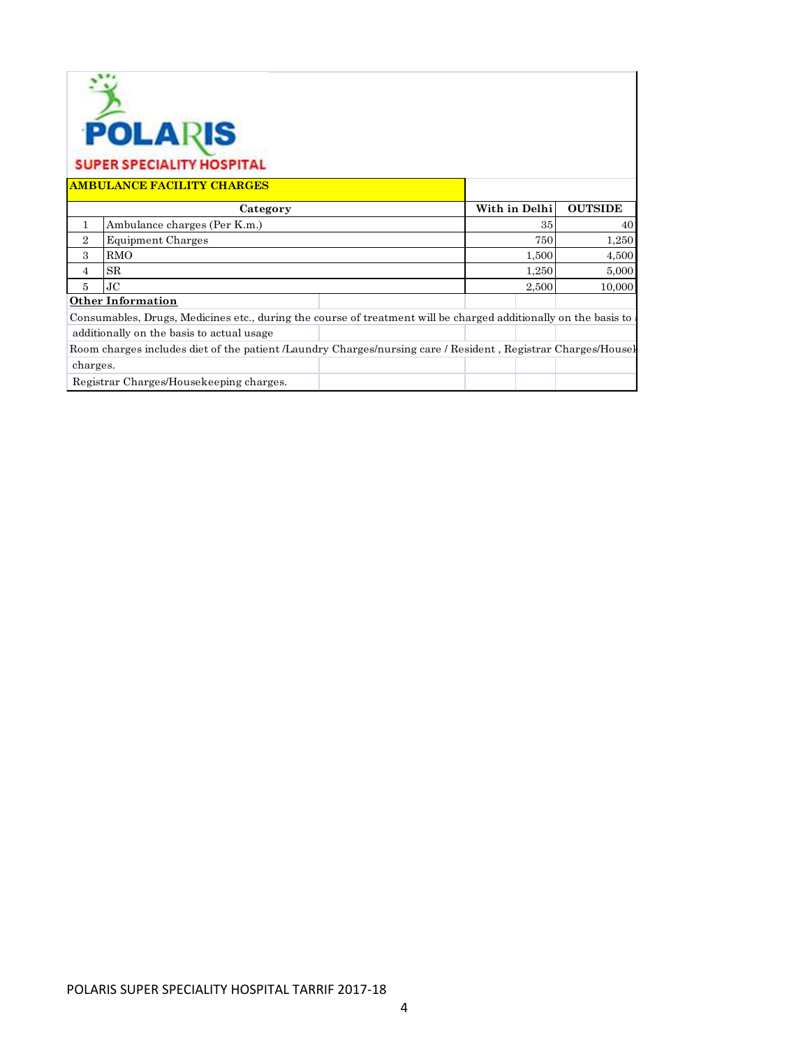POLARIS

SUPER SPECIALITY HOSPITAL

## AMBULANCE FACILITY CHARGES

| | Category | With in Delhi | OUTSIDE |
|---|---|---|---|
| 1 | Ambulance charges (Per K.m.) | 35 | 40 |
| 2 | Equipment Charges | 750 | 1,250 |
| 3 | RMO | 1,500 | 4,500 |
| 4 | SR | 1,250 | 5,000 |
| 5 | JC | 2,500 | 10,000 |

**Other Information**

Consumables, Drugs, Medicines etc., during the course of treatment will be charged additionally on the basis to

additionally on the basis to actual usage

Room charges includes diet of the patient /Laundry Charges/nursing care / Resident , Registrar Charges/Housek

charges.

Registrar Charges/Housekeeping charges.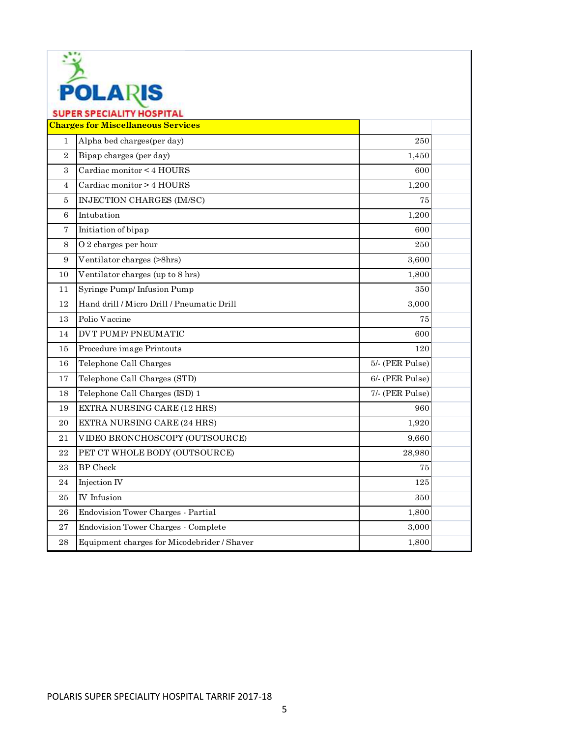POLARIS

SUPER SPECIALITY HOSPITAL

| | Charges for Miscellaneous Services | | |
|---|---|---|---|
| 1 | Alpha bed charges(per day) | 250 | |
| 2 | Bipap charges (per day) | 1,450 | |
| 3 | Cardiac monitor < 4 HOURS | 600 | |
| 4 | Cardiac monitor > 4 HOURS | 1,200 | |
| 5 | INJECTION CHARGES (IM/SC) | 75 | |
| 6 | Intubation | 1,200 | |
| 7 | Initiation of bipap | 600 | |
| 8 | O 2 charges per hour | 250 | |
| 9 | Ventilator charges (>8hrs) | 3,600 | |
| 10 | Ventilator charges (up to 8 hrs) | 1,800 | |
| 11 | Syringe Pump/ Infusion Pump | 350 | |
| 12 | Hand drill / Micro Drill / Pneumatic Drill | 3,000 | |
| 13 | Polio Vaccine | 75 | |
| 14 | DVT PUMP/ PNEUMATIC | 600 | |
| 15 | Procedure image Printouts | 120 | |
| 16 | Telephone Call Charges | 5/- (PER Pulse) | |
| 17 | Telephone Call Charges (STD) | 6/- (PER Pulse) | |
| 18 | Telephone Call Charges (ISD) 1 | 7/- (PER Pulse) | |
| 19 | EXTRA NURSING CARE (12 HRS) | 960 | |
| 20 | EXTRA NURSING CARE (24 HRS) | 1,920 | |
| 21 | VIDEO BRONCHOSCOPY (OUTSOURCE) | 9,660 | |
| 22 | PET CT WHOLE BODY (OUTSOURCE) | 28,980 | |
| 23 | BP Check | 75 | |
| 24 | Injection IV | 125 | |
| 25 | IV Infusion | 350 | |
| 26 | Endovision Tower Charges - Partial | 1,800 | |
| 27 | Endovision Tower Charges - Complete | 3,000 | |
| 28 | Equipment charges for Micodebrider / Shaver | 1,800 | |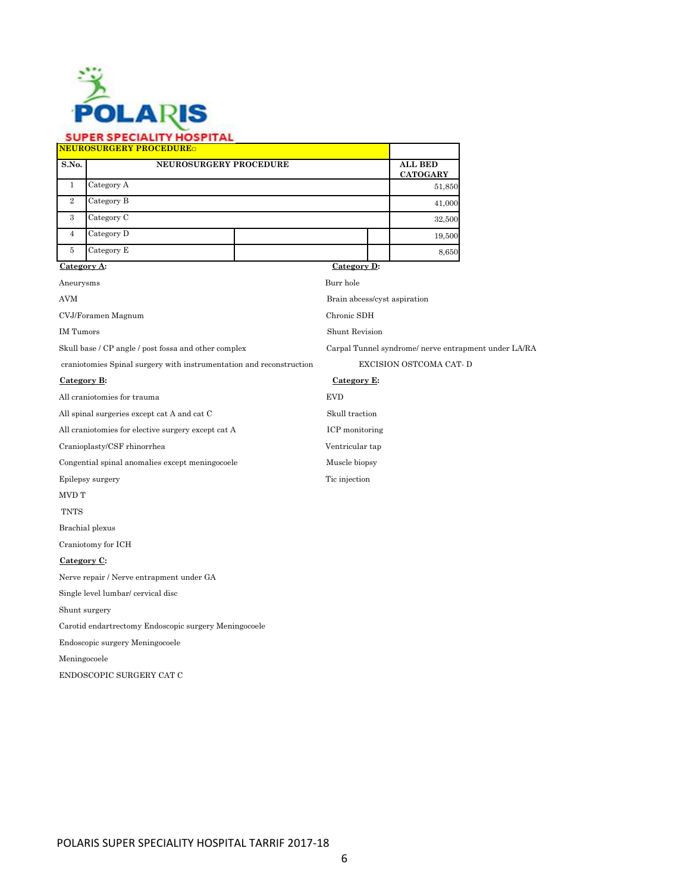# POLARIS SUPER SPECIALITY HOSPITAL

| NEUROSURGERY PROCEDURE | | |
|---|---|---|
| S.No. | NEUROSURGERY PROCEDURE | ALL BED CATOGARY |
| 1 | Category A | 51,850 |
| 2 | Category B | 41,000 |
| 3 | Category C | 32,500 |
| 4 | Category D | 19,500 |
| 5 | Category E | 8,650 |

**Category A:**

Aneurysms

AVM

CVJ/Foramen Magnum

IM Tumors

Skull base / CP angle / post fossa and other complex craniotomies Spinal surgery with instrumentation and reconstruction

**Category B:**

All craniotomies for trauma

All spinal surgeries except cat A and cat C

All craniotomies for elective surgery except cat A

Cranioplasty/CSF rhinorrhea

Congential spinal anomalies except meningocoele

Epilepsy surgery

MVD T

TNTS

Brachial plexus

Craniotomy for ICH

**Category C:**

Nerve repair / Nerve entrapment under GA

Single level lumbar/ cervical disc

Shunt surgery

Carotid endartrectomy Endoscopic surgery Meningocoele

Endoscopic surgery Meningocoele

Meningocoele

ENDOSCOPIC SURGERY CAT C

**Category D:**

Burr hole

Brain abcess/cyst aspiration

Chronic SDH

Shunt Revision

Carpal Tunnel syndrome/ nerve entrapment under LA/RA

EXCISION OSTCOMA CAT- D

**Category E:**

EVD

Skull traction

ICP monitoring

Ventricular tap

Muscle biopsy

Tic injection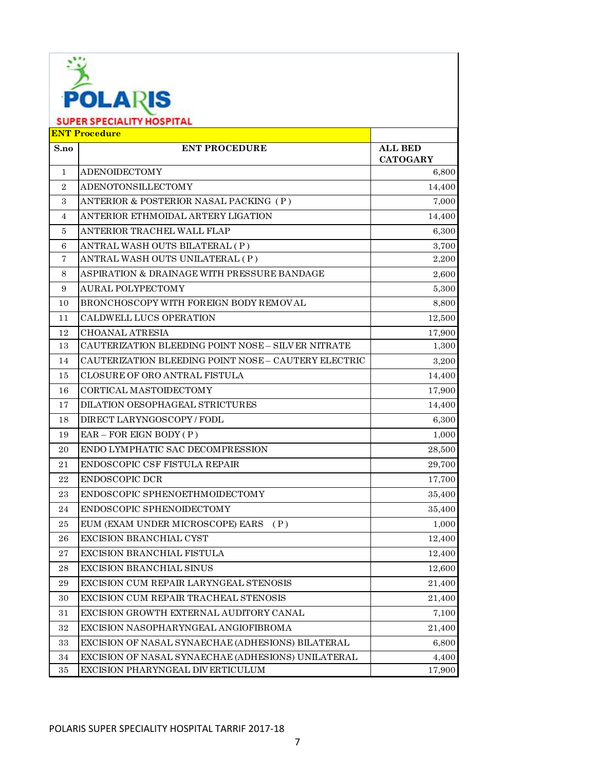**POLARIS**
**SUPER SPECIALITY HOSPITAL**

**ENT Procedure**

| S.no | ENT PROCEDURE | ALL BED CATOGARY |
|---|---|---|
| 1 | ADENOIDECTOMY | 6,800 |
| 2 | ADENOTONSILLECTOMY | 14,400 |
| 3 | ANTERIOR & POSTERIOR NASAL PACKING ( P ) | 7,000 |
| 4 | ANTERIOR ETHMOIDAL ARTERY LIGATION | 14,400 |
| 5 | ANTERIOR TRACHEL WALL FLAP | 6,300 |
| 6 | ANTRAL WASH OUTS BILATERAL ( P ) | 3,700 |
| 7 | ANTRAL WASH OUTS UNILATERAL ( P ) | 2,200 |
| 8 | ASPIRATION & DRAINAGE WITH PRESSURE BANDAGE | 2,600 |
| 9 | AURAL POLYPECTOMY | 5,300 |
| 10 | BRONCHOSCOPY WITH FOREIGN BODY REMOVAL | 8,800 |
| 11 | CALDWELL LUCS OPERATION | 12,500 |
| 12 | CHOANAL ATRESIA | 17,900 |
| 13 | CAUTERIZATION BLEEDING POINT NOSE – SILVER NITRATE | 1,300 |
| 14 | CAUTERIZATION BLEEDING POINT NOSE – CAUTERY ELECTRIC | 3,200 |
| 15 | CLOSURE OF ORO ANTRAL FISTULA | 14,400 |
| 16 | CORTICAL MASTOIDECTOMY | 17,900 |
| 17 | DILATION OESOPHAGEAL STRICTURES | 14,400 |
| 18 | DIRECT LARYNGOSCOPY / FODL | 6,300 |
| 19 | EAR – FOR EIGN BODY ( P ) | 1,000 |
| 20 | ENDO LYMPHATIC SAC DECOMPRESSION | 28,500 |
| 21 | ENDOSCOPIC CSF FISTULA REPAIR | 29,700 |
| 22 | ENDOSCOPIC DCR | 17,700 |
| 23 | ENDOSCOPIC SPHENOETHMOIDECTOMY | 35,400 |
| 24 | ENDOSCOPIC SPHENOIDECTOMY | 35,400 |
| 25 | EUM (EXAM UNDER MICROSCOPE) EARS ( P ) | 1,000 |
| 26 | EXCISION BRANCHIAL CYST | 12,400 |
| 27 | EXCISION BRANCHIAL FISTULA | 12,400 |
| 28 | EXCISION BRANCHIAL SINUS | 12,600 |
| 29 | EXCISION CUM REPAIR LARYNGEAL STENOSIS | 21,400 |
| 30 | EXCISION CUM REPAIR TRACHEAL STENOSIS | 21,400 |
| 31 | EXCISION GROWTH EXTERNAL AUDITORY CANAL | 7,100 |
| 32 | EXCISION NASOPHARYNGEAL ANGIOFIBROMA | 21,400 |
| 33 | EXCISION OF NASAL SYNAECHAE (ADHESIONS) BILATERAL | 6,800 |
| 34 | EXCISION OF NASAL SYNAECHAE (ADHESIONS) UNILATERAL | 4,400 |
| 35 | EXCISION PHARYNGEAL DIVERTICULUM | 17,900 |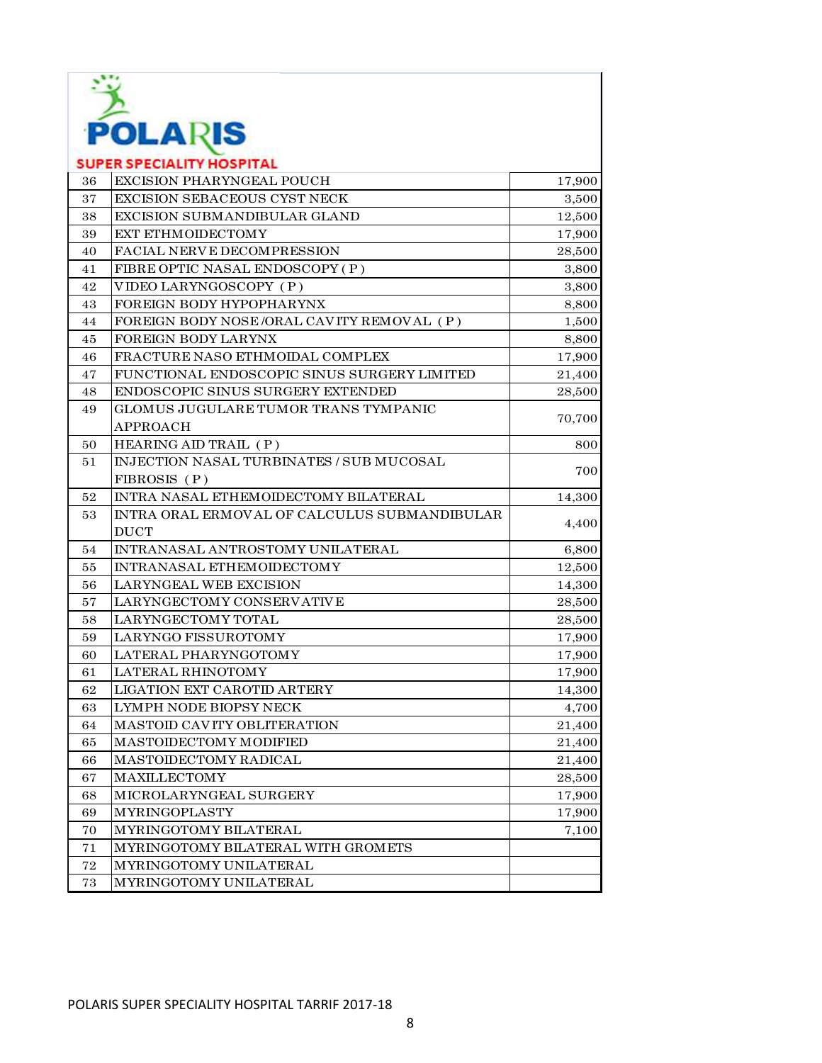POLARIS
SUPER SPECIALITY HOSPITAL

| | | |
|---|---|---|
| 36 | EXCISION PHARYNGEAL POUCH | 17,900 |
| 37 | EXCISION SEBACEOUS CYST NECK | 3,500 |
| 38 | EXCISION SUBMANDIBULAR GLAND | 12,500 |
| 39 | EXT ETHMOIDECTOMY | 17,900 |
| 40 | FACIAL NERVE DECOMPRESSION | 28,500 |
| 41 | FIBRE OPTIC NASAL ENDOSCOPY ( P ) | 3,800 |
| 42 | VIDEO LARYNGOSCOPY ( P ) | 3,800 |
| 43 | FOREIGN BODY HYPOPHARYNX | 8,800 |
| 44 | FOREIGN BODY NOSE /ORAL CAVITY REMOVAL ( P ) | 1,500 |
| 45 | FOREIGN BODY LARYNX | 8,800 |
| 46 | FRACTURE NASO ETHMOIDAL COMPLEX | 17,900 |
| 47 | FUNCTIONAL ENDOSCOPIC SINUS SURGERY LIMITED | 21,400 |
| 48 | ENDOSCOPIC SINUS SURGERY EXTENDED | 28,500 |
| 49 | GLOMUS JUGULARE TUMOR TRANS TYMPANIC APPROACH | 70,700 |
| 50 | HEARING AID TRAIL ( P ) | 800 |
| 51 | INJECTION NASAL TURBINATES / SUB MUCOSAL FIBROSIS ( P ) | 700 |
| 52 | INTRA NASAL ETHEMOIDECTOMY BILATERAL | 14,300 |
| 53 | INTRA ORAL ERMOVAL OF CALCULUS SUBMANDIBULAR DUCT | 4,400 |
| 54 | INTRANASAL ANTROSTOMY UNILATERAL | 6,800 |
| 55 | INTRANASAL ETHEMOIDECTOMY | 12,500 |
| 56 | LARYNGEAL WEB EXCISION | 14,300 |
| 57 | LARYNGECTOMY CONSERVATIVE | 28,500 |
| 58 | LARYNGECTOMY TOTAL | 28,500 |
| 59 | LARYNGO FISSUROTOMY | 17,900 |
| 60 | LATERAL PHARYNGOTOMY | 17,900 |
| 61 | LATERAL RHINOTOMY | 17,900 |
| 62 | LIGATION EXT CAROTID ARTERY | 14,300 |
| 63 | LYMPH NODE BIOPSY NECK | 4,700 |
| 64 | MASTOID CAVITY OBLITERATION | 21,400 |
| 65 | MASTOIDECTOMY MODIFIED | 21,400 |
| 66 | MASTOIDECTOMY RADICAL | 21,400 |
| 67 | MAXILLECTOMY | 28,500 |
| 68 | MICROLARYNGEAL SURGERY | 17,900 |
| 69 | MYRINGOPLASTY | 17,900 |
| 70 | MYRINGOTOMY BILATERAL | 7,100 |
| 71 | MYRINGOTOMY BILATERAL WITH GROMETS | |
| 72 | MYRINGOTOMY UNILATERAL | |
| 73 | MYRINGOTOMY UNILATERAL | |

POLARIS SUPER SPECIALITY HOSPITAL TARRIF 2017-18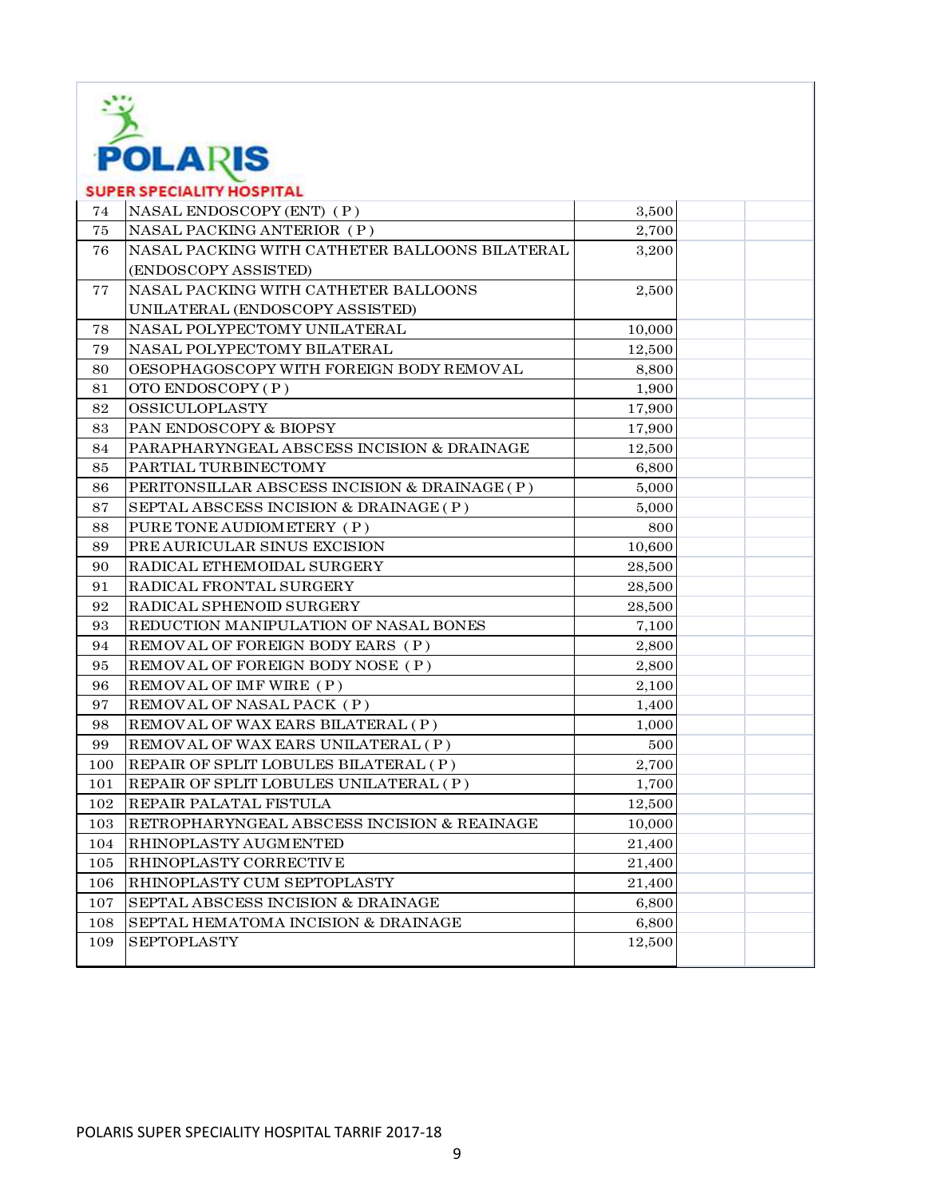**POLARIS**

**SUPER SPECIALITY HOSPITAL**

| | | | | |
|---|---|---|---|---|
| 74 | NASAL ENDOSCOPY (ENT) ( P ) | 3,500 | | |
| 75 | NASAL PACKING ANTERIOR ( P ) | 2,700 | | |
| 76 | NASAL PACKING WITH CATHETER BALLOONS BILATERAL (ENDOSCOPY ASSISTED) | 3,200 | | |
| 77 | NASAL PACKING WITH CATHETER BALLOONS UNILATERAL (ENDOSCOPY ASSISTED) | 2,500 | | |
| 78 | NASAL POLYPECTOMY UNILATERAL | 10,000 | | |
| 79 | NASAL POLYPECTOMY BILATERAL | 12,500 | | |
| 80 | OESOPHAGOSCOPY WITH FOREIGN BODY REMOVAL | 8,800 | | |
| 81 | OTO ENDOSCOPY ( P ) | 1,900 | | |
| 82 | OSSICULOPLASTY | 17,900 | | |
| 83 | PAN ENDOSCOPY & BIOPSY | 17,900 | | |
| 84 | PARAPHARYNGEAL ABSCESS INCISION & DRAINAGE | 12,500 | | |
| 85 | PARTIAL TURBINECTOMY | 6,800 | | |
| 86 | PERITONSILLAR ABSCESS INCISION & DRAINAGE ( P ) | 5,000 | | |
| 87 | SEPTAL ABSCESS INCISION & DRAINAGE ( P ) | 5,000 | | |
| 88 | PURE TONE AUDIOMETERY ( P ) | 800 | | |
| 89 | PRE AURICULAR SINUS EXCISION | 10,600 | | |
| 90 | RADICAL ETHEMOIDAL SURGERY | 28,500 | | |
| 91 | RADICAL FRONTAL SURGERY | 28,500 | | |
| 92 | RADICAL SPHENOID SURGERY | 28,500 | | |
| 93 | REDUCTION MANIPULATION OF NASAL BONES | 7,100 | | |
| 94 | REMOVAL OF FOREIGN BODY EARS ( P ) | 2,800 | | |
| 95 | REMOVAL OF FOREIGN BODY NOSE ( P ) | 2,800 | | |
| 96 | REMOVAL OF IMF WIRE ( P ) | 2,100 | | |
| 97 | REMOVAL OF NASAL PACK ( P ) | 1,400 | | |
| 98 | REMOVAL OF WAX EARS BILATERAL ( P ) | 1,000 | | |
| 99 | REMOVAL OF WAX EARS UNILATERAL ( P ) | 500 | | |
| 100 | REPAIR OF SPLIT LOBULES BILATERAL ( P ) | 2,700 | | |
| 101 | REPAIR OF SPLIT LOBULES UNILATERAL ( P ) | 1,700 | | |
| 102 | REPAIR PALATAL FISTULA | 12,500 | | |
| 103 | RETROPHARYNGEAL ABSCESS INCISION & REAINAGE | 10,000 | | |
| 104 | RHINOPLASTY AUGMENTED | 21,400 | | |
| 105 | RHINOPLASTY CORRECTIVE | 21,400 | | |
| 106 | RHINOPLASTY CUM SEPTOPLASTY | 21,400 | | |
| 107 | SEPTAL ABSCESS INCISION & DRAINAGE | 6,800 | | |
| 108 | SEPTAL HEMATOMA INCISION & DRAINAGE | 6,800 | | |
| 109 | SEPTOPLASTY | 12,500 | | |

POLARIS SUPER SPECIALITY HOSPITAL TARRIF 2017-18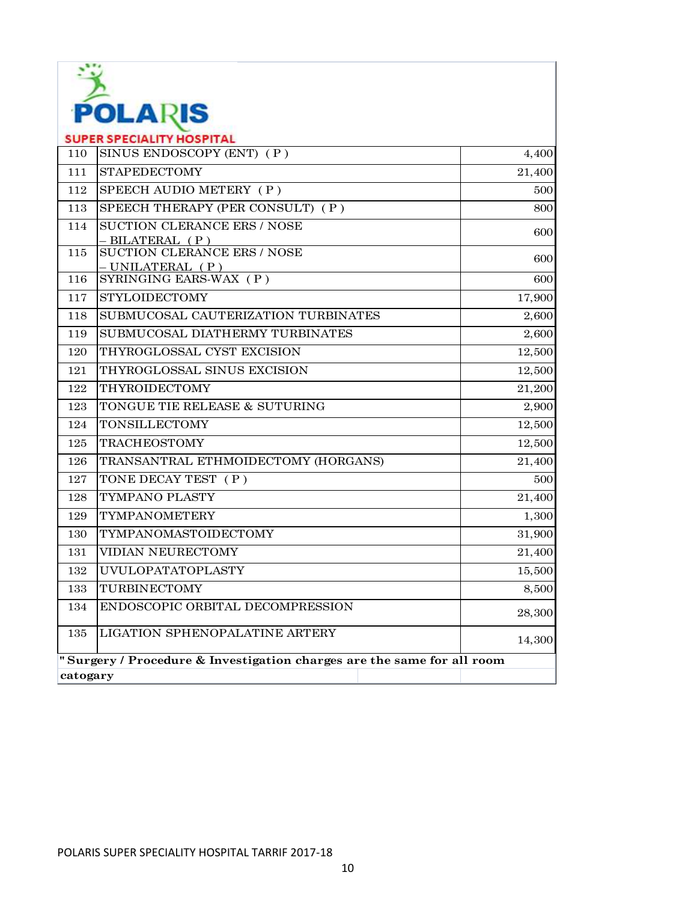**POLARIS**

**SUPER SPECIALITY HOSPITAL**

| | | |
|---|---|---|
| 110 | SINUS ENDOSCOPY (ENT) ( P ) | 4,400 |
| 111 | STAPEDECTOMY | 21,400 |
| 112 | SPEECH AUDIO METERY ( P ) | 500 |
| 113 | SPEECH THERAPY (PER CONSULT) ( P ) | 800 |
| 114 | SUCTION CLERANCE ERS / NOSE – BILATERAL ( P ) | 600 |
| 115 | SUCTION CLERANCE ERS / NOSE – UNILATERAL ( P ) | 600 |
| 116 | SYRINGING EARS-WAX ( P ) | 600 |
| 117 | STYLOIDECTOMY | 17,900 |
| 118 | SUBMUCOSAL CAUTERIZATION TURBINATES | 2,600 |
| 119 | SUBMUCOSAL DIATHERMY TURBINATES | 2,600 |
| 120 | THYROGLOSSAL CYST EXCISION | 12,500 |
| 121 | THYROGLOSSAL SINUS EXCISION | 12,500 |
| 122 | THYROIDECTOMY | 21,200 |
| 123 | TONGUE TIE RELEASE & SUTURING | 2,900 |
| 124 | TONSILLECTOMY | 12,500 |
| 125 | TRACHEOSTOMY | 12,500 |
| 126 | TRANSANTRAL ETHMOIDECTOMY (HORGANS) | 21,400 |
| 127 | TONE DECAY TEST ( P ) | 500 |
| 128 | TYMPANO PLASTY | 21,400 |
| 129 | TYMPANOMETERY | 1,300 |
| 130 | TYMPANOMASTOIDECTOMY | 31,900 |
| 131 | VIDIAN NEURECTOMY | 21,400 |
| 132 | UVULOPATATOPLASTY | 15,500 |
| 133 | TURBINECTOMY | 8,500 |
| 134 | ENDOSCOPIC ORBITAL DECOMPRESSION | 28,300 |
| 135 | LIGATION SPHENOPALATINE ARTERY | 14,300 |

**" Surgery / Procedure & Investigation charges are the same for all room catogary**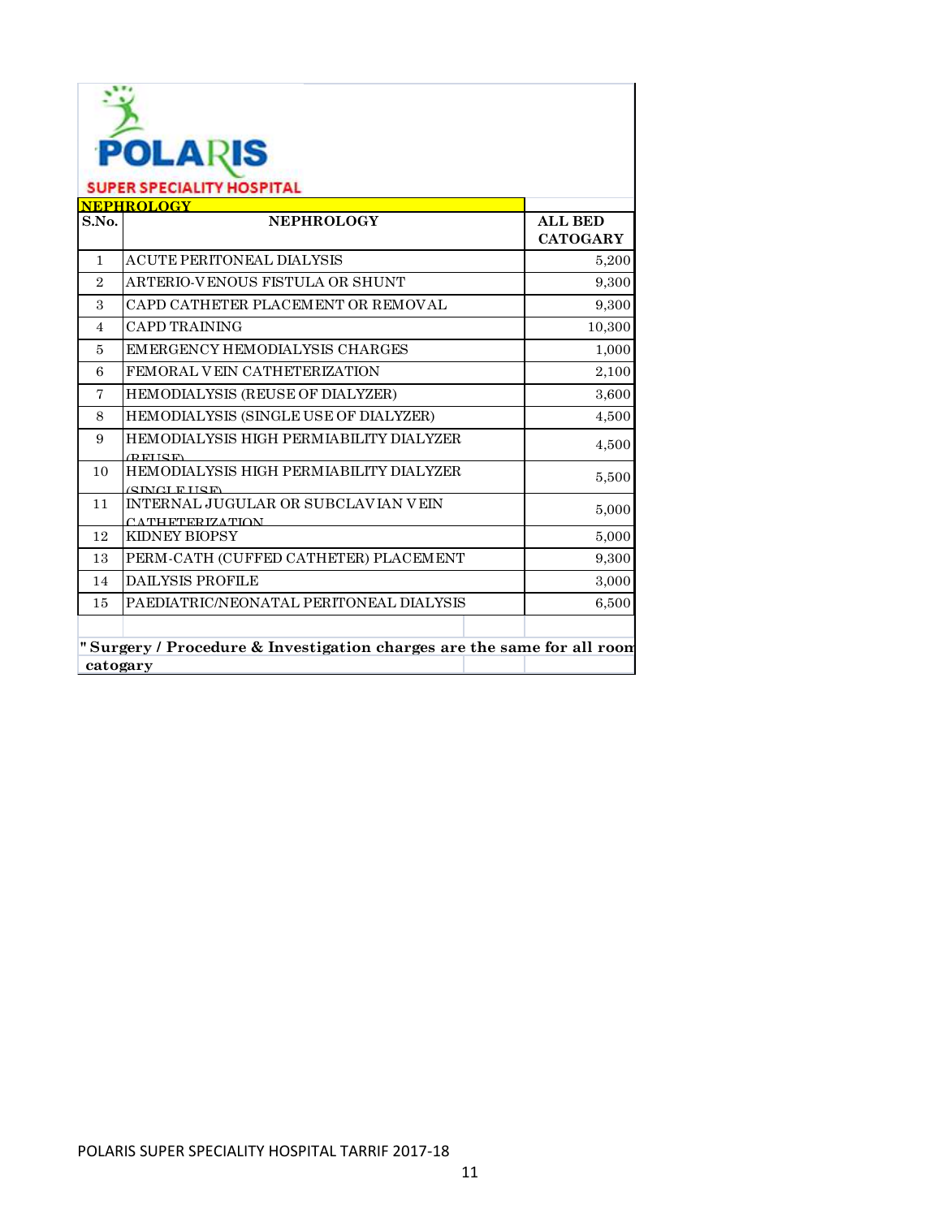POLARIS
SUPER SPECIALITY HOSPITAL

## NEPHROLOGY

| S.No. | NEPHROLOGY | ALL BED CATOGARY |
|---|---|---|
| 1 | ACUTE PERITONEAL DIALYSIS | 5,200 |
| 2 | ARTERIO-VENOUS FISTULA OR SHUNT | 9,300 |
| 3 | CAPD CATHETER PLACEMENT OR REMOVAL | 9,300 |
| 4 | CAPD TRAINING | 10,300 |
| 5 | EMERGENCY HEMODIALYSIS CHARGES | 1,000 |
| 6 | FEMORAL VEIN CATHETERIZATION | 2,100 |
| 7 | HEMODIALYSIS (REUSE OF DIALYZER) | 3,600 |
| 8 | HEMODIALYSIS (SINGLE USE OF DIALYZER) | 4,500 |
| 9 | HEMODIALYSIS HIGH PERMIABILITY DIALYZER (REUSE) | 4,500 |
| 10 | HEMODIALYSIS HIGH PERMIABILITY DIALYZER (SINGLE USE) | 5,500 |
| 11 | INTERNAL JUGULAR OR SUBCLAVIAN VEIN CATHETERIZATION | 5,000 |
| 12 | KIDNEY BIOPSY | 5,000 |
| 13 | PERM-CATH (CUFFED CATHETER) PLACEMENT | 9,300 |
| 14 | DAILYSIS PROFILE | 3,000 |
| 15 | PAEDIATRIC/NEONATAL PERITONEAL DIALYSIS | 6,500 |

**" Surgery / Procedure & Investigation charges are the same for all room catogary**

POLARIS SUPER SPECIALITY HOSPITAL TARRIF 2017-18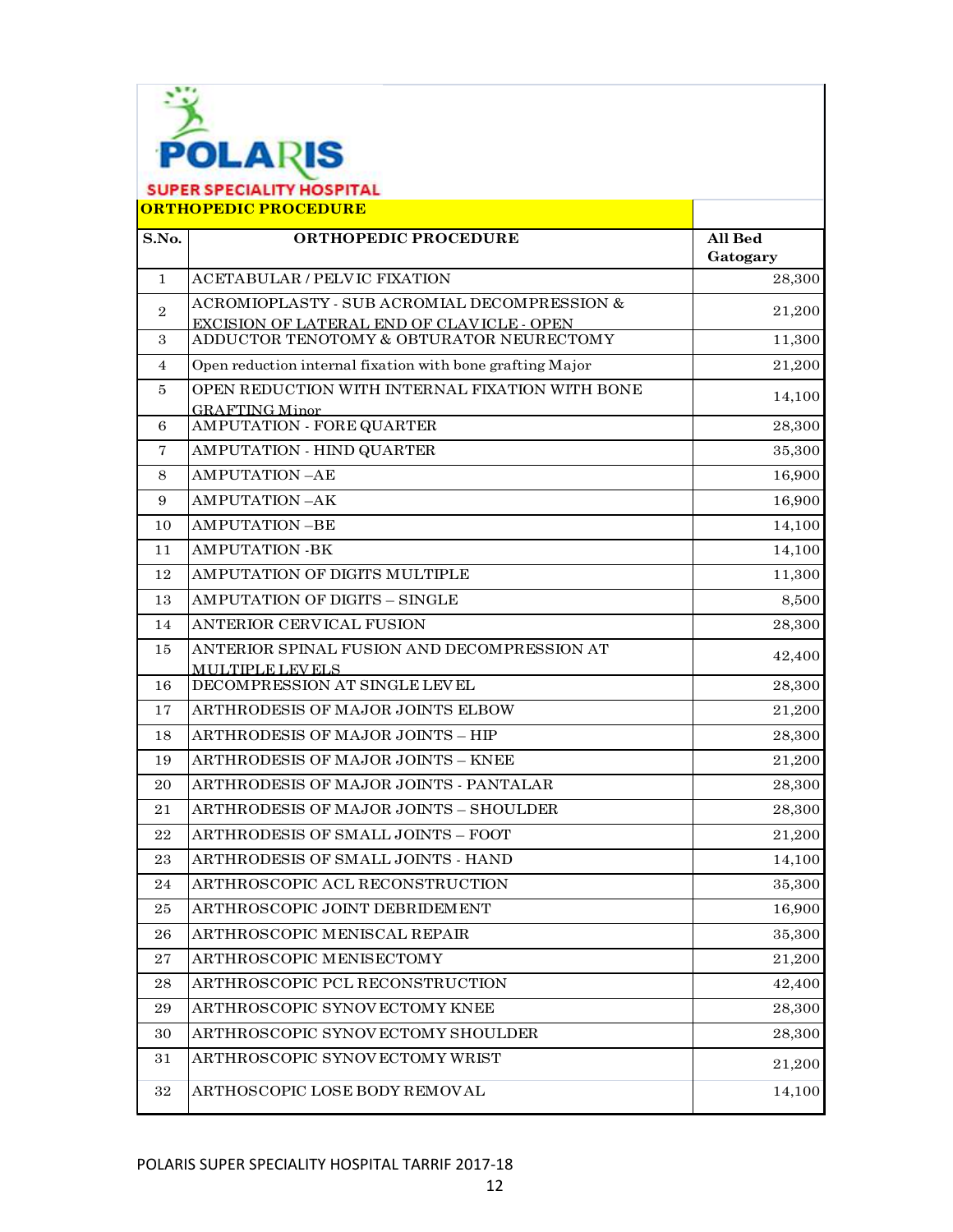POLARIS

SUPER SPECIALITY HOSPITAL

## ORTHOPEDIC PROCEDURE

| S.No. | ORTHOPEDIC PROCEDURE | All Bed Gatogary |
|---|---|---|
| 1 | ACETABULAR / PELVIC FIXATION | 28,300 |
| 2 | ACROMIOPLASTY - SUB ACROMIAL DECOMPRESSION & EXCISION OF LATERAL END OF CLAVICLE - OPEN | 21,200 |
| 3 | ADDUCTOR TENOTOMY & OBTURATOR NEURECTOMY | 11,300 |
| 4 | Open reduction internal fixation with bone grafting Major | 21,200 |
| 5 | OPEN REDUCTION WITH INTERNAL FIXATION WITH BONE GRAFTING Minor | 14,100 |
| 6 | AMPUTATION - FORE QUARTER | 28,300 |
| 7 | AMPUTATION - HIND QUARTER | 35,300 |
| 8 | AMPUTATION –AE | 16,900 |
| 9 | AMPUTATION –AK | 16,900 |
| 10 | AMPUTATION –BE | 14,100 |
| 11 | AMPUTATION -BK | 14,100 |
| 12 | AMPUTATION OF DIGITS MULTIPLE | 11,300 |
| 13 | AMPUTATION OF DIGITS – SINGLE | 8,500 |
| 14 | ANTERIOR CERVICAL FUSION | 28,300 |
| 15 | ANTERIOR SPINAL FUSION AND DECOMPRESSION AT MULTIPLE LEVELS | 42,400 |
| 16 | DECOMPRESSION AT SINGLE LEVEL | 28,300 |
| 17 | ARTHRODESIS OF MAJOR JOINTS ELBOW | 21,200 |
| 18 | ARTHRODESIS OF MAJOR JOINTS – HIP | 28,300 |
| 19 | ARTHRODESIS OF MAJOR JOINTS – KNEE | 21,200 |
| 20 | ARTHRODESIS OF MAJOR JOINTS - PANTALAR | 28,300 |
| 21 | ARTHRODESIS OF MAJOR JOINTS – SHOULDER | 28,300 |
| 22 | ARTHRODESIS OF SMALL JOINTS – FOOT | 21,200 |
| 23 | ARTHRODESIS OF SMALL JOINTS - HAND | 14,100 |
| 24 | ARTHROSCOPIC ACL RECONSTRUCTION | 35,300 |
| 25 | ARTHROSCOPIC JOINT DEBRIDEMENT | 16,900 |
| 26 | ARTHROSCOPIC MENISCAL REPAIR | 35,300 |
| 27 | ARTHROSCOPIC MENISECTOMY | 21,200 |
| 28 | ARTHROSCOPIC PCL RECONSTRUCTION | 42,400 |
| 29 | ARTHROSCOPIC SYNOVECTOMY KNEE | 28,300 |
| 30 | ARTHROSCOPIC SYNOVECTOMY SHOULDER | 28,300 |
| 31 | ARTHROSCOPIC SYNOVECTOMY WRIST | 21,200 |
| 32 | ARTHOSCOPIC LOSE BODY REMOVAL | 14,100 |

POLARIS SUPER SPECIALITY HOSPITAL TARRIF 2017-18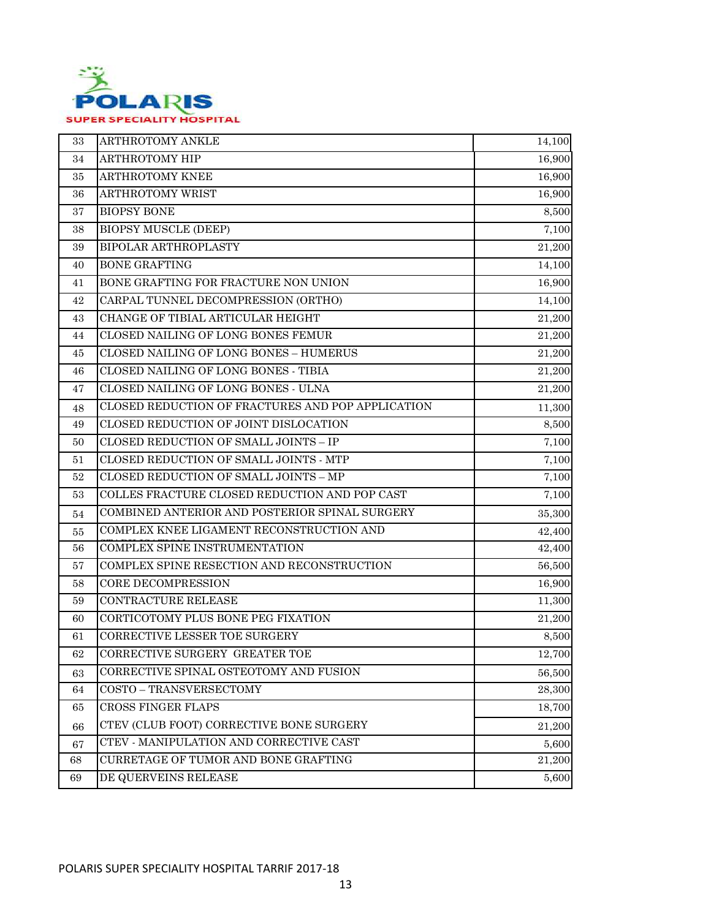| 33 | ARTHROTOMY ANKLE | 14,100 |
|---|---|---|
| 34 | ARTHROTOMY HIP | 16,900 |
| 35 | ARTHROTOMY KNEE | 16,900 |
| 36 | ARTHROTOMY WRIST | 16,900 |
| 37 | BIOPSY BONE | 8,500 |
| 38 | BIOPSY MUSCLE (DEEP) | 7,100 |
| 39 | BIPOLAR ARTHROPLASTY | 21,200 |
| 40 | BONE GRAFTING | 14,100 |
| 41 | BONE GRAFTING FOR FRACTURE NON UNION | 16,900 |
| 42 | CARPAL TUNNEL DECOMPRESSION (ORTHO) | 14,100 |
| 43 | CHANGE OF TIBIAL ARTICULAR HEIGHT | 21,200 |
| 44 | CLOSED NAILING OF LONG BONES FEMUR | 21,200 |
| 45 | CLOSED NAILING OF LONG BONES – HUMERUS | 21,200 |
| 46 | CLOSED NAILING OF LONG BONES - TIBIA | 21,200 |
| 47 | CLOSED NAILING OF LONG BONES - ULNA | 21,200 |
| 48 | CLOSED REDUCTION OF FRACTURES AND POP APPLICATION | 11,300 |
| 49 | CLOSED REDUCTION OF JOINT DISLOCATION | 8,500 |
| 50 | CLOSED REDUCTION OF SMALL JOINTS – IP | 7,100 |
| 51 | CLOSED REDUCTION OF SMALL JOINTS - MTP | 7,100 |
| 52 | CLOSED REDUCTION OF SMALL JOINTS – MP | 7,100 |
| 53 | COLLES FRACTURE CLOSED REDUCTION AND POP CAST | 7,100 |
| 54 | COMBINED ANTERIOR AND POSTERIOR SPINAL SURGERY | 35,300 |
| 55 | COMPLEX KNEE LIGAMENT RECONSTRUCTION AND | 42,400 |
| 56 | COMPLEX SPINE INSTRUMENTATION | 42,400 |
| 57 | COMPLEX SPINE RESECTION AND RECONSTRUCTION | 56,500 |
| 58 | CORE DECOMPRESSION | 16,900 |
| 59 | CONTRACTURE RELEASE | 11,300 |
| 60 | CORTICOTOMY PLUS BONE PEG FIXATION | 21,200 |
| 61 | CORRECTIVE LESSER TOE SURGERY | 8,500 |
| 62 | CORRECTIVE SURGERY GREATER TOE | 12,700 |
| 63 | CORRECTIVE SPINAL OSTEOTOMY AND FUSION | 56,500 |
| 64 | COSTO – TRANSVERSECTOMY | 28,300 |
| 65 | CROSS FINGER FLAPS | 18,700 |
| 66 | CTEV (CLUB FOOT) CORRECTIVE BONE SURGERY | 21,200 |
| 67 | CTEV - MANIPULATION AND CORRECTIVE CAST | 5,600 |
| 68 | CURRETAGE OF TUMOR AND BONE GRAFTING | 21,200 |
| 69 | DE QUERVEINS RELEASE | 5,600 |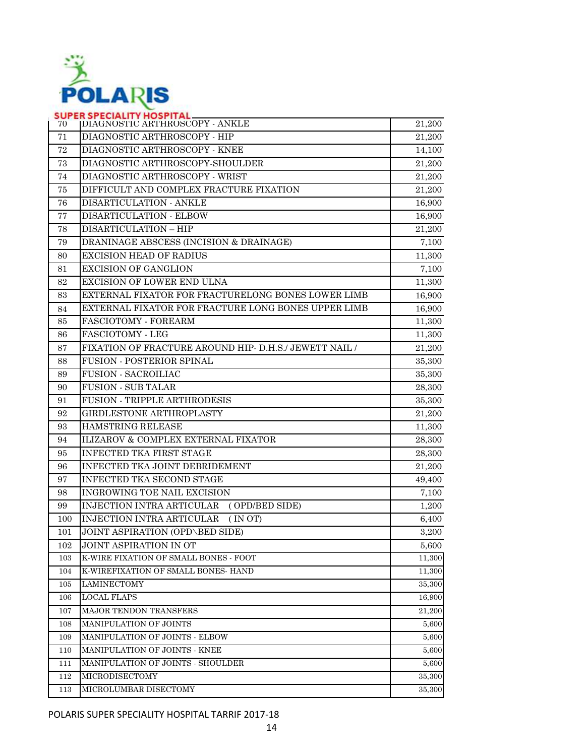| 70 | DIAGNOSTIC ARTHROSCOPY - ANKLE | 21,200 |
|---|---|---|
| 71 | DIAGNOSTIC ARTHROSCOPY - HIP | 21,200 |
| 72 | DIAGNOSTIC ARTHROSCOPY - KNEE | 14,100 |
| 73 | DIAGNOSTIC ARTHROSCOPY-SHOULDER | 21,200 |
| 74 | DIAGNOSTIC ARTHROSCOPY - WRIST | 21,200 |
| 75 | DIFFICULT AND COMPLEX FRACTURE FIXATION | 21,200 |
| 76 | DISARTICULATION - ANKLE | 16,900 |
| 77 | DISARTICULATION - ELBOW | 16,900 |
| 78 | DISARTICULATION – HIP | 21,200 |
| 79 | DRANINAGE ABSCESS (INCISION & DRAINAGE) | 7,100 |
| 80 | EXCISION HEAD OF RADIUS | 11,300 |
| 81 | EXCISION OF GANGLION | 7,100 |
| 82 | EXCISION OF LOWER END ULNA | 11,300 |
| 83 | EXTERNAL FIXATOR FOR FRACTURELONG BONES LOWER LIMB | 16,900 |
| 84 | EXTERNAL FIXATOR FOR FRACTURE LONG BONES UPPER LIMB | 16,900 |
| 85 | FASCIOTOMY - FOREARM | 11,300 |
| 86 | FASCIOTOMY - LEG | 11,300 |
| 87 | FIXATION OF FRACTURE AROUND HIP- D.H.S./ JEWETT NAIL / | 21,200 |
| 88 | FUSION - POSTERIOR SPINAL | 35,300 |
| 89 | FUSION - SACROILIAC | 35,300 |
| 90 | FUSION - SUB TALAR | 28,300 |
| 91 | FUSION - TRIPPLE ARTHRODESIS | 35,300 |
| 92 | GIRDLESTONE ARTHROPLASTY | 21,200 |
| 93 | HAMSTRING RELEASE | 11,300 |
| 94 | ILIZAROV & COMPLEX EXTERNAL FIXATOR | 28,300 |
| 95 | INFECTED TKA FIRST STAGE | 28,300 |
| 96 | INFECTED TKA JOINT DEBRIDEMENT | 21,200 |
| 97 | INFECTED TKA SECOND STAGE | 49,400 |
| 98 | INGROWING TOE NAIL EXCISION | 7,100 |
| 99 | INJECTION INTRA ARTICULAR (OPD/BED SIDE) | 1,200 |
| 100 | INJECTION INTRA ARTICULAR (IN OT) | 6,400 |
| 101 | JOINT ASPIRATION (OPD\BED SIDE) | 3,200 |
| 102 | JOINT ASPIRATION IN OT | 5,600 |
| 103 | K-WIRE FIXATION OF SMALL BONES - FOOT | 11,300 |
| 104 | K-WIREFIXATION OF SMALL BONES- HAND | 11,300 |
| 105 | LAMINECTOMY | 35,300 |
| 106 | LOCAL FLAPS | 16,900 |
| 107 | MAJOR TENDON TRANSFERS | 21,200 |
| 108 | MANIPULATION OF JOINTS | 5,600 |
| 109 | MANIPULATION OF JOINTS - ELBOW | 5,600 |
| 110 | MANIPULATION OF JOINTS - KNEE | 5,600 |
| 111 | MANIPULATION OF JOINTS - SHOULDER | 5,600 |
| 112 | MICRODISECTOMY | 35,300 |
| 113 | MICROLUMBAR DISECTOMY | 35,300 |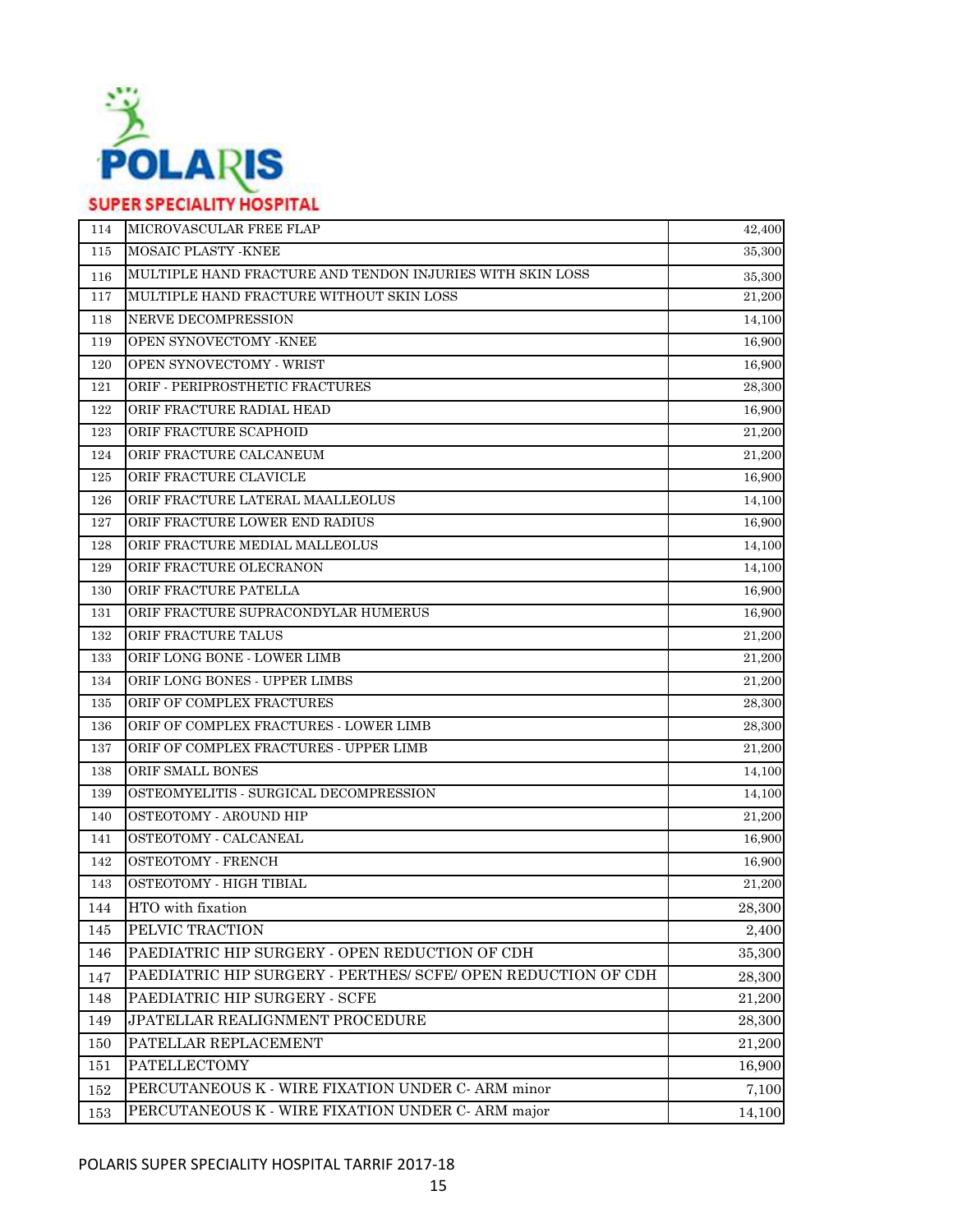| | | |
|---|---|---|
| 114 | MICROVASCULAR FREE FLAP | 42,400 |
| 115 | MOSAIC PLASTY -KNEE | 35,300 |
| 116 | MULTIPLE HAND FRACTURE AND TENDON INJURIES WITH SKIN LOSS | 35,300 |
| 117 | MULTIPLE HAND FRACTURE WITHOUT SKIN LOSS | 21,200 |
| 118 | NERVE DECOMPRESSION | 14,100 |
| 119 | OPEN SYNOVECTOMY -KNEE | 16,900 |
| 120 | OPEN SYNOVECTOMY - WRIST | 16,900 |
| 121 | ORIF - PERIPROSTHETIC FRACTURES | 28,300 |
| 122 | ORIF FRACTURE RADIAL HEAD | 16,900 |
| 123 | ORIF FRACTURE SCAPHOID | 21,200 |
| 124 | ORIF FRACTURE CALCANEUM | 21,200 |
| 125 | ORIF FRACTURE CLAVICLE | 16,900 |
| 126 | ORIF FRACTURE LATERAL MAALLEOLUS | 14,100 |
| 127 | ORIF FRACTURE LOWER END RADIUS | 16,900 |
| 128 | ORIF FRACTURE MEDIAL MALLEOLUS | 14,100 |
| 129 | ORIF FRACTURE OLECRANON | 14,100 |
| 130 | ORIF FRACTURE PATELLA | 16,900 |
| 131 | ORIF FRACTURE SUPRACONDYLAR HUMERUS | 16,900 |
| 132 | ORIF FRACTURE TALUS | 21,200 |
| 133 | ORIF LONG BONE - LOWER LIMB | 21,200 |
| 134 | ORIF LONG BONES - UPPER LIMBS | 21,200 |
| 135 | ORIF OF COMPLEX FRACTURES | 28,300 |
| 136 | ORIF OF COMPLEX FRACTURES - LOWER LIMB | 28,300 |
| 137 | ORIF OF COMPLEX FRACTURES - UPPER LIMB | 21,200 |
| 138 | ORIF SMALL BONES | 14,100 |
| 139 | OSTEOMYELITIS - SURGICAL DECOMPRESSION | 14,100 |
| 140 | OSTEOTOMY - AROUND HIP | 21,200 |
| 141 | OSTEOTOMY - CALCANEAL | 16,900 |
| 142 | OSTEOTOMY - FRENCH | 16,900 |
| 143 | OSTEOTOMY - HIGH TIBIAL | 21,200 |
| 144 | HTO with fixation | 28,300 |
| 145 | PELVIC TRACTION | 2,400 |
| 146 | PAEDIATRIC HIP SURGERY - OPEN REDUCTION OF CDH | 35,300 |
| 147 | PAEDIATRIC HIP SURGERY - PERTHES/ SCFE/ OPEN REDUCTION OF CDH | 28,300 |
| 148 | PAEDIATRIC HIP SURGERY - SCFE | 21,200 |
| 149 | JPATELLAR REALIGNMENT PROCEDURE | 28,300 |
| 150 | PATELLAR REPLACEMENT | 21,200 |
| 151 | PATELLECTOMY | 16,900 |
| 152 | PERCUTANEOUS K - WIRE FIXATION UNDER C- ARM minor | 7,100 |
| 153 | PERCUTANEOUS K - WIRE FIXATION UNDER C- ARM major | 14,100 |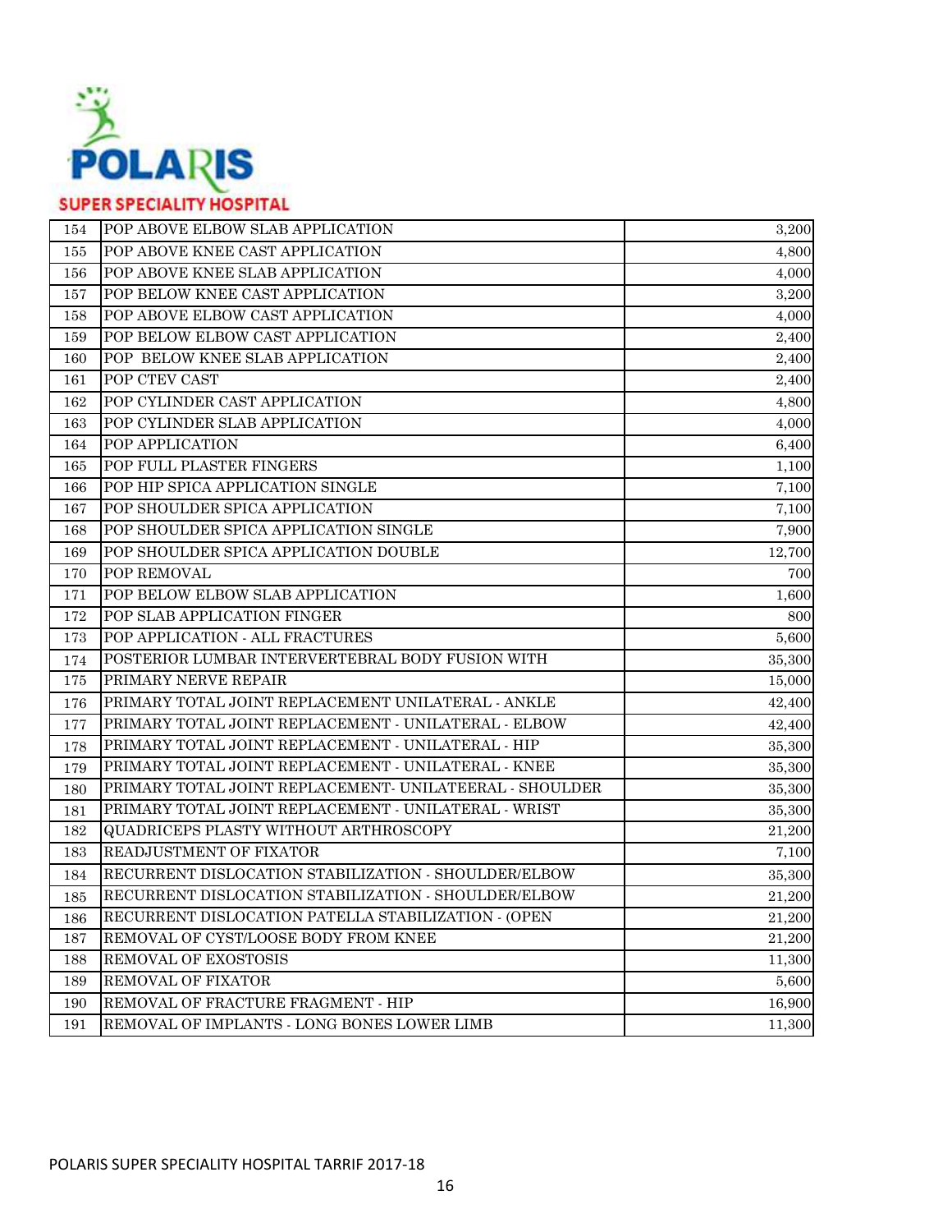| | | |
|---|---|---|
| 154 | POP ABOVE ELBOW SLAB APPLICATION | 3,200 |
| 155 | POP ABOVE KNEE CAST APPLICATION | 4,800 |
| 156 | POP ABOVE KNEE SLAB APPLICATION | 4,000 |
| 157 | POP BELOW KNEE CAST APPLICATION | 3,200 |
| 158 | POP ABOVE ELBOW CAST APPLICATION | 4,000 |
| 159 | POP BELOW ELBOW CAST APPLICATION | 2,400 |
| 160 | POP BELOW KNEE SLAB APPLICATION | 2,400 |
| 161 | POP CTEV CAST | 2,400 |
| 162 | POP CYLINDER CAST APPLICATION | 4,800 |
| 163 | POP CYLINDER SLAB APPLICATION | 4,000 |
| 164 | POP APPLICATION | 6,400 |
| 165 | POP FULL PLASTER FINGERS | 1,100 |
| 166 | POP HIP SPICA APPLICATION SINGLE | 7,100 |
| 167 | POP SHOULDER SPICA APPLICATION | 7,100 |
| 168 | POP SHOULDER SPICA APPLICATION SINGLE | 7,900 |
| 169 | POP SHOULDER SPICA APPLICATION DOUBLE | 12,700 |
| 170 | POP REMOVAL | 700 |
| 171 | POP BELOW ELBOW SLAB APPLICATION | 1,600 |
| 172 | POP SLAB APPLICATION FINGER | 800 |
| 173 | POP APPLICATION - ALL FRACTURES | 5,600 |
| 174 | POSTERIOR LUMBAR INTERVERTEBRAL BODY FUSION WITH | 35,300 |
| 175 | PRIMARY NERVE REPAIR | 15,000 |
| 176 | PRIMARY TOTAL JOINT REPLACEMENT UNILATERAL - ANKLE | 42,400 |
| 177 | PRIMARY TOTAL JOINT REPLACEMENT - UNILATERAL - ELBOW | 42,400 |
| 178 | PRIMARY TOTAL JOINT REPLACEMENT - UNILATERAL - HIP | 35,300 |
| 179 | PRIMARY TOTAL JOINT REPLACEMENT - UNILATERAL - KNEE | 35,300 |
| 180 | PRIMARY TOTAL JOINT REPLACEMENT- UNILATEERAL - SHOULDER | 35,300 |
| 181 | PRIMARY TOTAL JOINT REPLACEMENT - UNILATERAL - WRIST | 35,300 |
| 182 | QUADRICEPS PLASTY WITHOUT ARTHROSCOPY | 21,200 |
| 183 | READJUSTMENT OF FIXATOR | 7,100 |
| 184 | RECURRENT DISLOCATION STABILIZATION - SHOULDER/ELBOW | 35,300 |
| 185 | RECURRENT DISLOCATION STABILIZATION - SHOULDER/ELBOW | 21,200 |
| 186 | RECURRENT DISLOCATION PATELLA STABILIZATION - (OPEN | 21,200 |
| 187 | REMOVAL OF CYST/LOOSE BODY FROM KNEE | 21,200 |
| 188 | REMOVAL OF EXOSTOSIS | 11,300 |
| 189 | REMOVAL OF FIXATOR | 5,600 |
| 190 | REMOVAL OF FRACTURE FRAGMENT - HIP | 16,900 |
| 191 | REMOVAL OF IMPLANTS - LONG BONES LOWER LIMB | 11,300 |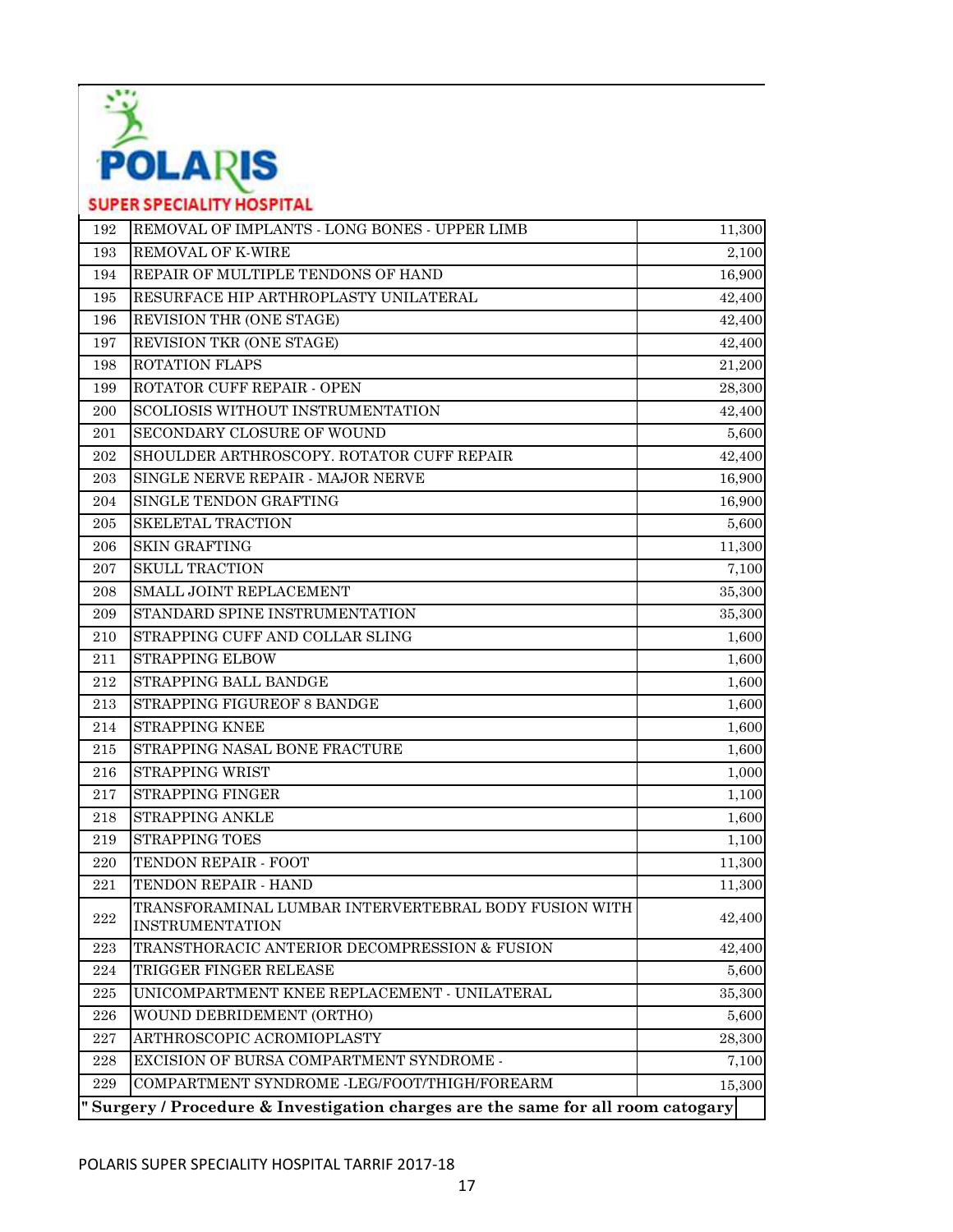| | | |
|---|---|---|
| 192 | REMOVAL OF IMPLANTS - LONG BONES - UPPER LIMB | 11,300 |
| 193 | REMOVAL OF K-WIRE | 2,100 |
| 194 | REPAIR OF MULTIPLE TENDONS OF HAND | 16,900 |
| 195 | RESURFACE HIP ARTHROPLASTY UNILATERAL | 42,400 |
| 196 | REVISION THR (ONE STAGE) | 42,400 |
| 197 | REVISION TKR (ONE STAGE) | 42,400 |
| 198 | ROTATION FLAPS | 21,200 |
| 199 | ROTATOR CUFF REPAIR - OPEN | 28,300 |
| 200 | SCOLIOSIS WITHOUT INSTRUMENTATION | 42,400 |
| 201 | SECONDARY CLOSURE OF WOUND | 5,600 |
| 202 | SHOULDER ARTHROSCOPY. ROTATOR CUFF REPAIR | 42,400 |
| 203 | SINGLE NERVE REPAIR - MAJOR NERVE | 16,900 |
| 204 | SINGLE TENDON GRAFTING | 16,900 |
| 205 | SKELETAL TRACTION | 5,600 |
| 206 | SKIN GRAFTING | 11,300 |
| 207 | SKULL TRACTION | 7,100 |
| 208 | SMALL JOINT REPLACEMENT | 35,300 |
| 209 | STANDARD SPINE INSTRUMENTATION | 35,300 |
| 210 | STRAPPING CUFF AND COLLAR SLING | 1,600 |
| 211 | STRAPPING ELBOW | 1,600 |
| 212 | STRAPPING BALL BANDGE | 1,600 |
| 213 | STRAPPING FIGUREOF 8 BANDGE | 1,600 |
| 214 | STRAPPING KNEE | 1,600 |
| 215 | STRAPPING NASAL BONE FRACTURE | 1,600 |
| 216 | STRAPPING WRIST | 1,000 |
| 217 | STRAPPING FINGER | 1,100 |
| 218 | STRAPPING ANKLE | 1,600 |
| 219 | STRAPPING TOES | 1,100 |
| 220 | TENDON REPAIR - FOOT | 11,300 |
| 221 | TENDON REPAIR - HAND | 11,300 |
| 222 | TRANSFORAMINAL LUMBAR INTERVERTEBRAL BODY FUSION WITH INSTRUMENTATION | 42,400 |
| 223 | TRANSTHORACIC ANTERIOR DECOMPRESSION & FUSION | 42,400 |
| 224 | TRIGGER FINGER RELEASE | 5,600 |
| 225 | UNICOMPARTMENT KNEE REPLACEMENT - UNILATERAL | 35,300 |
| 226 | WOUND DEBRIDEMENT (ORTHO) | 5,600 |
| 227 | ARTHROSCOPIC ACROMIOPLASTY | 28,300 |
| 228 | EXCISION OF BURSA COMPARTMENT SYNDROME - | 7,100 |
| 229 | COMPARTMENT SYNDROME -LEG/FOOT/THIGH/FOREARM | 15,300 |

**" Surgery / Procedure & Investigation charges are the same for all room catogary**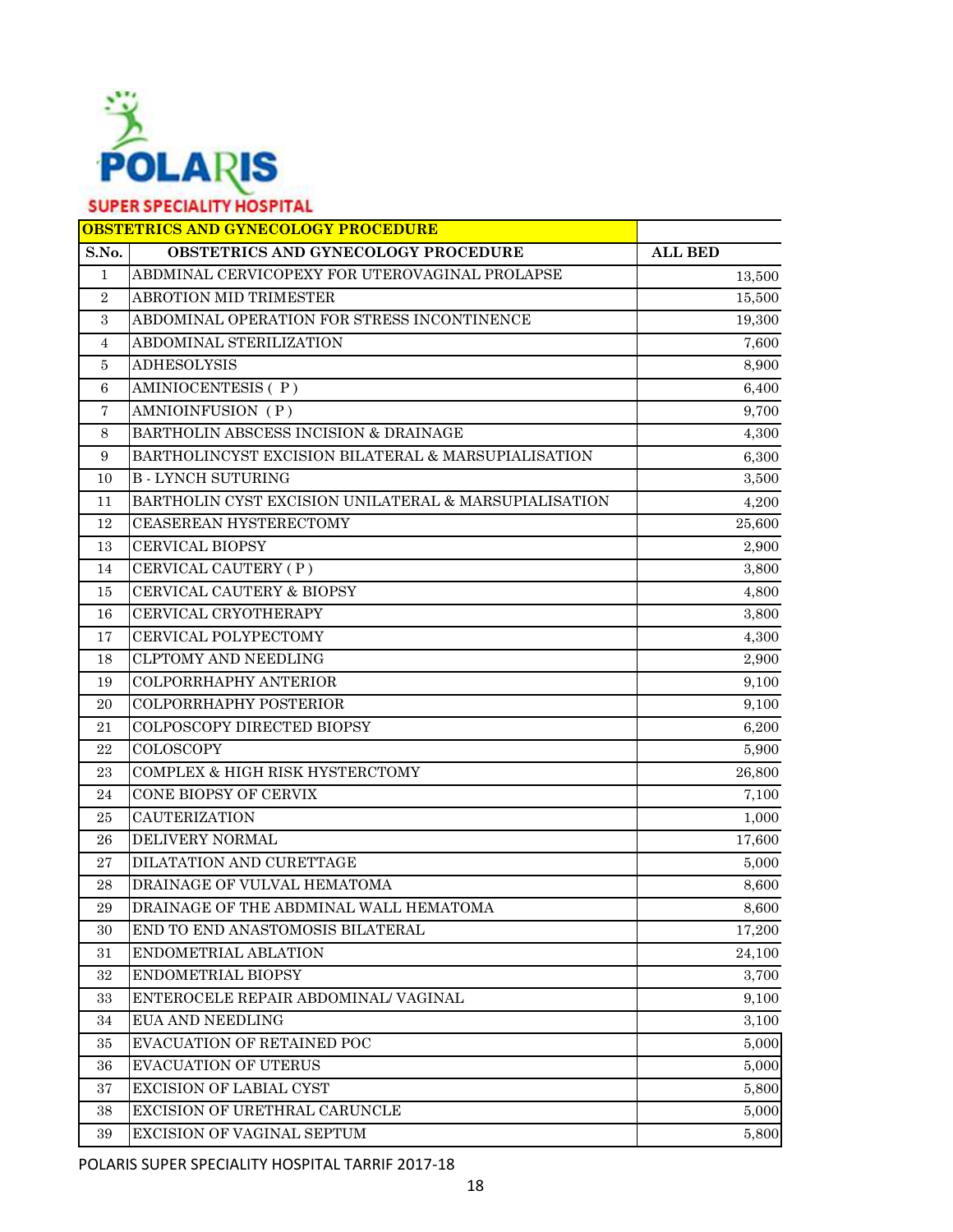POLARIS

SUPER SPECIALITY HOSPITAL

| OBSTETRICS AND GYNECOLOGY PROCEDURE | | |
|---|---|---|
| **S.No.** | **OBSTETRICS AND GYNECOLOGY PROCEDURE** | **ALL BED** |
| 1 | ABDMINAL CERVICOPEXY FOR UTEROVAGINAL PROLAPSE | 13,500 |
| 2 | ABROTION MID TRIMESTER | 15,500 |
| 3 | ABDOMINAL OPERATION FOR STRESS INCONTINENCE | 19,300 |
| 4 | ABDOMINAL STERILIZATION | 7,600 |
| 5 | ADHESOLYSIS | 8,900 |
| 6 | AMINIOCENTESIS ( P ) | 6,400 |
| 7 | AMNIOINFUSION ( P ) | 9,700 |
| 8 | BARTHOLIN ABSCESS INCISION & DRAINAGE | 4,300 |
| 9 | BARTHOLINCYST EXCISION BILATERAL & MARSUPIALISATION | 6,300 |
| 10 | B - LYNCH SUTURING | 3,500 |
| 11 | BARTHOLIN CYST EXCISION UNILATERAL & MARSUPIALISATION | 4,200 |
| 12 | CEASEREAN HYSTERECTOMY | 25,600 |
| 13 | CERVICAL BIOPSY | 2,900 |
| 14 | CERVICAL CAUTERY ( P ) | 3,800 |
| 15 | CERVICAL CAUTERY & BIOPSY | 4,800 |
| 16 | CERVICAL CRYOTHERAPY | 3,800 |
| 17 | CERVICAL POLYPECTOMY | 4,300 |
| 18 | CLPTOMY AND NEEDLING | 2,900 |
| 19 | COLPORRHAPHY ANTERIOR | 9,100 |
| 20 | COLPORRHAPHY POSTERIOR | 9,100 |
| 21 | COLPOSCOPY DIRECTED BIOPSY | 6,200 |
| 22 | COLOSCOPY | 5,900 |
| 23 | COMPLEX & HIGH RISK HYSTERCTOMY | 26,800 |
| 24 | CONE BIOPSY OF CERVIX | 7,100 |
| 25 | CAUTERIZATION | 1,000 |
| 26 | DELIVERY NORMAL | 17,600 |
| 27 | DILATATION AND CURETTAGE | 5,000 |
| 28 | DRAINAGE OF VULVAL HEMATOMA | 8,600 |
| 29 | DRAINAGE OF THE ABDMINAL WALL HEMATOMA | 8,600 |
| 30 | END TO END ANASTOMOSIS BILATERAL | 17,200 |
| 31 | ENDOMETRIAL ABLATION | 24,100 |
| 32 | ENDOMETRIAL BIOPSY | 3,700 |
| 33 | ENTEROCELE REPAIR ABDOMINAL/ VAGINAL | 9,100 |
| 34 | EUA AND NEEDLING | 3,100 |
| 35 | EVACUATION OF RETAINED POC | 5,000 |
| 36 | EVACUATION OF UTERUS | 5,000 |
| 37 | EXCISION OF LABIAL CYST | 5,800 |
| 38 | EXCISION OF URETHRAL CARUNCLE | 5,000 |
| 39 | EXCISION OF VAGINAL SEPTUM | 5,800 |

POLARIS SUPER SPECIALITY HOSPITAL TARRIF 2017-18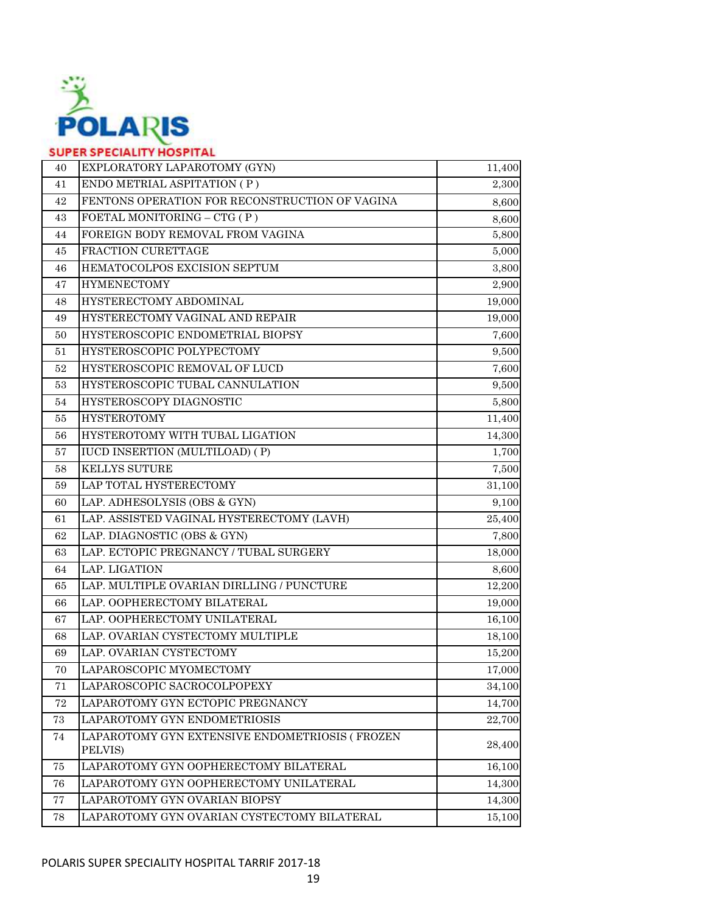| 40 | EXPLORATORY LAPAROTOMY (GYN) | 11,400 |
|---|---|---|
| 41 | ENDO METRIAL ASPITATION ( P ) | 2,300 |
| 42 | FENTONS OPERATION FOR RECONSTRUCTION OF VAGINA | 8,600 |
| 43 | FOETAL MONITORING – CTG ( P ) | 8,600 |
| 44 | FOREIGN BODY REMOVAL FROM VAGINA | 5,800 |
| 45 | FRACTION CURETTAGE | 5,000 |
| 46 | HEMATOCOLPOS EXCISION SEPTUM | 3,800 |
| 47 | HYMENECTOMY | 2,900 |
| 48 | HYSTERECTOMY ABDOMINAL | 19,000 |
| 49 | HYSTERECTOMY VAGINAL AND REPAIR | 19,000 |
| 50 | HYSTEROSCOPIC ENDOMETRIAL BIOPSY | 7,600 |
| 51 | HYSTEROSCOPIC POLYPECTOMY | 9,500 |
| 52 | HYSTEROSCOPIC REMOVAL OF LUCD | 7,600 |
| 53 | HYSTEROSCOPIC TUBAL CANNULATION | 9,500 |
| 54 | HYSTEROSCOPY DIAGNOSTIC | 5,800 |
| 55 | HYSTEROTOMY | 11,400 |
| 56 | HYSTEROTOMY WITH TUBAL LIGATION | 14,300 |
| 57 | IUCD INSERTION (MULTILOAD) ( P) | 1,700 |
| 58 | KELLYS SUTURE | 7,500 |
| 59 | LAP TOTAL HYSTERECTOMY | 31,100 |
| 60 | LAP. ADHESOLYSIS (OBS & GYN) | 9,100 |
| 61 | LAP. ASSISTED VAGINAL HYSTERECTOMY (LAVH) | 25,400 |
| 62 | LAP. DIAGNOSTIC (OBS & GYN) | 7,800 |
| 63 | LAP. ECTOPIC PREGNANCY / TUBAL SURGERY | 18,000 |
| 64 | LAP. LIGATION | 8,600 |
| 65 | LAP. MULTIPLE OVARIAN DIRLLING / PUNCTURE | 12,200 |
| 66 | LAP. OOPHERECTOMY BILATERAL | 19,000 |
| 67 | LAP. OOPHERECTOMY UNILATERAL | 16,100 |
| 68 | LAP. OVARIAN CYSTECTOMY MULTIPLE | 18,100 |
| 69 | LAP. OVARIAN CYSTECTOMY | 15,200 |
| 70 | LAPAROSCOPIC MYOMECTOMY | 17,000 |
| 71 | LAPAROSCOPIC SACROCOLPOPEXY | 34,100 |
| 72 | LAPAROTOMY GYN ECTOPIC PREGNANCY | 14,700 |
| 73 | LAPAROTOMY GYN ENDOMETRIOSIS | 22,700 |
| 74 | LAPAROTOMY GYN EXTENSIVE ENDOMETRIOSIS ( FROZEN PELVIS) | 28,400 |
| 75 | LAPAROTOMY GYN OOPHERECTOMY BILATERAL | 16,100 |
| 76 | LAPAROTOMY GYN OOPHERECTOMY UNILATERAL | 14,300 |
| 77 | LAPAROTOMY GYN OVARIAN BIOPSY | 14,300 |
| 78 | LAPAROTOMY GYN OVARIAN CYSTECTOMY BILATERAL | 15,100 |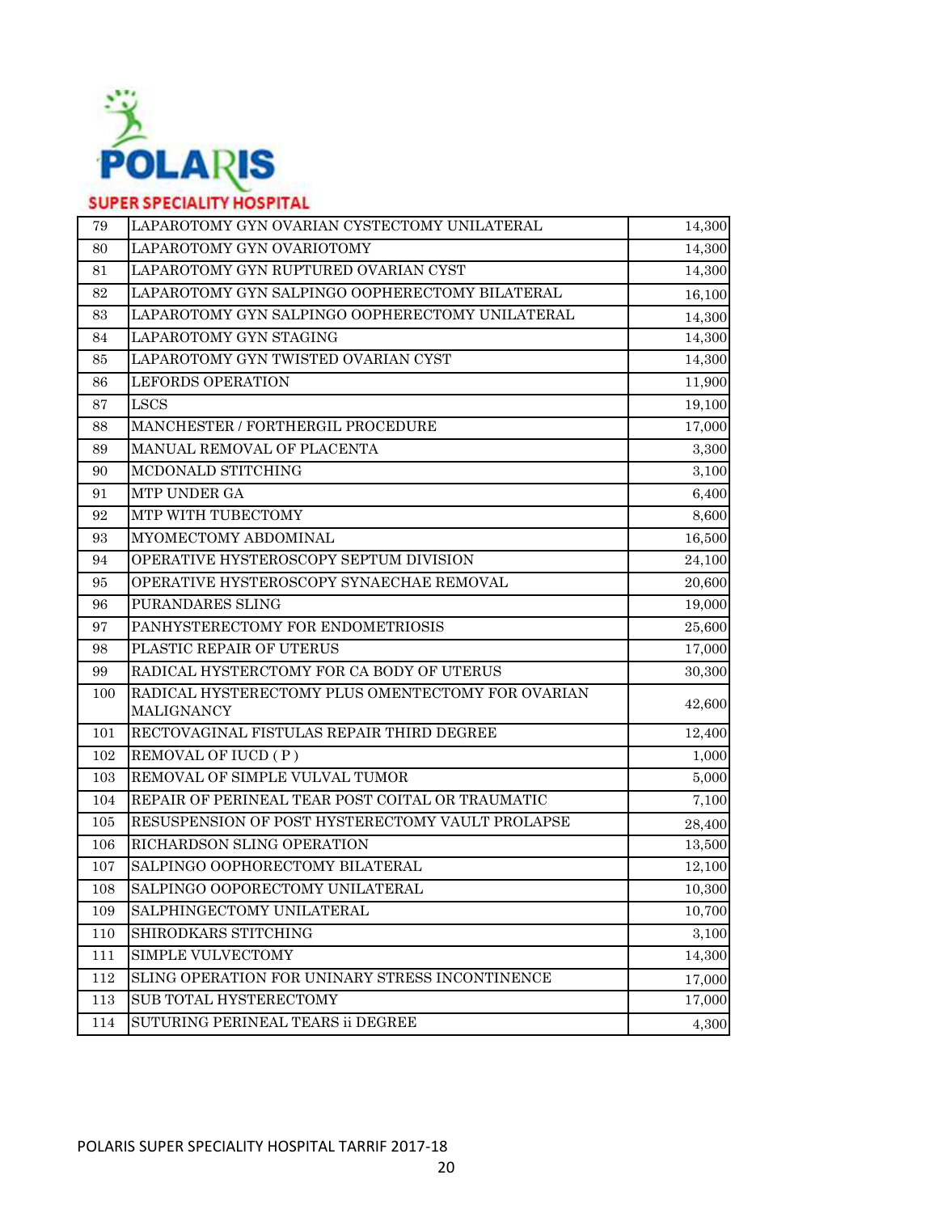| 79 | LAPAROTOMY GYN OVARIAN CYSTECTOMY UNILATERAL | 14,300 |
|---|---|---|
| 80 | LAPAROTOMY GYN OVARIOTOMY | 14,300 |
| 81 | LAPAROTOMY GYN RUPTURED OVARIAN CYST | 14,300 |
| 82 | LAPAROTOMY GYN SALPINGO OOPHERECTOMY BILATERAL | 16,100 |
| 83 | LAPAROTOMY GYN SALPINGO OOPHERECTOMY UNILATERAL | 14,300 |
| 84 | LAPAROTOMY GYN STAGING | 14,300 |
| 85 | LAPAROTOMY GYN TWISTED OVARIAN CYST | 14,300 |
| 86 | LEFORDS OPERATION | 11,900 |
| 87 | LSCS | 19,100 |
| 88 | MANCHESTER / FORTHERGIL PROCEDURE | 17,000 |
| 89 | MANUAL REMOVAL OF PLACENTA | 3,300 |
| 90 | MCDONALD STITCHING | 3,100 |
| 91 | MTP UNDER GA | 6,400 |
| 92 | MTP WITH TUBECTOMY | 8,600 |
| 93 | MYOMECTOMY ABDOMINAL | 16,500 |
| 94 | OPERATIVE HYSTEROSCOPY SEPTUM DIVISION | 24,100 |
| 95 | OPERATIVE HYSTEROSCOPY SYNAECHAE REMOVAL | 20,600 |
| 96 | PURANDARES SLING | 19,000 |
| 97 | PANHYSTERECTOMY FOR ENDOMETRIOSIS | 25,600 |
| 98 | PLASTIC REPAIR OF UTERUS | 17,000 |
| 99 | RADICAL HYSTERCTOMY FOR CA BODY OF UTERUS | 30,300 |
| 100 | RADICAL HYSTERECTOMY PLUS OMENTECTOMY FOR OVARIAN MALIGNANCY | 42,600 |
| 101 | RECTOVAGINAL FISTULAS REPAIR THIRD DEGREE | 12,400 |
| 102 | REMOVAL OF IUCD ( P ) | 1,000 |
| 103 | REMOVAL OF SIMPLE VULVAL TUMOR | 5,000 |
| 104 | REPAIR OF PERINEAL TEAR POST COITAL OR TRAUMATIC | 7,100 |
| 105 | RESUSPENSION OF POST HYSTERECTOMY VAULT PROLAPSE | 28,400 |
| 106 | RICHARDSON SLING OPERATION | 13,500 |
| 107 | SALPINGO OOPHORECTOMY BILATERAL | 12,100 |
| 108 | SALPINGO OOPORECTOMY UNILATERAL | 10,300 |
| 109 | SALPHINGECTOMY UNILATERAL | 10,700 |
| 110 | SHIRODKARS STITCHING | 3,100 |
| 111 | SIMPLE VULVECTOMY | 14,300 |
| 112 | SLING OPERATION FOR UNINARY STRESS INCONTINENCE | 17,000 |
| 113 | SUB TOTAL HYSTERECTOMY | 17,000 |
| 114 | SUTURING PERINEAL TEARS ii DEGREE | 4,300 |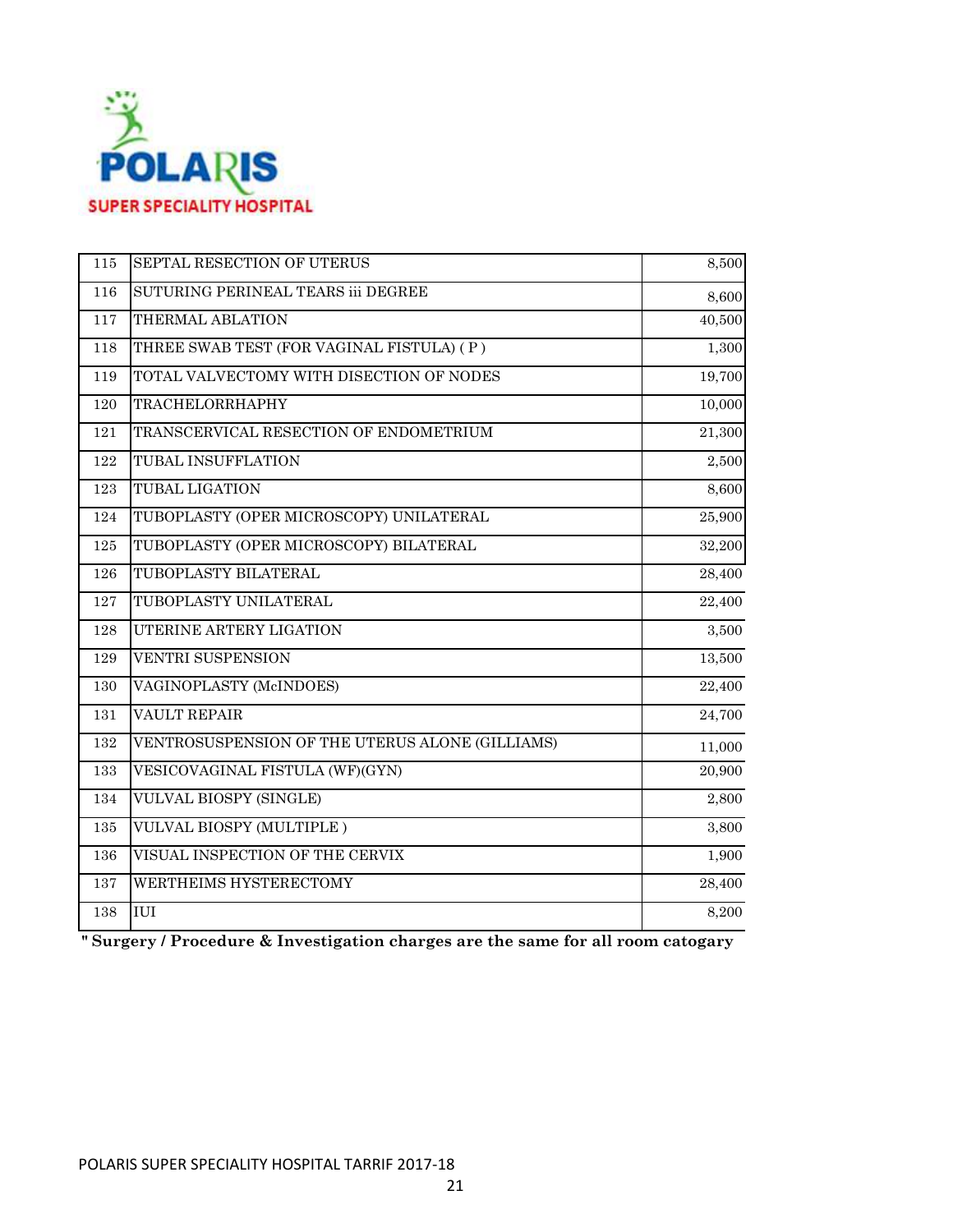| 115 | SEPTAL RESECTION OF UTERUS | 8,500 |
|---|---|---|
| 116 | SUTURING PERINEAL TEARS iii DEGREE | 8,600 |
| 117 | THERMAL ABLATION | 40,500 |
| 118 | THREE SWAB TEST (FOR VAGINAL FISTULA) ( P ) | 1,300 |
| 119 | TOTAL VALVECTOMY WITH DISECTION OF NODES | 19,700 |
| 120 | TRACHELORRHAPHY | 10,000 |
| 121 | TRANSCERVICAL RESECTION OF ENDOMETRIUM | 21,300 |
| 122 | TUBAL INSUFFLATION | 2,500 |
| 123 | TUBAL LIGATION | 8,600 |
| 124 | TUBOPLASTY (OPER MICROSCOPY) UNILATERAL | 25,900 |
| 125 | TUBOPLASTY (OPER MICROSCOPY) BILATERAL | 32,200 |
| 126 | TUBOPLASTY BILATERAL | 28,400 |
| 127 | TUBOPLASTY UNILATERAL | 22,400 |
| 128 | UTERINE ARTERY LIGATION | 3,500 |
| 129 | VENTRI SUSPENSION | 13,500 |
| 130 | VAGINOPLASTY (McINDOES) | 22,400 |
| 131 | VAULT REPAIR | 24,700 |
| 132 | VENTROSUSPENSION OF THE UTERUS ALONE (GILLIAMS) | 11,000 |
| 133 | VESICOVAGINAL FISTULA (WF)(GYN) | 20,900 |
| 134 | VULVAL BIOSPY (SINGLE) | 2,800 |
| 135 | VULVAL BIOSPY (MULTIPLE ) | 3,800 |
| 136 | VISUAL INSPECTION OF THE CERVIX | 1,900 |
| 137 | WERTHEIMS HYSTERECTOMY | 28,400 |
| 138 | IUI | 8,200 |

**" Surgery / Procedure & Investigation charges are the same for all room catogary**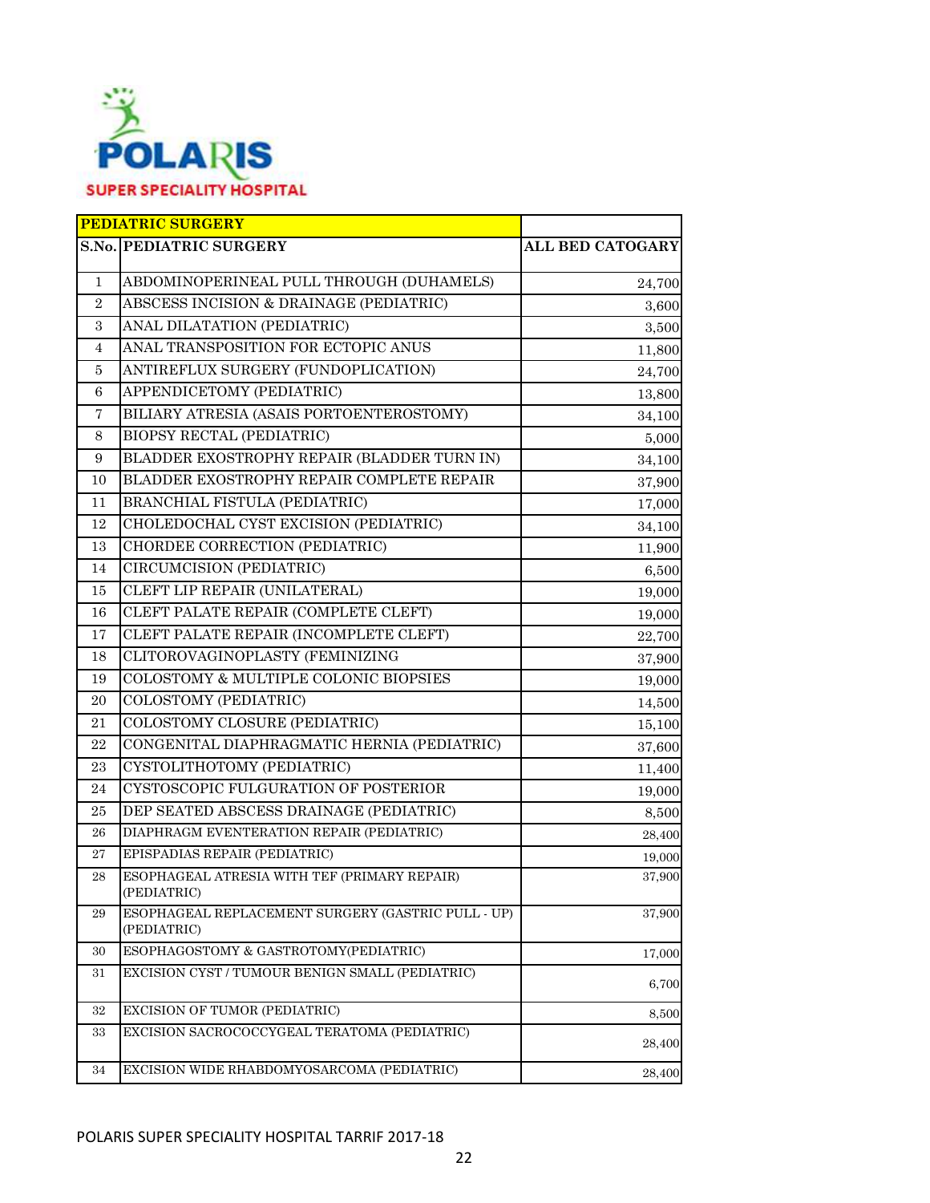POLARIS SUPER SPECIALITY HOSPITAL

| PEDIATRIC SURGERY | | |
|---|---|---|
| **S.No.** | **PEDIATRIC SURGERY** | **ALL BED CATOGARY** |
| 1 | ABDOMINOPERINEAL PULL THROUGH (DUHAMELS) | 24,700 |
| 2 | ABSCESS INCISION & DRAINAGE (PEDIATRIC) | 3,600 |
| 3 | ANAL DILATATION (PEDIATRIC) | 3,500 |
| 4 | ANAL TRANSPOSITION FOR ECTOPIC ANUS | 11,800 |
| 5 | ANTIREFLUX SURGERY (FUNDOPLICATION) | 24,700 |
| 6 | APPENDICETOMY (PEDIATRIC) | 13,800 |
| 7 | BILIARY ATRESIA (ASAIS PORTOENTEROSTOMY) | 34,100 |
| 8 | BIOPSY RECTAL (PEDIATRIC) | 5,000 |
| 9 | BLADDER EXOSTROPHY REPAIR (BLADDER TURN IN) | 34,100 |
| 10 | BLADDER EXOSTROPHY REPAIR COMPLETE REPAIR | 37,900 |
| 11 | BRANCHIAL FISTULA (PEDIATRIC) | 17,000 |
| 12 | CHOLEDOCHAL CYST EXCISION (PEDIATRIC) | 34,100 |
| 13 | CHORDEE CORRECTION (PEDIATRIC) | 11,900 |
| 14 | CIRCUMCISION (PEDIATRIC) | 6,500 |
| 15 | CLEFT LIP REPAIR (UNILATERAL) | 19,000 |
| 16 | CLEFT PALATE REPAIR (COMPLETE CLEFT) | 19,000 |
| 17 | CLEFT PALATE REPAIR (INCOMPLETE CLEFT) | 22,700 |
| 18 | CLITOROVAGINOPLASTY (FEMINIZING | 37,900 |
| 19 | COLOSTOMY & MULTIPLE COLONIC BIOPSIES | 19,000 |
| 20 | COLOSTOMY (PEDIATRIC) | 14,500 |
| 21 | COLOSTOMY CLOSURE (PEDIATRIC) | 15,100 |
| 22 | CONGENITAL DIAPHRAGMATIC HERNIA (PEDIATRIC) | 37,600 |
| 23 | CYSTOLITHOTOMY (PEDIATRIC) | 11,400 |
| 24 | CYSTOSCOPIC FULGURATION OF POSTERIOR | 19,000 |
| 25 | DEP SEATED ABSCESS DRAINAGE (PEDIATRIC) | 8,500 |
| 26 | DIAPHRAGM EVENTERATION REPAIR (PEDIATRIC) | 28,400 |
| 27 | EPISPADIAS REPAIR (PEDIATRIC) | 19,000 |
| 28 | ESOPHAGEAL ATRESIA WITH TEF (PRIMARY REPAIR) (PEDIATRIC) | 37,900 |
| 29 | ESOPHAGEAL REPLACEMENT SURGERY (GASTRIC PULL - UP) (PEDIATRIC) | 37,900 |
| 30 | ESOPHAGOSTOMY & GASTROTOMY(PEDIATRIC) | 17,000 |
| 31 | EXCISION CYST / TUMOUR BENIGN SMALL (PEDIATRIC) | 6,700 |
| 32 | EXCISION OF TUMOR (PEDIATRIC) | 8,500 |
| 33 | EXCISION SACROCOCCYGEAL TERATOMA (PEDIATRIC) | 28,400 |
| 34 | EXCISION WIDE RHABDOMYOSARCOMA (PEDIATRIC) | 28,400 |

POLARIS SUPER SPECIALITY HOSPITAL TARRIF 2017-18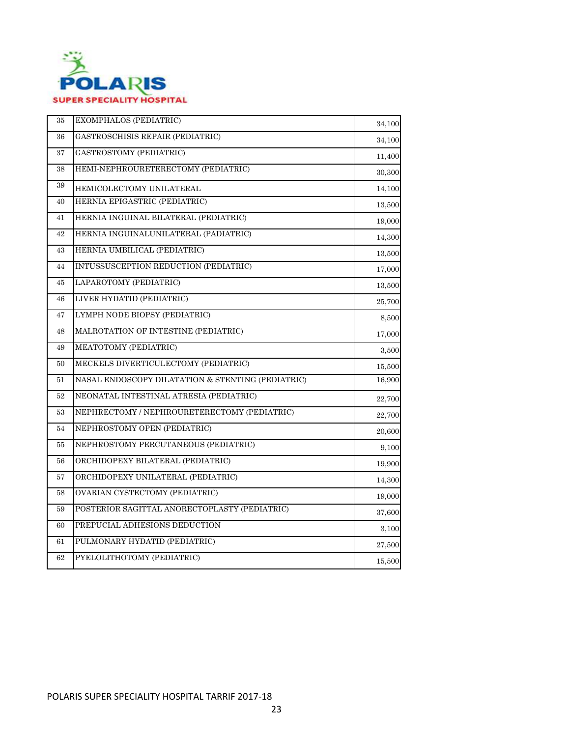| 35 | EXOMPHALOS (PEDIATRIC) | 34,100 |
|---|---|---|
| 36 | GASTROSCHISIS REPAIR (PEDIATRIC) | 34,100 |
| 37 | GASTROSTOMY (PEDIATRIC) | 11,400 |
| 38 | HEMI-NEPHROURETERECTOMY (PEDIATRIC) | 30,300 |
| 39 | HEMICOLECTOMY UNILATERAL | 14,100 |
| 40 | HERNIA EPIGASTRIC (PEDIATRIC) | 13,500 |
| 41 | HERNIA INGUINAL BILATERAL (PEDIATRIC) | 19,000 |
| 42 | HERNIA INGUINALUNILATERAL (PADIATRIC) | 14,300 |
| 43 | HERNIA UMBILICAL (PEDIATRIC) | 13,500 |
| 44 | INTUSSUSCEPTION REDUCTION (PEDIATRIC) | 17,000 |
| 45 | LAPAROTOMY (PEDIATRIC) | 13,500 |
| 46 | LIVER HYDATID (PEDIATRIC) | 25,700 |
| 47 | LYMPH NODE BIOPSY (PEDIATRIC) | 8,500 |
| 48 | MALROTATION OF INTESTINE (PEDIATRIC) | 17,000 |
| 49 | MEATOTOMY (PEDIATRIC) | 3,500 |
| 50 | MECKELS DIVERTICULECTOMY (PEDIATRIC) | 15,500 |
| 51 | NASAL ENDOSCOPY DILATATION & STENTING (PEDIATRIC) | 16,900 |
| 52 | NEONATAL INTESTINAL ATRESIA (PEDIATRIC) | 22,700 |
| 53 | NEPHRECTOMY / NEPHROURETERECTOMY (PEDIATRIC) | 22,700 |
| 54 | NEPHROSTOMY OPEN (PEDIATRIC) | 20,600 |
| 55 | NEPHROSTOMY PERCUTANEOUS (PEDIATRIC) | 9,100 |
| 56 | ORCHIDOPEXY BILATERAL (PEDIATRIC) | 19,900 |
| 57 | ORCHIDOPEXY UNILATERAL (PEDIATRIC) | 14,300 |
| 58 | OVARIAN CYSTECTOMY (PEDIATRIC) | 19,000 |
| 59 | POSTERIOR SAGITTAL ANORECTOPLASTY (PEDIATRIC) | 37,600 |
| 60 | PREPUCIAL ADHESIONS DEDUCTION | 3,100 |
| 61 | PULMONARY HYDATID (PEDIATRIC) | 27,500 |
| 62 | PYELOLITHOTOMY (PEDIATRIC) | 15,500 |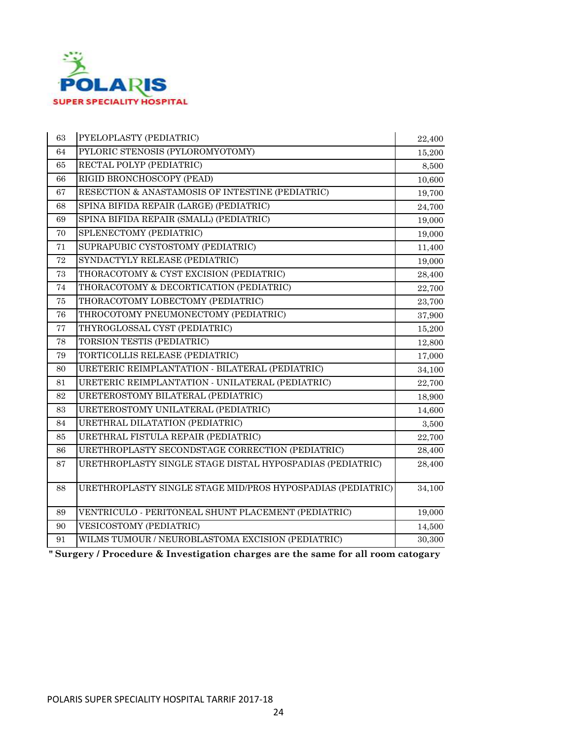| 63 | PYELOPLASTY (PEDIATRIC) | 22,400 |
|---|---|---|
| 64 | PYLORIC STENOSIS (PYLOROMYOTOMY) | 15,200 |
| 65 | RECTAL POLYP (PEDIATRIC) | 8,500 |
| 66 | RIGID BRONCHOSCOPY (PEAD) | 10,600 |
| 67 | RESECTION & ANASTAMOSIS OF INTESTINE (PEDIATRIC) | 19,700 |
| 68 | SPINA BIFIDA REPAIR (LARGE) (PEDIATRIC) | 24,700 |
| 69 | SPINA BIFIDA REPAIR (SMALL) (PEDIATRIC) | 19,000 |
| 70 | SPLENECTOMY (PEDIATRIC) | 19,000 |
| 71 | SUPRAPUBIC CYSTOSTOMY (PEDIATRIC) | 11,400 |
| 72 | SYNDACTYLY RELEASE (PEDIATRIC) | 19,000 |
| 73 | THORACOTOMY & CYST EXCISION (PEDIATRIC) | 28,400 |
| 74 | THORACOTOMY & DECORTICATION (PEDIATRIC) | 22,700 |
| 75 | THORACOTOMY LOBECTOMY (PEDIATRIC) | 23,700 |
| 76 | THROCOTOMY PNEUMONECTOMY (PEDIATRIC) | 37,900 |
| 77 | THYROGLOSSAL CYST (PEDIATRIC) | 15,200 |
| 78 | TORSION TESTIS (PEDIATRIC) | 12,800 |
| 79 | TORTICOLLIS RELEASE (PEDIATRIC) | 17,000 |
| 80 | URETERIC REIMPLANTATION - BILATERAL (PEDIATRIC) | 34,100 |
| 81 | URETERIC REIMPLANTATION - UNILATERAL (PEDIATRIC) | 22,700 |
| 82 | URETEROSTOMY BILATERAL (PEDIATRIC) | 18,900 |
| 83 | URETEROSTOMY UNILATERAL (PEDIATRIC) | 14,600 |
| 84 | URETHRAL DILATATION (PEDIATRIC) | 3,500 |
| 85 | URETHRAL FISTULA REPAIR (PEDIATRIC) | 22,700 |
| 86 | URETHROPLASTY SECONDSTAGE CORRECTION (PEDIATRIC) | 28,400 |
| 87 | URETHROPLASTY SINGLE STAGE DISTAL HYPOSPADIAS (PEDIATRIC) | 28,400 |
| 88 | URETHROPLASTY SINGLE STAGE MID/PROS HYPOSPADIAS (PEDIATRIC) | 34,100 |
| 89 | VENTRICULO - PERITONEAL SHUNT PLACEMENT (PEDIATRIC) | 19,000 |
| 90 | VESICOSTOMY (PEDIATRIC) | 14,500 |
| 91 | WILMS TUMOUR / NEUROBLASTOMA EXCISION (PEDIATRIC) | 30,300 |

**" Surgery / Procedure & Investigation charges are the same for all room catogary**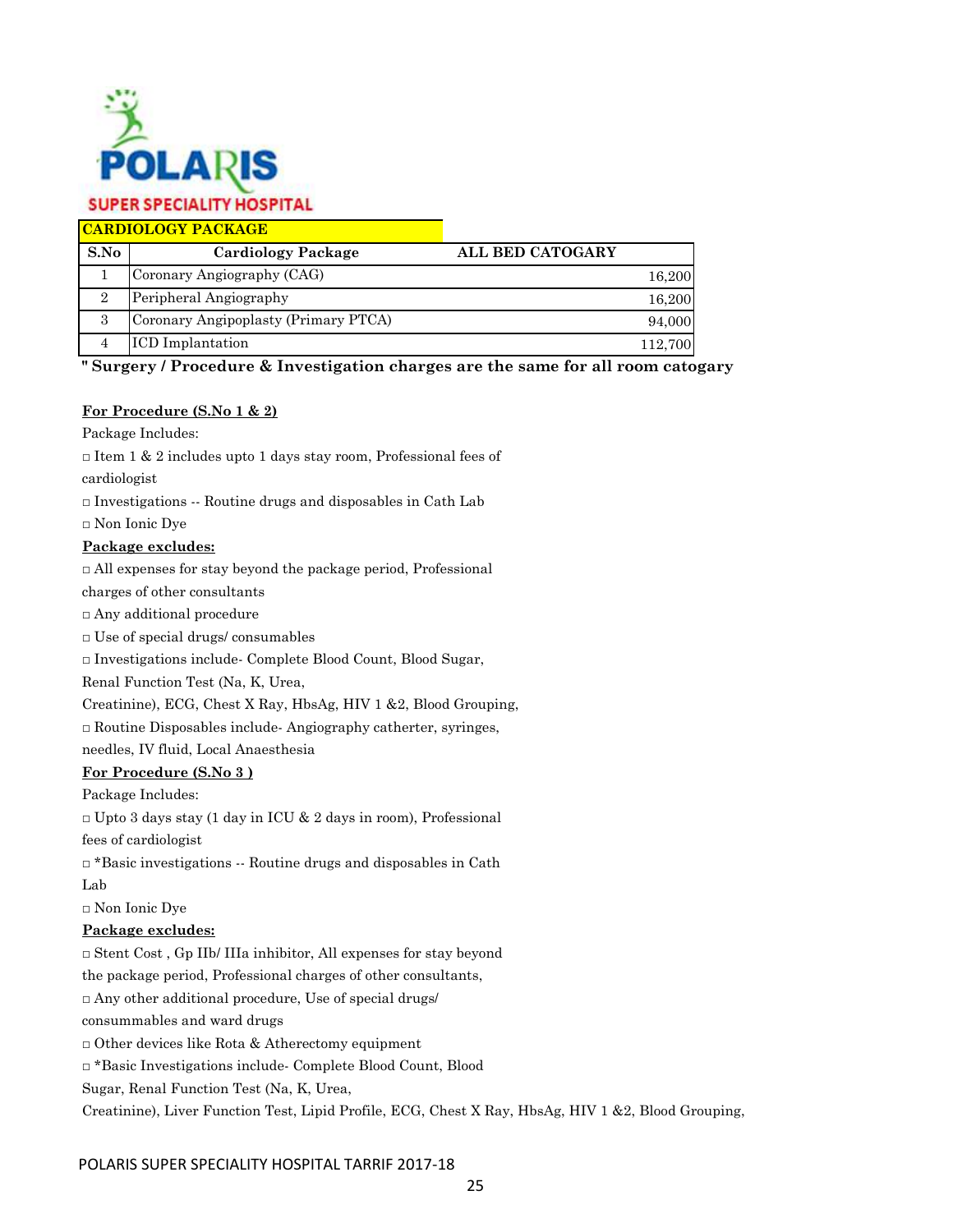POLARIS

SUPER SPECIALITY HOSPITAL

## CARDIOLOGY PACKAGE

| S.No | Cardiology Package | ALL BED CATOGARY |
|---|---|---|
| 1 | Coronary Angiography (CAG) | 16,200 |
| 2 | Peripheral Angiography | 16,200 |
| 3 | Coronary Angipoplasty (Primary PTCA) | 94,000 |
| 4 | ICD Implantation | 112,700 |

**" Surgery / Procedure & Investigation charges are the same for all room catogary**

**For Procedure (S.No 1 & 2)**

Package Includes:

□ Item 1 & 2 includes upto 1 days stay room, Professional fees of cardiologist

□ Investigations -- Routine drugs and disposables in Cath Lab

□ Non Ionic Dye

**Package excludes:**

□ All expenses for stay beyond the package period, Professional charges of other consultants

□ Any additional procedure

□ Use of special drugs/ consumables

□ Investigations include- Complete Blood Count, Blood Sugar, Renal Function Test (Na, K, Urea, Creatinine), ECG, Chest X Ray, HbsAg, HIV 1 &2, Blood Grouping,

□ Routine Disposables include- Angiography catherter, syringes, needles, IV fluid, Local Anaesthesia

**For Procedure (S.No 3 )**

Package Includes:

□ Upto 3 days stay (1 day in ICU & 2 days in room), Professional fees of cardiologist

□ *Basic investigations -- Routine drugs and disposables in Cath Lab

□ Non Ionic Dye

**Package excludes:**

□ Stent Cost , Gp IIb/ IIIa inhibitor, All expenses for stay beyond the package period, Professional charges of other consultants,

□ Any other additional procedure, Use of special drugs/ consummables and ward drugs

□ Other devices like Rota & Atherectomy equipment

□ *Basic Investigations include- Complete Blood Count, Blood Sugar, Renal Function Test (Na, K, Urea, Creatinine), Liver Function Test, Lipid Profile, ECG, Chest X Ray, HbsAg, HIV 1 &2, Blood Grouping,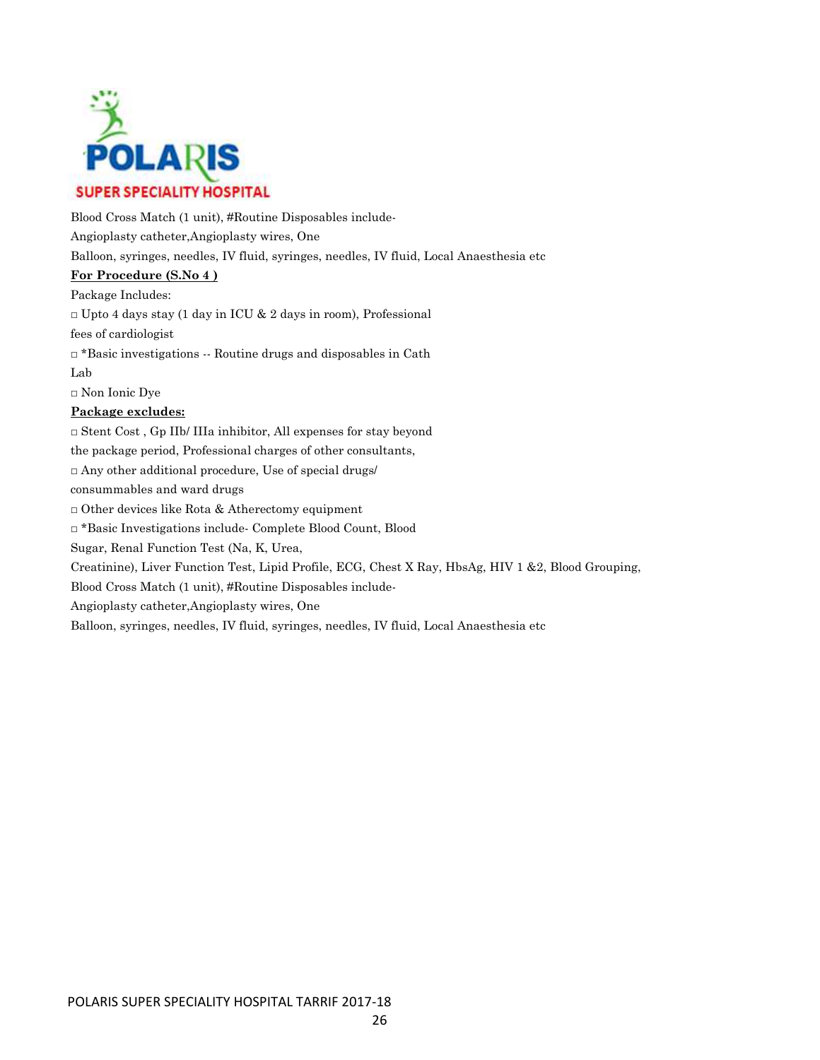Blood Cross Match (1 unit), #Routine Disposables include-
Angioplasty catheter,Angioplasty wires, One
Balloon, syringes, needles, IV fluid, syringes, needles, IV fluid, Local Anaesthesia etc

**For Procedure (S.No 4 )**

Package Includes:

□ Upto 4 days stay (1 day in ICU & 2 days in room), Professional fees of cardiologist

□ *Basic investigations -- Routine drugs and disposables in Cath Lab

□ Non Ionic Dye

**Package excludes:**

□ Stent Cost , Gp IIb/ IIIa inhibitor, All expenses for stay beyond the package period, Professional charges of other consultants,

□ Any other additional procedure, Use of special drugs/ consummables and ward drugs

□ Other devices like Rota & Atherectomy equipment

□ *Basic Investigations include- Complete Blood Count, Blood Sugar, Renal Function Test (Na, K, Urea, Creatinine), Liver Function Test, Lipid Profile, ECG, Chest X Ray, HbsAg, HIV 1 &2, Blood Grouping, Blood Cross Match (1 unit), #Routine Disposables include-
Angioplasty catheter,Angioplasty wires, One
Balloon, syringes, needles, IV fluid, syringes, needles, IV fluid, Local Anaesthesia etc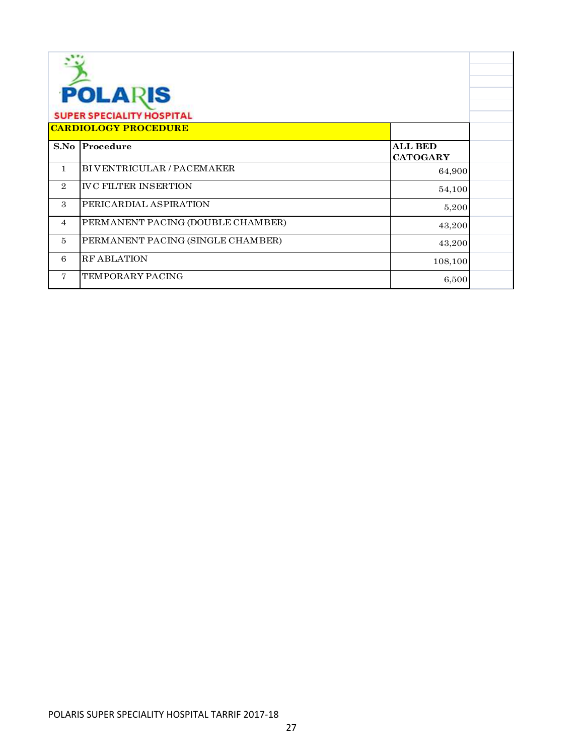**POLARIS**

**SUPER SPECIALITY HOSPITAL**

| CARDIOLOGY PROCEDURE | | |
|---|---|---|
| **S.No** | **Procedure** | **ALL BED CATOGARY** |
| 1 | BI VENTRICULAR / PACEMAKER | 64,900 |
| 2 | IVC FILTER INSERTION | 54,100 |
| 3 | PERICARDIAL ASPIRATION | 5,200 |
| 4 | PERMANENT PACING (DOUBLE CHAMBER) | 43,200 |
| 5 | PERMANENT PACING (SINGLE CHAMBER) | 43,200 |
| 6 | RF ABLATION | 108,100 |
| 7 | TEMPORARY PACING | 6,500 |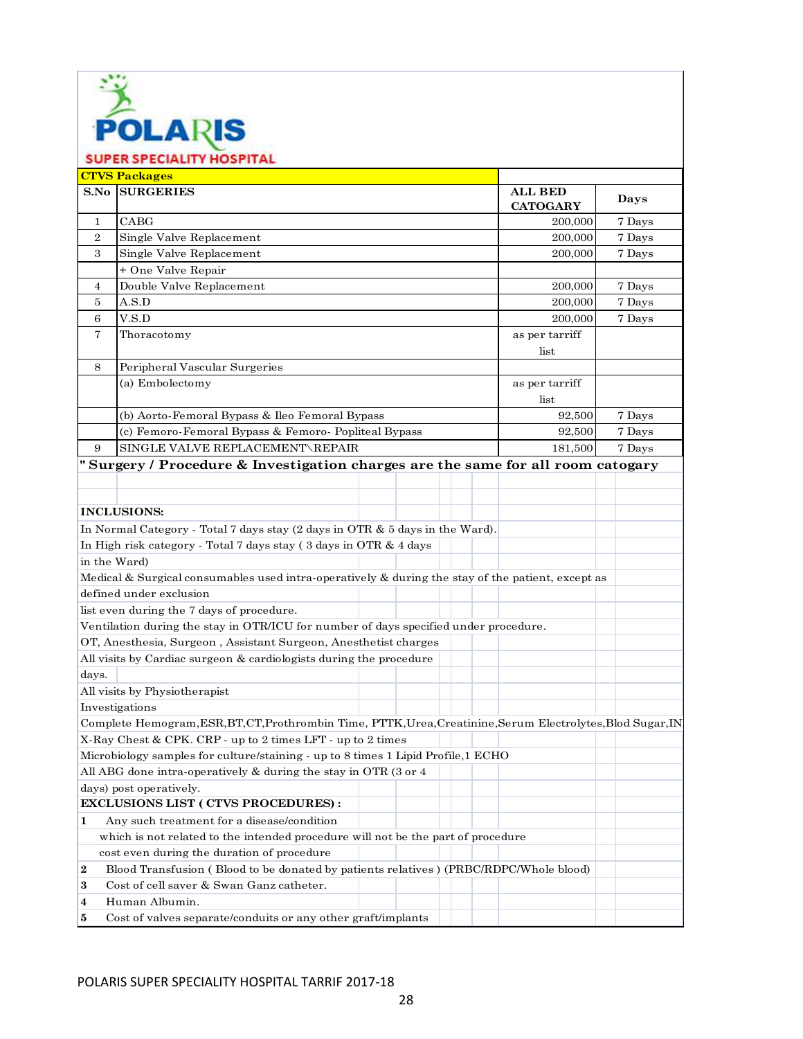# POLARIS SUPER SPECIALITY HOSPITAL

| S.No | SURGERIES | ALL BED CATOGARY | Days |
|---|---|---|---|
| | **CTVS Packages** | | |
| 1 | CABG | 200,000 | 7 Days |
| 2 | Single Valve Replacement | 200,000 | 7 Days |
| 3 | Single Valve Replacement + One Valve Repair | 200,000 | 7 Days |
| 4 | Double Valve Replacement | 200,000 | 7 Days |
| 5 | A.S.D | 200,000 | 7 Days |
| 6 | V.S.D | 200,000 | 7 Days |
| 7 | Thoracotomy | as per tarriff list | |
| 8 | Peripheral Vascular Surgeries | | |
| | (a) Embolectomy | as per tarriff list | |
| | (b) Aorto-Femoral Bypass & Ileo Femoral Bypass | 92,500 | 7 Days |
| | (c) Femoro-Femoral Bypass & Femoro- Popliteal Bypass | 92,500 | 7 Days |
| 9 | SINGLE VALVE REPLACEMENT\REPAIR | 181,500 | 7 Days |

**" Surgery / Procedure & Investigation charges are the same for all room catogary**

**INCLUSIONS:**

In Normal Category - Total 7 days stay (2 days in OTR & 5 days in the Ward).

In High risk category - Total 7 days stay ( 3 days in OTR & 4 days in the Ward)

Medical & Surgical consumables used intra-operatively & during the stay of the patient, except as defined under exclusion list even during the 7 days of procedure.

Ventilation during the stay in OTR/ICU for number of days specified under procedure.

OT, Anesthesia, Surgeon , Assistant Surgeon, Anesthetist charges

All visits by Cardiac surgeon & cardiologists during the procedure days.

All visits by Physiotherapist

Investigations

Complete Hemogram,ESR,BT,CT,Prothrombin Time, PTTK,Urea,Creatinine,Serum Electrolytes,Blod Sugar,IN

X-Ray Chest & CPK. CRP - up to 2 times LFT - up to 2 times

Microbiology samples for culture/staining - up to 8 times 1 Lipid Profile,1 ECHO

All ABG done intra-operatively & during the stay in OTR (3 or 4 days) post operatively.

**EXCLUSIONS LIST ( CTVS PROCEDURES) :**

**1** Any such treatment for a disease/condition which is not related to the intended procedure will not be the part of procedure cost even during the duration of procedure

**2** Blood Transfusion ( Blood to be donated by patients relatives ) (PRBC/RDPC/Whole blood)

**3** Cost of cell saver & Swan Ganz catheter.

**4** Human Albumin.

**5** Cost of valves separate/conduits or any other graft/implants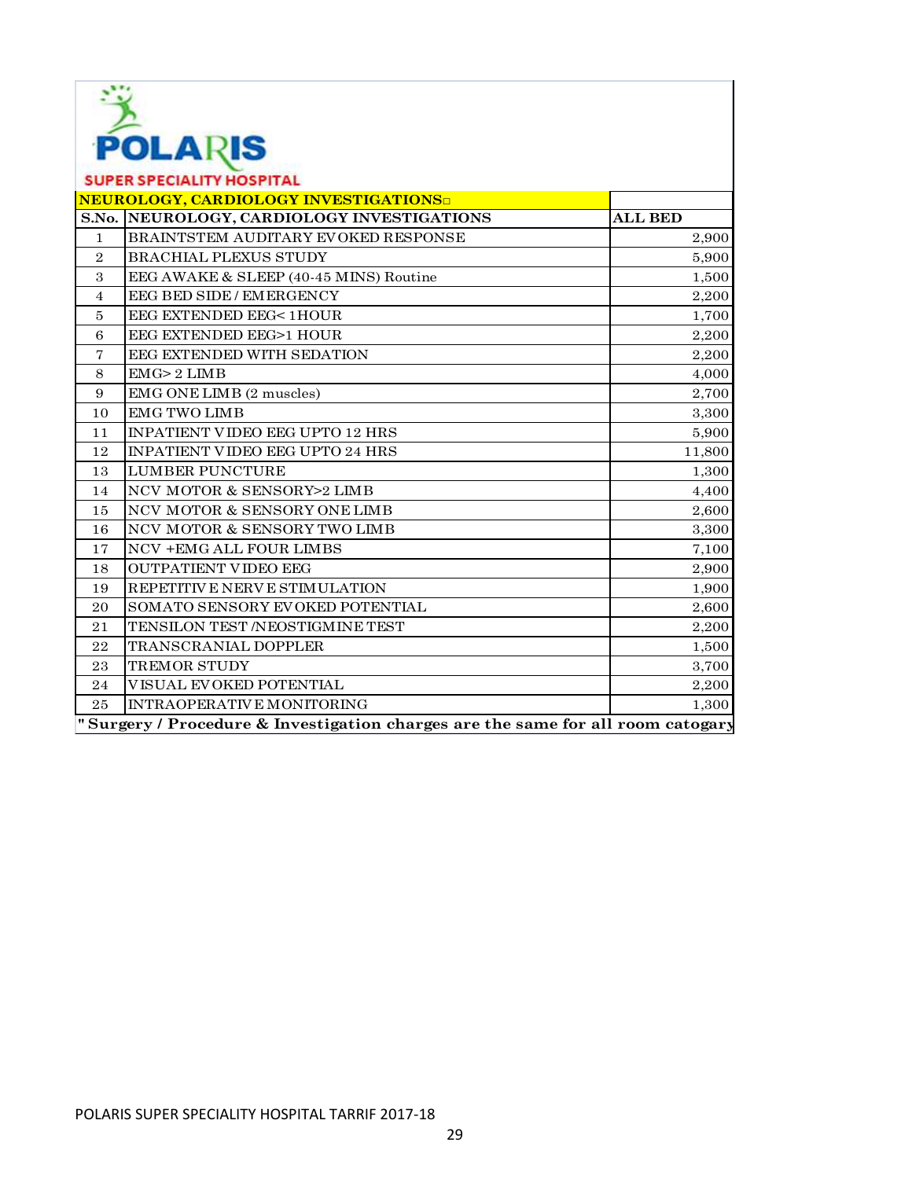POLARIS

SUPER SPECIALITY HOSPITAL

| NEUROLOGY, CARDIOLOGY INVESTIGATIONS | | |
|---|---|---|
| S.No. | NEUROLOGY, CARDIOLOGY INVESTIGATIONS | ALL BED |
| 1 | BRAINTSTEM AUDITARY EVOKED RESPONSE | 2,900 |
| 2 | BRACHIAL PLEXUS STUDY | 5,900 |
| 3 | EEG AWAKE & SLEEP (40-45 MINS) Routine | 1,500 |
| 4 | EEG BED SIDE / EMERGENCY | 2,200 |
| 5 | EEG EXTENDED EEG< 1HOUR | 1,700 |
| 6 | EEG EXTENDED EEG>1 HOUR | 2,200 |
| 7 | EEG EXTENDED WITH SEDATION | 2,200 |
| 8 | EMG> 2 LIMB | 4,000 |
| 9 | EMG ONE LIMB (2 muscles) | 2,700 |
| 10 | EMG TWO LIMB | 3,300 |
| 11 | INPATIENT VIDEO EEG UPTO 12 HRS | 5,900 |
| 12 | INPATIENT VIDEO EEG UPTO 24 HRS | 11,800 |
| 13 | LUMBER PUNCTURE | 1,300 |
| 14 | NCV MOTOR & SENSORY>2 LIMB | 4,400 |
| 15 | NCV MOTOR & SENSORY ONE LIMB | 2,600 |
| 16 | NCV MOTOR & SENSORY TWO LIMB | 3,300 |
| 17 | NCV +EMG ALL FOUR LIMBS | 7,100 |
| 18 | OUTPATIENT VIDEO EEG | 2,900 |
| 19 | REPETITIVE NERVE STIMULATION | 1,900 |
| 20 | SOMATO SENSORY EVOKED POTENTIAL | 2,600 |
| 21 | TENSILON TEST /NEOSTIGMINE TEST | 2,200 |
| 22 | TRANSCRANIAL DOPPLER | 1,500 |
| 23 | TREMOR STUDY | 3,700 |
| 24 | VISUAL EVOKED POTENTIAL | 2,200 |
| 25 | INTRAOPERATIVE MONITORING | 1,300 |

**" Surgery / Procedure & Investigation charges are the same for all room catogary**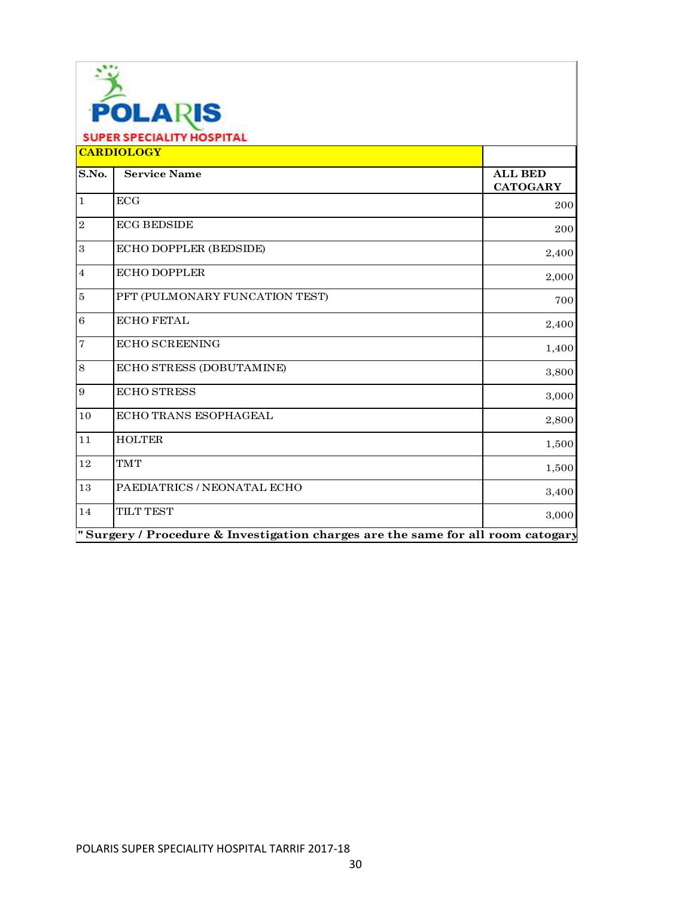**POLARIS**

**SUPER SPECIALITY HOSPITAL**

| **CARDIOLOGY** | | |
|---|---|---|
| **S.No.** | **Service Name** | **ALL BED CATOGARY** |
| 1 | ECG | 200 |
| 2 | ECG BEDSIDE | 200 |
| 3 | ECHO DOPPLER (BEDSIDE) | 2,400 |
| 4 | ECHO DOPPLER | 2,000 |
| 5 | PFT (PULMONARY FUNCATION TEST) | 700 |
| 6 | ECHO FETAL | 2,400 |
| 7 | ECHO SCREENING | 1,400 |
| 8 | ECHO STRESS (DOBUTAMINE) | 3,800 |
| 9 | ECHO STRESS | 3,000 |
| 10 | ECHO TRANS ESOPHAGEAL | 2,800 |
| 11 | HOLTER | 1,500 |
| 12 | TMT | 1,500 |
| 13 | PAEDIATRICS / NEONATAL ECHO | 3,400 |
| 14 | TILT TEST | 3,000 |

**" Surgery / Procedure & Investigation charges are the same for all room catogary**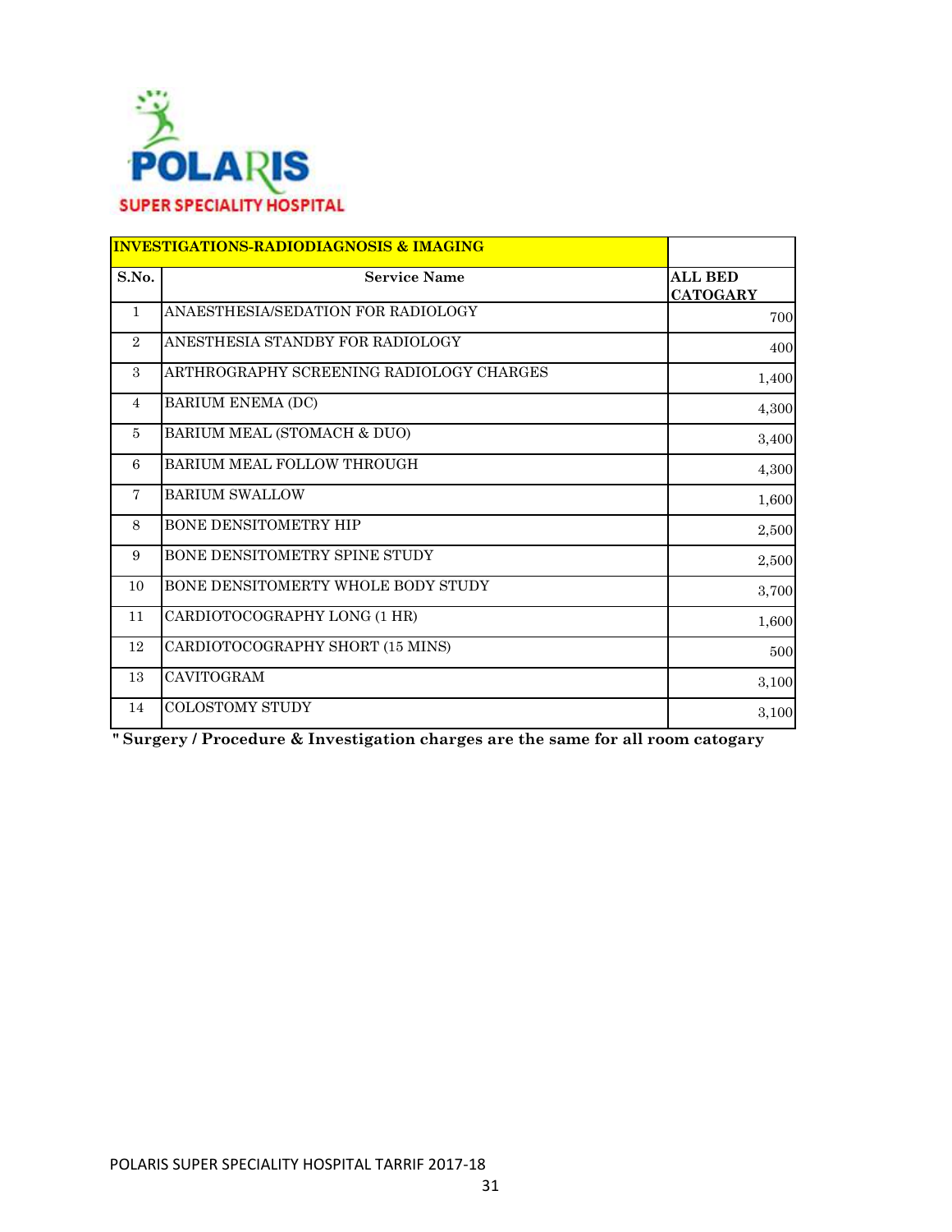**POLARIS**
**SUPER SPECIALITY HOSPITAL**

| INVESTIGATIONS-RADIODIAGNOSIS & IMAGING | | |
|---|---|---|
| **S.No.** | **Service Name** | **ALL BED CATOGARY** |
| 1 | ANAESTHESIA/SEDATION FOR RADIOLOGY | 700 |
| 2 | ANESTHESIA STANDBY FOR RADIOLOGY | 400 |
| 3 | ARTHROGRAPHY SCREENING RADIOLOGY CHARGES | 1,400 |
| 4 | BARIUM ENEMA (DC) | 4,300 |
| 5 | BARIUM MEAL (STOMACH & DUO) | 3,400 |
| 6 | BARIUM MEAL FOLLOW THROUGH | 4,300 |
| 7 | BARIUM SWALLOW | 1,600 |
| 8 | BONE DENSITOMETRY HIP | 2,500 |
| 9 | BONE DENSITOMETRY SPINE STUDY | 2,500 |
| 10 | BONE DENSITOMERTY WHOLE BODY STUDY | 3,700 |
| 11 | CARDIOTOCOGRAPHY LONG (1 HR) | 1,600 |
| 12 | CARDIOTOCOGRAPHY SHORT (15 MINS) | 500 |
| 13 | CAVITOGRAM | 3,100 |
| 14 | COLOSTOMY STUDY | 3,100 |

**" Surgery / Procedure & Investigation charges are the same for all room catogary**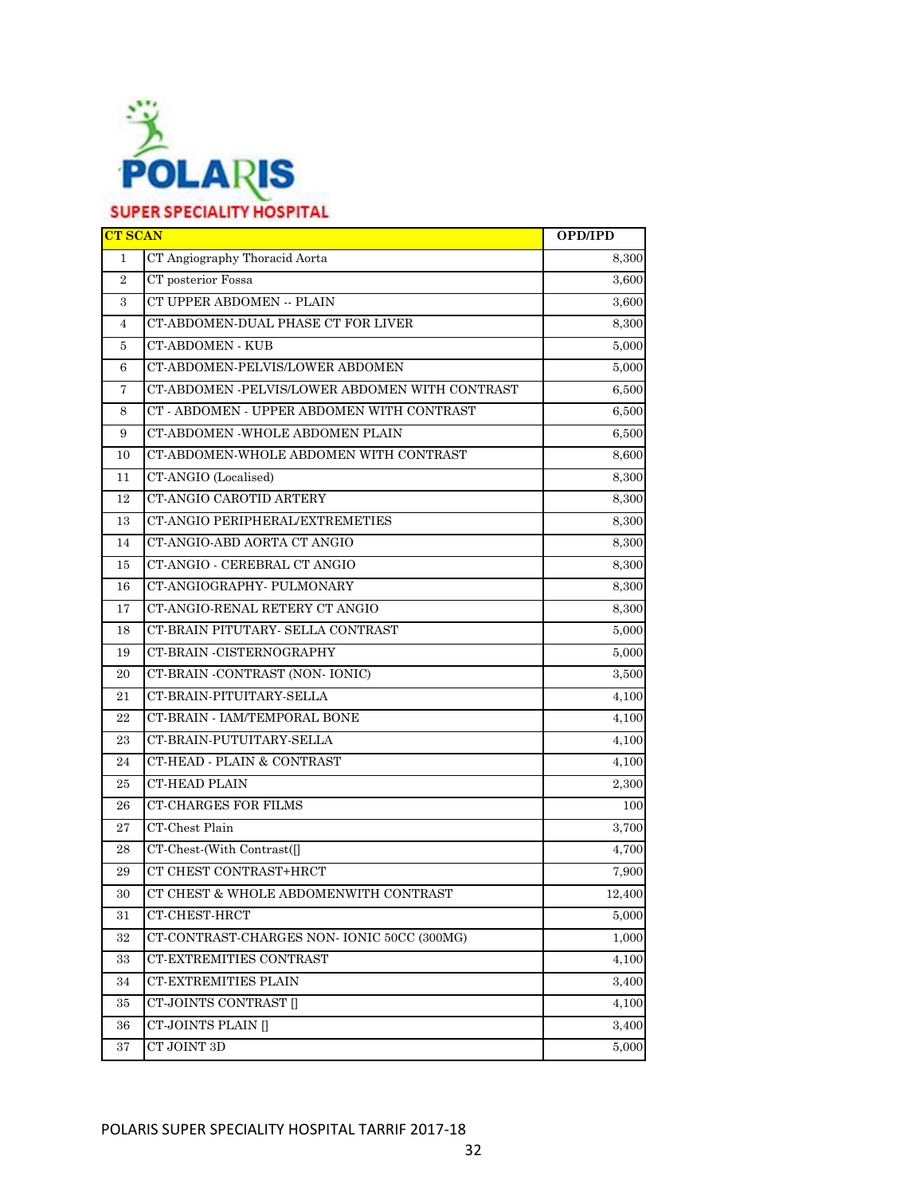**POLARIS**

**SUPER SPECIALITY HOSPITAL**

| CT SCAN | | OPD/IPD |
|---|---|---|
| 1 | CT Angiography Thoracid Aorta | 8,300 |
| 2 | CT posterior Fossa | 3,600 |
| 3 | CT UPPER ABDOMEN -- PLAIN | 3,600 |
| 4 | CT-ABDOMEN-DUAL PHASE CT FOR LIVER | 8,300 |
| 5 | CT-ABDOMEN - KUB | 5,000 |
| 6 | CT-ABDOMEN-PELVIS/LOWER ABDOMEN | 5,000 |
| 7 | CT-ABDOMEN -PELVIS/LOWER ABDOMEN WITH CONTRAST | 6,500 |
| 8 | CT - ABDOMEN - UPPER ABDOMEN WITH CONTRAST | 6,500 |
| 9 | CT-ABDOMEN -WHOLE ABDOMEN PLAIN | 6,500 |
| 10 | CT-ABDOMEN-WHOLE ABDOMEN WITH CONTRAST | 8,600 |
| 11 | CT-ANGIO (Localised) | 8,300 |
| 12 | CT-ANGIO CAROTID ARTERY | 8,300 |
| 13 | CT-ANGIO PERIPHERAL/EXTREMETIES | 8,300 |
| 14 | CT-ANGIO-ABD AORTA CT ANGIO | 8,300 |
| 15 | CT-ANGIO - CEREBRAL CT ANGIO | 8,300 |
| 16 | CT-ANGIOGRAPHY- PULMONARY | 8,300 |
| 17 | CT-ANGIO-RENAL RETERY CT ANGIO | 8,300 |
| 18 | CT-BRAIN PITUTARY- SELLA CONTRAST | 5,000 |
| 19 | CT-BRAIN -CISTERNOGRAPHY | 5,000 |
| 20 | CT-BRAIN -CONTRAST (NON- IONIC) | 3,500 |
| 21 | CT-BRAIN-PITUITARY-SELLA | 4,100 |
| 22 | CT-BRAIN - IAM/TEMPORAL BONE | 4,100 |
| 23 | CT-BRAIN-PUTUITARY-SELLA | 4,100 |
| 24 | CT-HEAD - PLAIN & CONTRAST | 4,100 |
| 25 | CT-HEAD PLAIN | 2,300 |
| 26 | CT-CHARGES FOR FILMS | 100 |
| 27 | CT-Chest Plain | 3,700 |
| 28 | CT-Chest-(With Contrast([] | 4,700 |
| 29 | CT CHEST CONTRAST+HRCT | 7,900 |
| 30 | CT CHEST & WHOLE ABDOMENWITH CONTRAST | 12,400 |
| 31 | CT-CHEST-HRCT | 5,000 |
| 32 | CT-CONTRAST-CHARGES NON- IONIC 50CC (300MG) | 1,000 |
| 33 | CT-EXTREMITIES CONTRAST | 4,100 |
| 34 | CT-EXTREMITIES PLAIN | 3,400 |
| 35 | CT-JOINTS CONTRAST [] | 4,100 |
| 36 | CT-JOINTS PLAIN [] | 3,400 |
| 37 | CT JOINT 3D | 5,000 |

POLARIS SUPER SPECIALITY HOSPITAL TARRIF 2017-18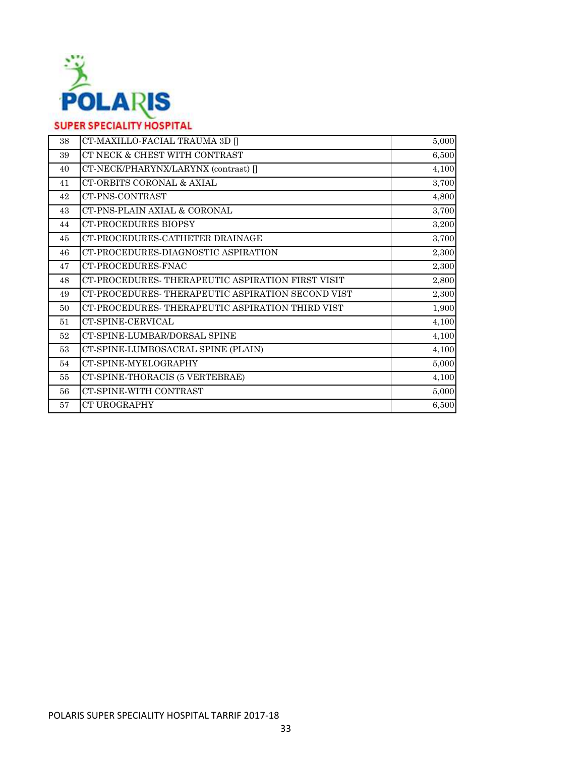| | | |
|---|---|---|
| 38 | CT-MAXILLO-FACIAL TRAUMA 3D [] | 5,000 |
| 39 | CT NECK & CHEST WITH CONTRAST | 6,500 |
| 40 | CT-NECK/PHARYNX/LARYNX (contrast) [] | 4,100 |
| 41 | CT-ORBITS CORONAL & AXIAL | 3,700 |
| 42 | CT-PNS-CONTRAST | 4,800 |
| 43 | CT-PNS-PLAIN AXIAL & CORONAL | 3,700 |
| 44 | CT-PROCEDURES BIOPSY | 3,200 |
| 45 | CT-PROCEDURES-CATHETER DRAINAGE | 3,700 |
| 46 | CT-PROCEDURES-DIAGNOSTIC ASPIRATION | 2,300 |
| 47 | CT-PROCEDURES-FNAC | 2,300 |
| 48 | CT-PROCEDURES- THERAPEUTIC ASPIRATION FIRST VISIT | 2,800 |
| 49 | CT-PROCEDURES- THERAPEUTIC ASPIRATION SECOND VIST | 2,300 |
| 50 | CT-PROCEDURES- THERAPEUTIC ASPIRATION THIRD VIST | 1,900 |
| 51 | CT-SPINE-CERVICAL | 4,100 |
| 52 | CT-SPINE-LUMBAR/DORSAL SPINE | 4,100 |
| 53 | CT-SPINE-LUMBOSACRAL SPINE (PLAIN) | 4,100 |
| 54 | CT-SPINE-MYELOGRAPHY | 5,000 |
| 55 | CT-SPINE-THORACIS (5 VERTEBRAE) | 4,100 |
| 56 | CT-SPINE-WITH CONTRAST | 5,000 |
| 57 | CT UROGRAPHY | 6,500 |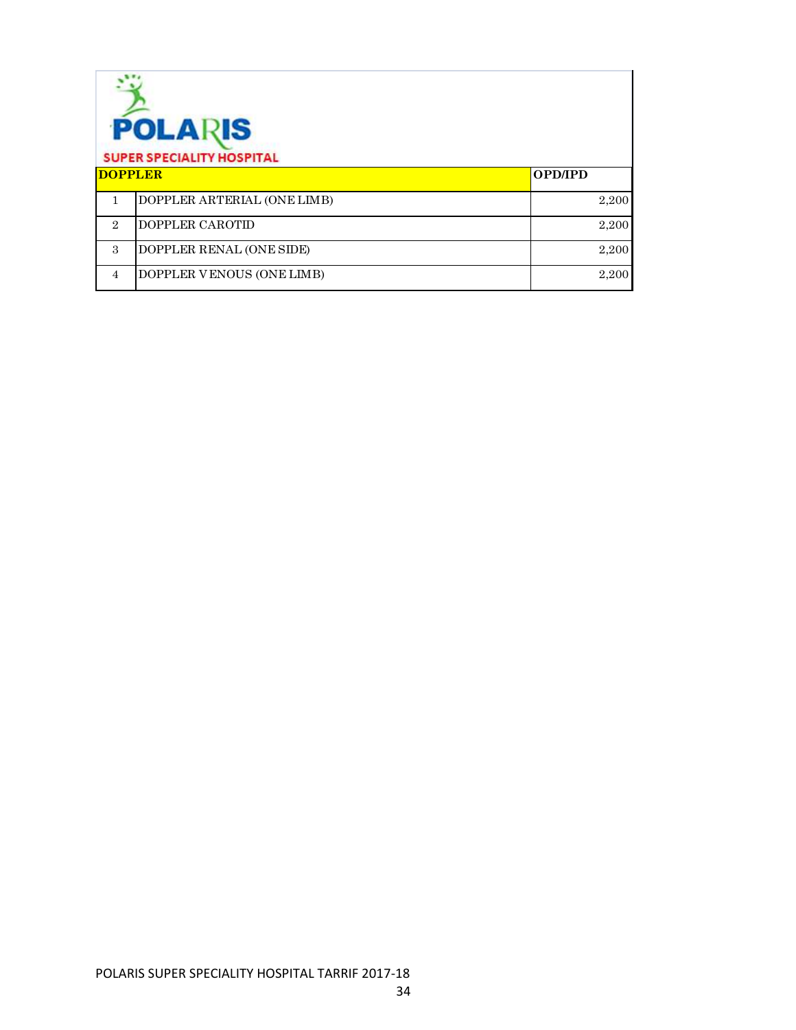POLARIS

SUPER SPECIALITY HOSPITAL

| DOPPLER | | OPD/IPD |
|---|---|---|
| 1 | DOPPLER ARTERIAL (ONE LIMB) | 2,200 |
| 2 | DOPPLER CAROTID | 2,200 |
| 3 | DOPPLER RENAL (ONE SIDE) | 2,200 |
| 4 | DOPPLER VENOUS (ONE LIMB) | 2,200 |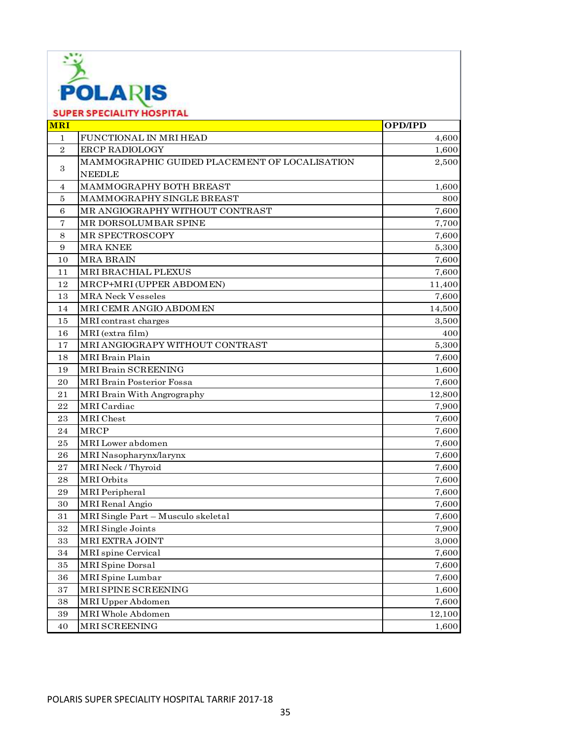POLARIS

SUPER SPECIALITY HOSPITAL

| MRI | | OPD/IPD |
|---|---|---|
| 1 | FUNCTIONAL IN MRI HEAD | 4,600 |
| 2 | ERCP RADIOLOGY | 1,600 |
| 3 | MAMMOGRAPHIC GUIDED PLACEMENT OF LOCALISATION NEEDLE | 2,500 |
| 4 | MAMMOGRAPHY BOTH BREAST | 1,600 |
| 5 | MAMMOGRAPHY SINGLE BREAST | 800 |
| 6 | MR ANGIOGRAPHY WITHOUT CONTRAST | 7,600 |
| 7 | MR DORSOLUMBAR SPINE | 7,700 |
| 8 | MR SPECTROSCOPY | 7,600 |
| 9 | MRA KNEE | 5,300 |
| 10 | MRA BRAIN | 7,600 |
| 11 | MRI BRACHIAL PLEXUS | 7,600 |
| 12 | MRCP+MRI (UPPER ABDOMEN) | 11,400 |
| 13 | MRA Neck Vesseles | 7,600 |
| 14 | MRI CEMR ANGIO ABDOMEN | 14,500 |
| 15 | MRI contrast charges | 3,500 |
| 16 | MRI (extra film) | 400 |
| 17 | MRI ANGIOGRAPY WITHOUT CONTRAST | 5,300 |
| 18 | MRI Brain Plain | 7,600 |
| 19 | MRI Brain SCREENING | 1,600 |
| 20 | MRI Brain Posterior Fossa | 7,600 |
| 21 | MRI Brain With Angrography | 12,800 |
| 22 | MRI Cardiac | 7,900 |
| 23 | MRI Chest | 7,600 |
| 24 | MRCP | 7,600 |
| 25 | MRI Lower abdomen | 7,600 |
| 26 | MRI Nasopharynx/larynx | 7,600 |
| 27 | MRI Neck / Thyroid | 7,600 |
| 28 | MRI Orbits | 7,600 |
| 29 | MRI Peripheral | 7,600 |
| 30 | MRI Renal Angio | 7,600 |
| 31 | MRI Single Part – Musculo skeletal | 7,600 |
| 32 | MRI Single Joints | 7,900 |
| 33 | MRI EXTRA JOINT | 3,000 |
| 34 | MRI spine Cervical | 7,600 |
| 35 | MRI Spine Dorsal | 7,600 |
| 36 | MRI Spine Lumbar | 7,600 |
| 37 | MRI SPINE SCREENING | 1,600 |
| 38 | MRI Upper Abdomen | 7,600 |
| 39 | MRI Whole Abdomen | 12,100 |
| 40 | MRI SCREENING | 1,600 |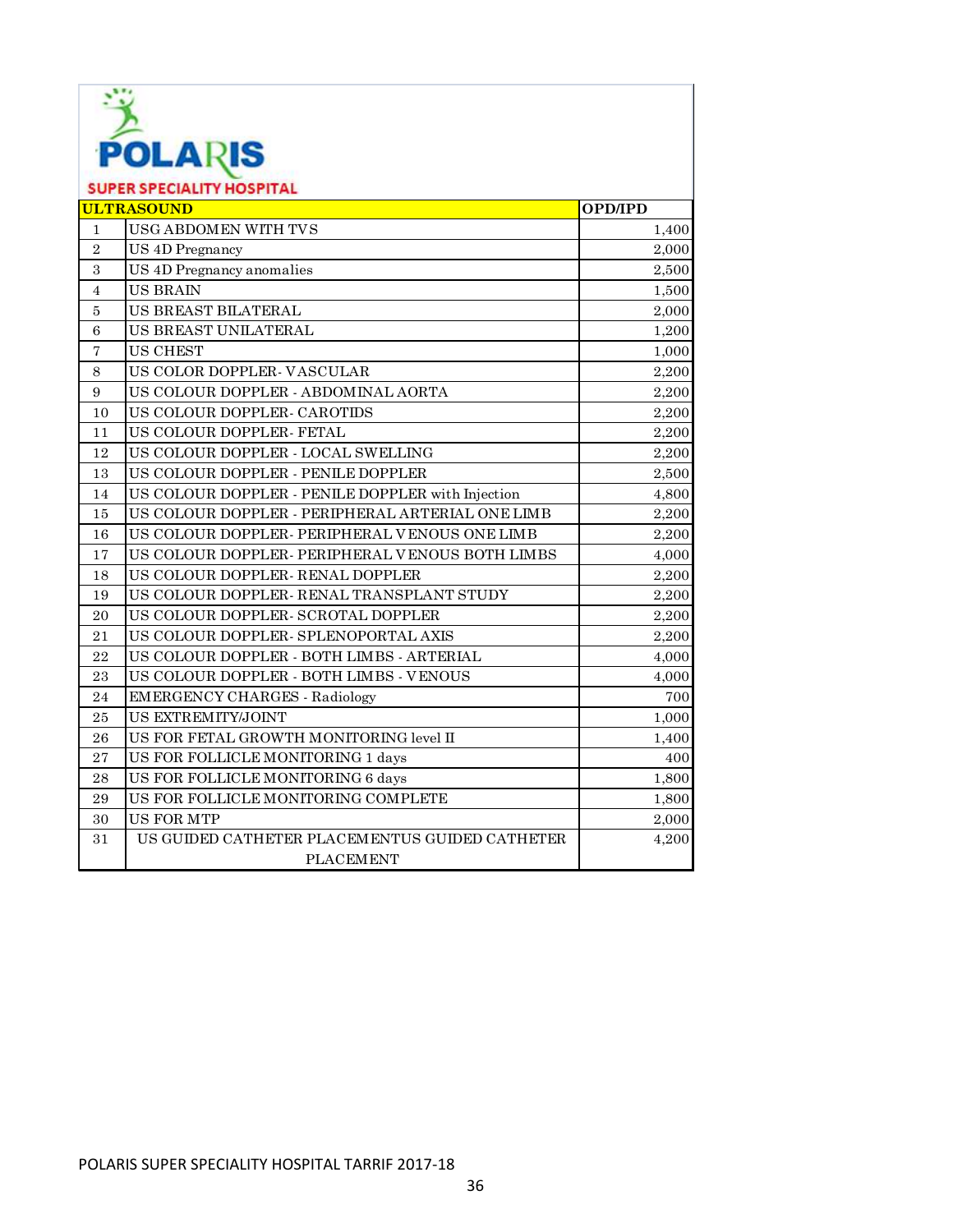**POLARIS**

**SUPER SPECIALITY HOSPITAL**

| | ULTRASOUND | OPD/IPD |
|---|---|---|
| 1 | USG ABDOMEN WITH TVS | 1,400 |
| 2 | US 4D Pregnancy | 2,000 |
| 3 | US 4D Pregnancy anomalies | 2,500 |
| 4 | US BRAIN | 1,500 |
| 5 | US BREAST BILATERAL | 2,000 |
| 6 | US BREAST UNILATERAL | 1,200 |
| 7 | US CHEST | 1,000 |
| 8 | US COLOR DOPPLER- VASCULAR | 2,200 |
| 9 | US COLOUR DOPPLER - ABDOMINAL AORTA | 2,200 |
| 10 | US COLOUR DOPPLER- CAROTIDS | 2,200 |
| 11 | US COLOUR DOPPLER- FETAL | 2,200 |
| 12 | US COLOUR DOPPLER - LOCAL SWELLING | 2,200 |
| 13 | US COLOUR DOPPLER - PENILE DOPPLER | 2,500 |
| 14 | US COLOUR DOPPLER - PENILE DOPPLER with Injection | 4,800 |
| 15 | US COLOUR DOPPLER - PERIPHERAL ARTERIAL ONE LIMB | 2,200 |
| 16 | US COLOUR DOPPLER- PERIPHERAL VENOUS ONE LIMB | 2,200 |
| 17 | US COLOUR DOPPLER- PERIPHERAL VENOUS BOTH LIMBS | 4,000 |
| 18 | US COLOUR DOPPLER- RENAL DOPPLER | 2,200 |
| 19 | US COLOUR DOPPLER- RENAL TRANSPLANT STUDY | 2,200 |
| 20 | US COLOUR DOPPLER- SCROTAL DOPPLER | 2,200 |
| 21 | US COLOUR DOPPLER- SPLENOPORTAL AXIS | 2,200 |
| 22 | US COLOUR DOPPLER - BOTH LIMBS - ARTERIAL | 4,000 |
| 23 | US COLOUR DOPPLER - BOTH LIMBS - VENOUS | 4,000 |
| 24 | EMERGENCY CHARGES - Radiology | 700 |
| 25 | US EXTREMITY/JOINT | 1,000 |
| 26 | US FOR FETAL GROWTH MONITORING level II | 1,400 |
| 27 | US FOR FOLLICLE MONITORING 1 days | 400 |
| 28 | US FOR FOLLICLE MONITORING 6 days | 1,800 |
| 29 | US FOR FOLLICLE MONITORING COMPLETE | 1,800 |
| 30 | US FOR MTP | 2,000 |
| 31 | US GUIDED CATHETER PLACEMENTUS GUIDED CATHETER PLACEMENT | 4,200 |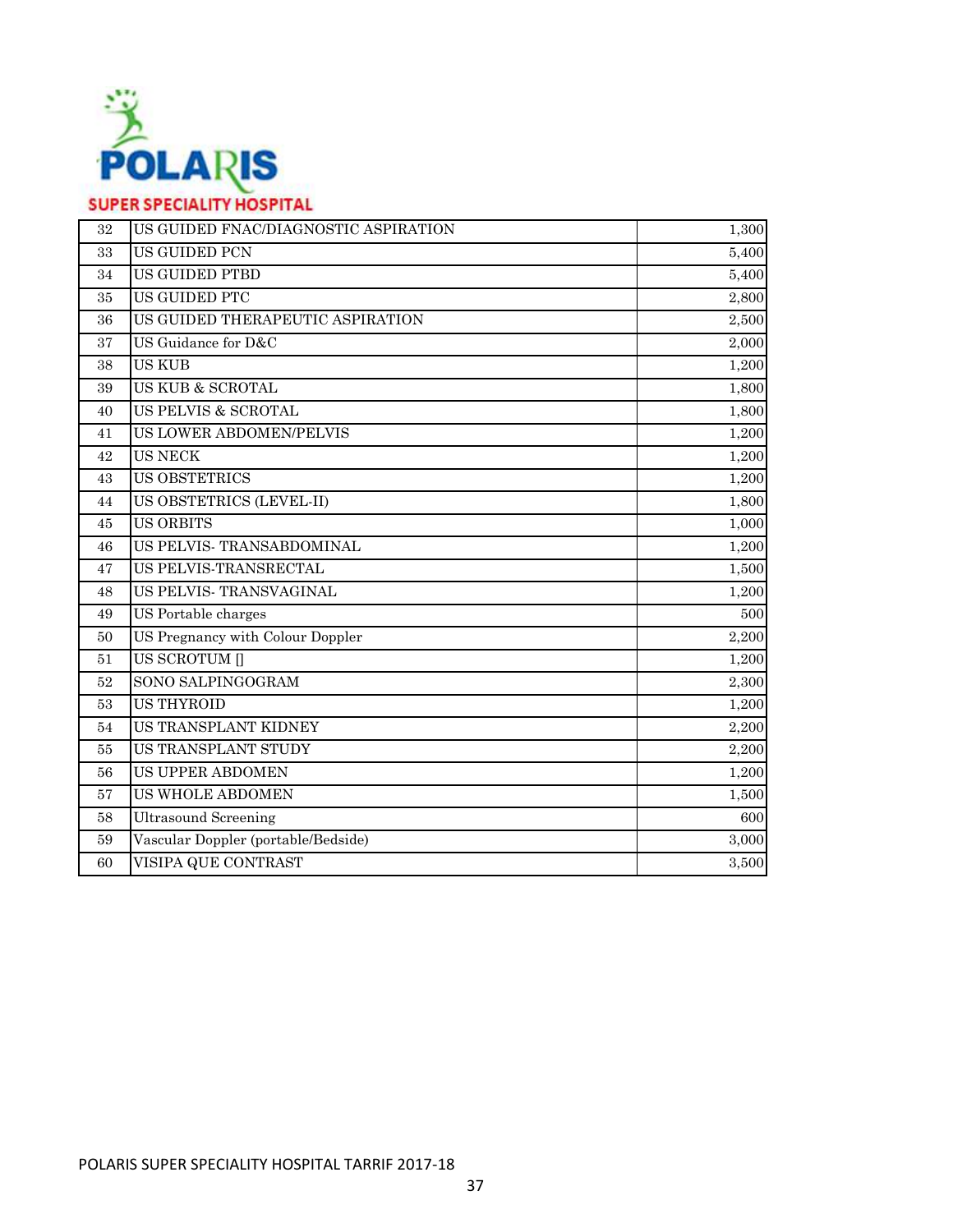| | | |
|---|---|---|
| 32 | US GUIDED FNAC/DIAGNOSTIC ASPIRATION | 1,300 |
| 33 | US GUIDED PCN | 5,400 |
| 34 | US GUIDED PTBD | 5,400 |
| 35 | US GUIDED PTC | 2,800 |
| 36 | US GUIDED THERAPEUTIC ASPIRATION | 2,500 |
| 37 | US Guidance for D&C | 2,000 |
| 38 | US KUB | 1,200 |
| 39 | US KUB & SCROTAL | 1,800 |
| 40 | US PELVIS & SCROTAL | 1,800 |
| 41 | US LOWER ABDOMEN/PELVIS | 1,200 |
| 42 | US NECK | 1,200 |
| 43 | US OBSTETRICS | 1,200 |
| 44 | US OBSTETRICS (LEVEL-II) | 1,800 |
| 45 | US ORBITS | 1,000 |
| 46 | US PELVIS- TRANSABDOMINAL | 1,200 |
| 47 | US PELVIS-TRANSRECTAL | 1,500 |
| 48 | US PELVIS- TRANSVAGINAL | 1,200 |
| 49 | US Portable charges | 500 |
| 50 | US Pregnancy with Colour Doppler | 2,200 |
| 51 | US SCROTUM [] | 1,200 |
| 52 | SONO SALPINGOGRAM | 2,300 |
| 53 | US THYROID | 1,200 |
| 54 | US TRANSPLANT KIDNEY | 2,200 |
| 55 | US TRANSPLANT STUDY | 2,200 |
| 56 | US UPPER ABDOMEN | 1,200 |
| 57 | US WHOLE ABDOMEN | 1,500 |
| 58 | Ultrasound Screening | 600 |
| 59 | Vascular Doppler (portable/Bedside) | 3,000 |
| 60 | VISIPA QUE CONTRAST | 3,500 |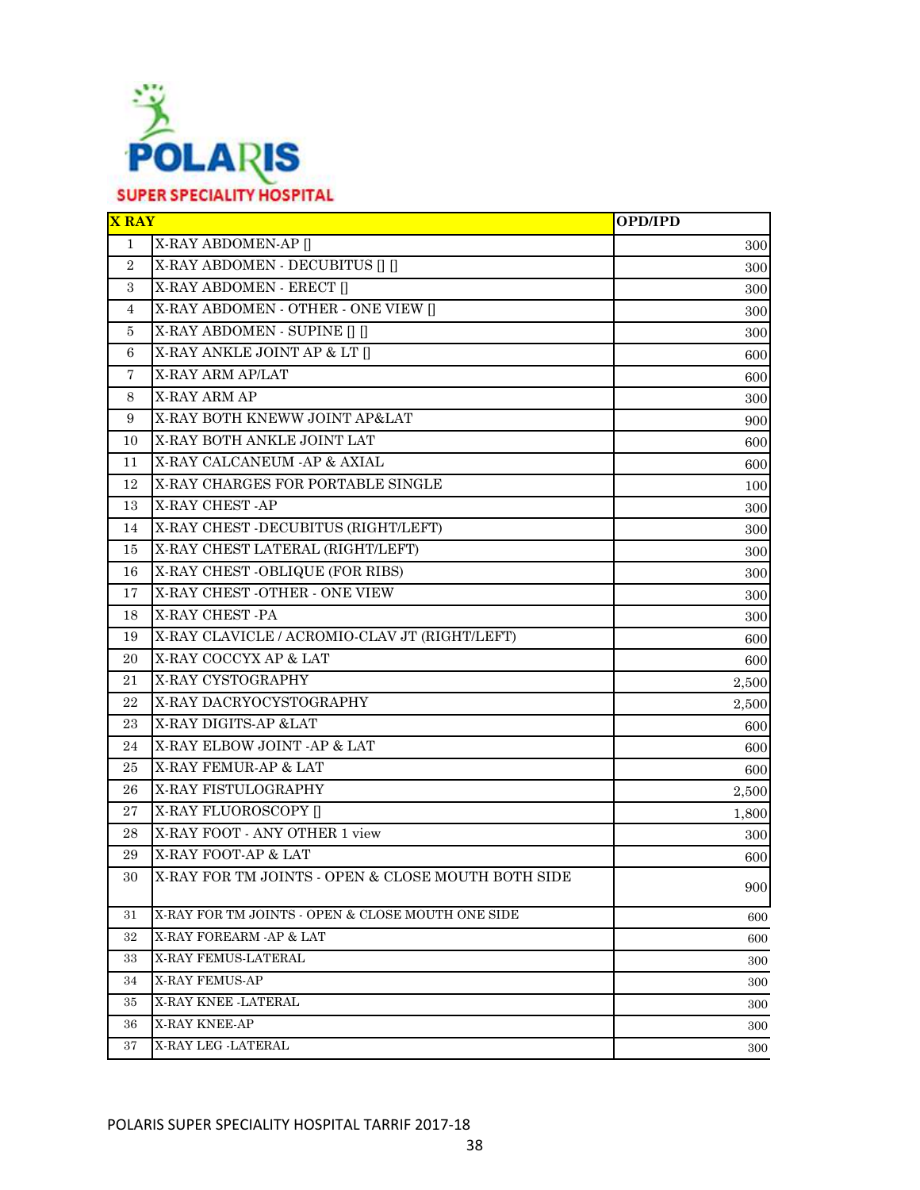POLARIS

SUPER SPECIALITY HOSPITAL

| X RAY | | OPD/IPD |
|---|---|---|
| 1 | X-RAY ABDOMEN-AP [] | 300 |
| 2 | X-RAY ABDOMEN - DECUBITUS [] [] | 300 |
| 3 | X-RAY ABDOMEN - ERECT [] | 300 |
| 4 | X-RAY ABDOMEN - OTHER - ONE VIEW [] | 300 |
| 5 | X-RAY ABDOMEN - SUPINE [] [] | 300 |
| 6 | X-RAY ANKLE JOINT AP & LT [] | 600 |
| 7 | X-RAY ARM AP/LAT | 600 |
| 8 | X-RAY ARM AP | 300 |
| 9 | X-RAY BOTH KNEWW JOINT AP&LAT | 900 |
| 10 | X-RAY BOTH ANKLE JOINT LAT | 600 |
| 11 | X-RAY CALCANEUM -AP & AXIAL | 600 |
| 12 | X-RAY CHARGES FOR PORTABLE SINGLE | 100 |
| 13 | X-RAY CHEST -AP | 300 |
| 14 | X-RAY CHEST -DECUBITUS (RIGHT/LEFT) | 300 |
| 15 | X-RAY CHEST LATERAL (RIGHT/LEFT) | 300 |
| 16 | X-RAY CHEST -OBLIQUE (FOR RIBS) | 300 |
| 17 | X-RAY CHEST -OTHER - ONE VIEW | 300 |
| 18 | X-RAY CHEST -PA | 300 |
| 19 | X-RAY CLAVICLE / ACROMIO-CLAV JT (RIGHT/LEFT) | 600 |
| 20 | X-RAY COCCYX AP & LAT | 600 |
| 21 | X-RAY CYSTOGRAPHY | 2,500 |
| 22 | X-RAY DACRYOCYSTOGRAPHY | 2,500 |
| 23 | X-RAY DIGITS-AP &LAT | 600 |
| 24 | X-RAY ELBOW JOINT -AP & LAT | 600 |
| 25 | X-RAY FEMUR-AP & LAT | 600 |
| 26 | X-RAY FISTULOGRAPHY | 2,500 |
| 27 | X-RAY FLUOROSCOPY [] | 1,800 |
| 28 | X-RAY FOOT - ANY OTHER 1 view | 300 |
| 29 | X-RAY FOOT-AP & LAT | 600 |
| 30 | X-RAY FOR TM JOINTS - OPEN & CLOSE MOUTH BOTH SIDE | 900 |
| 31 | X-RAY FOR TM JOINTS - OPEN & CLOSE MOUTH ONE SIDE | 600 |
| 32 | X-RAY FOREARM -AP & LAT | 600 |
| 33 | X-RAY FEMUS-LATERAL | 300 |
| 34 | X-RAY FEMUS-AP | 300 |
| 35 | X-RAY KNEE -LATERAL | 300 |
| 36 | X-RAY KNEE-AP | 300 |
| 37 | X-RAY LEG -LATERAL | 300 |

POLARIS SUPER SPECIALITY HOSPITAL TARRIF 2017-18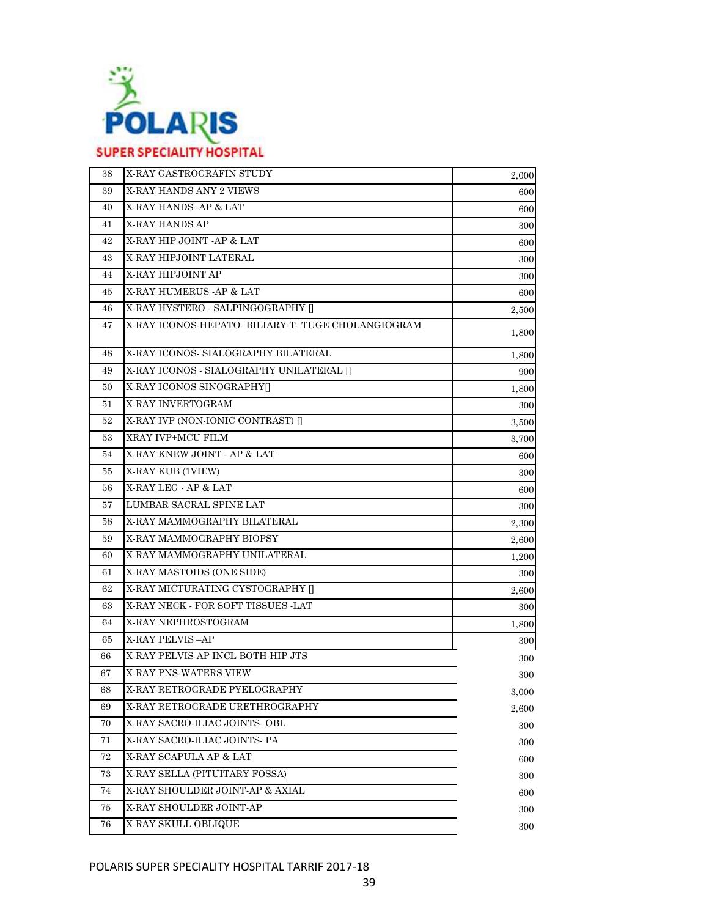| 38 | X-RAY GASTROGRAFIN STUDY | 2,000 |
|---|---|---|
| 39 | X-RAY HANDS ANY 2 VIEWS | 600 |
| 40 | X-RAY HANDS -AP & LAT | 600 |
| 41 | X-RAY HANDS AP | 300 |
| 42 | X-RAY HIP JOINT -AP & LAT | 600 |
| 43 | X-RAY HIPJOINT LATERAL | 300 |
| 44 | X-RAY HIPJOINT AP | 300 |
| 45 | X-RAY HUMERUS -AP & LAT | 600 |
| 46 | X-RAY HYSTERO - SALPINGOGRAPHY [] | 2,500 |
| 47 | X-RAY ICONOS-HEPATO- BILIARY-T- TUGE CHOLANGIOGRAM | 1,800 |
| 48 | X-RAY ICONOS- SIALOGRAPHY BILATERAL | 1,800 |
| 49 | X-RAY ICONOS - SIALOGRAPHY UNILATERAL [] | 900 |
| 50 | X-RAY ICONOS SINOGRAPHY[] | 1,800 |
| 51 | X-RAY INVERTOGRAM | 300 |
| 52 | X-RAY IVP (NON-IONIC CONTRAST) [] | 3,500 |
| 53 | XRAY IVP+MCU FILM | 3,700 |
| 54 | X-RAY KNEW JOINT - AP & LAT | 600 |
| 55 | X-RAY KUB (1VIEW) | 300 |
| 56 | X-RAY LEG - AP & LAT | 600 |
| 57 | LUMBAR SACRAL SPINE LAT | 300 |
| 58 | X-RAY MAMMOGRAPHY BILATERAL | 2,300 |
| 59 | X-RAY MAMMOGRAPHY BIOPSY | 2,600 |
| 60 | X-RAY MAMMOGRAPHY UNILATERAL | 1,200 |
| 61 | X-RAY MASTOIDS (ONE SIDE) | 300 |
| 62 | X-RAY MICTURATING CYSTOGRAPHY [] | 2,600 |
| 63 | X-RAY NECK - FOR SOFT TISSUES -LAT | 300 |
| 64 | X-RAY NEPHROSTOGRAM | 1,800 |
| 65 | X-RAY PELVIS –AP | 300 |
| 66 | X-RAY PELVIS-AP INCL BOTH HIP JTS | 300 |
| 67 | X-RAY PNS-WATERS VIEW | 300 |
| 68 | X-RAY RETROGRADE PYELOGRAPHY | 3,000 |
| 69 | X-RAY RETROGRADE URETHROGRAPHY | 2,600 |
| 70 | X-RAY SACRO-ILIAC JOINTS- OBL | 300 |
| 71 | X-RAY SACRO-ILIAC JOINTS- PA | 300 |
| 72 | X-RAY SCAPULA AP & LAT | 600 |
| 73 | X-RAY SELLA (PITUITARY FOSSA) | 300 |
| 74 | X-RAY SHOULDER JOINT-AP & AXIAL | 600 |
| 75 | X-RAY SHOULDER JOINT-AP | 300 |
| 76 | X-RAY SKULL OBLIQUE | 300 |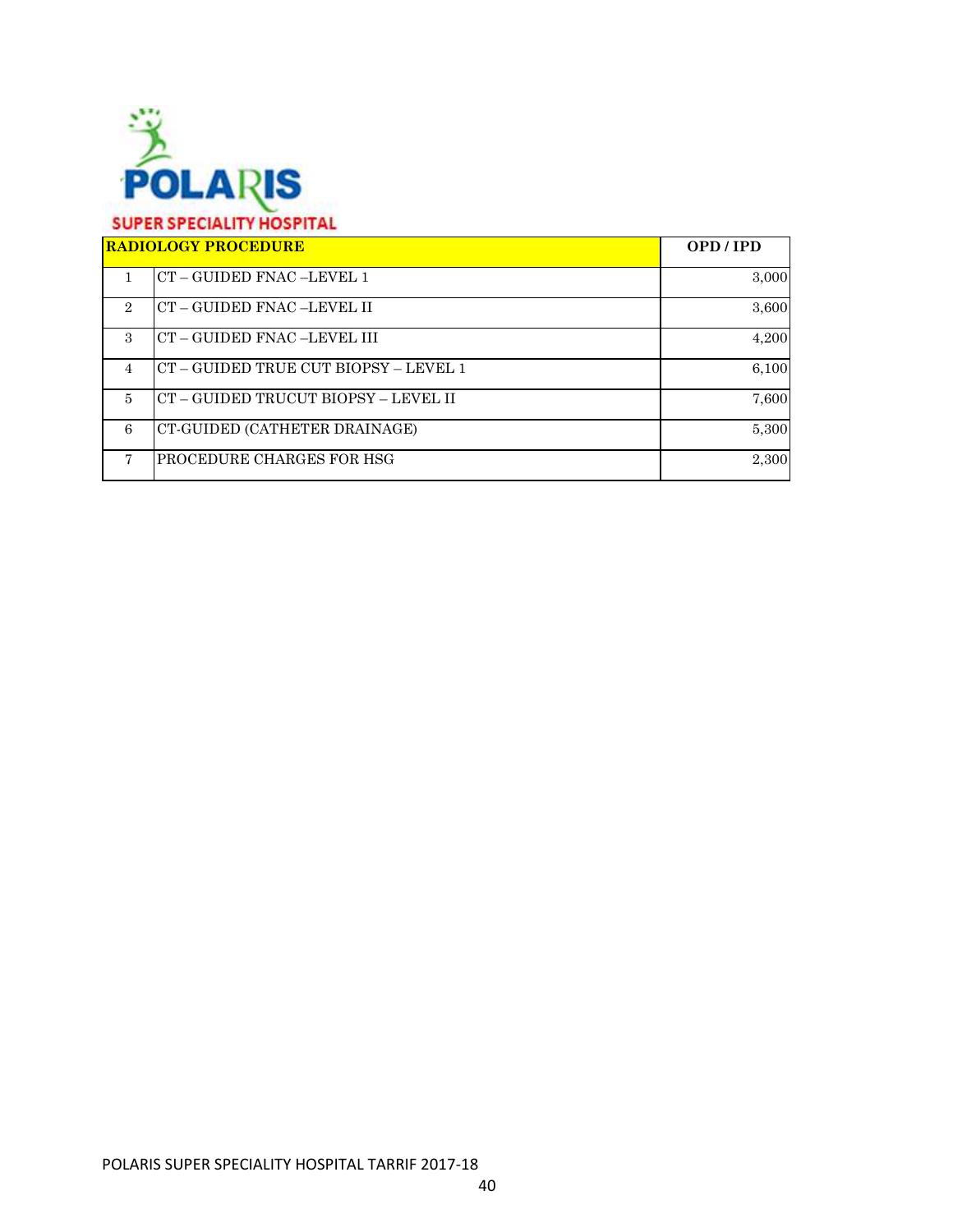**POLARIS**

**SUPER SPECIALITY HOSPITAL**

| | RADIOLOGY PROCEDURE | OPD / IPD |
|---|---|---|
| 1 | CT – GUIDED FNAC –LEVEL 1 | 3,000 |
| 2 | CT – GUIDED FNAC –LEVEL II | 3,600 |
| 3 | CT – GUIDED FNAC –LEVEL III | 4,200 |
| 4 | CT – GUIDED TRUE CUT BIOPSY – LEVEL 1 | 6,100 |
| 5 | CT – GUIDED TRUCUT BIOPSY – LEVEL II | 7,600 |
| 6 | CT-GUIDED (CATHETER DRAINAGE) | 5,300 |
| 7 | PROCEDURE CHARGES FOR HSG | 2,300 |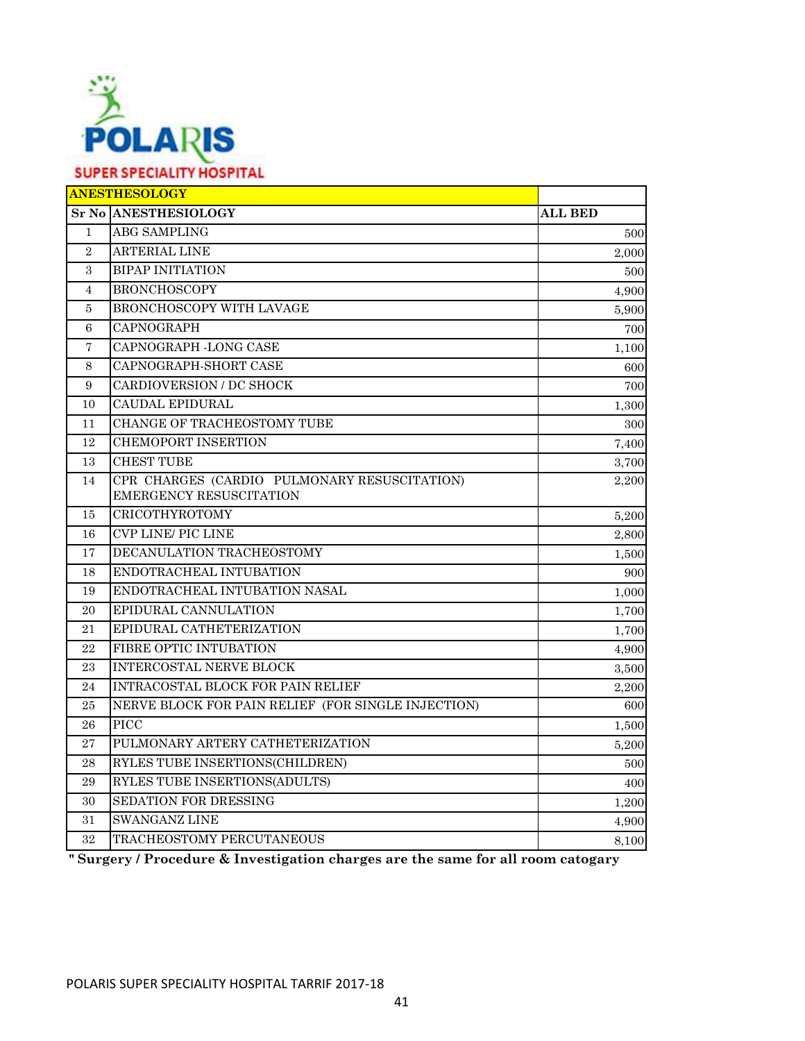POLARIS

SUPER SPECIALITY HOSPITAL

| ANESTHESOLOGY | | |
|---|---|---|
| Sr No | ANESTHESIOLOGY | ALL BED |
| 1 | ABG SAMPLING | 500 |
| 2 | ARTERIAL LINE | 2,000 |
| 3 | BIPAP INITIATION | 500 |
| 4 | BRONCHOSCOPY | 4,900 |
| 5 | BRONCHOSCOPY WITH LAVAGE | 5,900 |
| 6 | CAPNOGRAPH | 700 |
| 7 | CAPNOGRAPH -LONG CASE | 1,100 |
| 8 | CAPNOGRAPH-SHORT CASE | 600 |
| 9 | CARDIOVERSION / DC SHOCK | 700 |
| 10 | CAUDAL EPIDURAL | 1,300 |
| 11 | CHANGE OF TRACHEOSTOMY TUBE | 300 |
| 12 | CHEMOPORT INSERTION | 7,400 |
| 13 | CHEST TUBE | 3,700 |
| 14 | CPR CHARGES (CARDIO PULMONARY RESUSCITATION) EMERGENCY RESUSCITATION | 2,200 |
| 15 | CRICOTHYROTOMY | 5,200 |
| 16 | CVP LINE/ PIC LINE | 2,800 |
| 17 | DECANULATION TRACHEOSTOMY | 1,500 |
| 18 | ENDOTRACHEAL INTUBATION | 900 |
| 19 | ENDOTRACHEAL INTUBATION NASAL | 1,000 |
| 20 | EPIDURAL CANNULATION | 1,700 |
| 21 | EPIDURAL CATHETERIZATION | 1,700 |
| 22 | FIBRE OPTIC INTUBATION | 4,900 |
| 23 | INTERCOSTAL NERVE BLOCK | 3,500 |
| 24 | INTRACOSTAL BLOCK FOR PAIN RELIEF | 2,200 |
| 25 | NERVE BLOCK FOR PAIN RELIEF (FOR SINGLE INJECTION) | 600 |
| 26 | PICC | 1,500 |
| 27 | PULMONARY ARTERY CATHETERIZATION | 5,200 |
| 28 | RYLES TUBE INSERTIONS(CHILDREN) | 500 |
| 29 | RYLES TUBE INSERTIONS(ADULTS) | 400 |
| 30 | SEDATION FOR DRESSING | 1,200 |
| 31 | SWANGANZ LINE | 4,900 |
| 32 | TRACHEOSTOMY PERCUTANEOUS | 8,100 |

**" Surgery / Procedure & Investigation charges are the same for all room catogary**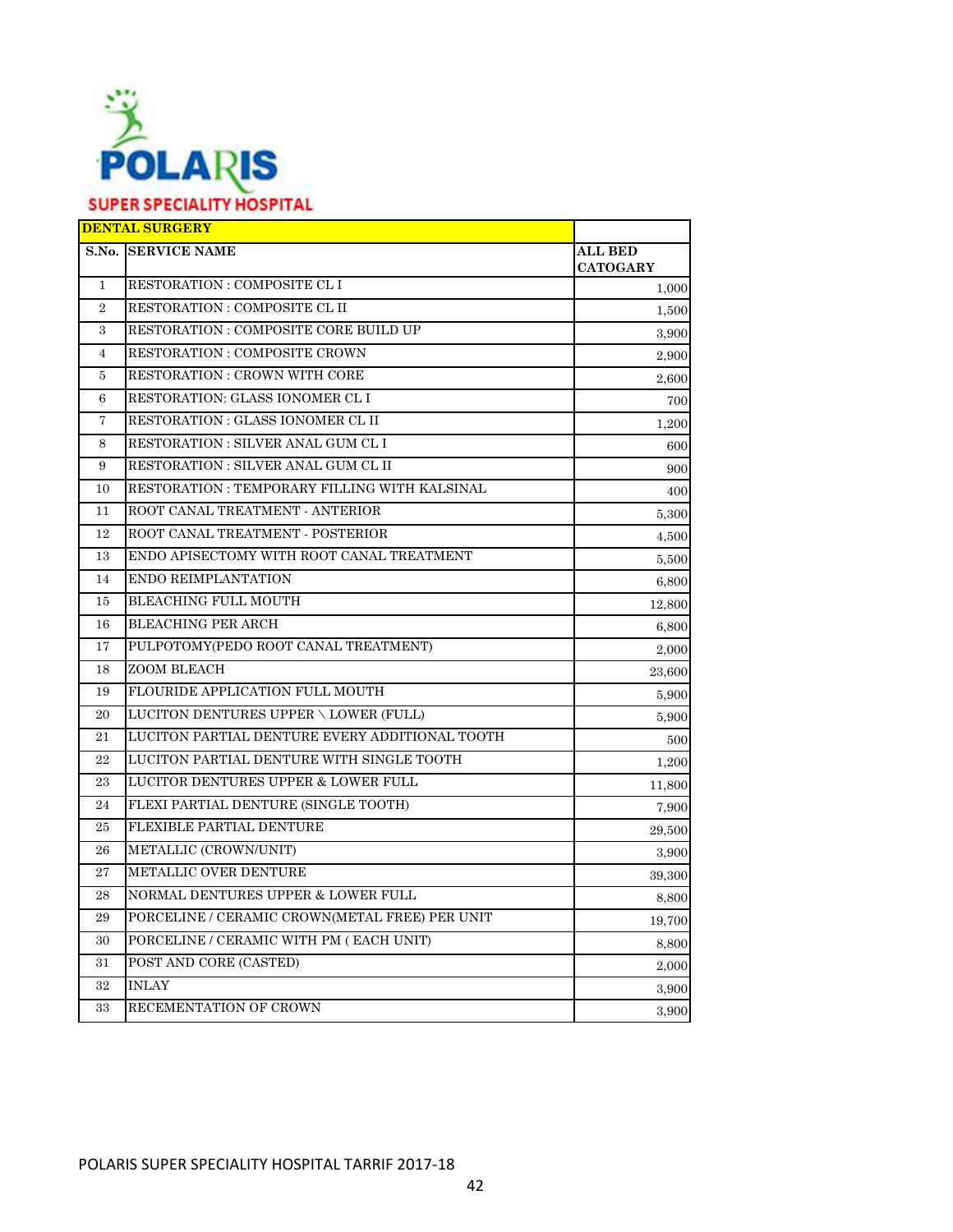POLARIS

SUPER SPECIALITY HOSPITAL

| DENTAL SURGERY | | |
|---|---|---|
| S.No. | SERVICE NAME | ALL BED CATOGARY |
| 1 | RESTORATION : COMPOSITE CL I | 1,000 |
| 2 | RESTORATION : COMPOSITE CL II | 1,500 |
| 3 | RESTORATION : COMPOSITE CORE BUILD UP | 3,900 |
| 4 | RESTORATION : COMPOSITE CROWN | 2,900 |
| 5 | RESTORATION : CROWN WITH CORE | 2,600 |
| 6 | RESTORATION: GLASS IONOMER CL I | 700 |
| 7 | RESTORATION : GLASS IONOMER CL II | 1,200 |
| 8 | RESTORATION : SILVER ANAL GUM CL I | 600 |
| 9 | RESTORATION : SILVER ANAL GUM CL II | 900 |
| 10 | RESTORATION : TEMPORARY FILLING WITH KALSINAL | 400 |
| 11 | ROOT CANAL TREATMENT - ANTERIOR | 5,300 |
| 12 | ROOT CANAL TREATMENT - POSTERIOR | 4,500 |
| 13 | ENDO APISECTOMY WITH ROOT CANAL TREATMENT | 5,500 |
| 14 | ENDO REIMPLANTATION | 6,800 |
| 15 | BLEACHING FULL MOUTH | 12,800 |
| 16 | BLEACHING PER ARCH | 6,800 |
| 17 | PULPOTOMY(PEDO ROOT CANAL TREATMENT) | 2,000 |
| 18 | ZOOM BLEACH | 23,600 |
| 19 | FLOURIDE APPLICATION FULL MOUTH | 5,900 |
| 20 | LUCITON DENTURES UPPER \ LOWER (FULL) | 5,900 |
| 21 | LUCITON PARTIAL DENTURE EVERY ADDITIONAL TOOTH | 500 |
| 22 | LUCITON PARTIAL DENTURE WITH SINGLE TOOTH | 1,200 |
| 23 | LUCITOR DENTURES UPPER & LOWER FULL | 11,800 |
| 24 | FLEXI PARTIAL DENTURE (SINGLE TOOTH) | 7,900 |
| 25 | FLEXIBLE PARTIAL DENTURE | 29,500 |
| 26 | METALLIC (CROWN/UNIT) | 3,900 |
| 27 | METALLIC OVER DENTURE | 39,300 |
| 28 | NORMAL DENTURES UPPER & LOWER FULL | 8,800 |
| 29 | PORCELINE / CERAMIC CROWN(METAL FREE) PER UNIT | 19,700 |
| 30 | PORCELINE / CERAMIC WITH PM ( EACH UNIT) | 8,800 |
| 31 | POST AND CORE (CASTED) | 2,000 |
| 32 | INLAY | 3,900 |
| 33 | RECEMENTATION OF CROWN | 3,900 |

POLARIS SUPER SPECIALITY HOSPITAL TARRIF 2017-18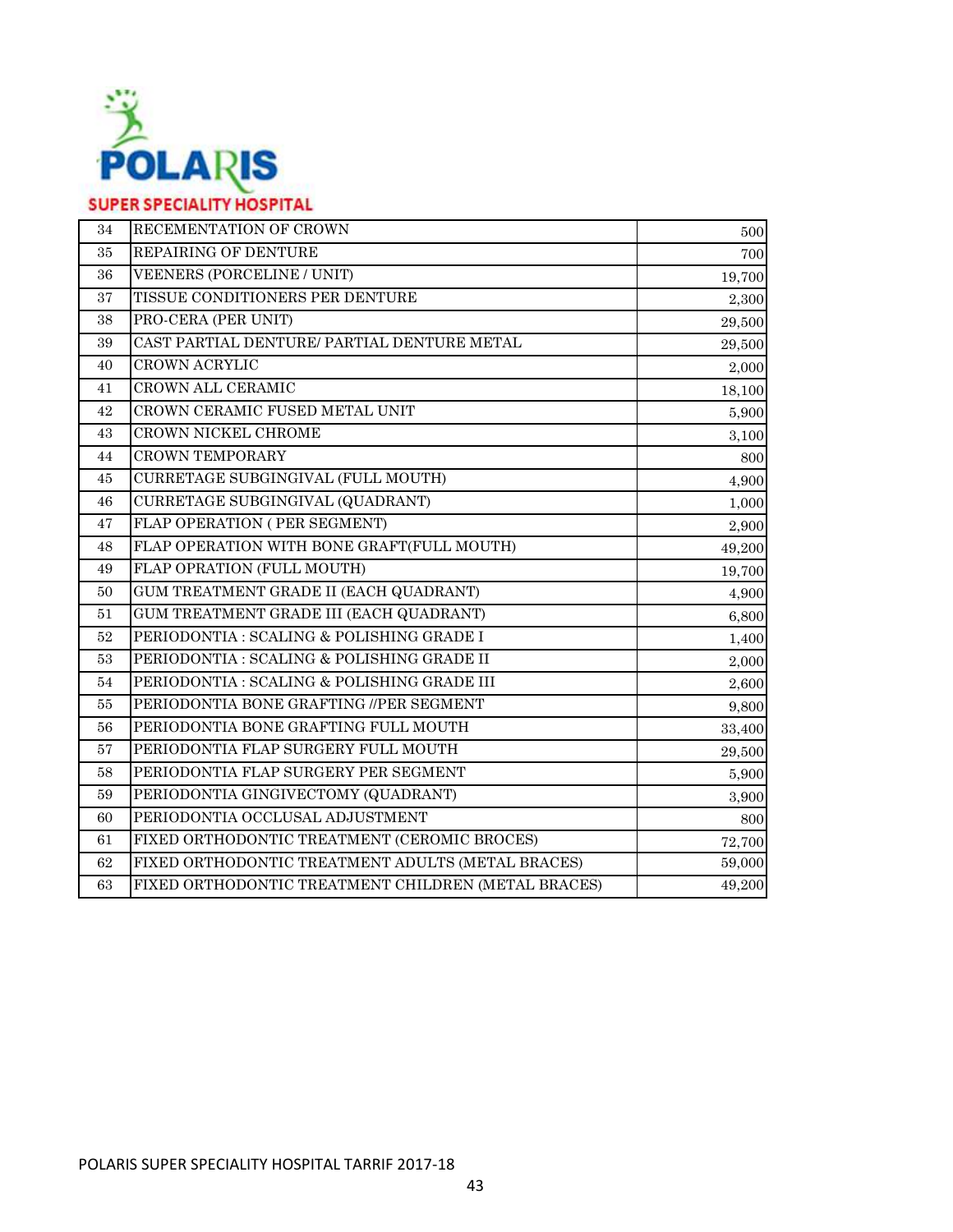| 34 | RECEMENTATION OF CROWN | 500 |
|---|---|---|
| 35 | REPAIRING OF DENTURE | 700 |
| 36 | VEENERS (PORCELINE / UNIT) | 19,700 |
| 37 | TISSUE CONDITIONERS PER DENTURE | 2,300 |
| 38 | PRO-CERA (PER UNIT) | 29,500 |
| 39 | CAST PARTIAL DENTURE/ PARTIAL DENTURE METAL | 29,500 |
| 40 | CROWN ACRYLIC | 2,000 |
| 41 | CROWN ALL CERAMIC | 18,100 |
| 42 | CROWN CERAMIC FUSED METAL UNIT | 5,900 |
| 43 | CROWN NICKEL CHROME | 3,100 |
| 44 | CROWN TEMPORARY | 800 |
| 45 | CURRETAGE SUBGINGIVAL (FULL MOUTH) | 4,900 |
| 46 | CURRETAGE SUBGINGIVAL (QUADRANT) | 1,000 |
| 47 | FLAP OPERATION ( PER SEGMENT) | 2,900 |
| 48 | FLAP OPERATION WITH BONE GRAFT(FULL MOUTH) | 49,200 |
| 49 | FLAP OPRATION (FULL MOUTH) | 19,700 |
| 50 | GUM TREATMENT GRADE II (EACH QUADRANT) | 4,900 |
| 51 | GUM TREATMENT GRADE III (EACH QUADRANT) | 6,800 |
| 52 | PERIODONTIA : SCALING & POLISHING GRADE I | 1,400 |
| 53 | PERIODONTIA : SCALING & POLISHING GRADE II | 2,000 |
| 54 | PERIODONTIA : SCALING & POLISHING GRADE III | 2,600 |
| 55 | PERIODONTIA BONE GRAFTING //PER SEGMENT | 9,800 |
| 56 | PERIODONTIA BONE GRAFTING FULL MOUTH | 33,400 |
| 57 | PERIODONTIA FLAP SURGERY FULL MOUTH | 29,500 |
| 58 | PERIODONTIA FLAP SURGERY PER SEGMENT | 5,900 |
| 59 | PERIODONTIA GINGIVECTOMY (QUADRANT) | 3,900 |
| 60 | PERIODONTIA OCCLUSAL ADJUSTMENT | 800 |
| 61 | FIXED ORTHODONTIC TREATMENT (CEROMIC BROCES) | 72,700 |
| 62 | FIXED ORTHODONTIC TREATMENT ADULTS (METAL BRACES) | 59,000 |
| 63 | FIXED ORTHODONTIC TREATMENT CHILDREN (METAL BRACES) | 49,200 |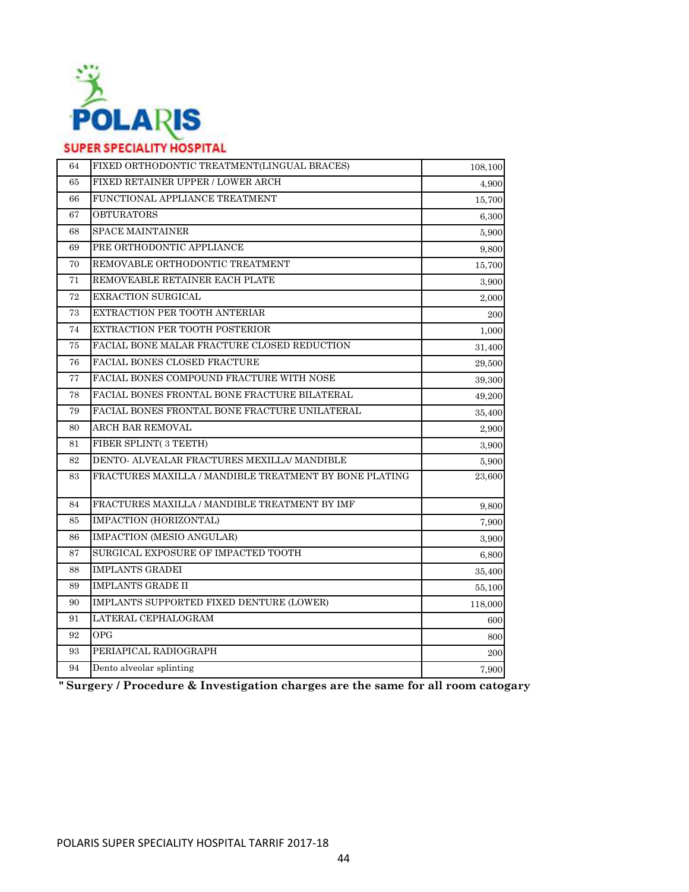**POLARIS**

**SUPER SPECIALITY HOSPITAL**

| | | |
|---|---|---|
| 64 | FIXED ORTHODONTIC TREATMENT(LINGUAL BRACES) | 108,100 |
| 65 | FIXED RETAINER UPPER / LOWER ARCH | 4,900 |
| 66 | FUNCTIONAL APPLIANCE TREATMENT | 15,700 |
| 67 | OBTURATORS | 6,300 |
| 68 | SPACE MAINTAINER | 5,900 |
| 69 | PRE ORTHODONTIC APPLIANCE | 9,800 |
| 70 | REMOVABLE ORTHODONTIC TREATMENT | 15,700 |
| 71 | REMOVEABLE RETAINER EACH PLATE | 3,900 |
| 72 | EXRACTION SURGICAL | 2,000 |
| 73 | EXTRACTION PER TOOTH ANTERIAR | 200 |
| 74 | EXTRACTION PER TOOTH POSTERIOR | 1,000 |
| 75 | FACIAL BONE MALAR FRACTURE CLOSED REDUCTION | 31,400 |
| 76 | FACIAL BONES CLOSED FRACTURE | 29,500 |
| 77 | FACIAL BONES COMPOUND FRACTURE WITH NOSE | 39,300 |
| 78 | FACIAL BONES FRONTAL BONE FRACTURE BILATERAL | 49,200 |
| 79 | FACIAL BONES FRONTAL BONE FRACTURE UNILATERAL | 35,400 |
| 80 | ARCH BAR REMOVAL | 2,900 |
| 81 | FIBER SPLINT( 3 TEETH) | 3,900 |
| 82 | DENTO- ALVEALAR FRACTURES MEXILLA/ MANDIBLE | 5,900 |
| 83 | FRACTURES MAXILLA / MANDIBLE TREATMENT BY BONE PLATING | 23,600 |
| 84 | FRACTURES MAXILLA / MANDIBLE TREATMENT BY IMF | 9,800 |
| 85 | IMPACTION (HORIZONTAL) | 7,900 |
| 86 | IMPACTION (MESIO ANGULAR) | 3,900 |
| 87 | SURGICAL EXPOSURE OF IMPACTED TOOTH | 6,800 |
| 88 | IMPLANTS GRADEI | 35,400 |
| 89 | IMPLANTS GRADE II | 55,100 |
| 90 | IMPLANTS SUPPORTED FIXED DENTURE (LOWER) | 118,000 |
| 91 | LATERAL CEPHALOGRAM | 600 |
| 92 | OPG | 800 |
| 93 | PERIAPICAL RADIOGRAPH | 200 |
| 94 | Dento alveolar splinting | 7,900 |

**" Surgery / Procedure & Investigation charges are the same for all room catogary**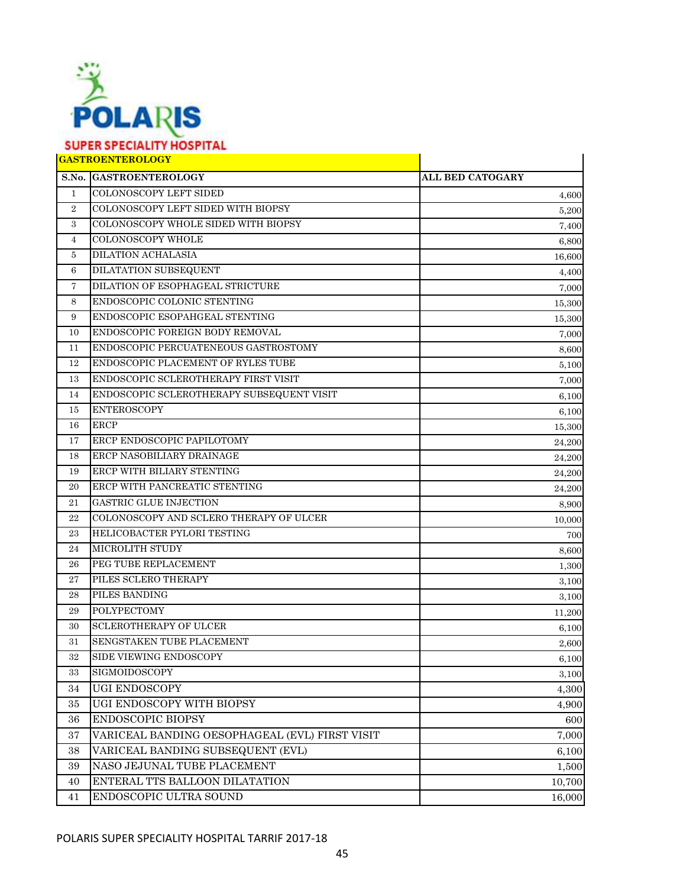POLARIS

SUPER SPECIALITY HOSPITAL

## GASTROENTEROLOGY

| S.No. | GASTROENTEROLOGY | ALL BED CATOGARY |
|---|---|---|
| 1 | COLONOSCOPY LEFT SIDED | 4,600 |
| 2 | COLONOSCOPY LEFT SIDED WITH BIOPSY | 5,200 |
| 3 | COLONOSCOPY WHOLE SIDED WITH BIOPSY | 7,400 |
| 4 | COLONOSCOPY WHOLE | 6,800 |
| 5 | DILATION ACHALASIA | 16,600 |
| 6 | DILATATION SUBSEQUENT | 4,400 |
| 7 | DILATION OF ESOPHAGEAL STRICTURE | 7,000 |
| 8 | ENDOSCOPIC COLONIC STENTING | 15,300 |
| 9 | ENDOSCOPIC ESOPAHGEAL STENTING | 15,300 |
| 10 | ENDOSCOPIC FOREIGN BODY REMOVAL | 7,000 |
| 11 | ENDOSCOPIC PERCUATENEOUS GASTROSTOMY | 8,600 |
| 12 | ENDOSCOPIC PLACEMENT OF RYLES TUBE | 5,100 |
| 13 | ENDOSCOPIC SCLEROTHERAPY FIRST VISIT | 7,000 |
| 14 | ENDOSCOPIC SCLEROTHERAPY SUBSEQUENT VISIT | 6,100 |
| 15 | ENTEROSCOPY | 6,100 |
| 16 | ERCP | 15,300 |
| 17 | ERCP ENDOSCOPIC PAPILOTOMY | 24,200 |
| 18 | ERCP NASOBILIARY DRAINAGE | 24,200 |
| 19 | ERCP WITH BILIARY STENTING | 24,200 |
| 20 | ERCP WITH PANCREATIC STENTING | 24,200 |
| 21 | GASTRIC GLUE INJECTION | 8,900 |
| 22 | COLONOSCOPY AND SCLERO THERAPY OF ULCER | 10,000 |
| 23 | HELICOBACTER PYLORI TESTING | 700 |
| 24 | MICROLITH STUDY | 8,600 |
| 26 | PEG TUBE REPLACEMENT | 1,300 |
| 27 | PILES SCLERO THERAPY | 3,100 |
| 28 | PILES BANDING | 3,100 |
| 29 | POLYPECTOMY | 11,200 |
| 30 | SCLEROTHERAPY OF ULCER | 6,100 |
| 31 | SENGSTAKEN TUBE PLACEMENT | 2,600 |
| 32 | SIDE VIEWING ENDOSCOPY | 6,100 |
| 33 | SIGMOIDOSCOPY | 3,100 |
| 34 | UGI ENDOSCOPY | 4,300 |
| 35 | UGI ENDOSCOPY WITH BIOPSY | 4,900 |
| 36 | ENDOSCOPIC BIOPSY | 600 |
| 37 | VARICEAL BANDING OESOPHAGEAL (EVL) FIRST VISIT | 7,000 |
| 38 | VARICEAL BANDING SUBSEQUENT (EVL) | 6,100 |
| 39 | NASO JEJUNAL TUBE PLACEMENT | 1,500 |
| 40 | ENTERAL TTS BALLOON DILATATION | 10,700 |
| 41 | ENDOSCOPIC ULTRA SOUND | 16,000 |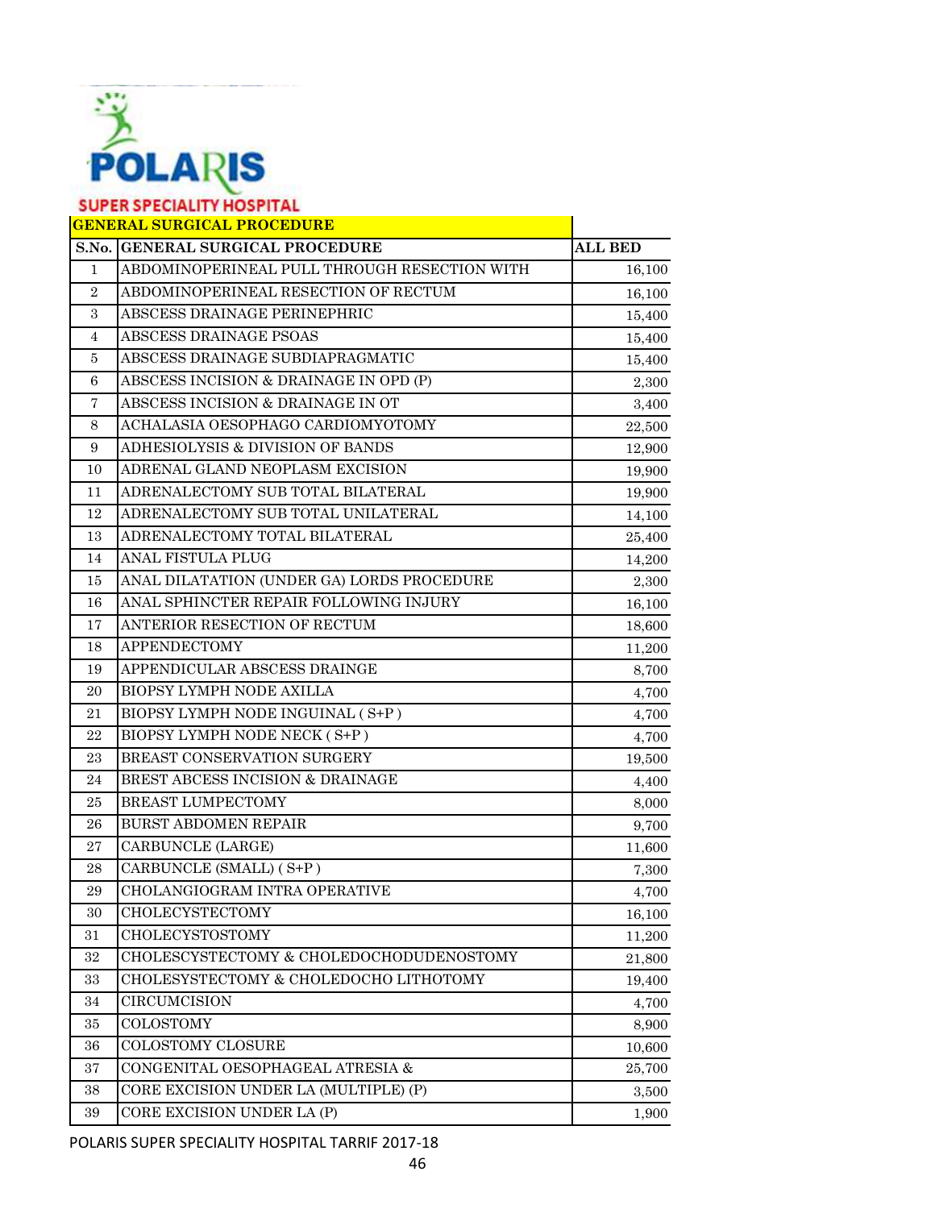**POLARIS**
**SUPER SPECIALITY HOSPITAL**

## GENERAL SURGICAL PROCEDURE

| S.No. | GENERAL SURGICAL PROCEDURE | ALL BED |
|---|---|---|
| 1 | ABDOMINOPERINEAL PULL THROUGH RESECTION WITH | 16,100 |
| 2 | ABDOMINOPERINEAL RESECTION OF RECTUM | 16,100 |
| 3 | ABSCESS DRAINAGE PERINEPHRIC | 15,400 |
| 4 | ABSCESS DRAINAGE PSOAS | 15,400 |
| 5 | ABSCESS DRAINAGE SUBDIAPRAGMATIC | 15,400 |
| 6 | ABSCESS INCISION & DRAINAGE IN OPD (P) | 2,300 |
| 7 | ABSCESS INCISION & DRAINAGE IN OT | 3,400 |
| 8 | ACHALASIA OESOPHAGO CARDIOMYOTOMY | 22,500 |
| 9 | ADHESIOLYSIS & DIVISION OF BANDS | 12,900 |
| 10 | ADRENAL GLAND NEOPLASM EXCISION | 19,900 |
| 11 | ADRENALECTOMY SUB TOTAL BILATERAL | 19,900 |
| 12 | ADRENALECTOMY SUB TOTAL UNILATERAL | 14,100 |
| 13 | ADRENALECTOMY TOTAL BILATERAL | 25,400 |
| 14 | ANAL FISTULA PLUG | 14,200 |
| 15 | ANAL DILATATION (UNDER GA) LORDS PROCEDURE | 2,300 |
| 16 | ANAL SPHINCTER REPAIR FOLLOWING INJURY | 16,100 |
| 17 | ANTERIOR RESECTION OF RECTUM | 18,600 |
| 18 | APPENDECTOMY | 11,200 |
| 19 | APPENDICULAR ABSCESS DRAINGE | 8,700 |
| 20 | BIOPSY LYMPH NODE AXILLA | 4,700 |
| 21 | BIOPSY LYMPH NODE INGUINAL ( S+P ) | 4,700 |
| 22 | BIOPSY LYMPH NODE NECK ( S+P ) | 4,700 |
| 23 | BREAST CONSERVATION SURGERY | 19,500 |
| 24 | BREST ABCESS INCISION & DRAINAGE | 4,400 |
| 25 | BREAST LUMPECTOMY | 8,000 |
| 26 | BURST ABDOMEN REPAIR | 9,700 |
| 27 | CARBUNCLE (LARGE) | 11,600 |
| 28 | CARBUNCLE (SMALL) ( S+P ) | 7,300 |
| 29 | CHOLANGIOGRAM INTRA OPERATIVE | 4,700 |
| 30 | CHOLECYSTECTOMY | 16,100 |
| 31 | CHOLECYSTOSTOMY | 11,200 |
| 32 | CHOLESCYSTECTOMY & CHOLEDOCHODUDENOSTOMY | 21,800 |
| 33 | CHOLESYSTECTOMY & CHOLEDOCHO LITHOTOMY | 19,400 |
| 34 | CIRCUMCISION | 4,700 |
| 35 | COLOSTOMY | 8,900 |
| 36 | COLOSTOMY CLOSURE | 10,600 |
| 37 | CONGENITAL OESOPHAGEAL ATRESIA & | 25,700 |
| 38 | CORE EXCISION UNDER LA (MULTIPLE) (P) | 3,500 |
| 39 | CORE EXCISION UNDER LA (P) | 1,900 |

POLARIS SUPER SPECIALITY HOSPITAL TARRIF 2017-18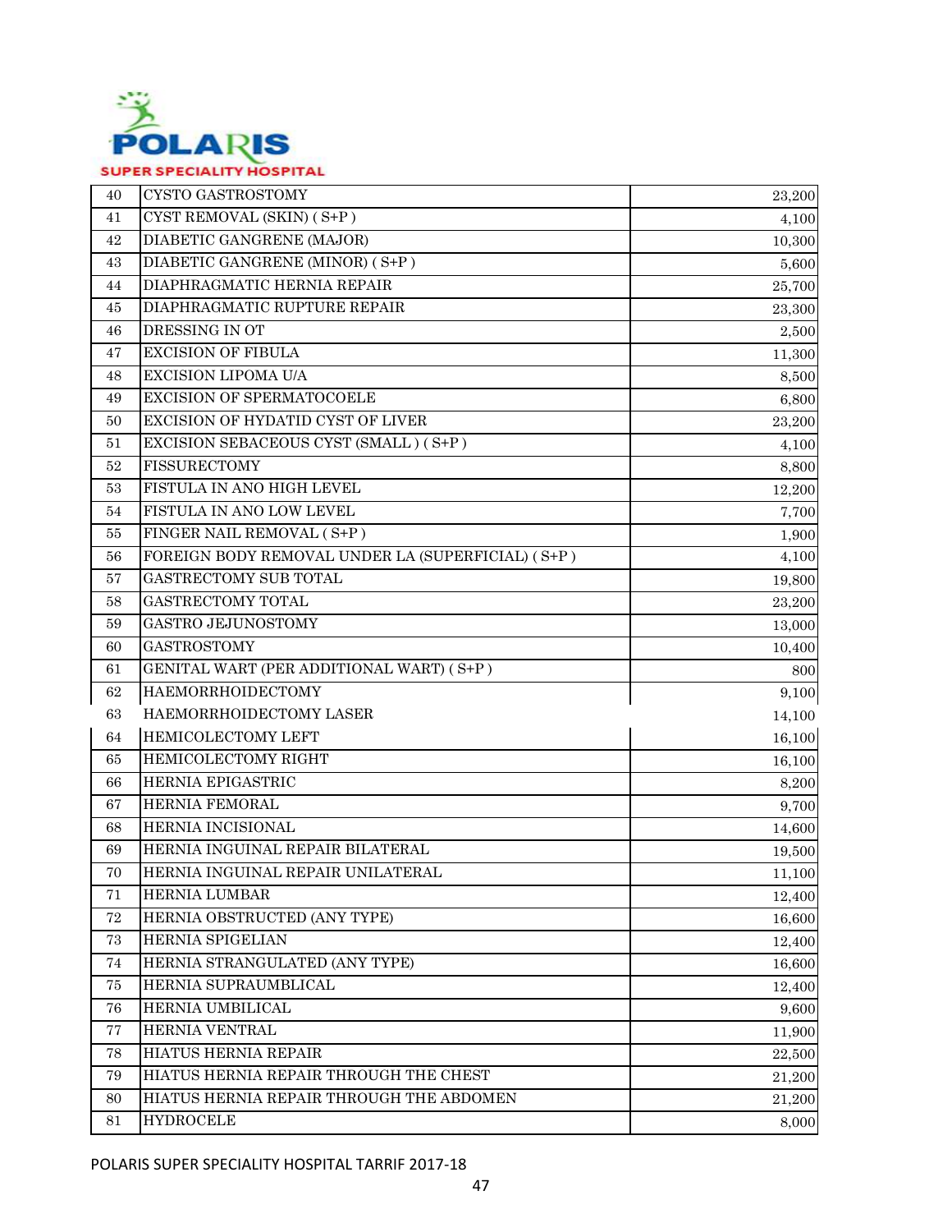| 40 | CYSTO GASTROSTOMY | 23,200 |
|---|---|---|
| 41 | CYST REMOVAL (SKIN) ( S+P ) | 4,100 |
| 42 | DIABETIC GANGRENE (MAJOR) | 10,300 |
| 43 | DIABETIC GANGRENE (MINOR) ( S+P ) | 5,600 |
| 44 | DIAPHRAGMATIC HERNIA REPAIR | 25,700 |
| 45 | DIAPHRAGMATIC RUPTURE REPAIR | 23,300 |
| 46 | DRESSING IN OT | 2,500 |
| 47 | EXCISION OF FIBULA | 11,300 |
| 48 | EXCISION LIPOMA U/A | 8,500 |
| 49 | EXCISION OF SPERMATOCOELE | 6,800 |
| 50 | EXCISION OF HYDATID CYST OF LIVER | 23,200 |
| 51 | EXCISION SEBACEOUS CYST (SMALL ) ( S+P ) | 4,100 |
| 52 | FISSURECTOMY | 8,800 |
| 53 | FISTULA IN ANO HIGH LEVEL | 12,200 |
| 54 | FISTULA IN ANO LOW LEVEL | 7,700 |
| 55 | FINGER NAIL REMOVAL ( S+P ) | 1,900 |
| 56 | FOREIGN BODY REMOVAL UNDER LA (SUPERFICIAL) ( S+P ) | 4,100 |
| 57 | GASTRECTOMY SUB TOTAL | 19,800 |
| 58 | GASTRECTOMY TOTAL | 23,200 |
| 59 | GASTRO JEJUNOSTOMY | 13,000 |
| 60 | GASTROSTOMY | 10,400 |
| 61 | GENITAL WART (PER ADDITIONAL WART) ( S+P ) | 800 |
| 62 | HAEMORRHOIDECTOMY | 9,100 |
| 63 | HAEMORRHOIDECTOMY LASER | 14,100 |
| 64 | HEMICOLECTOMY LEFT | 16,100 |
| 65 | HEMICOLECTOMY RIGHT | 16,100 |
| 66 | HERNIA EPIGASTRIC | 8,200 |
| 67 | HERNIA FEMORAL | 9,700 |
| 68 | HERNIA INCISIONAL | 14,600 |
| 69 | HERNIA INGUINAL REPAIR BILATERAL | 19,500 |
| 70 | HERNIA INGUINAL REPAIR UNILATERAL | 11,100 |
| 71 | HERNIA LUMBAR | 12,400 |
| 72 | HERNIA OBSTRUCTED (ANY TYPE) | 16,600 |
| 73 | HERNIA SPIGELIAN | 12,400 |
| 74 | HERNIA STRANGULATED (ANY TYPE) | 16,600 |
| 75 | HERNIA SUPRAUMBLICAL | 12,400 |
| 76 | HERNIA UMBILICAL | 9,600 |
| 77 | HERNIA VENTRAL | 11,900 |
| 78 | HIATUS HERNIA REPAIR | 22,500 |
| 79 | HIATUS HERNIA REPAIR THROUGH THE CHEST | 21,200 |
| 80 | HIATUS HERNIA REPAIR THROUGH THE ABDOMEN | 21,200 |
| 81 | HYDROCELE | 8,000 |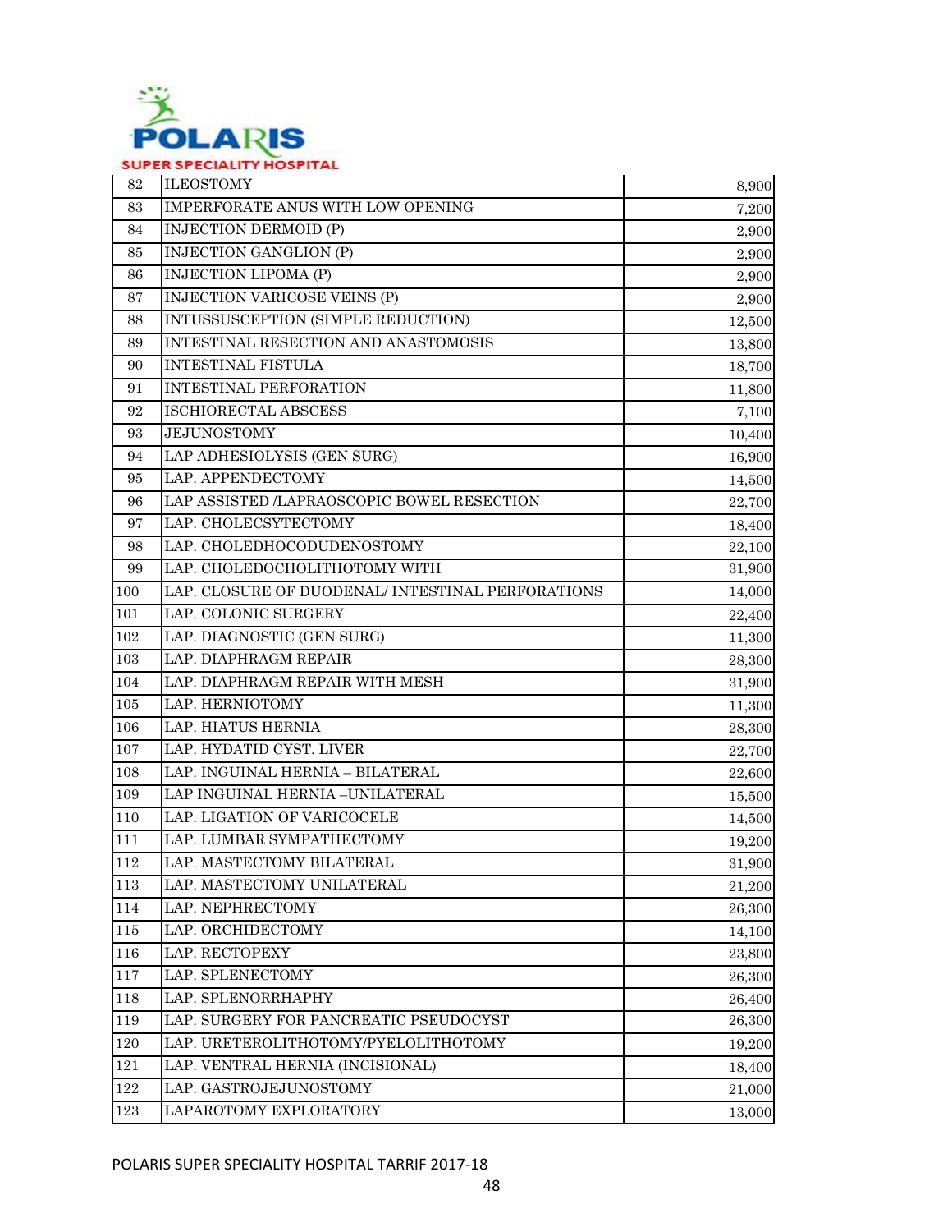| 82 | ILEOSTOMY | 8,900 |
|---|---|---|
| 83 | IMPERFORATE ANUS WITH LOW OPENING | 7,200 |
| 84 | INJECTION DERMOID (P) | 2,900 |
| 85 | INJECTION GANGLION (P) | 2,900 |
| 86 | INJECTION LIPOMA (P) | 2,900 |
| 87 | INJECTION VARICOSE VEINS (P) | 2,900 |
| 88 | INTUSSUSCEPTION (SIMPLE REDUCTION) | 12,500 |
| 89 | INTESTINAL RESECTION AND ANASTOMOSIS | 13,800 |
| 90 | INTESTINAL FISTULA | 18,700 |
| 91 | INTESTINAL PERFORATION | 11,800 |
| 92 | ISCHIORECTAL ABSCESS | 7,100 |
| 93 | JEJUNOSTOMY | 10,400 |
| 94 | LAP ADHESIOLYSIS (GEN SURG) | 16,900 |
| 95 | LAP. APPENDECTOMY | 14,500 |
| 96 | LAP ASSISTED /LAPRAOSCOPIC BOWEL RESECTION | 22,700 |
| 97 | LAP. CHOLECSYTECTOMY | 18,400 |
| 98 | LAP. CHOLEDHOCODUDENOSTOMY | 22,100 |
| 99 | LAP. CHOLEDOCHOLITHOTOMY WITH | 31,900 |
| 100 | LAP. CLOSURE OF DUODENAL/ INTESTINAL PERFORATIONS | 14,000 |
| 101 | LAP. COLONIC SURGERY | 22,400 |
| 102 | LAP. DIAGNOSTIC (GEN SURG) | 11,300 |
| 103 | LAP. DIAPHRAGM REPAIR | 28,300 |
| 104 | LAP. DIAPHRAGM REPAIR WITH MESH | 31,900 |
| 105 | LAP. HERNIOTOMY | 11,300 |
| 106 | LAP. HIATUS HERNIA | 28,300 |
| 107 | LAP. HYDATID CYST. LIVER | 22,700 |
| 108 | LAP. INGUINAL HERNIA – BILATERAL | 22,600 |
| 109 | LAP INGUINAL HERNIA –UNILATERAL | 15,500 |
| 110 | LAP. LIGATION OF VARICOCELE | 14,500 |
| 111 | LAP. LUMBAR SYMPATHECTOMY | 19,200 |
| 112 | LAP. MASTECTOMY BILATERAL | 31,900 |
| 113 | LAP. MASTECTOMY UNILATERAL | 21,200 |
| 114 | LAP. NEPHRECTOMY | 26,300 |
| 115 | LAP. ORCHIDECTOMY | 14,100 |
| 116 | LAP. RECTOPEXY | 23,800 |
| 117 | LAP. SPLENECTOMY | 26,300 |
| 118 | LAP. SPLENORRHAPHY | 26,400 |
| 119 | LAP. SURGERY FOR PANCREATIC PSEUDOCYST | 26,300 |
| 120 | LAP. URETEROLITHOTOMY/PYELOLITHOTOMY | 19,200 |
| 121 | LAP. VENTRAL HERNIA (INCISIONAL) | 18,400 |
| 122 | LAP. GASTROJEJUNOSTOMY | 21,000 |
| 123 | LAPAROTOMY EXPLORATORY | 13,000 |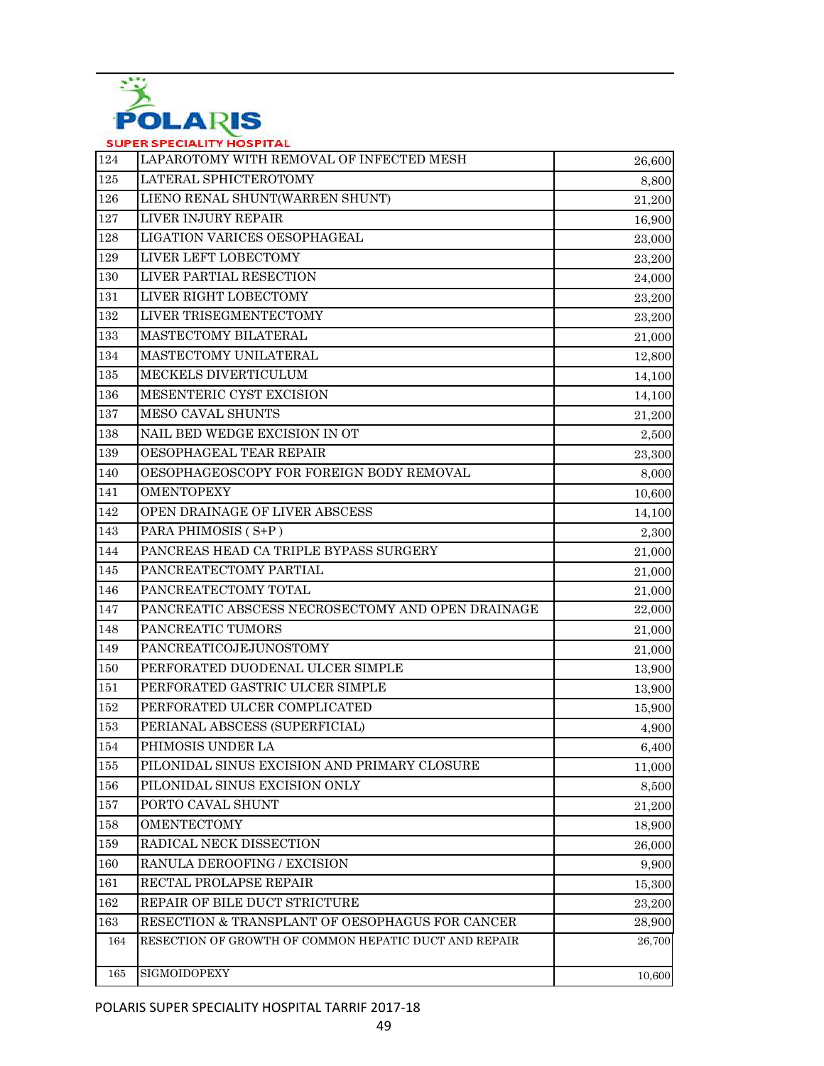| 124 | LAPAROTOMY WITH REMOVAL OF INFECTED MESH | 26,600 |
|---|---|---|
| 125 | LATERAL SPHICTEROTOMY | 8,800 |
| 126 | LIENO RENAL SHUNT(WARREN SHUNT) | 21,200 |
| 127 | LIVER INJURY REPAIR | 16,900 |
| 128 | LIGATION VARICES OESOPHAGEAL | 23,000 |
| 129 | LIVER LEFT LOBECTOMY | 23,200 |
| 130 | LIVER PARTIAL RESECTION | 24,000 |
| 131 | LIVER RIGHT LOBECTOMY | 23,200 |
| 132 | LIVER TRISEGMENTECTOMY | 23,200 |
| 133 | MASTECTOMY BILATERAL | 21,000 |
| 134 | MASTECTOMY UNILATERAL | 12,800 |
| 135 | MECKELS DIVERTICULUM | 14,100 |
| 136 | MESENTERIC CYST EXCISION | 14,100 |
| 137 | MESO CAVAL SHUNTS | 21,200 |
| 138 | NAIL BED WEDGE EXCISION IN OT | 2,500 |
| 139 | OESOPHAGEAL TEAR REPAIR | 23,300 |
| 140 | OESOPHAGEOSCOPY FOR FOREIGN BODY REMOVAL | 8,000 |
| 141 | OMENTOPEXY | 10,600 |
| 142 | OPEN DRAINAGE OF LIVER ABSCESS | 14,100 |
| 143 | PARA PHIMOSIS ( S+P ) | 2,300 |
| 144 | PANCREAS HEAD CA TRIPLE BYPASS SURGERY | 21,000 |
| 145 | PANCREATECTOMY PARTIAL | 21,000 |
| 146 | PANCREATECTOMY TOTAL | 21,000 |
| 147 | PANCREATIC ABSCESS NECROSECTOMY AND OPEN DRAINAGE | 22,000 |
| 148 | PANCREATIC TUMORS | 21,000 |
| 149 | PANCREATICOJEJUNOSTOMY | 21,000 |
| 150 | PERFORATED DUODENAL ULCER SIMPLE | 13,900 |
| 151 | PERFORATED GASTRIC ULCER SIMPLE | 13,900 |
| 152 | PERFORATED ULCER COMPLICATED | 15,900 |
| 153 | PERIANAL ABSCESS (SUPERFICIAL) | 4,900 |
| 154 | PHIMOSIS UNDER LA | 6,400 |
| 155 | PILONIDAL SINUS EXCISION AND PRIMARY CLOSURE | 11,000 |
| 156 | PILONIDAL SINUS EXCISION ONLY | 8,500 |
| 157 | PORTO CAVAL SHUNT | 21,200 |
| 158 | OMENTECTOMY | 18,900 |
| 159 | RADICAL NECK DISSECTION | 26,000 |
| 160 | RANULA DEROOFING / EXCISION | 9,900 |
| 161 | RECTAL PROLAPSE REPAIR | 15,300 |
| 162 | REPAIR OF BILE DUCT STRICTURE | 23,200 |
| 163 | RESECTION & TRANSPLANT OF OESOPHAGUS FOR CANCER | 28,900 |
| 164 | RESECTION OF GROWTH OF COMMON HEPATIC DUCT AND REPAIR | 26,700 |
| 165 | SIGMOIDOPEXY | 10,600 |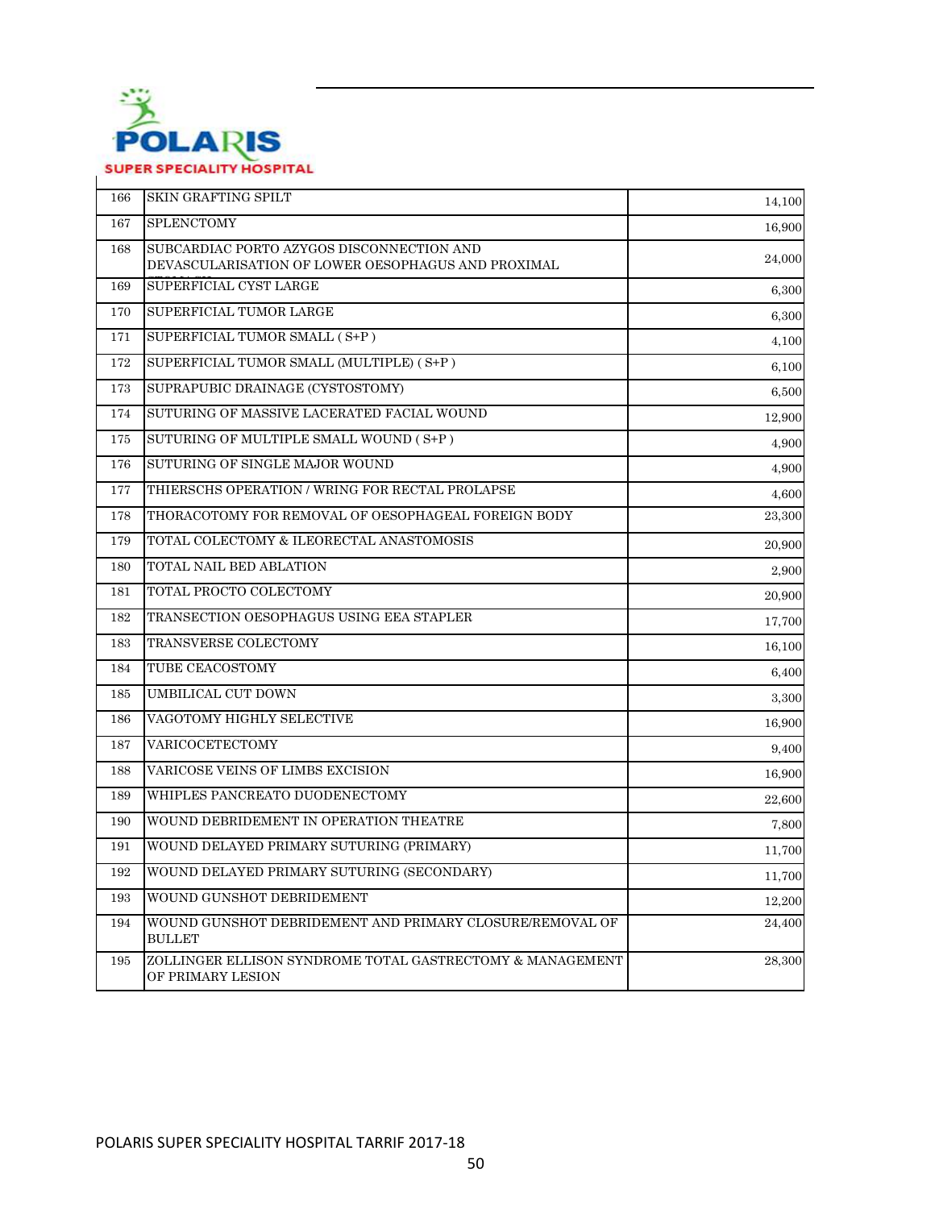| 166 | SKIN GRAFTING SPILT | 14,100 |
|---|---|---|
| 167 | SPLENCTOMY | 16,900 |
| 168 | SUBCARDIAC PORTO AZYGOS DISCONNECTION AND DEVASCULARISATION OF LOWER OESOPHAGUS AND PROXIMAL | 24,000 |
| 169 | SUPERFICIAL CYST LARGE | 6,300 |
| 170 | SUPERFICIAL TUMOR LARGE | 6,300 |
| 171 | SUPERFICIAL TUMOR SMALL ( S+P ) | 4,100 |
| 172 | SUPERFICIAL TUMOR SMALL (MULTIPLE) ( S+P ) | 6,100 |
| 173 | SUPRAPUBIC DRAINAGE (CYSTOSTOMY) | 6,500 |
| 174 | SUTURING OF MASSIVE LACERATED FACIAL WOUND | 12,900 |
| 175 | SUTURING OF MULTIPLE SMALL WOUND ( S+P ) | 4,900 |
| 176 | SUTURING OF SINGLE MAJOR WOUND | 4,900 |
| 177 | THIERSCHS OPERATION / WRING FOR RECTAL PROLAPSE | 4,600 |
| 178 | THORACOTOMY FOR REMOVAL OF OESOPHAGEAL FOREIGN BODY | 23,300 |
| 179 | TOTAL COLECTOMY & ILEORECTAL ANASTOMOSIS | 20,900 |
| 180 | TOTAL NAIL BED ABLATION | 2,900 |
| 181 | TOTAL PROCTO COLECTOMY | 20,900 |
| 182 | TRANSECTION OESOPHAGUS USING EEA STAPLER | 17,700 |
| 183 | TRANSVERSE COLECTOMY | 16,100 |
| 184 | TUBE CEACOSTOMY | 6,400 |
| 185 | UMBILICAL CUT DOWN | 3,300 |
| 186 | VAGOTOMY HIGHLY SELECTIVE | 16,900 |
| 187 | VARICOCETECTOMY | 9,400 |
| 188 | VARICOSE VEINS OF LIMBS EXCISION | 16,900 |
| 189 | WHIPLES PANCREATO DUODENECTOMY | 22,600 |
| 190 | WOUND DEBRIDEMENT IN OPERATION THEATRE | 7,800 |
| 191 | WOUND DELAYED PRIMARY SUTURING (PRIMARY) | 11,700 |
| 192 | WOUND DELAYED PRIMARY SUTURING (SECONDARY) | 11,700 |
| 193 | WOUND GUNSHOT DEBRIDEMENT | 12,200 |
| 194 | WOUND GUNSHOT DEBRIDEMENT AND PRIMARY CLOSURE/REMOVAL OF BULLET | 24,400 |
| 195 | ZOLLINGER ELLISON SYNDROME TOTAL GASTRECTOMY & MANAGEMENT OF PRIMARY LESION | 28,300 |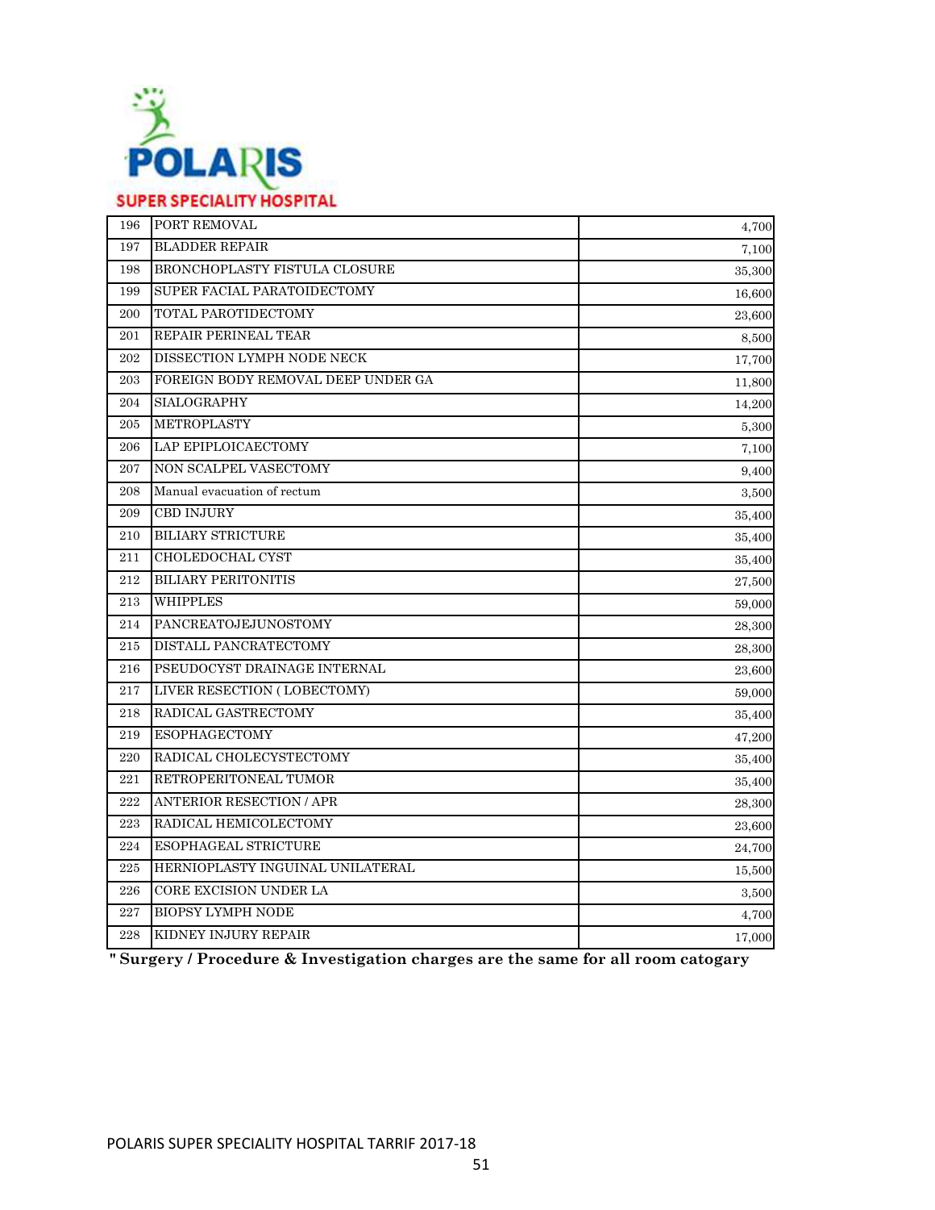**POLARIS SUPER SPECIALITY HOSPITAL**

| | | |
|---|---|---|
| 196 | PORT REMOVAL | 4,700 |
| 197 | BLADDER REPAIR | 7,100 |
| 198 | BRONCHOPLASTY FISTULA CLOSURE | 35,300 |
| 199 | SUPER FACIAL PARATOIDECTOMY | 16,600 |
| 200 | TOTAL PAROTIDECTOMY | 23,600 |
| 201 | REPAIR PERINEAL TEAR | 8,500 |
| 202 | DISSECTION LYMPH NODE NECK | 17,700 |
| 203 | FOREIGN BODY REMOVAL DEEP UNDER GA | 11,800 |
| 204 | SIALOGRAPHY | 14,200 |
| 205 | METROPLASTY | 5,300 |
| 206 | LAP EPIPLOICAECTOMY | 7,100 |
| 207 | NON SCALPEL VASECTOMY | 9,400 |
| 208 | Manual evacuation of rectum | 3,500 |
| 209 | CBD INJURY | 35,400 |
| 210 | BILIARY STRICTURE | 35,400 |
| 211 | CHOLEDOCHAL CYST | 35,400 |
| 212 | BILIARY PERITONITIS | 27,500 |
| 213 | WHIPPLES | 59,000 |
| 214 | PANCREATOJEJUNOSTOMY | 28,300 |
| 215 | DISTALL PANCRATECTOMY | 28,300 |
| 216 | PSEUDOCYST DRAINAGE INTERNAL | 23,600 |
| 217 | LIVER RESECTION ( LOBECTOMY) | 59,000 |
| 218 | RADICAL GASTRECTOMY | 35,400 |
| 219 | ESOPHAGECTOMY | 47,200 |
| 220 | RADICAL CHOLECYSTECTOMY | 35,400 |
| 221 | RETROPERITONEAL TUMOR | 35,400 |
| 222 | ANTERIOR RESECTION / APR | 28,300 |
| 223 | RADICAL HEMICOLECTOMY | 23,600 |
| 224 | ESOPHAGEAL STRICTURE | 24,700 |
| 225 | HERNIOPLASTY INGUINAL UNILATERAL | 15,500 |
| 226 | CORE EXCISION UNDER LA | 3,500 |
| 227 | BIOPSY LYMPH NODE | 4,700 |
| 228 | KIDNEY INJURY REPAIR | 17,000 |

**" Surgery / Procedure & Investigation charges are the same for all room catogary**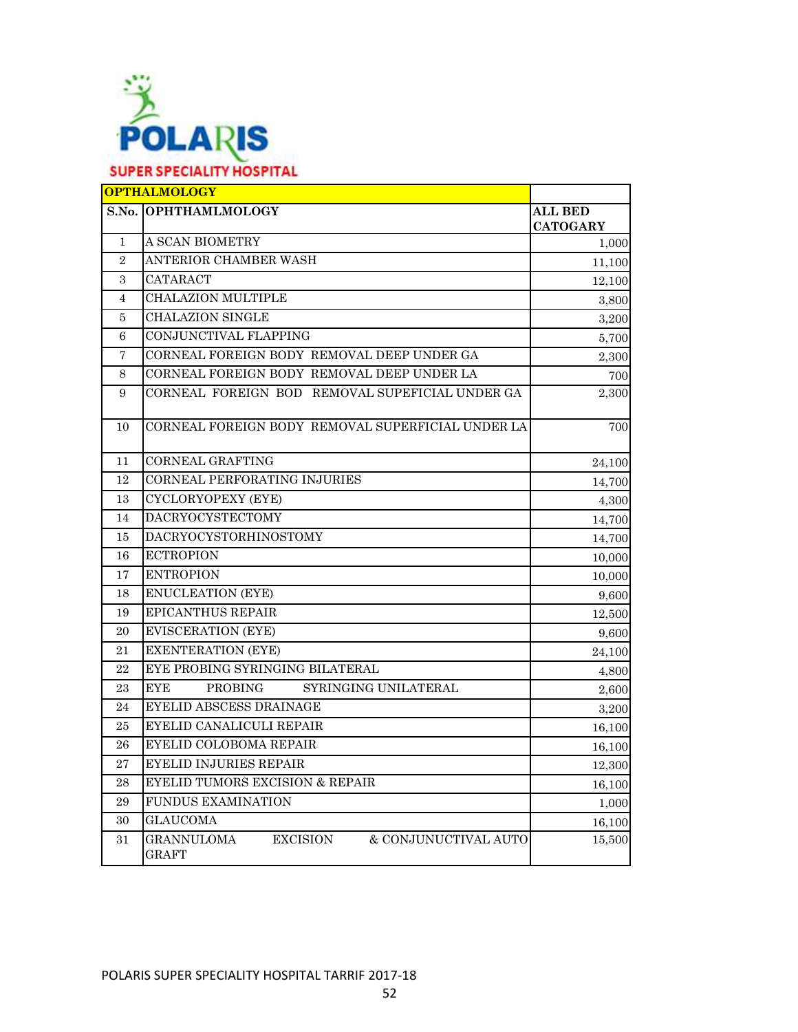POLARIS

SUPER SPECIALITY HOSPITAL

| OPTHALMOLOGY | | |
|---|---|---|
| S.No. | OPHTHAMLMOLOGY | ALL BED CATOGARY |
| 1 | A SCAN BIOMETRY | 1,000 |
| 2 | ANTERIOR CHAMBER WASH | 11,100 |
| 3 | CATARACT | 12,100 |
| 4 | CHALAZION MULTIPLE | 3,800 |
| 5 | CHALAZION SINGLE | 3,200 |
| 6 | CONJUNCTIVAL FLAPPING | 5,700 |
| 7 | CORNEAL FOREIGN BODY REMOVAL DEEP UNDER GA | 2,300 |
| 8 | CORNEAL FOREIGN BODY REMOVAL DEEP UNDER LA | 700 |
| 9 | CORNEAL FOREIGN BOD REMOVAL SUPEFICIAL UNDER GA | 2,300 |
| 10 | CORNEAL FOREIGN BODY REMOVAL SUPERFICIAL UNDER LA | 700 |
| 11 | CORNEAL GRAFTING | 24,100 |
| 12 | CORNEAL PERFORATING INJURIES | 14,700 |
| 13 | CYCLORYOPEXY (EYE) | 4,300 |
| 14 | DACRYOCYSTECTOMY | 14,700 |
| 15 | DACRYOCYSTORHINOSTOMY | 14,700 |
| 16 | ECTROPION | 10,000 |
| 17 | ENTROPION | 10,000 |
| 18 | ENUCLEATION (EYE) | 9,600 |
| 19 | EPICANTHUS REPAIR | 12,500 |
| 20 | EVISCERATION (EYE) | 9,600 |
| 21 | EXENTERATION (EYE) | 24,100 |
| 22 | EYE PROBING SYRINGING BILATERAL | 4,800 |
| 23 | EYE PROBING SYRINGING UNILATERAL | 2,600 |
| 24 | EYELID ABSCESS DRAINAGE | 3,200 |
| 25 | EYELID CANALICULI REPAIR | 16,100 |
| 26 | EYELID COLOBOMA REPAIR | 16,100 |
| 27 | EYELID INJURIES REPAIR | 12,300 |
| 28 | EYELID TUMORS EXCISION & REPAIR | 16,100 |
| 29 | FUNDUS EXAMINATION | 1,000 |
| 30 | GLAUCOMA | 16,100 |
| 31 | GRANNULOMA EXCISION & CONJUNUCTIVAL AUTO GRAFT | 15,500 |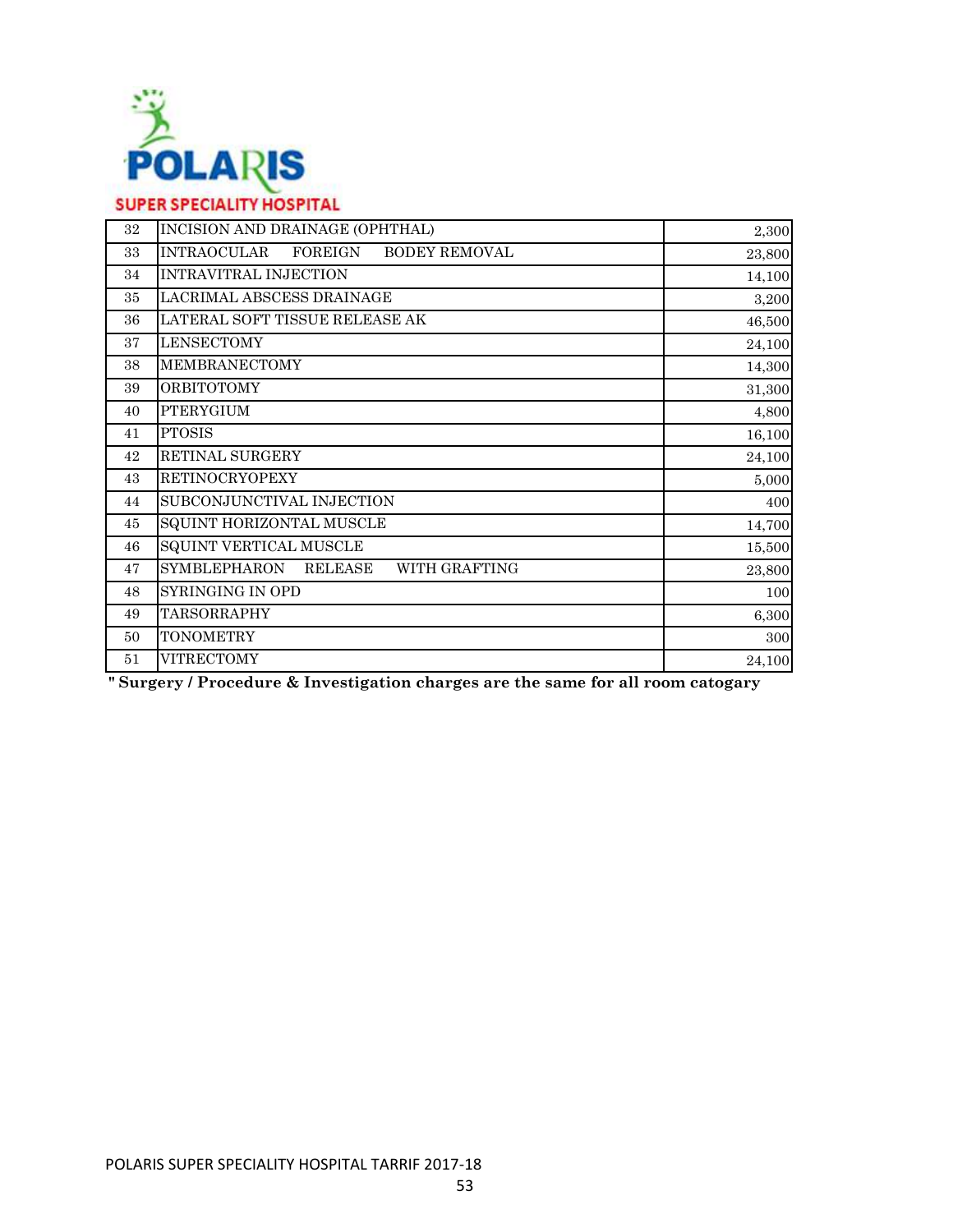| | | |
|---|---|---|
| 32 | INCISION AND DRAINAGE (OPHTHAL) | 2,300 |
| 33 | INTRAOCULAR FOREIGN BODEY REMOVAL | 23,800 |
| 34 | INTRAVITRAL INJECTION | 14,100 |
| 35 | LACRIMAL ABSCESS DRAINAGE | 3,200 |
| 36 | LATERAL SOFT TISSUE RELEASE AK | 46,500 |
| 37 | LENSECTOMY | 24,100 |
| 38 | MEMBRANECTOMY | 14,300 |
| 39 | ORBITOTOMY | 31,300 |
| 40 | PTERYGIUM | 4,800 |
| 41 | PTOSIS | 16,100 |
| 42 | RETINAL SURGERY | 24,100 |
| 43 | RETINOCRYOPEXY | 5,000 |
| 44 | SUBCONJUNCTIVAL INJECTION | 400 |
| 45 | SQUINT HORIZONTAL MUSCLE | 14,700 |
| 46 | SQUINT VERTICAL MUSCLE | 15,500 |
| 47 | SYMBLEPHARON RELEASE WITH GRAFTING | 23,800 |
| 48 | SYRINGING IN OPD | 100 |
| 49 | TARSORRAPHY | 6,300 |
| 50 | TONOMETRY | 300 |
| 51 | VITRECTOMY | 24,100 |

**" Surgery / Procedure & Investigation charges are the same for all room catogary**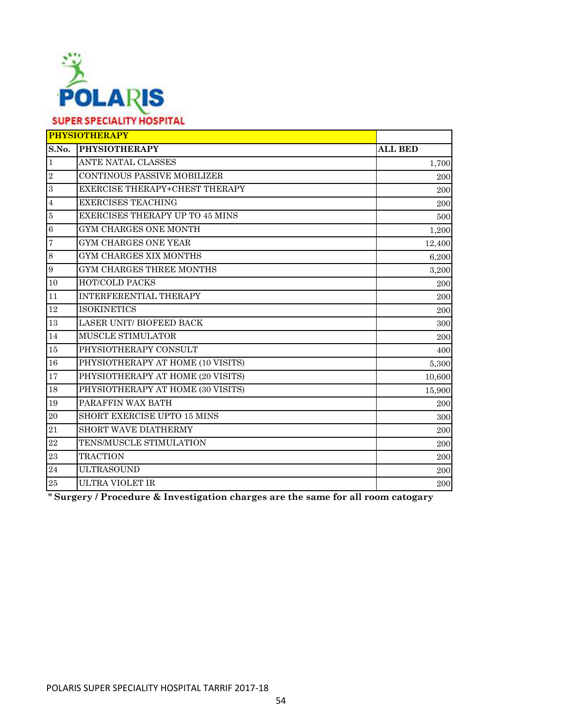# POLARIS SUPER SPECIALITY HOSPITAL

| PHYSIOTHERAPY | | |
|---|---|---|
| S.No. | PHYSIOTHERAPY | ALL BED |
| 1 | ANTE NATAL CLASSES | 1,700 |
| 2 | CONTINOUS PASSIVE MOBILIZER | 200 |
| 3 | EXERCISE THERAPY+CHEST THERAPY | 200 |
| 4 | EXERCISES TEACHING | 200 |
| 5 | EXERCISES THERAPY UP TO 45 MINS | 500 |
| 6 | GYM CHARGES ONE MONTH | 1,200 |
| 7 | GYM CHARGES ONE YEAR | 12,400 |
| 8 | GYM CHARGES XIX MONTHS | 6,200 |
| 9 | GYM CHARGES THREE MONTHS | 3,200 |
| 10 | HOT/COLD PACKS | 200 |
| 11 | INTERFERENTIAL THERAPY | 200 |
| 12 | ISOKINETICS | 200 |
| 13 | LASER UNIT/ BIOFEED BACK | 300 |
| 14 | MUSCLE STIMULATOR | 200 |
| 15 | PHYSIOTHERAPY CONSULT | 400 |
| 16 | PHYSIOTHERAPY AT HOME (10 VISITS) | 5,300 |
| 17 | PHYSIOTHERAPY AT HOME (20 VISITS) | 10,600 |
| 18 | PHYSIOTHERAPY AT HOME (30 VISITS) | 15,900 |
| 19 | PARAFFIN WAX BATH | 200 |
| 20 | SHORT EXERCISE UPTO 15 MINS | 300 |
| 21 | SHORT WAVE DIATHERMY | 200 |
| 22 | TENS/MUSCLE STIMULATION | 200 |
| 23 | TRACTION | 200 |
| 24 | ULTRASOUND | 200 |
| 25 | ULTRA VIOLET IR | 200 |

**" Surgery / Procedure & Investigation charges are the same for all room catogary**

POLARIS SUPER SPECIALITY HOSPITAL TARRIF 2017-18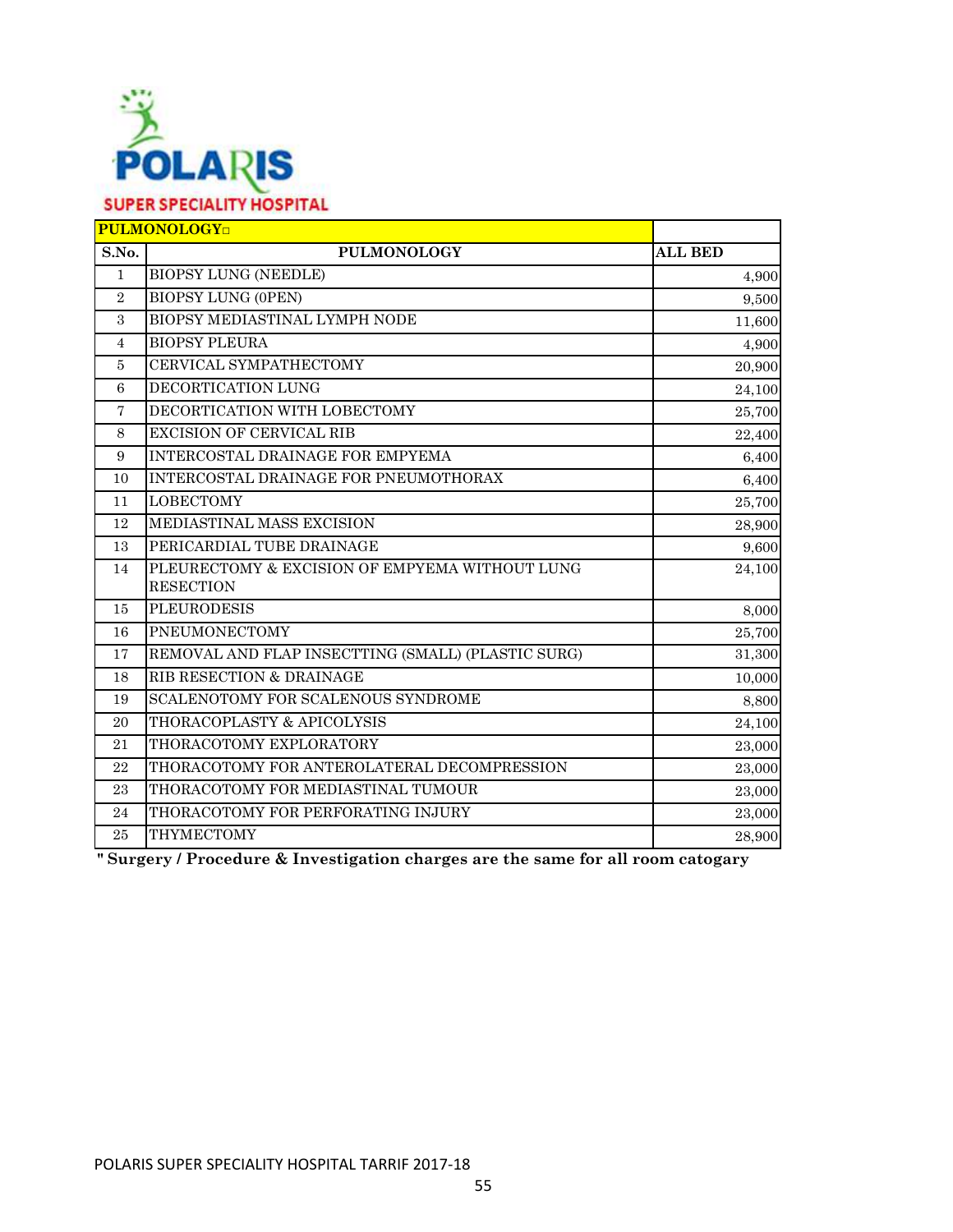POLARIS

SUPER SPECIALITY HOSPITAL

| PULMONOLOGY | | |
|---|---|---|
| S.No. | PULMONOLOGY | ALL BED |
| 1 | BIOPSY LUNG (NEEDLE) | 4,900 |
| 2 | BIOPSY LUNG (0PEN) | 9,500 |
| 3 | BIOPSY MEDIASTINAL LYMPH NODE | 11,600 |
| 4 | BIOPSY PLEURA | 4,900 |
| 5 | CERVICAL SYMPATHECTOMY | 20,900 |
| 6 | DECORTICATION LUNG | 24,100 |
| 7 | DECORTICATION WITH LOBECTOMY | 25,700 |
| 8 | EXCISION OF CERVICAL RIB | 22,400 |
| 9 | INTERCOSTAL DRAINAGE FOR EMPYEMA | 6,400 |
| 10 | INTERCOSTAL DRAINAGE FOR PNEUMOTHORAX | 6,400 |
| 11 | LOBECTOMY | 25,700 |
| 12 | MEDIASTINAL MASS EXCISION | 28,900 |
| 13 | PERICARDIAL TUBE DRAINAGE | 9,600 |
| 14 | PLEURECTOMY & EXCISION OF EMPYEMA WITHOUT LUNG RESECTION | 24,100 |
| 15 | PLEURODESIS | 8,000 |
| 16 | PNEUMONECTOMY | 25,700 |
| 17 | REMOVAL AND FLAP INSECTTING (SMALL) (PLASTIC SURG) | 31,300 |
| 18 | RIB RESECTION & DRAINAGE | 10,000 |
| 19 | SCALENOTOMY FOR SCALENOUS SYNDROME | 8,800 |
| 20 | THORACOPLASTY & APICOLYSIS | 24,100 |
| 21 | THORACOTOMY EXPLORATORY | 23,000 |
| 22 | THORACOTOMY FOR ANTEROLATERAL DECOMPRESSION | 23,000 |
| 23 | THORACOTOMY FOR MEDIASTINAL TUMOUR | 23,000 |
| 24 | THORACOTOMY FOR PERFORATING INJURY | 23,000 |
| 25 | THYMECTOMY | 28,900 |

**" Surgery / Procedure & Investigation charges are the same for all room catogary**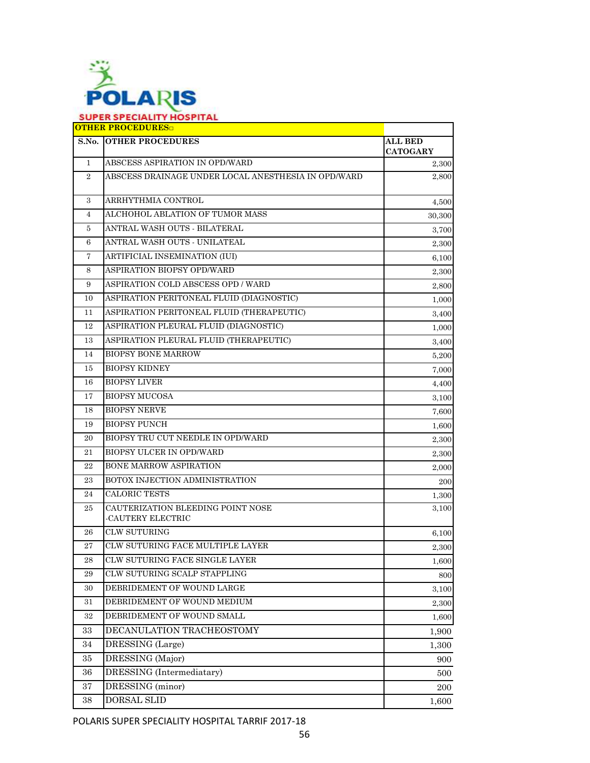POLARIS

SUPER SPECIALITY HOSPITAL

| OTHER PROCEDURES | | |
|---|---|---|
| S.No. | OTHER PROCEDURES | ALL BED CATOGARY |
| 1 | ABSCESS ASPIRATION IN OPD/WARD | 2,300 |
| 2 | ABSCESS DRAINAGE UNDER LOCAL ANESTHESIA IN OPD/WARD | 2,800 |
| 3 | ARRHYTHMIA CONTROL | 4,500 |
| 4 | ALCHOHOL ABLATION OF TUMOR MASS | 30,300 |
| 5 | ANTRAL WASH OUTS - BILATERAL | 3,700 |
| 6 | ANTRAL WASH OUTS - UNILATEAL | 2,300 |
| 7 | ARTIFICIAL INSEMINATION (IUI) | 6,100 |
| 8 | ASPIRATION BIOPSY OPD/WARD | 2,300 |
| 9 | ASPIRATION COLD ABSCESS OPD / WARD | 2,800 |
| 10 | ASPIRATION PERITONEAL FLUID (DIAGNOSTIC) | 1,000 |
| 11 | ASPIRATION PERITONEAL FLUID (THERAPEUTIC) | 3,400 |
| 12 | ASPIRATION PLEURAL FLUID (DIAGNOSTIC) | 1,000 |
| 13 | ASPIRATION PLEURAL FLUID (THERAPEUTIC) | 3,400 |
| 14 | BIOPSY BONE MARROW | 5,200 |
| 15 | BIOPSY KIDNEY | 7,000 |
| 16 | BIOPSY LIVER | 4,400 |
| 17 | BIOPSY MUCOSA | 3,100 |
| 18 | BIOPSY NERVE | 7,600 |
| 19 | BIOPSY PUNCH | 1,600 |
| 20 | BIOPSY TRU CUT NEEDLE IN OPD/WARD | 2,300 |
| 21 | BIOPSY ULCER IN OPD/WARD | 2,300 |
| 22 | BONE MARROW ASPIRATION | 2,000 |
| 23 | BOTOX INJECTION ADMINISTRATION | 200 |
| 24 | CALORIC TESTS | 1,300 |
| 25 | CAUTERIZATION BLEEDING POINT NOSE -CAUTERY ELECTRIC | 3,100 |
| 26 | CLW SUTURING | 6,100 |
| 27 | CLW SUTURING FACE MULTIPLE LAYER | 2,300 |
| 28 | CLW SUTURING FACE SINGLE LAYER | 1,600 |
| 29 | CLW SUTURING SCALP STAPPLING | 800 |
| 30 | DEBRIDEMENT OF WOUND LARGE | 3,100 |
| 31 | DEBRIDEMENT OF WOUND MEDIUM | 2,300 |
| 32 | DEBRIDEMENT OF WOUND SMALL | 1,600 |
| 33 | DECANULATION TRACHEOSTOMY | 1,900 |
| 34 | DRESSING (Large) | 1,300 |
| 35 | DRESSING (Major) | 900 |
| 36 | DRESSING (Intermediatary) | 500 |
| 37 | DRESSING (minor) | 200 |
| 38 | DORSAL SLID | 1,600 |

POLARIS SUPER SPECIALITY HOSPITAL TARRIF 2017-18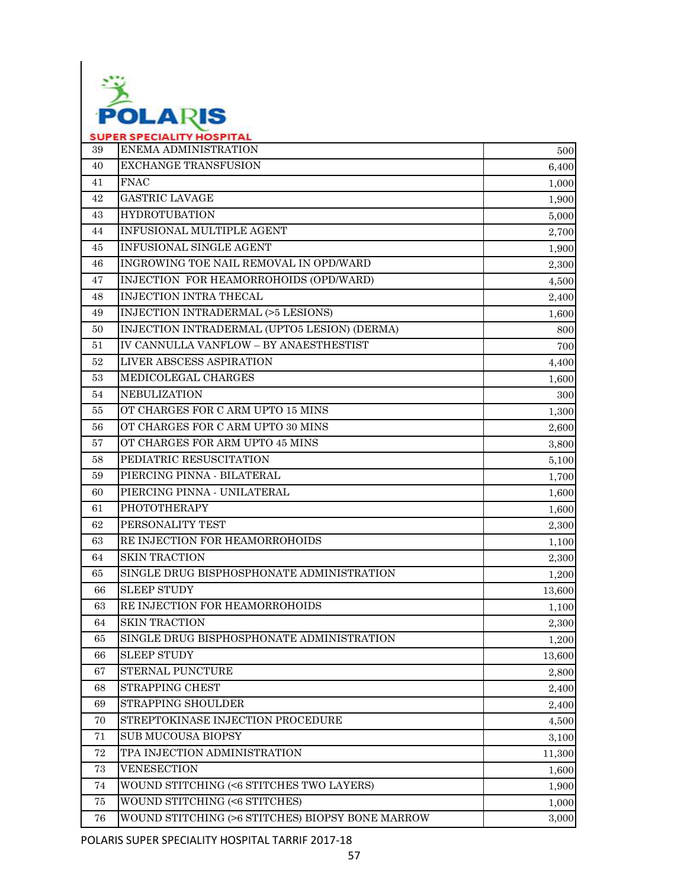| | | |
|---|---|---|
| 39 | ENEMA ADMINISTRATION | 500 |
| 40 | EXCHANGE TRANSFUSION | 6,400 |
| 41 | FNAC | 1,000 |
| 42 | GASTRIC LAVAGE | 1,900 |
| 43 | HYDROTUBATION | 5,000 |
| 44 | INFUSIONAL MULTIPLE AGENT | 2,700 |
| 45 | INFUSIONAL SINGLE AGENT | 1,900 |
| 46 | INGROWING TOE NAIL REMOVAL IN OPD/WARD | 2,300 |
| 47 | INJECTION FOR HEAMORROHOIDS (OPD/WARD) | 4,500 |
| 48 | INJECTION INTRA THECAL | 2,400 |
| 49 | INJECTION INTRADERMAL (>5 LESIONS) | 1,600 |
| 50 | INJECTION INTRADERMAL (UPTO5 LESION) (DERMA) | 800 |
| 51 | IV CANNULLA VANFLOW – BY ANAESTHESTIST | 700 |
| 52 | LIVER ABSCESS ASPIRATION | 4,400 |
| 53 | MEDICOLEGAL CHARGES | 1,600 |
| 54 | NEBULIZATION | 300 |
| 55 | OT CHARGES FOR C ARM UPTO 15 MINS | 1,300 |
| 56 | OT CHARGES FOR C ARM UPTO 30 MINS | 2,600 |
| 57 | OT CHARGES FOR ARM UPTO 45 MINS | 3,800 |
| 58 | PEDIATRIC RESUSCITATION | 5,100 |
| 59 | PIERCING PINNA - BILATERAL | 1,700 |
| 60 | PIERCING PINNA - UNILATERAL | 1,600 |
| 61 | PHOTOTHERAPY | 1,600 |
| 62 | PERSONALITY TEST | 2,300 |
| 63 | RE INJECTION FOR HEAMORROHOIDS | 1,100 |
| 64 | SKIN TRACTION | 2,300 |
| 65 | SINGLE DRUG BISPHOSPHONATE ADMINISTRATION | 1,200 |
| 66 | SLEEP STUDY | 13,600 |
| 63 | RE INJECTION FOR HEAMORROHOIDS | 1,100 |
| 64 | SKIN TRACTION | 2,300 |
| 65 | SINGLE DRUG BISPHOSPHONATE ADMINISTRATION | 1,200 |
| 66 | SLEEP STUDY | 13,600 |
| 67 | STERNAL PUNCTURE | 2,800 |
| 68 | STRAPPING CHEST | 2,400 |
| 69 | STRAPPING SHOULDER | 2,400 |
| 70 | STREPTOKINASE INJECTION PROCEDURE | 4,500 |
| 71 | SUB MUCOUSA BIOPSY | 3,100 |
| 72 | TPA INJECTION ADMINISTRATION | 11,300 |
| 73 | VENESECTION | 1,600 |
| 74 | WOUND STITCHING (<6 STITCHES TWO LAYERS) | 1,900 |
| 75 | WOUND STITCHING (<6 STITCHES) | 1,000 |
| 76 | WOUND STITCHING (>6 STITCHES) BIOPSY BONE MARROW | 3,000 |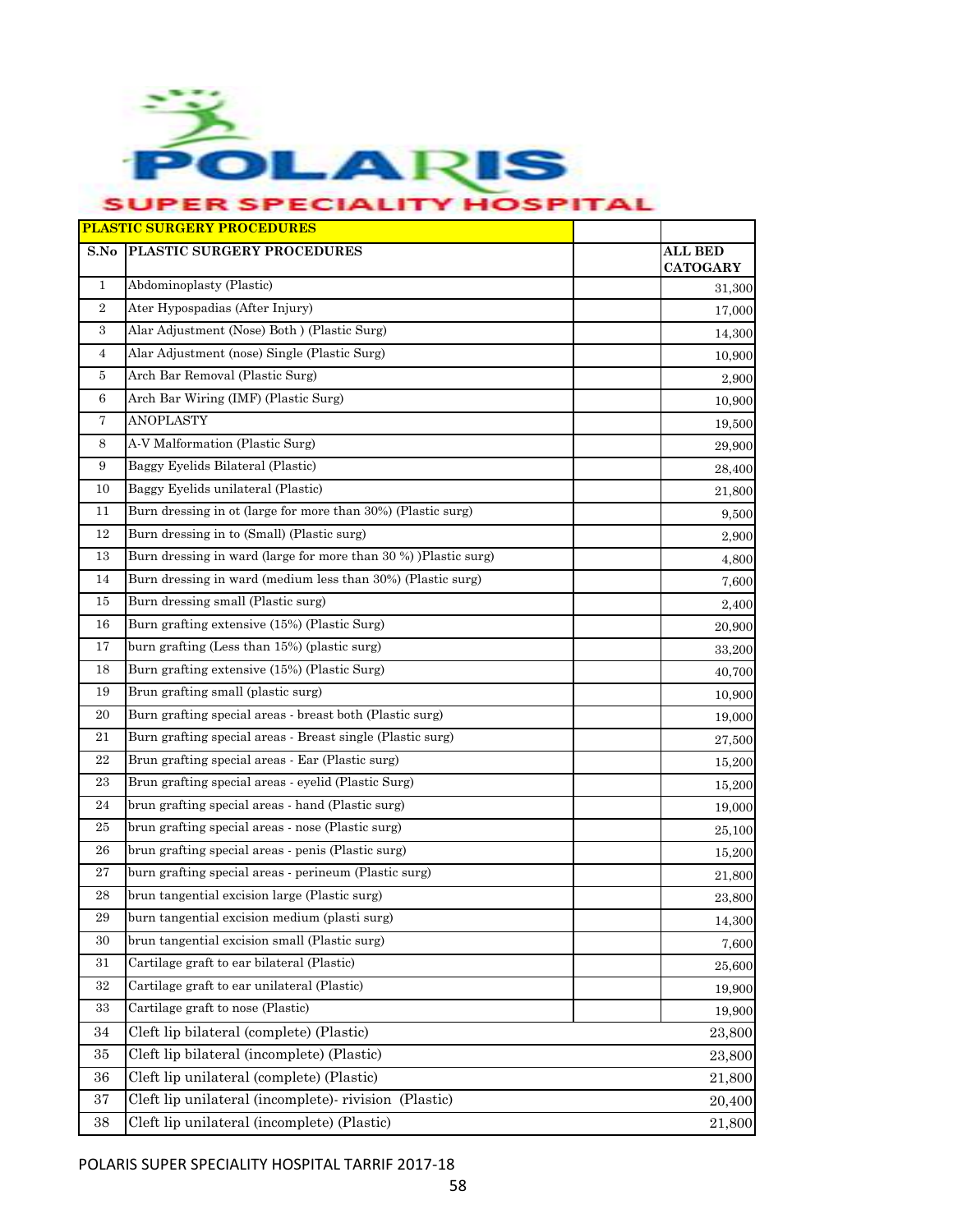# POLARIS SUPER SPECIALITY HOSPITAL

| PLASTIC SURGERY PROCEDURES | | | |
|---|---|---|---|
| S.No | PLASTIC SURGERY PROCEDURES | | ALL BED CATOGARY |
| 1 | Abdominoplasty (Plastic) | | 31,300 |
| 2 | Ater Hypospadias (After Injury) | | 17,000 |
| 3 | Alar Adjustment (Nose) Both ) (Plastic Surg) | | 14,300 |
| 4 | Alar Adjustment (nose) Single (Plastic Surg) | | 10,900 |
| 5 | Arch Bar Removal (Plastic Surg) | | 2,900 |
| 6 | Arch Bar Wiring (IMF) (Plastic Surg) | | 10,900 |
| 7 | ANOPLASTY | | 19,500 |
| 8 | A-V Malformation (Plastic Surg) | | 29,900 |
| 9 | Baggy Eyelids Bilateral (Plastic) | | 28,400 |
| 10 | Baggy Eyelids unilateral (Plastic) | | 21,800 |
| 11 | Burn dressing in ot (large for more than 30%) (Plastic surg) | | 9,500 |
| 12 | Burn dressing in to (Small) (Plastic surg) | | 2,900 |
| 13 | Burn dressing in ward (large for more than 30 %) )Plastic surg) | | 4,800 |
| 14 | Burn dressing in ward (medium less than 30%) (Plastic surg) | | 7,600 |
| 15 | Burn dressing small (Plastic surg) | | 2,400 |
| 16 | Burn grafting extensive (15%) (Plastic Surg) | | 20,900 |
| 17 | burn grafting (Less than 15%) (plastic surg) | | 33,200 |
| 18 | Burn grafting extensive (15%) (Plastic Surg) | | 40,700 |
| 19 | Brun grafting small (plastic surg) | | 10,900 |
| 20 | Burn grafting special areas - breast both (Plastic surg) | | 19,000 |
| 21 | Burn grafting special areas - Breast single (Plastic surg) | | 27,500 |
| 22 | Brun grafting special areas - Ear (Plastic surg) | | 15,200 |
| 23 | Brun grafting special areas - eyelid (Plastic Surg) | | 15,200 |
| 24 | brun grafting special areas - hand (Plastic surg) | | 19,000 |
| 25 | brun grafting special areas - nose (Plastic surg) | | 25,100 |
| 26 | brun grafting special areas - penis (Plastic surg) | | 15,200 |
| 27 | burn grafting special areas - perineum (Plastic surg) | | 21,800 |
| 28 | brun tangential excision large (Plastic surg) | | 23,800 |
| 29 | burn tangential excision medium (plasti surg) | | 14,300 |
| 30 | brun tangential excision small (Plastic surg) | | 7,600 |
| 31 | Cartilage graft to ear bilateral (Plastic) | | 25,600 |
| 32 | Cartilage graft to ear unilateral (Plastic) | | 19,900 |
| 33 | Cartilage graft to nose (Plastic) | | 19,900 |
| 34 | Cleft lip bilateral (complete) (Plastic) | | 23,800 |
| 35 | Cleft lip bilateral (incomplete) (Plastic) | | 23,800 |
| 36 | Cleft lip unilateral (complete) (Plastic) | | 21,800 |
| 37 | Cleft lip unilateral (incomplete)- rivision (Plastic) | | 20,400 |
| 38 | Cleft lip unilateral (incomplete) (Plastic) | | 21,800 |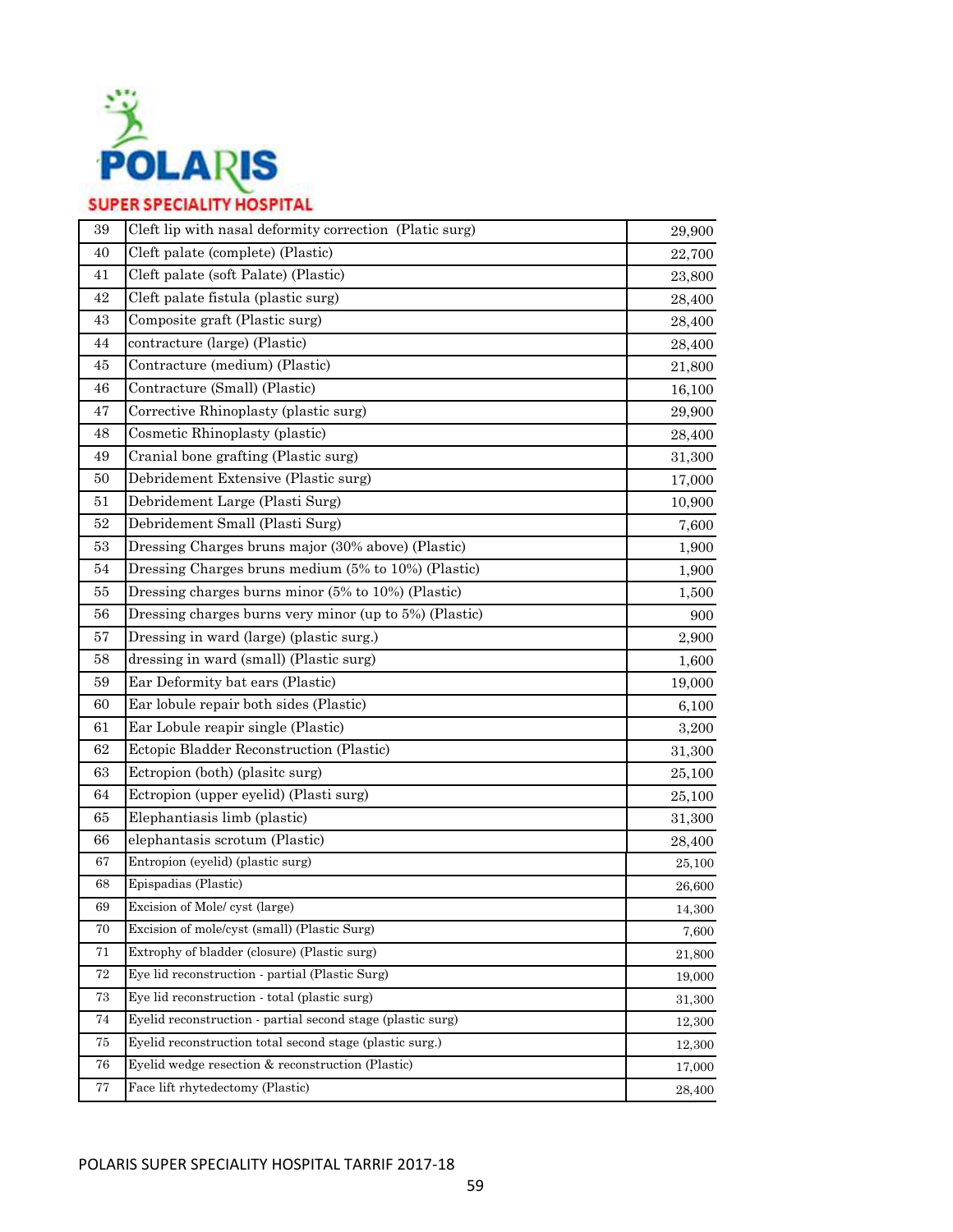POLARIS SUPER SPECIALITY HOSPITAL

| 39 | Cleft lip with nasal deformity correction (Platic surg) | 29,900 |
|---|---|---|
| 40 | Cleft palate (complete) (Plastic) | 22,700 |
| 41 | Cleft palate (soft Palate) (Plastic) | 23,800 |
| 42 | Cleft palate fistula (plastic surg) | 28,400 |
| 43 | Composite graft (Plastic surg) | 28,400 |
| 44 | contracture (large) (Plastic) | 28,400 |
| 45 | Contracture (medium) (Plastic) | 21,800 |
| 46 | Contracture (Small) (Plastic) | 16,100 |
| 47 | Corrective Rhinoplasty (plastic surg) | 29,900 |
| 48 | Cosmetic Rhinoplasty (plastic) | 28,400 |
| 49 | Cranial bone grafting (Plastic surg) | 31,300 |
| 50 | Debridement Extensive (Plastic surg) | 17,000 |
| 51 | Debridement Large (Plasti Surg) | 10,900 |
| 52 | Debridement Small (Plasti Surg) | 7,600 |
| 53 | Dressing Charges bruns major (30% above) (Plastic) | 1,900 |
| 54 | Dressing Charges bruns medium (5% to 10%) (Plastic) | 1,900 |
| 55 | Dressing charges burns minor (5% to 10%) (Plastic) | 1,500 |
| 56 | Dressing charges burns very minor (up to 5%) (Plastic) | 900 |
| 57 | Dressing in ward (large) (plastic surg.) | 2,900 |
| 58 | dressing in ward (small) (Plastic surg) | 1,600 |
| 59 | Ear Deformity bat ears (Plastic) | 19,000 |
| 60 | Ear lobule repair both sides (Plastic) | 6,100 |
| 61 | Ear Lobule reapir single (Plastic) | 3,200 |
| 62 | Ectopic Bladder Reconstruction (Plastic) | 31,300 |
| 63 | Ectropion (both) (plasitc surg) | 25,100 |
| 64 | Ectropion (upper eyelid) (Plasti surg) | 25,100 |
| 65 | Elephantiasis limb (plastic) | 31,300 |
| 66 | elephantasis scrotum (Plastic) | 28,400 |
| 67 | Entropion (eyelid) (plastic surg) | 25,100 |
| 68 | Epispadias (Plastic) | 26,600 |
| 69 | Excision of Mole/ cyst (large) | 14,300 |
| 70 | Excision of mole/cyst (small) (Plastic Surg) | 7,600 |
| 71 | Extrophy of bladder (closure) (Plastic surg) | 21,800 |
| 72 | Eye lid reconstruction - partial (Plastic Surg) | 19,000 |
| 73 | Eye lid reconstruction - total (plastic surg) | 31,300 |
| 74 | Eyelid reconstruction - partial second stage (plastic surg) | 12,300 |
| 75 | Eyelid reconstruction total second stage (plastic surg.) | 12,300 |
| 76 | Eyelid wedge resection & reconstruction (Plastic) | 17,000 |
| 77 | Face lift rhytedectomy (Plastic) | 28,400 |

POLARIS SUPER SPECIALITY HOSPITAL TARRIF 2017-18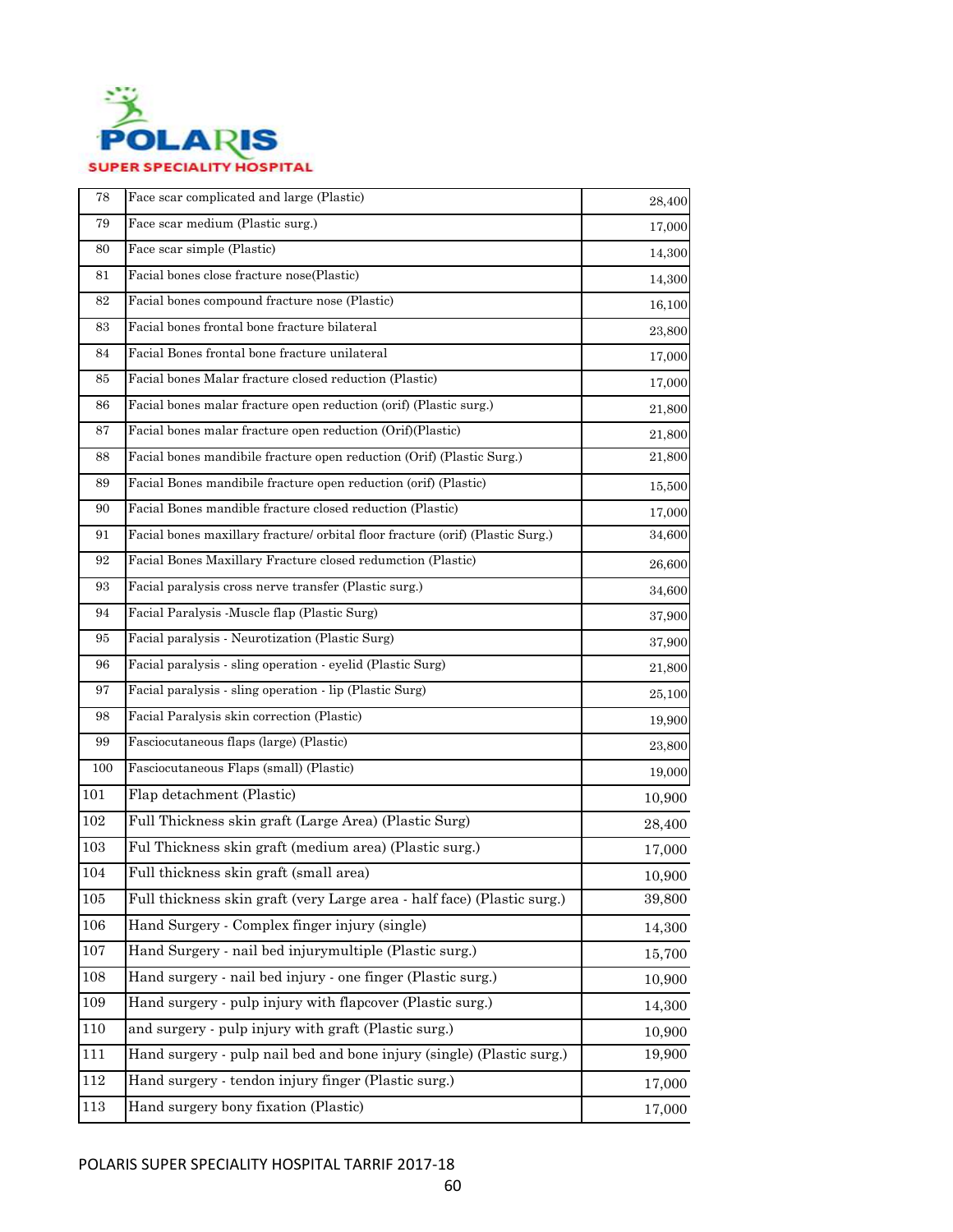| 78 | Face scar complicated and large (Plastic) | 28,400 |
|---|---|---|
| 79 | Face scar medium (Plastic surg.) | 17,000 |
| 80 | Face scar simple (Plastic) | 14,300 |
| 81 | Facial bones close fracture nose(Plastic) | 14,300 |
| 82 | Facial bones compound fracture nose (Plastic) | 16,100 |
| 83 | Facial bones frontal bone fracture bilateral | 23,800 |
| 84 | Facial Bones frontal bone fracture unilateral | 17,000 |
| 85 | Facial bones Malar fracture closed reduction (Plastic) | 17,000 |
| 86 | Facial bones malar fracture open reduction (orif) (Plastic surg.) | 21,800 |
| 87 | Facial bones malar fracture open reduction (Orif)(Plastic) | 21,800 |
| 88 | Facial bones mandibile fracture open reduction (Orif) (Plastic Surg.) | 21,800 |
| 89 | Facial Bones mandibile fracture open reduction (orif) (Plastic) | 15,500 |
| 90 | Facial Bones mandible fracture closed reduction (Plastic) | 17,000 |
| 91 | Facial bones maxillary fracture/ orbital floor fracture (orif) (Plastic Surg.) | 34,600 |
| 92 | Facial Bones Maxillary Fracture closed redumction (Plastic) | 26,600 |
| 93 | Facial paralysis cross nerve transfer (Plastic surg.) | 34,600 |
| 94 | Facial Paralysis -Muscle flap (Plastic Surg) | 37,900 |
| 95 | Facial paralysis - Neurotization (Plastic Surg) | 37,900 |
| 96 | Facial paralysis - sling operation - eyelid (Plastic Surg) | 21,800 |
| 97 | Facial paralysis - sling operation - lip (Plastic Surg) | 25,100 |
| 98 | Facial Paralysis skin correction (Plastic) | 19,900 |
| 99 | Fasciocutaneous flaps (large) (Plastic) | 23,800 |
| 100 | Fasciocutaneous Flaps (small) (Plastic) | 19,000 |
| 101 | Flap detachment (Plastic) | 10,900 |
| 102 | Full Thickness skin graft (Large Area) (Plastic Surg) | 28,400 |
| 103 | Ful Thickness skin graft (medium area) (Plastic surg.) | 17,000 |
| 104 | Full thickness skin graft (small area) | 10,900 |
| 105 | Full thickness skin graft (very Large area - half face) (Plastic surg.) | 39,800 |
| 106 | Hand Surgery - Complex finger injury (single) | 14,300 |
| 107 | Hand Surgery - nail bed injurymultiple (Plastic surg.) | 15,700 |
| 108 | Hand surgery - nail bed injury - one finger (Plastic surg.) | 10,900 |
| 109 | Hand surgery - pulp injury with flapcover (Plastic surg.) | 14,300 |
| 110 | and surgery - pulp injury with graft (Plastic surg.) | 10,900 |
| 111 | Hand surgery - pulp nail bed and bone injury (single) (Plastic surg.) | 19,900 |
| 112 | Hand surgery - tendon injury finger (Plastic surg.) | 17,000 |
| 113 | Hand surgery bony fixation (Plastic) | 17,000 |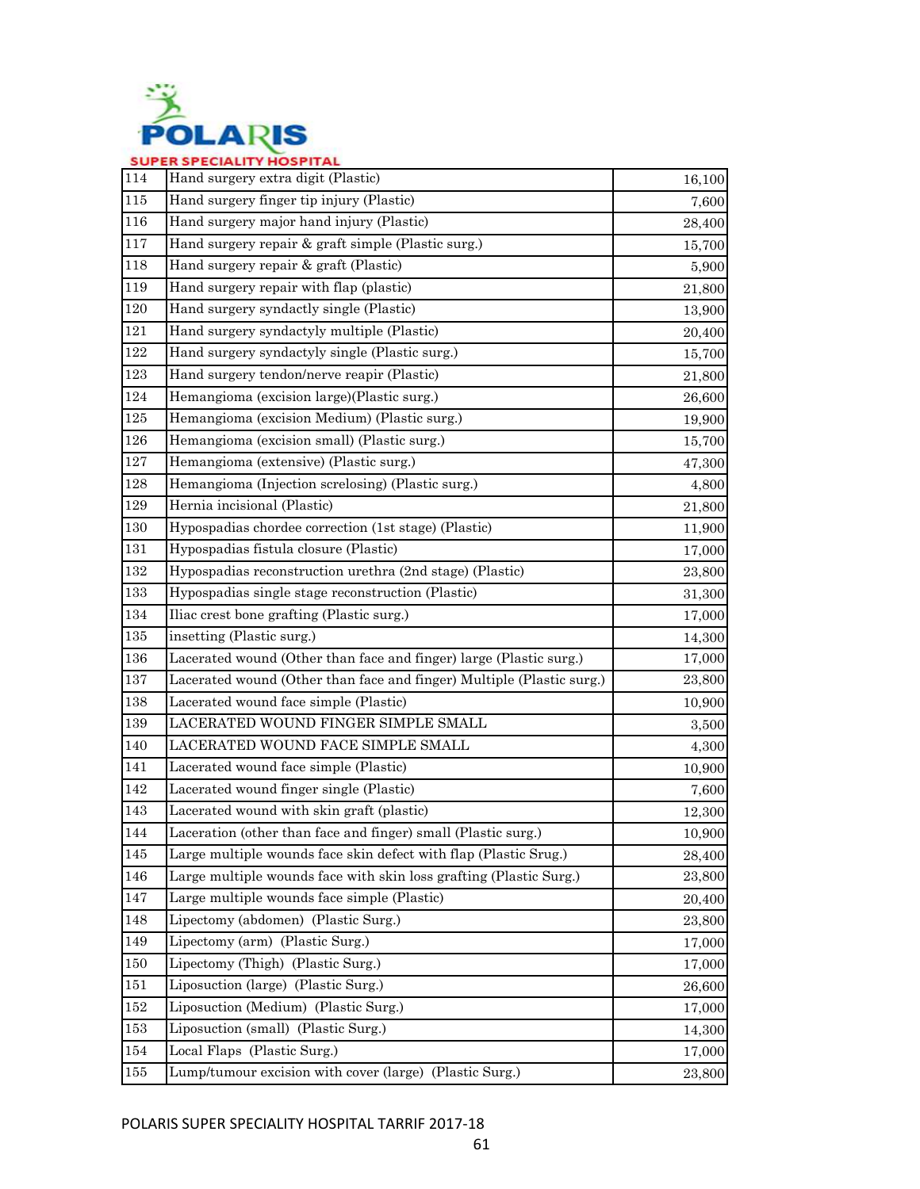| 114 | Hand surgery extra digit (Plastic) | 16,100 |
|---|---|---|
| 115 | Hand surgery finger tip injury (Plastic) | 7,600 |
| 116 | Hand surgery major hand injury (Plastic) | 28,400 |
| 117 | Hand surgery repair & graft simple (Plastic surg.) | 15,700 |
| 118 | Hand surgery repair & graft (Plastic) | 5,900 |
| 119 | Hand surgery repair with flap (plastic) | 21,800 |
| 120 | Hand surgery syndactly single (Plastic) | 13,900 |
| 121 | Hand surgery syndactyly multiple (Plastic) | 20,400 |
| 122 | Hand surgery syndactyly single (Plastic surg.) | 15,700 |
| 123 | Hand surgery tendon/nerve reapir (Plastic) | 21,800 |
| 124 | Hemangioma (excision large)(Plastic surg.) | 26,600 |
| 125 | Hemangioma (excision Medium) (Plastic surg.) | 19,900 |
| 126 | Hemangioma (excision small) (Plastic surg.) | 15,700 |
| 127 | Hemangioma (extensive) (Plastic surg.) | 47,300 |
| 128 | Hemangioma (Injection screlosing) (Plastic surg.) | 4,800 |
| 129 | Hernia incisional (Plastic) | 21,800 |
| 130 | Hypospadias chordee correction (1st stage) (Plastic) | 11,900 |
| 131 | Hypospadias fistula closure (Plastic) | 17,000 |
| 132 | Hypospadias reconstruction urethra (2nd stage) (Plastic) | 23,800 |
| 133 | Hypospadias single stage reconstruction (Plastic) | 31,300 |
| 134 | Iliac crest bone grafting (Plastic surg.) | 17,000 |
| 135 | insetting (Plastic surg.) | 14,300 |
| 136 | Lacerated wound (Other than face and finger) large (Plastic surg.) | 17,000 |
| 137 | Lacerated wound (Other than face and finger) Multiple (Plastic surg.) | 23,800 |
| 138 | Lacerated wound face simple (Plastic) | 10,900 |
| 139 | LACERATED WOUND FINGER SIMPLE SMALL | 3,500 |
| 140 | LACERATED WOUND FACE SIMPLE SMALL | 4,300 |
| 141 | Lacerated wound face simple (Plastic) | 10,900 |
| 142 | Lacerated wound finger single (Plastic) | 7,600 |
| 143 | Lacerated wound with skin graft (plastic) | 12,300 |
| 144 | Laceration (other than face and finger) small (Plastic surg.) | 10,900 |
| 145 | Large multiple wounds face skin defect with flap (Plastic Srug.) | 28,400 |
| 146 | Large multiple wounds face with skin loss grafting (Plastic Surg.) | 23,800 |
| 147 | Large multiple wounds face simple (Plastic) | 20,400 |
| 148 | Lipectomy (abdomen) (Plastic Surg.) | 23,800 |
| 149 | Lipectomy (arm) (Plastic Surg.) | 17,000 |
| 150 | Lipectomy (Thigh) (Plastic Surg.) | 17,000 |
| 151 | Liposuction (large) (Plastic Surg.) | 26,600 |
| 152 | Liposuction (Medium) (Plastic Surg.) | 17,000 |
| 153 | Liposuction (small) (Plastic Surg.) | 14,300 |
| 154 | Local Flaps (Plastic Surg.) | 17,000 |
| 155 | Lump/tumour excision with cover (large) (Plastic Surg.) | 23,800 |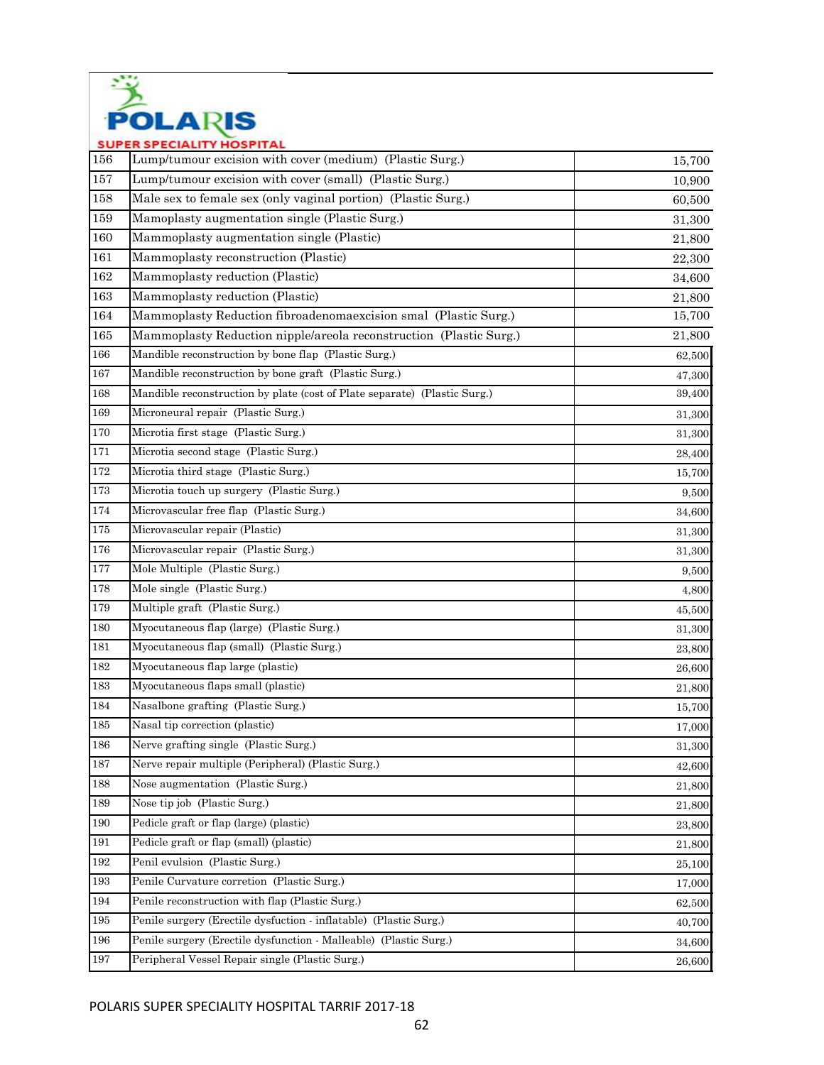| | | |
|---|---|---|
| 156 | Lump/tumour excision with cover (medium) (Plastic Surg.) | 15,700 |
| 157 | Lump/tumour excision with cover (small) (Plastic Surg.) | 10,900 |
| 158 | Male sex to female sex (only vaginal portion) (Plastic Surg.) | 60,500 |
| 159 | Mamoplasty augmentation single (Plastic Surg.) | 31,300 |
| 160 | Mammoplasty augmentation single (Plastic) | 21,800 |
| 161 | Mammoplasty reconstruction (Plastic) | 22,300 |
| 162 | Mammoplasty reduction (Plastic) | 34,600 |
| 163 | Mammoplasty reduction (Plastic) | 21,800 |
| 164 | Mammoplasty Reduction fibroadenomaexcision smal (Plastic Surg.) | 15,700 |
| 165 | Mammoplasty Reduction nipple/areola reconstruction (Plastic Surg.) | 21,800 |
| 166 | Mandible reconstruction by bone flap (Plastic Surg.) | 62,500 |
| 167 | Mandible reconstruction by bone graft (Plastic Surg.) | 47,300 |
| 168 | Mandible reconstruction by plate (cost of Plate separate) (Plastic Surg.) | 39,400 |
| 169 | Microneural repair (Plastic Surg.) | 31,300 |
| 170 | Microtia first stage (Plastic Surg.) | 31,300 |
| 171 | Microtia second stage (Plastic Surg.) | 28,400 |
| 172 | Microtia third stage (Plastic Surg.) | 15,700 |
| 173 | Microtia touch up surgery (Plastic Surg.) | 9,500 |
| 174 | Microvascular free flap (Plastic Surg.) | 34,600 |
| 175 | Microvascular repair (Plastic) | 31,300 |
| 176 | Microvascular repair (Plastic Surg.) | 31,300 |
| 177 | Mole Multiple (Plastic Surg.) | 9,500 |
| 178 | Mole single (Plastic Surg.) | 4,800 |
| 179 | Multiple graft (Plastic Surg.) | 45,500 |
| 180 | Myocutaneous flap (large) (Plastic Surg.) | 31,300 |
| 181 | Myocutaneous flap (small) (Plastic Surg.) | 23,800 |
| 182 | Myocutaneous flap large (plastic) | 26,600 |
| 183 | Myocutaneous flaps small (plastic) | 21,800 |
| 184 | Nasalbone grafting (Plastic Surg.) | 15,700 |
| 185 | Nasal tip correction (plastic) | 17,000 |
| 186 | Nerve grafting single (Plastic Surg.) | 31,300 |
| 187 | Nerve repair multiple (Peripheral) (Plastic Surg.) | 42,600 |
| 188 | Nose augmentation (Plastic Surg.) | 21,800 |
| 189 | Nose tip job (Plastic Surg.) | 21,800 |
| 190 | Pedicle graft or flap (large) (plastic) | 23,800 |
| 191 | Pedicle graft or flap (small) (plastic) | 21,800 |
| 192 | Penil evulsion (Plastic Surg.) | 25,100 |
| 193 | Penile Curvature corretion (Plastic Surg.) | 17,000 |
| 194 | Penile reconstruction with flap (Plastic Surg.) | 62,500 |
| 195 | Penile surgery (Erectile dysfuction - inflatable) (Plastic Surg.) | 40,700 |
| 196 | Penile surgery (Erectile dysfunction - Malleable) (Plastic Surg.) | 34,600 |
| 197 | Peripheral Vessel Repair single (Plastic Surg.) | 26,600 |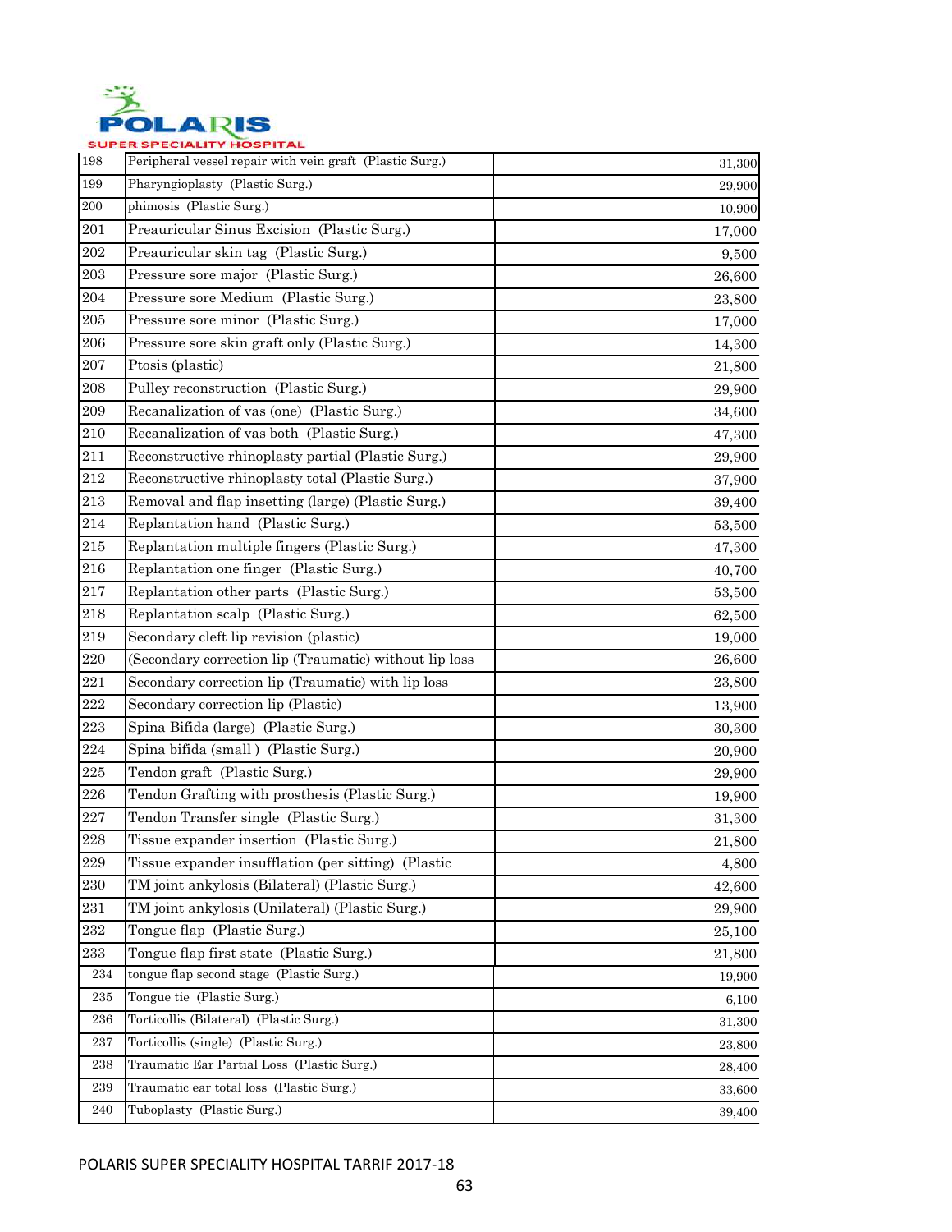| 198 | Peripheral vessel repair with vein graft (Plastic Surg.) | 31,300 |
|---|---|---|
| 199 | Pharyngioplasty (Plastic Surg.) | 29,900 |
| 200 | phimosis (Plastic Surg.) | 10,900 |
| 201 | Preauricular Sinus Excision (Plastic Surg.) | 17,000 |
| 202 | Preauricular skin tag (Plastic Surg.) | 9,500 |
| 203 | Pressure sore major (Plastic Surg.) | 26,600 |
| 204 | Pressure sore Medium (Plastic Surg.) | 23,800 |
| 205 | Pressure sore minor (Plastic Surg.) | 17,000 |
| 206 | Pressure sore skin graft only (Plastic Surg.) | 14,300 |
| 207 | Ptosis (plastic) | 21,800 |
| 208 | Pulley reconstruction (Plastic Surg.) | 29,900 |
| 209 | Recanalization of vas (one) (Plastic Surg.) | 34,600 |
| 210 | Recanalization of vas both (Plastic Surg.) | 47,300 |
| 211 | Reconstructive rhinoplasty partial (Plastic Surg.) | 29,900 |
| 212 | Reconstructive rhinoplasty total (Plastic Surg.) | 37,900 |
| 213 | Removal and flap insetting (large) (Plastic Surg.) | 39,400 |
| 214 | Replantation hand (Plastic Surg.) | 53,500 |
| 215 | Replantation multiple fingers (Plastic Surg.) | 47,300 |
| 216 | Replantation one finger (Plastic Surg.) | 40,700 |
| 217 | Replantation other parts (Plastic Surg.) | 53,500 |
| 218 | Replantation scalp (Plastic Surg.) | 62,500 |
| 219 | Secondary cleft lip revision (plastic) | 19,000 |
| 220 | (Secondary correction lip (Traumatic) without lip loss | 26,600 |
| 221 | Secondary correction lip (Traumatic) with lip loss | 23,800 |
| 222 | Secondary correction lip (Plastic) | 13,900 |
| 223 | Spina Bifida (large) (Plastic Surg.) | 30,300 |
| 224 | Spina bifida (small ) (Plastic Surg.) | 20,900 |
| 225 | Tendon graft (Plastic Surg.) | 29,900 |
| 226 | Tendon Grafting with prosthesis (Plastic Surg.) | 19,900 |
| 227 | Tendon Transfer single (Plastic Surg.) | 31,300 |
| 228 | Tissue expander insertion (Plastic Surg.) | 21,800 |
| 229 | Tissue expander insufflation (per sitting) (Plastic | 4,800 |
| 230 | TM joint ankylosis (Bilateral) (Plastic Surg.) | 42,600 |
| 231 | TM joint ankylosis (Unilateral) (Plastic Surg.) | 29,900 |
| 232 | Tongue flap (Plastic Surg.) | 25,100 |
| 233 | Tongue flap first state (Plastic Surg.) | 21,800 |
| 234 | tongue flap second stage (Plastic Surg.) | 19,900 |
| 235 | Tongue tie (Plastic Surg.) | 6,100 |
| 236 | Torticollis (Bilateral) (Plastic Surg.) | 31,300 |
| 237 | Torticollis (single) (Plastic Surg.) | 23,800 |
| 238 | Traumatic Ear Partial Loss (Plastic Surg.) | 28,400 |
| 239 | Traumatic ear total loss (Plastic Surg.) | 33,600 |
| 240 | Tuboplasty (Plastic Surg.) | 39,400 |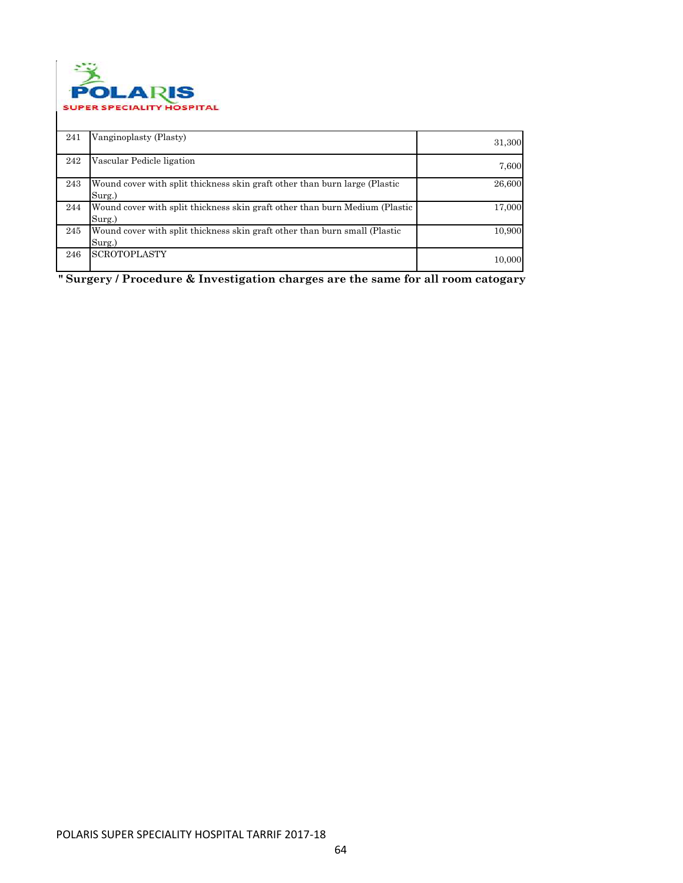| 241 | Vanginoplasty (Plasty) | 31,300 |
|---|---|---|
| 242 | Vascular Pedicle ligation | 7,600 |
| 243 | Wound cover with split thickness skin graft other than burn large (Plastic Surg.) | 26,600 |
| 244 | Wound cover with split thickness skin graft other than burn Medium (Plastic Surg.) | 17,000 |
| 245 | Wound cover with split thickness skin graft other than burn small (Plastic Surg.) | 10,900 |
| 246 | SCROTOPLASTY | 10,000 |

**" Surgery / Procedure & Investigation charges are the same for all room catogary**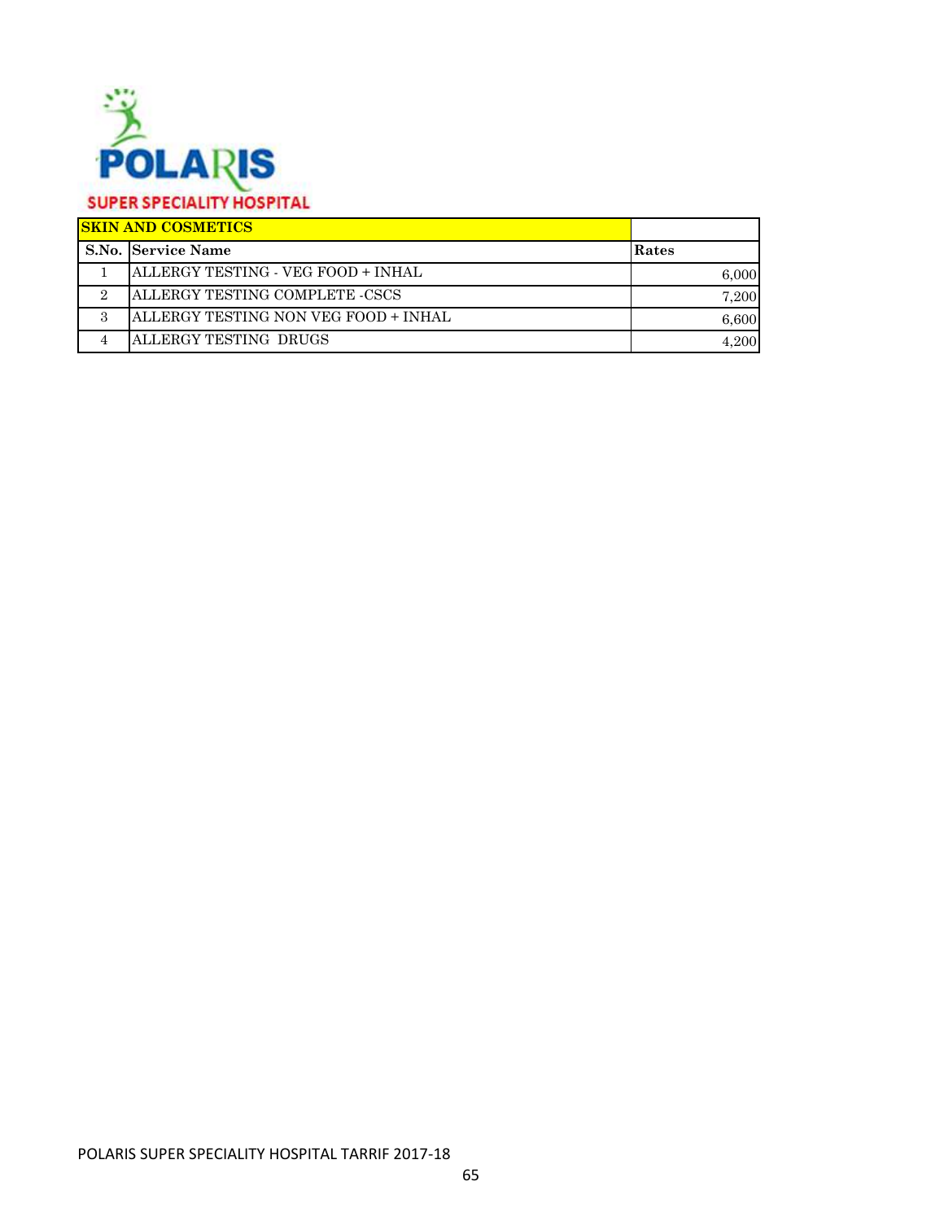POLARIS

SUPER SPECIALITY HOSPITAL

| SKIN AND COSMETICS | | |
|---|---|---|
| S.No. | Service Name | Rates |
| 1 | ALLERGY TESTING - VEG FOOD + INHAL | 6,000 |
| 2 | ALLERGY TESTING COMPLETE -CSCS | 7,200 |
| 3 | ALLERGY TESTING NON VEG FOOD + INHAL | 6,600 |
| 4 | ALLERGY TESTING DRUGS | 4,200 |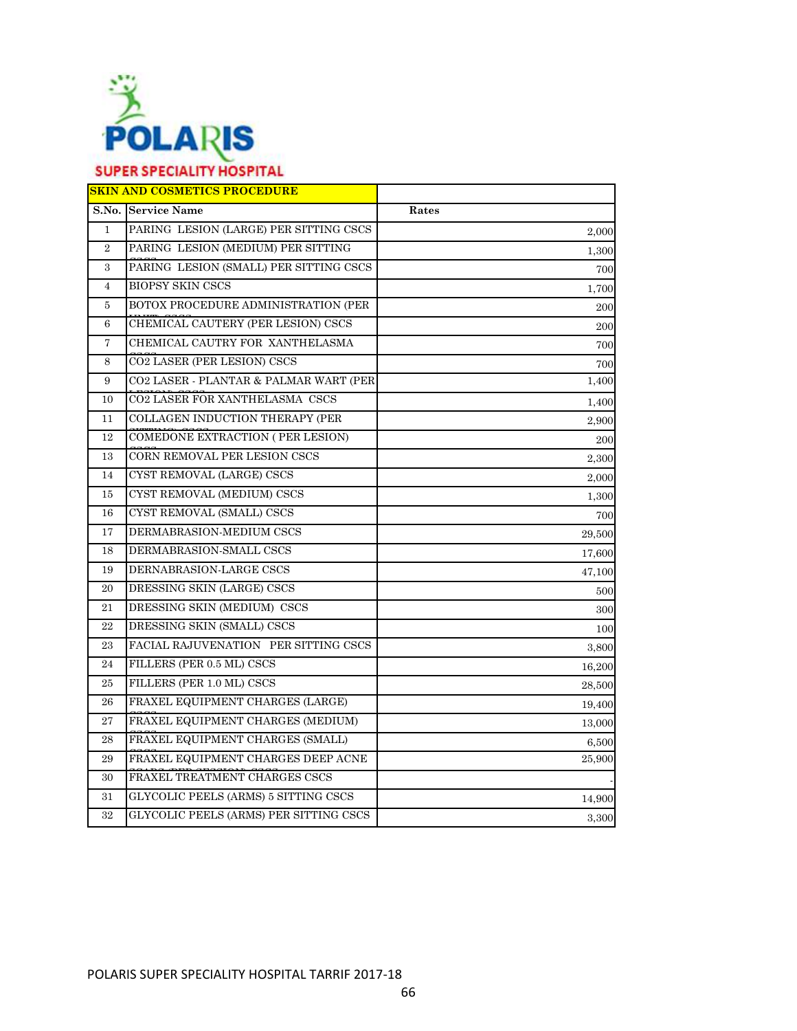POLARIS

SUPER SPECIALITY HOSPITAL

| SKIN AND COSMETICS PROCEDURE | | |
|---|---|---|
| S.No. | Service Name | Rates |
| 1 | PARING LESION (LARGE) PER SITTING CSCS | 2,000 |
| 2 | PARING LESION (MEDIUM) PER SITTING CSCS | 1,300 |
| 3 | PARING LESION (SMALL) PER SITTING CSCS | 700 |
| 4 | BIOPSY SKIN CSCS | 1,700 |
| 5 | BOTOX PROCEDURE ADMINISTRATION (PER UNIT) CSCS | 200 |
| 6 | CHEMICAL CAUTERY (PER LESION) CSCS | 200 |
| 7 | CHEMICAL CAUTRY FOR XANTHELASMA CSCS | 700 |
| 8 | CO2 LASER (PER LESION) CSCS | 700 |
| 9 | CO2 LASER - PLANTAR & PALMAR WART (PER LESION) CSCS | 1,400 |
| 10 | CO2 LASER FOR XANTHELASMA CSCS | 1,400 |
| 11 | COLLAGEN INDUCTION THERAPY (PER SITTING) CSCS | 2,900 |
| 12 | COMEDONE EXTRACTION ( PER LESION) CSCS | 200 |
| 13 | CORN REMOVAL PER LESION CSCS | 2,300 |
| 14 | CYST REMOVAL (LARGE) CSCS | 2,000 |
| 15 | CYST REMOVAL (MEDIUM) CSCS | 1,300 |
| 16 | CYST REMOVAL (SMALL) CSCS | 700 |
| 17 | DERMABRASION-MEDIUM CSCS | 29,500 |
| 18 | DERMABRASION-SMALL CSCS | 17,600 |
| 19 | DERNABRASION-LARGE CSCS | 47,100 |
| 20 | DRESSING SKIN (LARGE) CSCS | 500 |
| 21 | DRESSING SKIN (MEDIUM) CSCS | 300 |
| 22 | DRESSING SKIN (SMALL) CSCS | 100 |
| 23 | FACIAL RAJUVENATION PER SITTING CSCS | 3,800 |
| 24 | FILLERS (PER 0.5 ML) CSCS | 16,200 |
| 25 | FILLERS (PER 1.0 ML) CSCS | 28,500 |
| 26 | FRAXEL EQUIPMENT CHARGES (LARGE) CSCS | 19,400 |
| 27 | FRAXEL EQUIPMENT CHARGES (MEDIUM) CSCS | 13,000 |
| 28 | FRAXEL EQUIPMENT CHARGES (SMALL) CSCS | 6,500 |
| 29 | FRAXEL EQUIPMENT CHARGES DEEP ACNE SCARS (PER SESSION) CSCS | 25,900 |
| 30 | FRAXEL TREATMENT CHARGES CSCS | - |
| 31 | GLYCOLIC PEELS (ARMS) 5 SITTING CSCS | 14,900 |
| 32 | GLYCOLIC PEELS (ARMS) PER SITTING CSCS | 3,300 |

POLARIS SUPER SPECIALITY HOSPITAL TARRIF 2017-18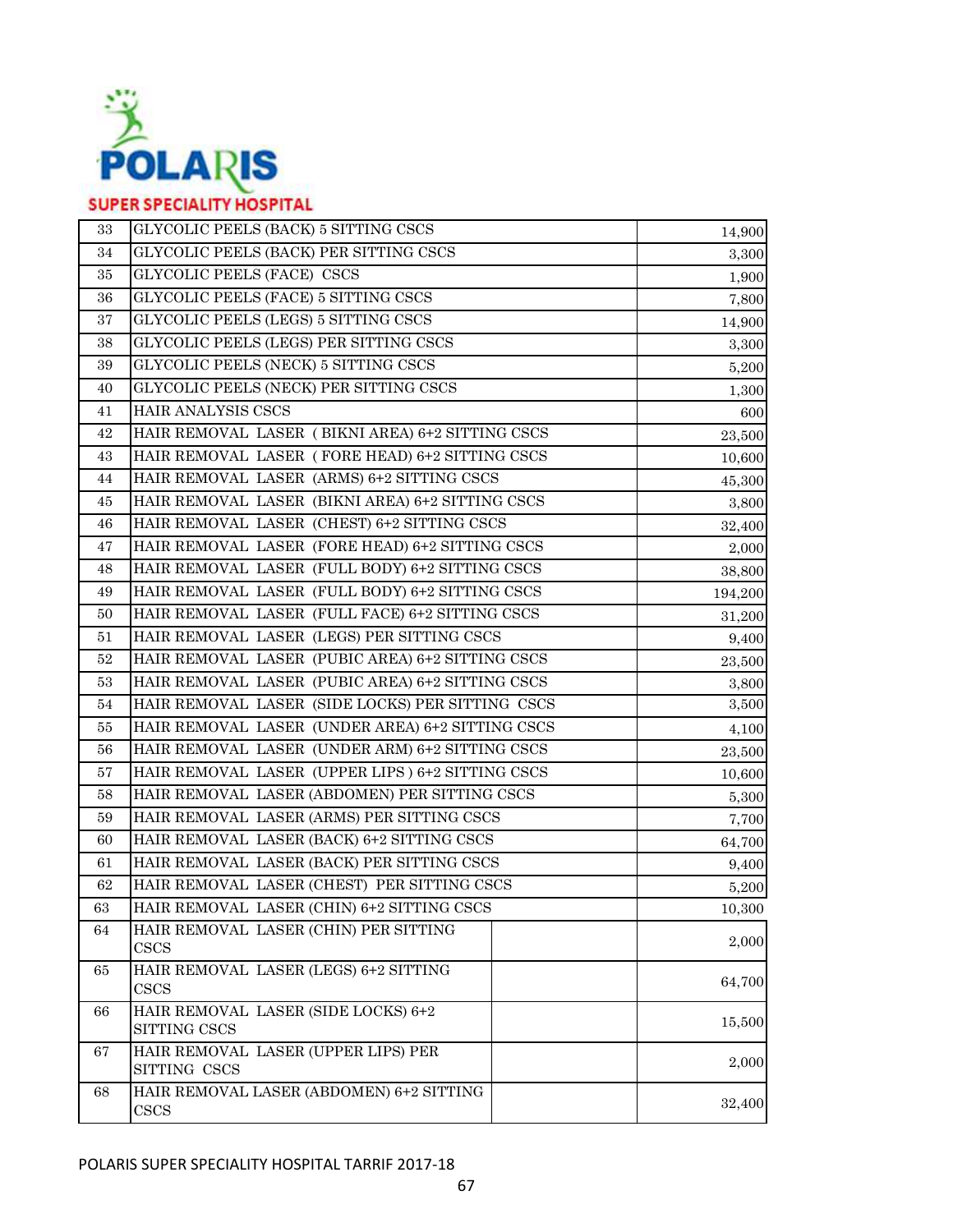| 33 | GLYCOLIC PEELS (BACK) 5 SITTING CSCS | 14,900 |
|---|---|---|
| 34 | GLYCOLIC PEELS (BACK) PER SITTING CSCS | 3,300 |
| 35 | GLYCOLIC PEELS (FACE) CSCS | 1,900 |
| 36 | GLYCOLIC PEELS (FACE) 5 SITTING CSCS | 7,800 |
| 37 | GLYCOLIC PEELS (LEGS) 5 SITTING CSCS | 14,900 |
| 38 | GLYCOLIC PEELS (LEGS) PER SITTING CSCS | 3,300 |
| 39 | GLYCOLIC PEELS (NECK) 5 SITTING CSCS | 5,200 |
| 40 | GLYCOLIC PEELS (NECK) PER SITTING CSCS | 1,300 |
| 41 | HAIR ANALYSIS CSCS | 600 |
| 42 | HAIR REMOVAL LASER ( BIKNI AREA) 6+2 SITTING CSCS | 23,500 |
| 43 | HAIR REMOVAL LASER ( FORE HEAD) 6+2 SITTING CSCS | 10,600 |
| 44 | HAIR REMOVAL LASER (ARMS) 6+2 SITTING CSCS | 45,300 |
| 45 | HAIR REMOVAL LASER (BIKNI AREA) 6+2 SITTING CSCS | 3,800 |
| 46 | HAIR REMOVAL LASER (CHEST) 6+2 SITTING CSCS | 32,400 |
| 47 | HAIR REMOVAL LASER (FORE HEAD) 6+2 SITTING CSCS | 2,000 |
| 48 | HAIR REMOVAL LASER (FULL BODY) 6+2 SITTING CSCS | 38,800 |
| 49 | HAIR REMOVAL LASER (FULL BODY) 6+2 SITTING CSCS | 194,200 |
| 50 | HAIR REMOVAL LASER (FULL FACE) 6+2 SITTING CSCS | 31,200 |
| 51 | HAIR REMOVAL LASER (LEGS) PER SITTING CSCS | 9,400 |
| 52 | HAIR REMOVAL LASER (PUBIC AREA) 6+2 SITTING CSCS | 23,500 |
| 53 | HAIR REMOVAL LASER (PUBIC AREA) 6+2 SITTING CSCS | 3,800 |
| 54 | HAIR REMOVAL LASER (SIDE LOCKS) PER SITTING CSCS | 3,500 |
| 55 | HAIR REMOVAL LASER (UNDER AREA) 6+2 SITTING CSCS | 4,100 |
| 56 | HAIR REMOVAL LASER (UNDER ARM) 6+2 SITTING CSCS | 23,500 |
| 57 | HAIR REMOVAL LASER (UPPER LIPS ) 6+2 SITTING CSCS | 10,600 |
| 58 | HAIR REMOVAL LASER (ABDOMEN) PER SITTING CSCS | 5,300 |
| 59 | HAIR REMOVAL LASER (ARMS) PER SITTING CSCS | 7,700 |
| 60 | HAIR REMOVAL LASER (BACK) 6+2 SITTING CSCS | 64,700 |
| 61 | HAIR REMOVAL LASER (BACK) PER SITTING CSCS | 9,400 |
| 62 | HAIR REMOVAL LASER (CHEST) PER SITTING CSCS | 5,200 |
| 63 | HAIR REMOVAL LASER (CHIN) 6+2 SITTING CSCS | 10,300 |
| 64 | HAIR REMOVAL LASER (CHIN) PER SITTING CSCS | 2,000 |
| 65 | HAIR REMOVAL LASER (LEGS) 6+2 SITTING CSCS | 64,700 |
| 66 | HAIR REMOVAL LASER (SIDE LOCKS) 6+2 SITTING CSCS | 15,500 |
| 67 | HAIR REMOVAL LASER (UPPER LIPS) PER SITTING CSCS | 2,000 |
| 68 | HAIR REMOVAL LASER (ABDOMEN) 6+2 SITTING CSCS | 32,400 |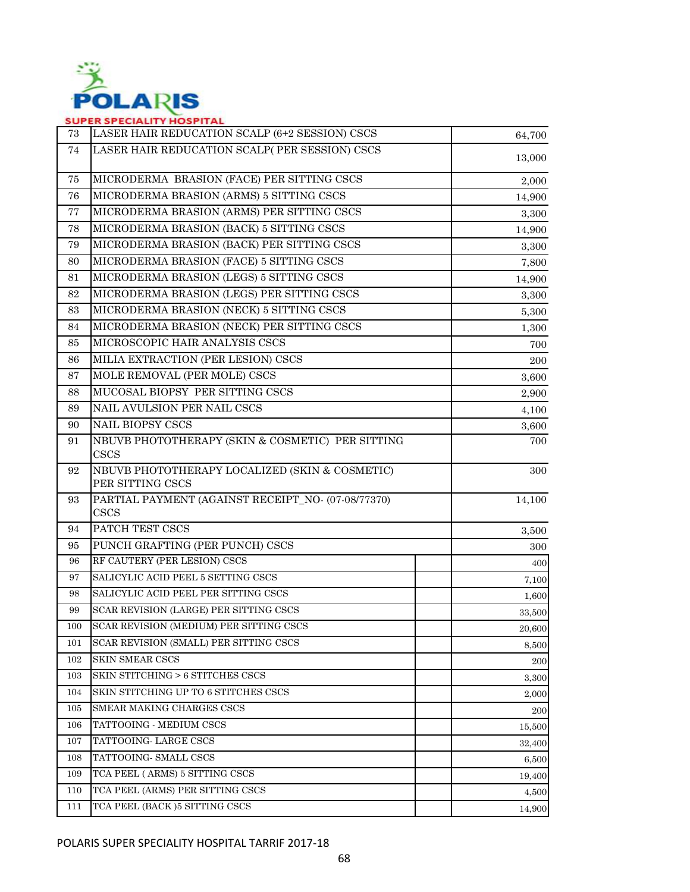| | | | |
|---|---|---|---|
| 73 | LASER HAIR REDUCATION SCALP (6+2 SESSION) CSCS | | 64,700 |
| 74 | LASER HAIR REDUCATION SCALP( PER SESSION) CSCS | | 13,000 |
| 75 | MICRODERMA BRASION (FACE) PER SITTING CSCS | | 2,000 |
| 76 | MICRODERMA BRASION (ARMS) 5 SITTING CSCS | | 14,900 |
| 77 | MICRODERMA BRASION (ARMS) PER SITTING CSCS | | 3,300 |
| 78 | MICRODERMA BRASION (BACK) 5 SITTING CSCS | | 14,900 |
| 79 | MICRODERMA BRASION (BACK) PER SITTING CSCS | | 3,300 |
| 80 | MICRODERMA BRASION (FACE) 5 SITTING CSCS | | 7,800 |
| 81 | MICRODERMA BRASION (LEGS) 5 SITTING CSCS | | 14,900 |
| 82 | MICRODERMA BRASION (LEGS) PER SITTING CSCS | | 3,300 |
| 83 | MICRODERMA BRASION (NECK) 5 SITTING CSCS | | 5,300 |
| 84 | MICRODERMA BRASION (NECK) PER SITTING CSCS | | 1,300 |
| 85 | MICROSCOPIC HAIR ANALYSIS CSCS | | 700 |
| 86 | MILIA EXTRACTION (PER LESION) CSCS | | 200 |
| 87 | MOLE REMOVAL (PER MOLE) CSCS | | 3,600 |
| 88 | MUCOSAL BIOPSY PER SITTING CSCS | | 2,900 |
| 89 | NAIL AVULSION PER NAIL CSCS | | 4,100 |
| 90 | NAIL BIOPSY CSCS | | 3,600 |
| 91 | NBUVB PHOTOTHERAPY (SKIN & COSMETIC) PER SITTING CSCS | | 700 |
| 92 | NBUVB PHOTOTHERAPY LOCALIZED (SKIN & COSMETIC) PER SITTING CSCS | | 300 |
| 93 | PARTIAL PAYMENT (AGAINST RECEIPT_NO- (07-08/77370) CSCS | | 14,100 |
| 94 | PATCH TEST CSCS | | 3,500 |
| 95 | PUNCH GRAFTING (PER PUNCH) CSCS | | 300 |
| 96 | RF CAUTERY (PER LESION) CSCS | | 400 |
| 97 | SALICYLIC ACID PEEL 5 SETTING CSCS | | 7,100 |
| 98 | SALICYLIC ACID PEEL PER SITTING CSCS | | 1,600 |
| 99 | SCAR REVISION (LARGE) PER SITTING CSCS | | 33,500 |
| 100 | SCAR REVISION (MEDIUM) PER SITTING CSCS | | 20,600 |
| 101 | SCAR REVISION (SMALL) PER SITTING CSCS | | 8,500 |
| 102 | SKIN SMEAR CSCS | | 200 |
| 103 | SKIN STITCHING > 6 STITCHES CSCS | | 3,300 |
| 104 | SKIN STITCHING UP TO 6 STITCHES CSCS | | 2,000 |
| 105 | SMEAR MAKING CHARGES CSCS | | 200 |
| 106 | TATTOOING - MEDIUM CSCS | | 15,500 |
| 107 | TATTOOING- LARGE CSCS | | 32,400 |
| 108 | TATTOOING- SMALL CSCS | | 6,500 |
| 109 | TCA PEEL ( ARMS) 5 SITTING CSCS | | 19,400 |
| 110 | TCA PEEL (ARMS) PER SITTING CSCS | | 4,500 |
| 111 | TCA PEEL (BACK )5 SITTING CSCS | | 14,900 |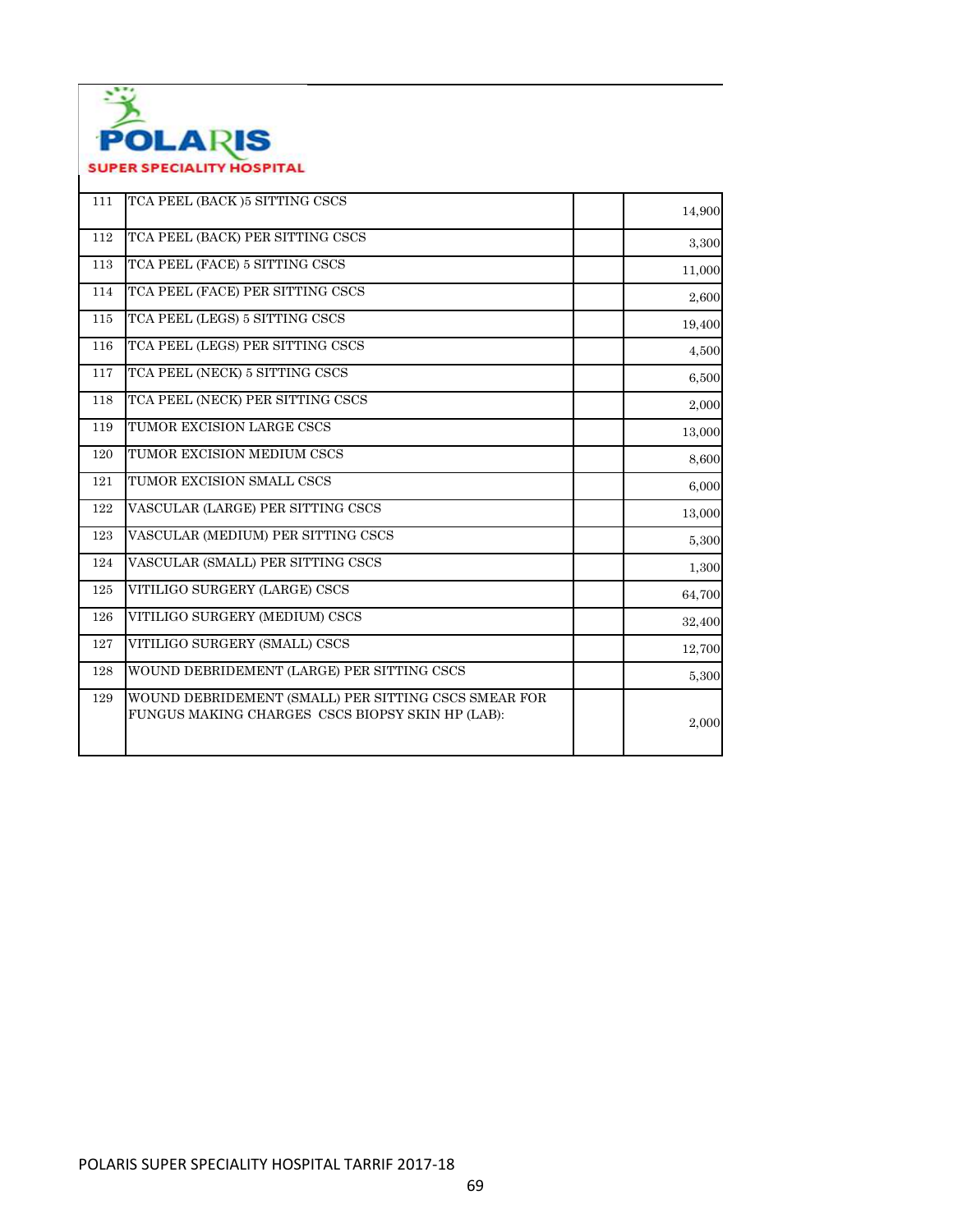| | | | |
|---|---|---|---|
| 111 | TCA PEEL (BACK )5 SITTING CSCS | | 14,900 |
| 112 | TCA PEEL (BACK) PER SITTING CSCS | | 3,300 |
| 113 | TCA PEEL (FACE) 5 SITTING CSCS | | 11,000 |
| 114 | TCA PEEL (FACE) PER SITTING CSCS | | 2,600 |
| 115 | TCA PEEL (LEGS) 5 SITTING CSCS | | 19,400 |
| 116 | TCA PEEL (LEGS) PER SITTING CSCS | | 4,500 |
| 117 | TCA PEEL (NECK) 5 SITTING CSCS | | 6,500 |
| 118 | TCA PEEL (NECK) PER SITTING CSCS | | 2,000 |
| 119 | TUMOR EXCISION LARGE CSCS | | 13,000 |
| 120 | TUMOR EXCISION MEDIUM CSCS | | 8,600 |
| 121 | TUMOR EXCISION SMALL CSCS | | 6,000 |
| 122 | VASCULAR (LARGE) PER SITTING CSCS | | 13,000 |
| 123 | VASCULAR (MEDIUM) PER SITTING CSCS | | 5,300 |
| 124 | VASCULAR (SMALL) PER SITTING CSCS | | 1,300 |
| 125 | VITILIGO SURGERY (LARGE) CSCS | | 64,700 |
| 126 | VITILIGO SURGERY (MEDIUM) CSCS | | 32,400 |
| 127 | VITILIGO SURGERY (SMALL) CSCS | | 12,700 |
| 128 | WOUND DEBRIDEMENT (LARGE) PER SITTING CSCS | | 5,300 |
| 129 | WOUND DEBRIDEMENT (SMALL) PER SITTING CSCS SMEAR FOR FUNGUS MAKING CHARGES CSCS BIOPSY SKIN HP (LAB): | | 2,000 |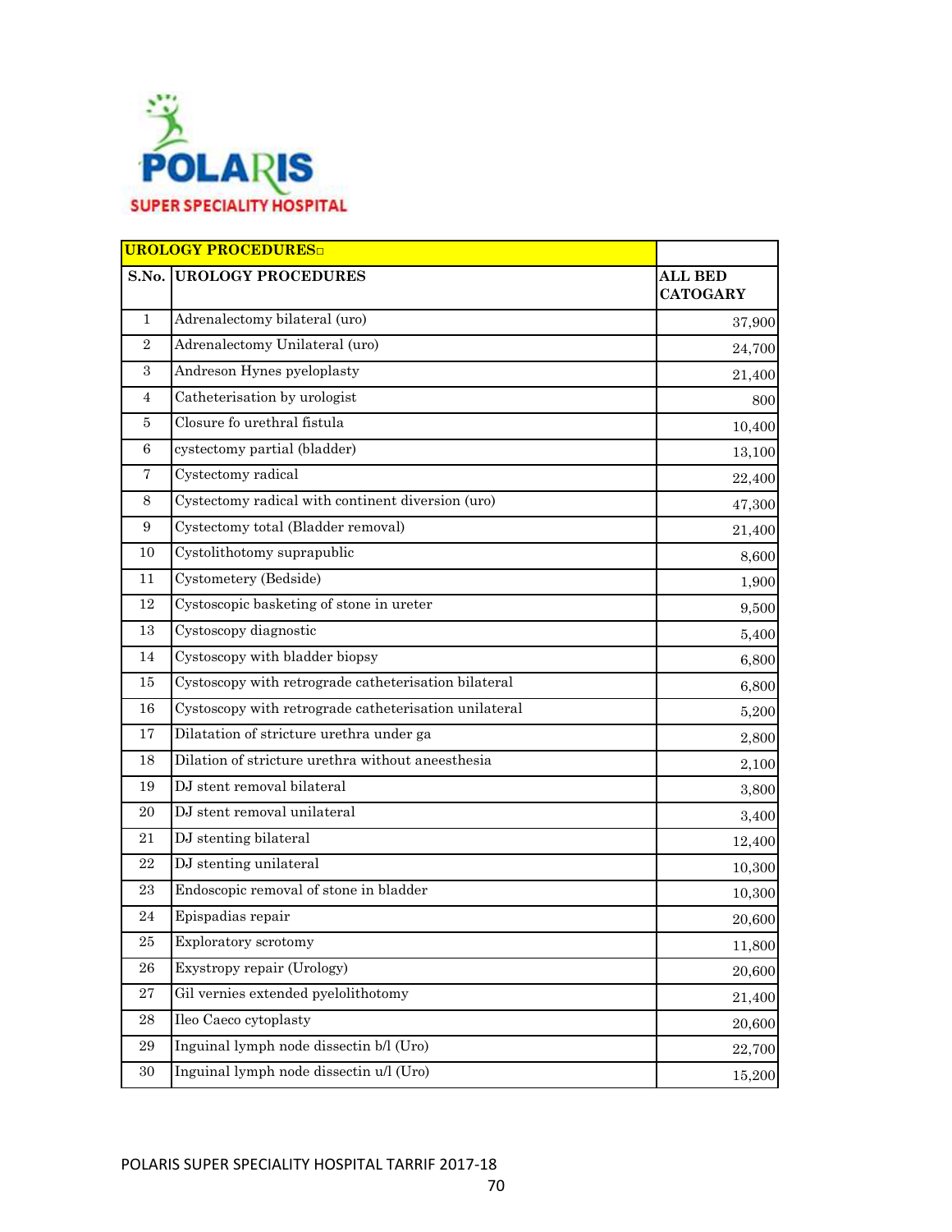POLARIS SUPER SPECIALITY HOSPITAL

| URLOGY PROCEDURES | |
|---|---|

| S.No. | UROLOGY PROCEDURES | ALL BED CATOGARY |
|---|---|---|
| 1 | Adrenalectomy bilateral (uro) | 37,900 |
| 2 | Adrenalectomy Unilateral (uro) | 24,700 |
| 3 | Andreson Hynes pyeloplasty | 21,400 |
| 4 | Catheterisation by urologist | 800 |
| 5 | Closure fo urethral fistula | 10,400 |
| 6 | cystectomy partial (bladder) | 13,100 |
| 7 | Cystectomy radical | 22,400 |
| 8 | Cystectomy radical with continent diversion (uro) | 47,300 |
| 9 | Cystectomy total (Bladder removal) | 21,400 |
| 10 | Cystolithotomy suprapublic | 8,600 |
| 11 | Cystometery (Bedside) | 1,900 |
| 12 | Cystoscopic basketing of stone in ureter | 9,500 |
| 13 | Cystoscopy diagnostic | 5,400 |
| 14 | Cystoscopy with bladder biopsy | 6,800 |
| 15 | Cystoscopy with retrograde catheterisation bilateral | 6,800 |
| 16 | Cystoscopy with retrograde catheterisation unilateral | 5,200 |
| 17 | Dilatation of stricture urethra under ga | 2,800 |
| 18 | Dilation of stricture urethra without aneesthesia | 2,100 |
| 19 | DJ stent removal bilateral | 3,800 |
| 20 | DJ stent removal unilateral | 3,400 |
| 21 | DJ stenting bilateral | 12,400 |
| 22 | DJ stenting unilateral | 10,300 |
| 23 | Endoscopic removal of stone in bladder | 10,300 |
| 24 | Epispadias repair | 20,600 |
| 25 | Exploratory scrotomy | 11,800 |
| 26 | Exystropy repair (Urology) | 20,600 |
| 27 | Gil vernies extended pyelolithotomy | 21,400 |
| 28 | Ileo Caeco cytoplasty | 20,600 |
| 29 | Inguinal lymph node dissectin b/l (Uro) | 22,700 |
| 30 | Inguinal lymph node dissectin u/l (Uro) | 15,200 |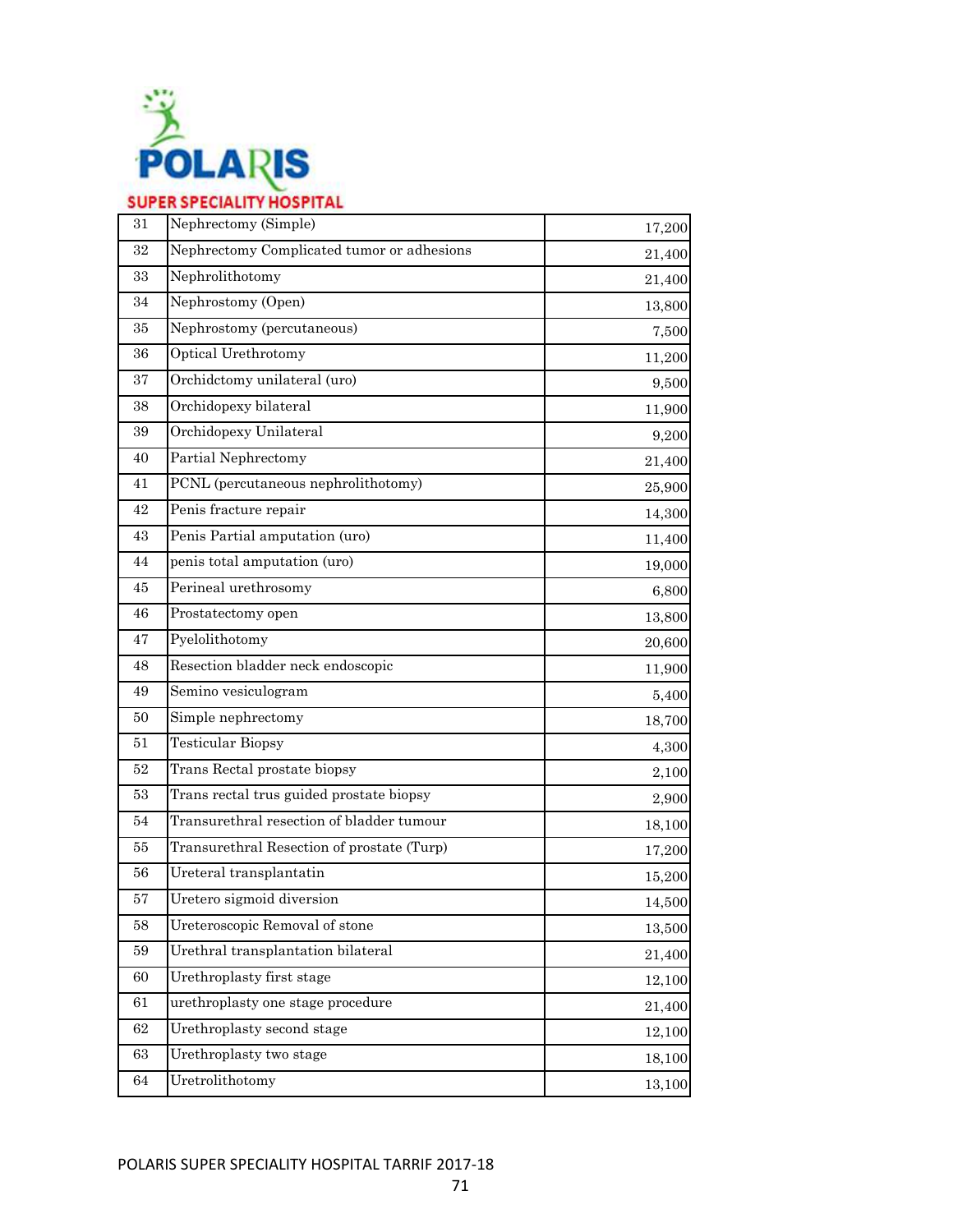| 31 | Nephrectomy (Simple) | 17,200 |
|---|---|---|
| 32 | Nephrectomy Complicated tumor or adhesions | 21,400 |
| 33 | Nephrolithotomy | 21,400 |
| 34 | Nephrostomy (Open) | 13,800 |
| 35 | Nephrostomy (percutaneous) | 7,500 |
| 36 | Optical Urethrotomy | 11,200 |
| 37 | Orchidctomy unilateral (uro) | 9,500 |
| 38 | Orchidopexy bilateral | 11,900 |
| 39 | Orchidopexy Unilateral | 9,200 |
| 40 | Partial Nephrectomy | 21,400 |
| 41 | PCNL (percutaneous nephrolithotomy) | 25,900 |
| 42 | Penis fracture repair | 14,300 |
| 43 | Penis Partial amputation (uro) | 11,400 |
| 44 | penis total amputation (uro) | 19,000 |
| 45 | Perineal urethrosomy | 6,800 |
| 46 | Prostatectomy open | 13,800 |
| 47 | Pyelolithotomy | 20,600 |
| 48 | Resection bladder neck endoscopic | 11,900 |
| 49 | Semino vesiculogram | 5,400 |
| 50 | Simple nephrectomy | 18,700 |
| 51 | Testicular Biopsy | 4,300 |
| 52 | Trans Rectal prostate biopsy | 2,100 |
| 53 | Trans rectal trus guided prostate biopsy | 2,900 |
| 54 | Transurethral resection of bladder tumour | 18,100 |
| 55 | Transurethral Resection of prostate (Turp) | 17,200 |
| 56 | Ureteral transplantatin | 15,200 |
| 57 | Uretero sigmoid diversion | 14,500 |
| 58 | Ureteroscopic Removal of stone | 13,500 |
| 59 | Urethral transplantation bilateral | 21,400 |
| 60 | Urethroplasty first stage | 12,100 |
| 61 | urethroplasty one stage procedure | 21,400 |
| 62 | Urethroplasty second stage | 12,100 |
| 63 | Urethroplasty two stage | 18,100 |
| 64 | Uretrolithotomy | 13,100 |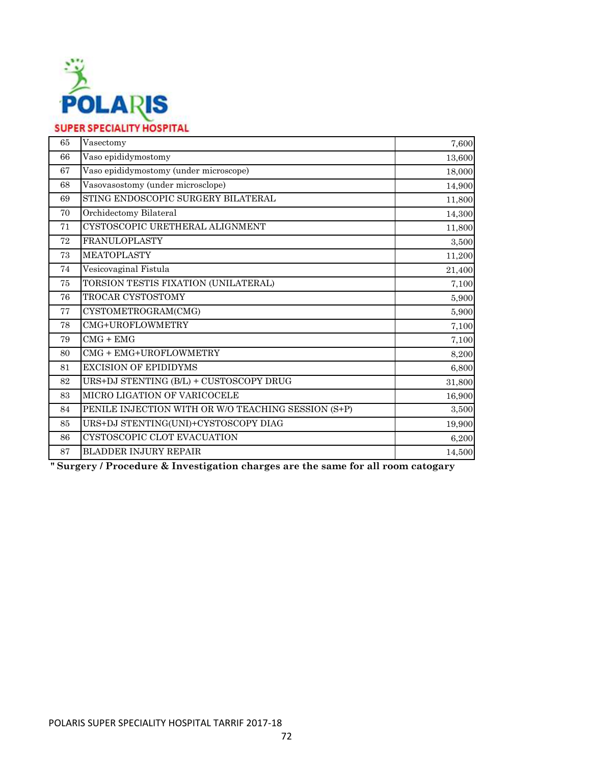POLARIS

SUPER SPECIALITY HOSPITAL

| | | |
|---|---|---|
| 65 | Vasectomy | 7,600 |
| 66 | Vaso epididymostomy | 13,600 |
| 67 | Vaso epididymostomy (under microscope) | 18,000 |
| 68 | Vasovasostomy (under microsclope) | 14,900 |
| 69 | STING ENDOSCOPIC SURGERY BILATERAL | 11,800 |
| 70 | Orchidectomy Bilateral | 14,300 |
| 71 | CYSTOSCOPIC URETHERAL ALIGNMENT | 11,800 |
| 72 | FRANULOPLASTY | 3,500 |
| 73 | MEATOPLASTY | 11,200 |
| 74 | Vesicovaginal Fistula | 21,400 |
| 75 | TORSION TESTIS FIXATION (UNILATERAL) | 7,100 |
| 76 | TROCAR CYSTOSTOMY | 5,900 |
| 77 | CYSTOMETROGRAM(CMG) | 5,900 |
| 78 | CMG+UROFLOWMETRY | 7,100 |
| 79 | CMG + EMG | 7,100 |
| 80 | CMG + EMG+UROFLOWMETRY | 8,200 |
| 81 | EXCISION OF EPIDIDYMS | 6,800 |
| 82 | URS+DJ STENTING (B/L) + CUSTOSCOPY DRUG | 31,800 |
| 83 | MICRO LIGATION OF VARICOCELE | 16,900 |
| 84 | PENILE INJECTION WITH OR W/O TEACHING SESSION (S+P) | 3,500 |
| 85 | URS+DJ STENTING(UNI)+CYSTOSCOPY DIAG | 19,900 |
| 86 | CYSTOSCOPIC CLOT EVACUATION | 6,200 |
| 87 | BLADDER INJURY REPAIR | 14,500 |

**" Surgery / Procedure & Investigation charges are the same for all room catogary**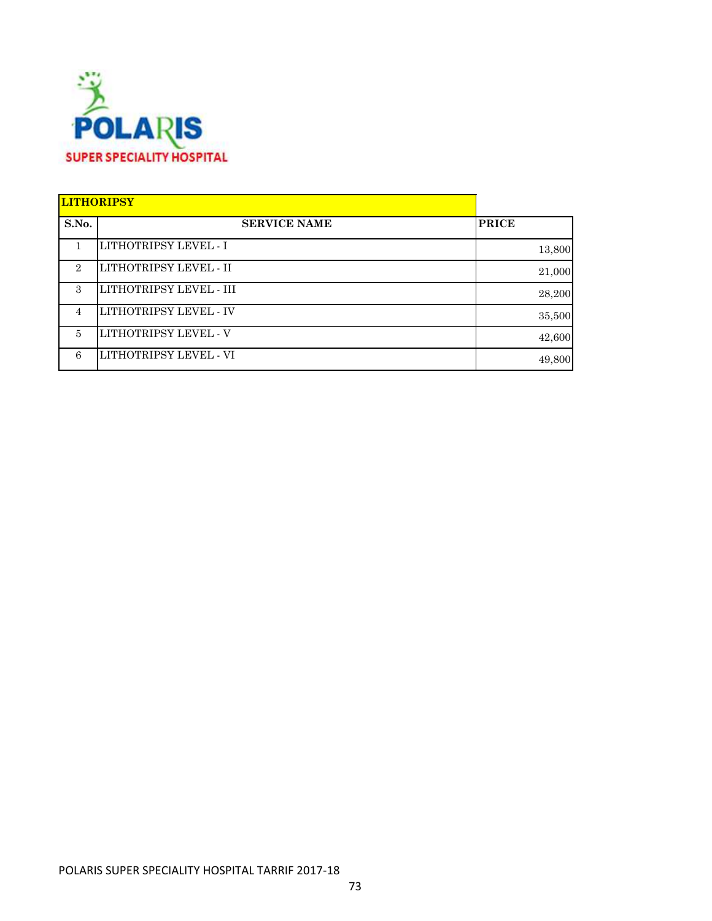POLARIS
SUPER SPECIALITY HOSPITAL

| LITHORIPSY | | |
|---|---|---|
| **S.No.** | **SERVICE NAME** | **PRICE** |
| 1 | LITHOTRIPSY LEVEL - I | 13,800 |
| 2 | LITHOTRIPSY LEVEL - II | 21,000 |
| 3 | LITHOTRIPSY LEVEL - III | 28,200 |
| 4 | LITHOTRIPSY LEVEL - IV | 35,500 |
| 5 | LITHOTRIPSY LEVEL - V | 42,600 |
| 6 | LITHOTRIPSY LEVEL - VI | 49,800 |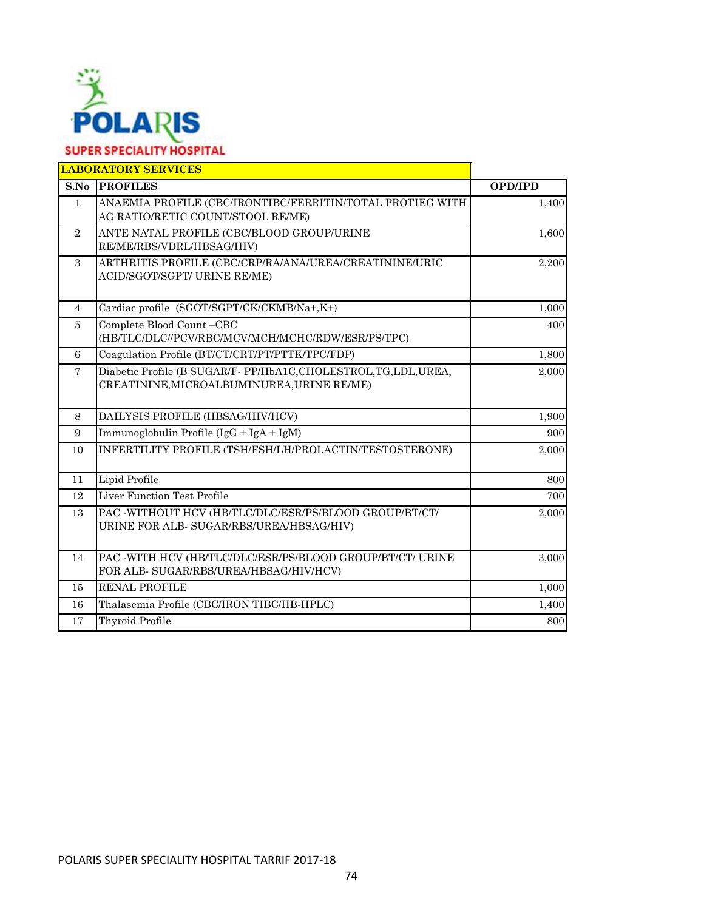POLARIS

SUPER SPECIALITY HOSPITAL

## LABORATORY SERVICES

| S.No | PROFILES | OPD/IPD |
|---|---|---|
| 1 | ANAEMIA PROFILE (CBC/IRONTIBC/FERRITIN/TOTAL PROTIEG WITH AG RATIO/RETIC COUNT/STOOL RE/ME) | 1,400 |
| 2 | ANTE NATAL PROFILE (CBC/BLOOD GROUP/URINE RE/ME/RBS/VDRL/HBSAG/HIV) | 1,600 |
| 3 | ARTHRITIS PROFILE (CBC/CRP/RA/ANA/UREA/CREATININE/URIC ACID/SGOT/SGPT/ URINE RE/ME) | 2,200 |
| 4 | Cardiac profile (SGOT/SGPT/CK/CKMB/Na+,K+) | 1,000 |
| 5 | Complete Blood Count –CBC (HB/TLC/DLC//PCV/RBC/MCV/MCH/MCHC/RDW/ESR/PS/TPC) | 400 |
| 6 | Coagulation Profile (BT/CT/CRT/PT/PTTK/TPC/FDP) | 1,800 |
| 7 | Diabetic Profile (B SUGAR/F- PP/HbA1C,CHOLESTROL,TG,LDL,UREA, CREATININE,MICROALBUMINUREA,URINE RE/ME) | 2,000 |
| 8 | DAILYSIS PROFILE (HBSAG/HIV/HCV) | 1,900 |
| 9 | Immunoglobulin Profile (IgG + IgA + IgM) | 900 |
| 10 | INFERTILITY PROFILE (TSH/FSH/LH/PROLACTIN/TESTOSTERONE) | 2,000 |
| 11 | Lipid Profile | 800 |
| 12 | Liver Function Test Profile | 700 |
| 13 | PAC -WITHOUT HCV (HB/TLC/DLC/ESR/PS/BLOOD GROUP/BT/CT/ URINE FOR ALB- SUGAR/RBS/UREA/HBSAG/HIV) | 2,000 |
| 14 | PAC -WITH HCV (HB/TLC/DLC/ESR/PS/BLOOD GROUP/BT/CT/ URINE FOR ALB- SUGAR/RBS/UREA/HBSAG/HIV/HCV) | 3,000 |
| 15 | RENAL PROFILE | 1,000 |
| 16 | Thalasemia Profile (CBC/IRON TIBC/HB-HPLC) | 1,400 |
| 17 | Thyroid Profile | 800 |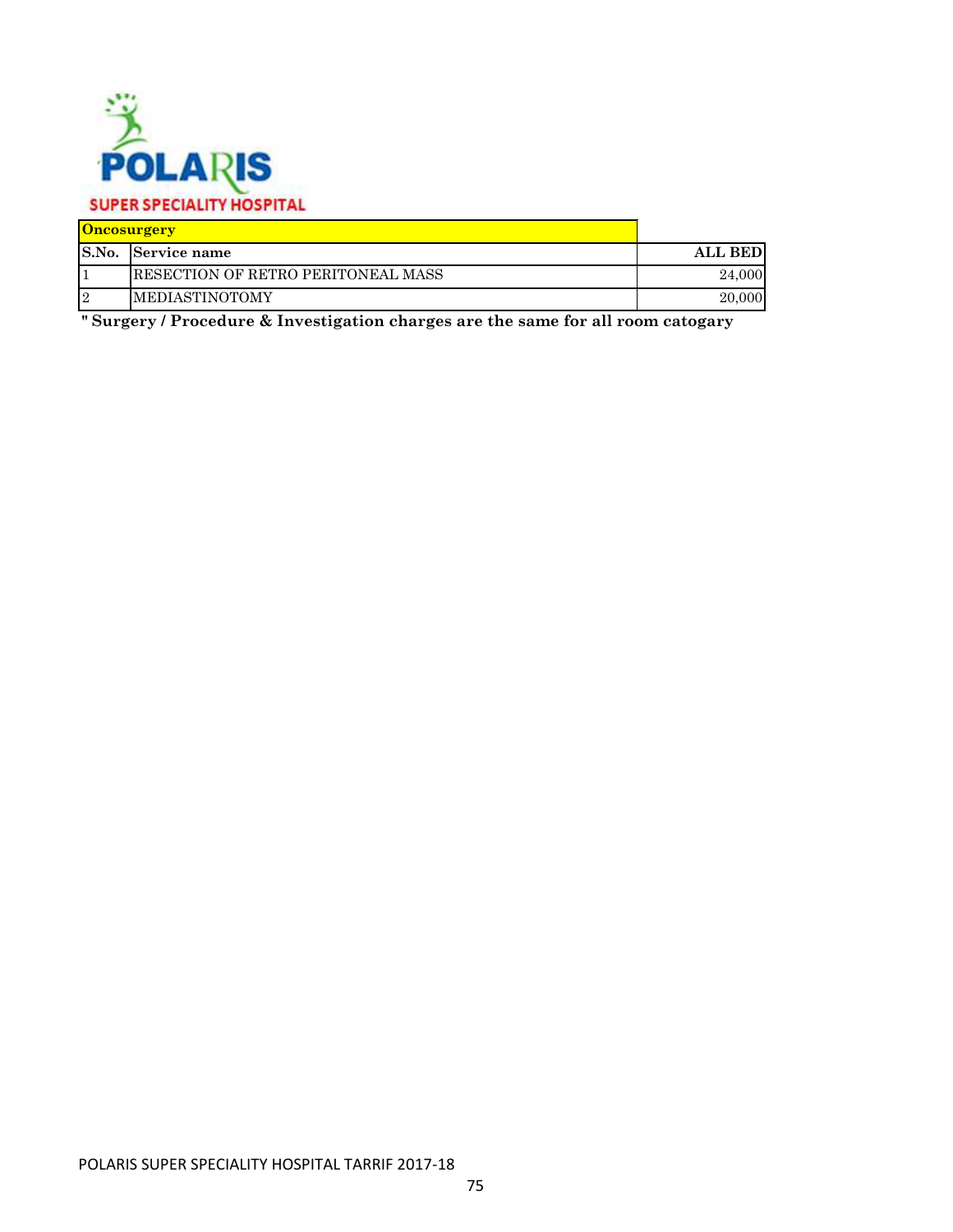**POLARIS**

**SUPER SPECIALITY HOSPITAL**

| **Oncosurgery** | | |
|---|---|---|
| **S.No.** | **Service name** | **ALL BED** |
| 1 | RESECTION OF RETRO PERITONEAL MASS | 24,000 |
| 2 | MEDIASTINOTOMY | 20,000 |

**" Surgery / Procedure & Investigation charges are the same for all room catogary**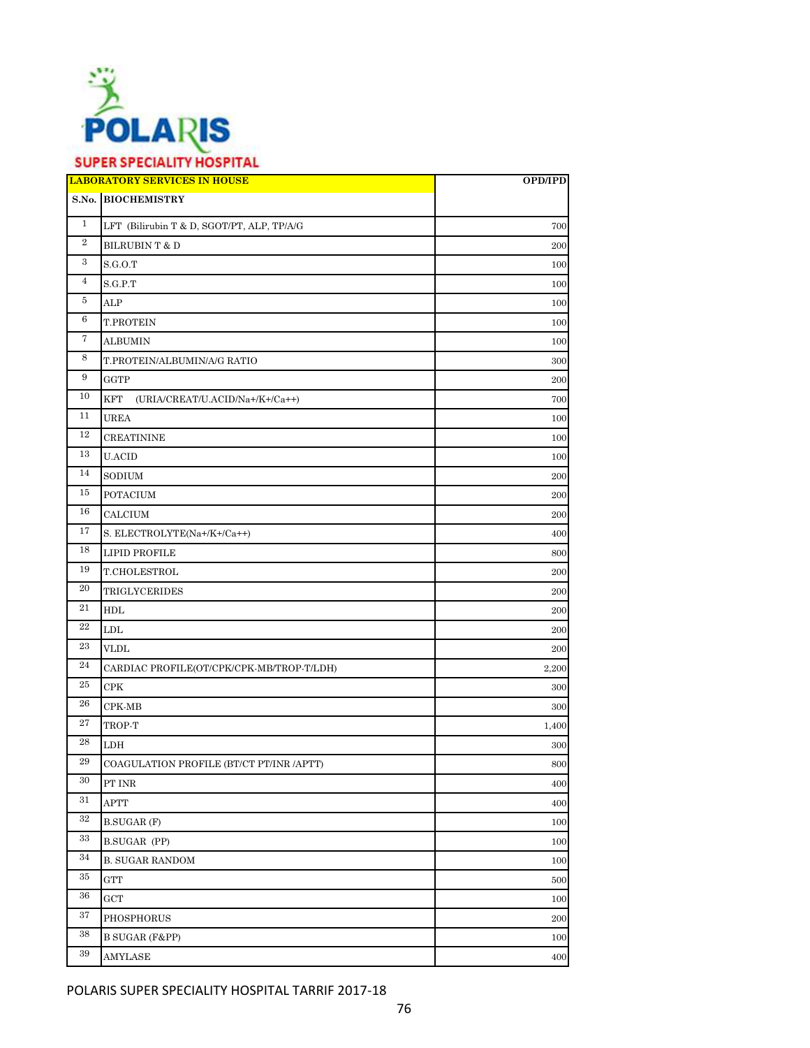**POLARIS SUPER SPECIALITY HOSPITAL**

| LABORATORY SERVICES IN HOUSE | | OPD/IPD |
|---|---|---|
| S.No. | BIOCHEMISTRY | |
| 1 | LFT (Bilirubin T & D, SGOT/PT, ALP, TP/A/G | 700 |
| 2 | BILRUBIN T & D | 200 |
| 3 | S.G.O.T | 100 |
| 4 | S.G.P.T | 100 |
| 5 | ALP | 100 |
| 6 | T.PROTEIN | 100 |
| 7 | ALBUMIN | 100 |
| 8 | T.PROTEIN/ALBUMIN/A/G RATIO | 300 |
| 9 | GGTP | 200 |
| 10 | KFT (URIA/CREAT/U.ACID/Na+/K+/Ca++) | 700 |
| 11 | UREA | 100 |
| 12 | CREATININE | 100 |
| 13 | U.ACID | 100 |
| 14 | SODIUM | 200 |
| 15 | POTACIUM | 200 |
| 16 | CALCIUM | 200 |
| 17 | S. ELECTROLYTE(Na+/K+/Ca++) | 400 |
| 18 | LIPID PROFILE | 800 |
| 19 | T.CHOLESTROL | 200 |
| 20 | TRIGLYCERIDES | 200 |
| 21 | HDL | 200 |
| 22 | LDL | 200 |
| 23 | VLDL | 200 |
| 24 | CARDIAC PROFILE(OT/CPK/CPK-MB/TROP-T/LDH) | 2,200 |
| 25 | CPK | 300 |
| 26 | CPK-MB | 300 |
| 27 | TROP-T | 1,400 |
| 28 | LDH | 300 |
| 29 | COAGULATION PROFILE (BT/CT PT/INR /APTT) | 800 |
| 30 | PT INR | 400 |
| 31 | APTT | 400 |
| 32 | B.SUGAR (F) | 100 |
| 33 | B.SUGAR (PP) | 100 |
| 34 | B. SUGAR RANDOM | 100 |
| 35 | GTT | 500 |
| 36 | GCT | 100 |
| 37 | PHOSPHORUS | 200 |
| 38 | B SUGAR (F&PP) | 100 |
| 39 | AMYLASE | 400 |

POLARIS SUPER SPECIALITY HOSPITAL TARRIF 2017-18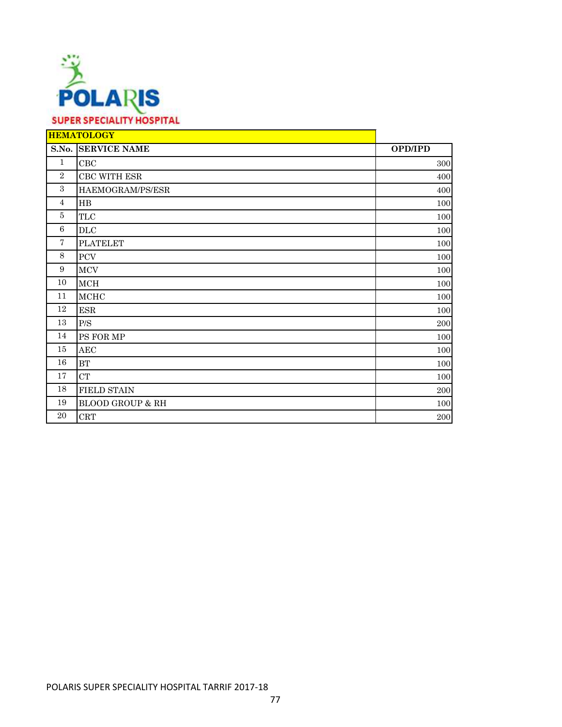POLARIS

SUPER SPECIALITY HOSPITAL

## HEMATOLOGY

| S.No. | SERVICE NAME | OPD/IPD |
|---|---|---|
| 1 | CBC | 300 |
| 2 | CBC WITH ESR | 400 |
| 3 | HAEMOGRAM/PS/ESR | 400 |
| 4 | HB | 100 |
| 5 | TLC | 100 |
| 6 | DLC | 100 |
| 7 | PLATELET | 100 |
| 8 | PCV | 100 |
| 9 | MCV | 100 |
| 10 | MCH | 100 |
| 11 | MCHC | 100 |
| 12 | ESR | 100 |
| 13 | P/S | 200 |
| 14 | PS FOR MP | 100 |
| 15 | AEC | 100 |
| 16 | BT | 100 |
| 17 | CT | 100 |
| 18 | FIELD STAIN | 200 |
| 19 | BLOOD GROUP & RH | 100 |
| 20 | CRT | 200 |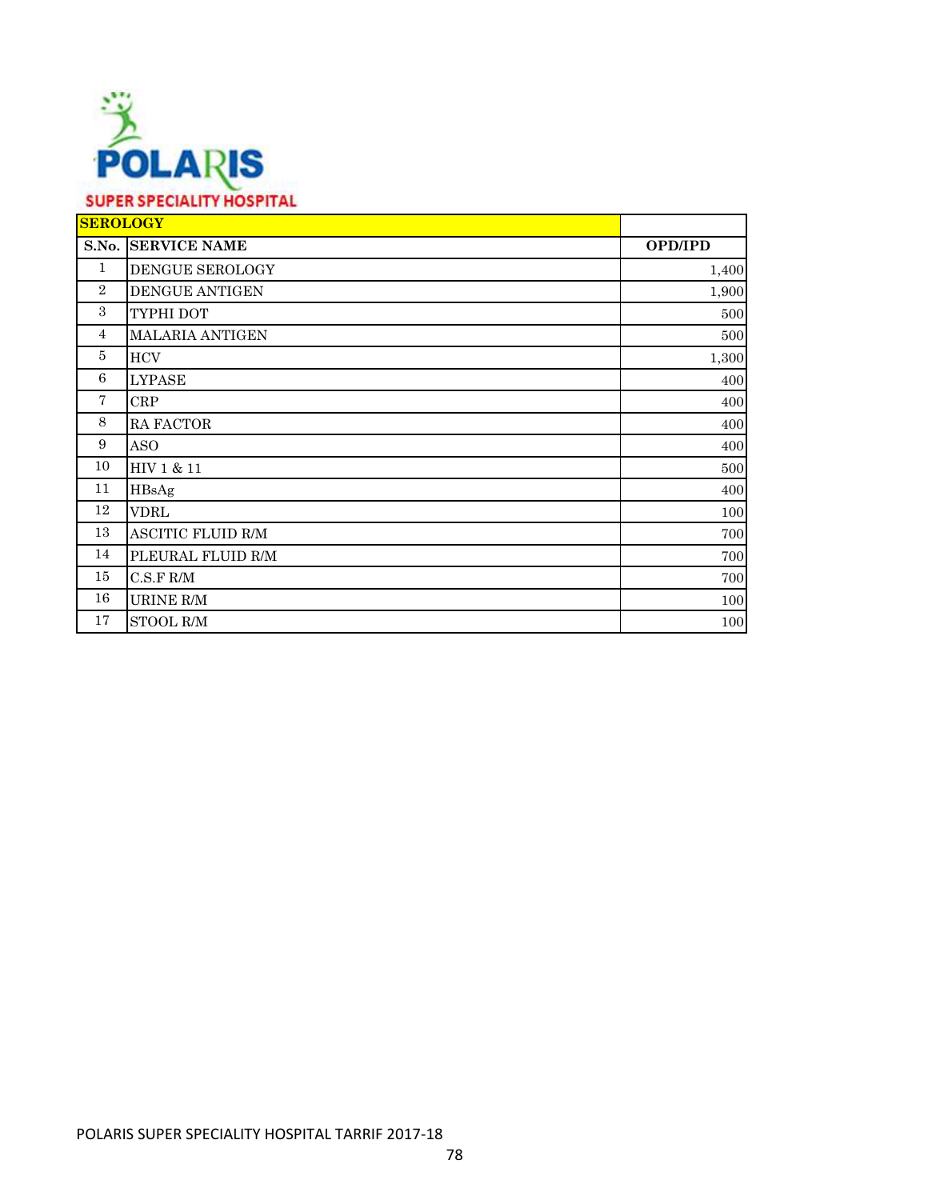POLARIS

SUPER SPECIALITY HOSPITAL

| SEROLOGY | | |
|---|---|---|
| S.No. | SERVICE NAME | OPD/IPD |
| 1 | DENGUE SEROLOGY | 1,400 |
| 2 | DENGUE ANTIGEN | 1,900 |
| 3 | TYPHI DOT | 500 |
| 4 | MALARIA ANTIGEN | 500 |
| 5 | HCV | 1,300 |
| 6 | LYPASE | 400 |
| 7 | CRP | 400 |
| 8 | RA FACTOR | 400 |
| 9 | ASO | 400 |
| 10 | HIV 1 & 11 | 500 |
| 11 | HBsAg | 400 |
| 12 | VDRL | 100 |
| 13 | ASCITIC FLUID R/M | 700 |
| 14 | PLEURAL FLUID R/M | 700 |
| 15 | C.S.F R/M | 700 |
| 16 | URINE R/M | 100 |
| 17 | STOOL R/M | 100 |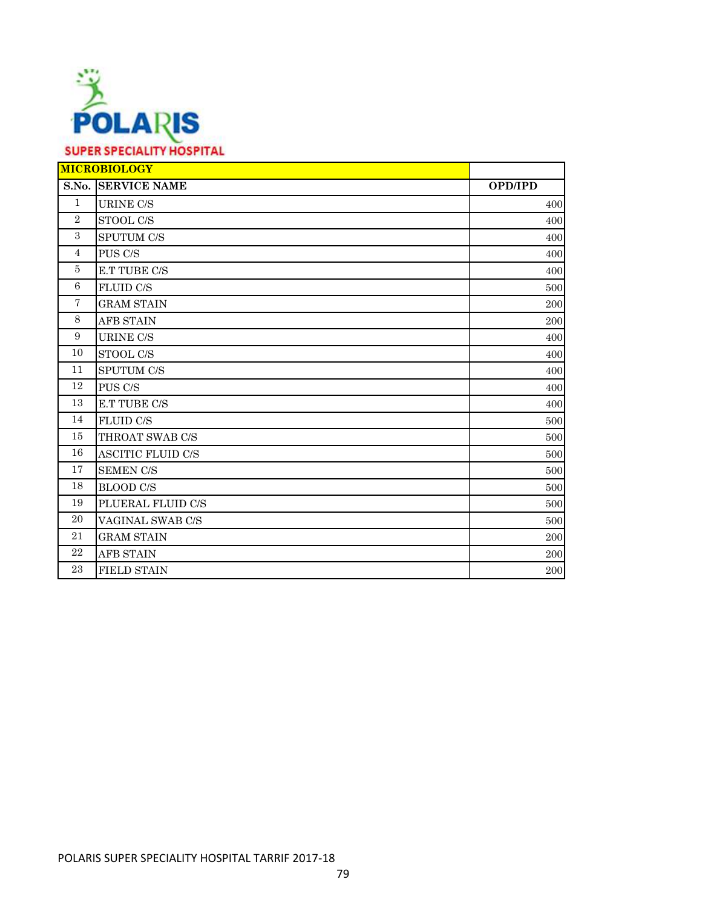POLARIS

SUPER SPECIALITY HOSPITAL

| MICROBIOLOGY | | |
|---|---|---|
| S.No. | SERVICE NAME | OPD/IPD |
| 1 | URINE C/S | 400 |
| 2 | STOOL C/S | 400 |
| 3 | SPUTUM C/S | 400 |
| 4 | PUS C/S | 400 |
| 5 | E.T TUBE C/S | 400 |
| 6 | FLUID C/S | 500 |
| 7 | GRAM STAIN | 200 |
| 8 | AFB STAIN | 200 |
| 9 | URINE C/S | 400 |
| 10 | STOOL C/S | 400 |
| 11 | SPUTUM C/S | 400 |
| 12 | PUS C/S | 400 |
| 13 | E.T TUBE C/S | 400 |
| 14 | FLUID C/S | 500 |
| 15 | THROAT SWAB C/S | 500 |
| 16 | ASCITIC FLUID C/S | 500 |
| 17 | SEMEN C/S | 500 |
| 18 | BLOOD C/S | 500 |
| 19 | PLUERAL FLUID C/S | 500 |
| 20 | VAGINAL SWAB C/S | 500 |
| 21 | GRAM STAIN | 200 |
| 22 | AFB STAIN | 200 |
| 23 | FIELD STAIN | 200 |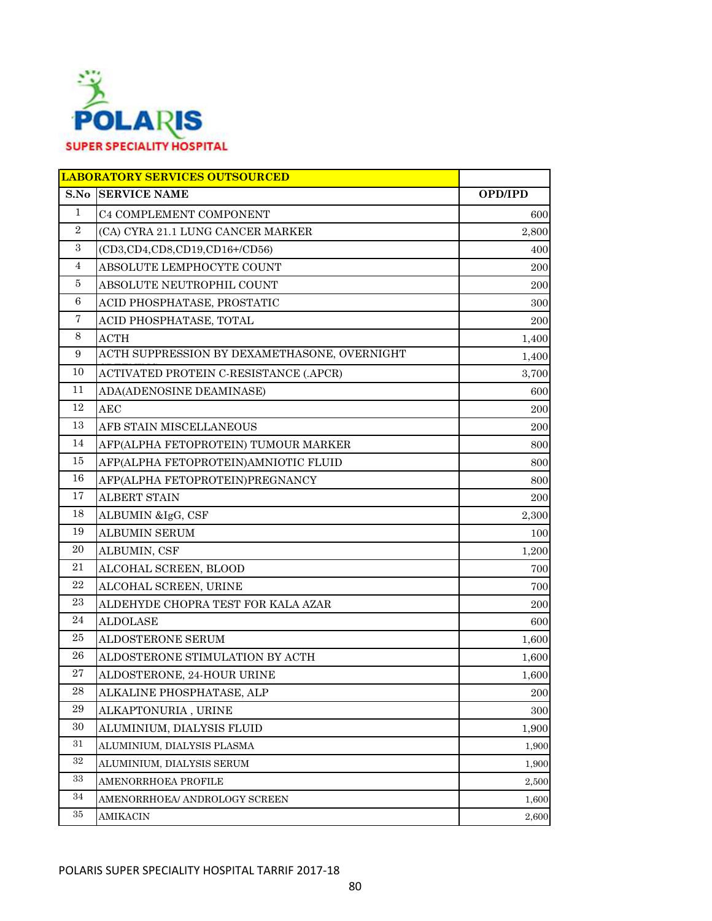POLARIS
SUPER SPECIALITY HOSPITAL

| LABORATORY SERVICES OUTSOURCED | | |
|---|---|---|
| **S.No** | **SERVICE NAME** | **OPD/IPD** |
| 1 | C4 COMPLEMENT COMPONENT | 600 |
| 2 | (CA) CYRA 21.1 LUNG CANCER MARKER | 2,800 |
| 3 | (CD3,CD4,CD8,CD19,CD16+/CD56) | 400 |
| 4 | ABSOLUTE LEMPHOCYTE COUNT | 200 |
| 5 | ABSOLUTE NEUTROPHIL COUNT | 200 |
| 6 | ACID PHOSPHATASE, PROSTATIC | 300 |
| 7 | ACID PHOSPHATASE, TOTAL | 200 |
| 8 | ACTH | 1,400 |
| 9 | ACTH SUPPRESSION BY DEXAMETHASONE, OVERNIGHT | 1,400 |
| 10 | ACTIVATED PROTEIN C-RESISTANCE (.APCR) | 3,700 |
| 11 | ADA(ADENOSINE DEAMINASE) | 600 |
| 12 | AEC | 200 |
| 13 | AFB STAIN MISCELLANEOUS | 200 |
| 14 | AFP(ALPHA FETOPROTEIN) TUMOUR MARKER | 800 |
| 15 | AFP(ALPHA FETOPROTEIN)AMNIOTIC FLUID | 800 |
| 16 | AFP(ALPHA FETOPROTEIN)PREGNANCY | 800 |
| 17 | ALBERT STAIN | 200 |
| 18 | ALBUMIN &IgG, CSF | 2,300 |
| 19 | ALBUMIN SERUM | 100 |
| 20 | ALBUMIN, CSF | 1,200 |
| 21 | ALCOHAL SCREEN, BLOOD | 700 |
| 22 | ALCOHAL SCREEN, URINE | 700 |
| 23 | ALDEHYDE CHOPRA TEST FOR KALA AZAR | 200 |
| 24 | ALDOLASE | 600 |
| 25 | ALDOSTERONE SERUM | 1,600 |
| 26 | ALDOSTERONE STIMULATION BY ACTH | 1,600 |
| 27 | ALDOSTERONE, 24-HOUR URINE | 1,600 |
| 28 | ALKALINE PHOSPHATASE, ALP | 200 |
| 29 | ALKAPTONURIA , URINE | 300 |
| 30 | ALUMINIUM, DIALYSIS FLUID | 1,900 |
| 31 | ALUMINIUM, DIALYSIS PLASMA | 1,900 |
| 32 | ALUMINIUM, DIALYSIS SERUM | 1,900 |
| 33 | AMENORRHOEA PROFILE | 2,500 |
| 34 | AMENORRHOEA/ ANDROLOGY SCREEN | 1,600 |
| 35 | AMIKACIN | 2,600 |

POLARIS SUPER SPECIALITY HOSPITAL TARRIF 2017-18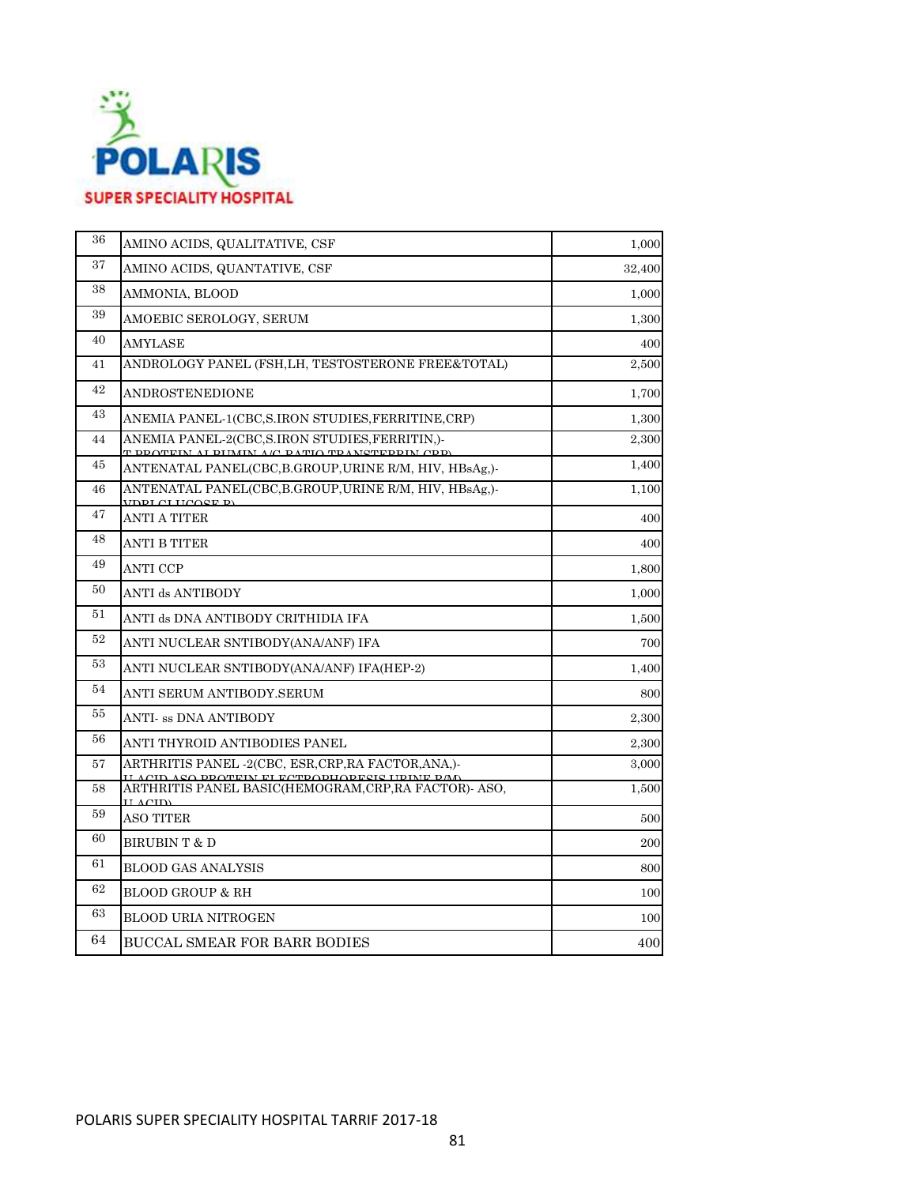| 36 | AMINO ACIDS, QUALITATIVE, CSF | 1,000 |
|---|---|---|
| 37 | AMINO ACIDS, QUANTATIVE, CSF | 32,400 |
| 38 | AMMONIA, BLOOD | 1,000 |
| 39 | AMOEBIC SEROLOGY, SERUM | 1,300 |
| 40 | AMYLASE | 400 |
| 41 | ANDROLOGY PANEL (FSH,LH, TESTOSTERONE FREE&TOTAL) | 2,500 |
| 42 | ANDROSTENEDIONE | 1,700 |
| 43 | ANEMIA PANEL-1(CBC,S.IRON STUDIES,FERRITINE,CRP) | 1,300 |
| 44 | ANEMIA PANEL-2(CBC,S.IRON STUDIES,FERRITIN,)-T.PROTEIN,ALBUMIN,A/G RATIO,TRANSFERRIN,CRP) | 2,300 |
| 45 | ANTENATAL PANEL(CBC,B.GROUP,URINE R/M, HIV, HBsAg,)- | 1,400 |
| 46 | ANTENATAL PANEL(CBC,B.GROUP,URINE R/M, HIV, HBsAg,)-VDRL,GLUCOSE R) | 1,100 |
| 47 | ANTI A TITER | 400 |
| 48 | ANTI B TITER | 400 |
| 49 | ANTI CCP | 1,800 |
| 50 | ANTI ds ANTIBODY | 1,000 |
| 51 | ANTI ds DNA ANTIBODY CRITHIDIA IFA | 1,500 |
| 52 | ANTI NUCLEAR SNTIBODY(ANA/ANF) IFA | 700 |
| 53 | ANTI NUCLEAR SNTIBODY(ANA/ANF) IFA(HEP-2) | 1,400 |
| 54 | ANTI SERUM ANTIBODY.SERUM | 800 |
| 55 | ANTI- ss DNA ANTIBODY | 2,300 |
| 56 | ANTI THYROID ANTIBODIES PANEL | 2,300 |
| 57 | ARTHRITIS PANEL -2(CBC, ESR,CRP,RA FACTOR,ANA,)-U.ACID,ASO,PROTEIN ELECTROPHORESIS,URINE R/M) | 3,000 |
| 58 | ARTHRITIS PANEL BASIC(HEMOGRAM,CRP,RA FACTOR)- ASO, U.ACID) | 1,500 |
| 59 | ASO TITER | 500 |
| 60 | BIRUBIN T & D | 200 |
| 61 | BLOOD GAS ANALYSIS | 800 |
| 62 | BLOOD GROUP & RH | 100 |
| 63 | BLOOD URIA NITROGEN | 100 |
| 64 | BUCCAL SMEAR FOR BARR BODIES | 400 |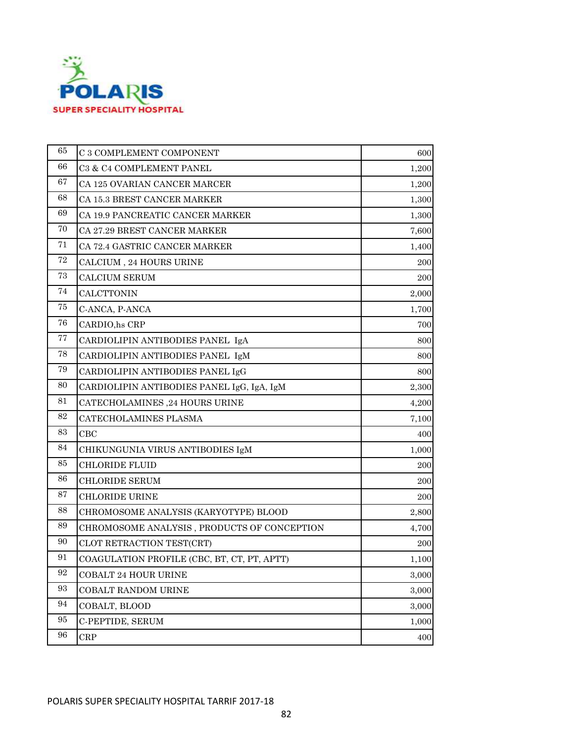| 65 | C 3 COMPLEMENT COMPONENT | 600 |
|---|---|---|
| 66 | C3 & C4 COMPLEMENT PANEL | 1,200 |
| 67 | CA 125 OVARIAN CANCER MARCER | 1,200 |
| 68 | CA 15.3 BREST CANCER MARKER | 1,300 |
| 69 | CA 19.9 PANCREATIC CANCER MARKER | 1,300 |
| 70 | CA 27.29 BREST CANCER MARKER | 7,600 |
| 71 | CA 72.4 GASTRIC CANCER MARKER | 1,400 |
| 72 | CALCIUM , 24 HOURS URINE | 200 |
| 73 | CALCIUM SERUM | 200 |
| 74 | CALCTTONIN | 2,000 |
| 75 | C-ANCA, P-ANCA | 1,700 |
| 76 | CARDIO,hs CRP | 700 |
| 77 | CARDIOLIPIN ANTIBODIES PANEL IgA | 800 |
| 78 | CARDIOLIPIN ANTIBODIES PANEL IgM | 800 |
| 79 | CARDIOLIPIN ANTIBODIES PANEL IgG | 800 |
| 80 | CARDIOLIPIN ANTIBODIES PANEL IgG, IgA, IgM | 2,300 |
| 81 | CATECHOLAMINES ,24 HOURS URINE | 4,200 |
| 82 | CATECHOLAMINES PLASMA | 7,100 |
| 83 | CBC | 400 |
| 84 | CHIKUNGUNIA VIRUS ANTIBODIES IgM | 1,000 |
| 85 | CHLORIDE FLUID | 200 |
| 86 | CHLORIDE SERUM | 200 |
| 87 | CHLORIDE URINE | 200 |
| 88 | CHROMOSOME ANALYSIS (KARYOTYPE) BLOOD | 2,800 |
| 89 | CHROMOSOME ANALYSIS , PRODUCTS OF CONCEPTION | 4,700 |
| 90 | CLOT RETRACTION TEST(CRT) | 200 |
| 91 | COAGULATION PROFILE (CBC, BT, CT, PT, APTT) | 1,100 |
| 92 | COBALT 24 HOUR URINE | 3,000 |
| 93 | COBALT RANDOM URINE | 3,000 |
| 94 | COBALT, BLOOD | 3,000 |
| 95 | C-PEPTIDE, SERUM | 1,000 |
| 96 | CRP | 400 |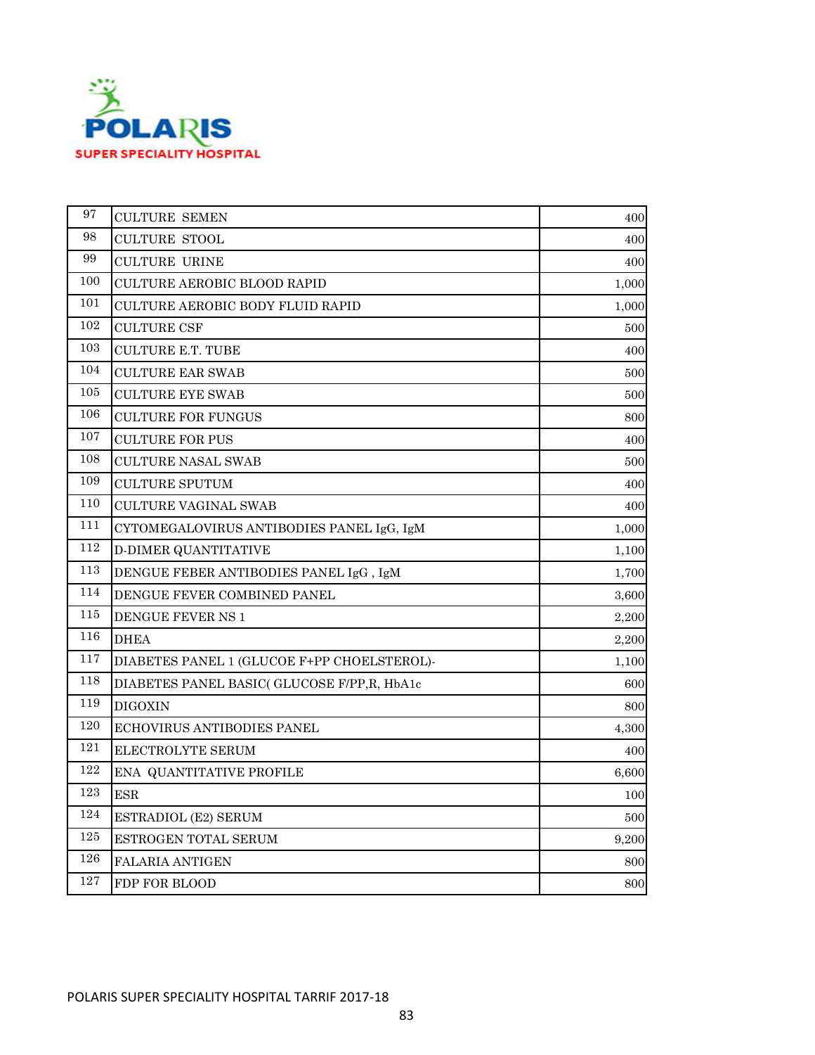| 97 | CULTURE SEMEN | 400 |
|---|---|---|
| 98 | CULTURE STOOL | 400 |
| 99 | CULTURE URINE | 400 |
| 100 | CULTURE AEROBIC BLOOD RAPID | 1,000 |
| 101 | CULTURE AEROBIC BODY FLUID RAPID | 1,000 |
| 102 | CULTURE CSF | 500 |
| 103 | CULTURE E.T. TUBE | 400 |
| 104 | CULTURE EAR SWAB | 500 |
| 105 | CULTURE EYE SWAB | 500 |
| 106 | CULTURE FOR FUNGUS | 800 |
| 107 | CULTURE FOR PUS | 400 |
| 108 | CULTURE NASAL SWAB | 500 |
| 109 | CULTURE SPUTUM | 400 |
| 110 | CULTURE VAGINAL SWAB | 400 |
| 111 | CYTOMEGALOVIRUS ANTIBODIES PANEL IgG, IgM | 1,000 |
| 112 | D-DIMER QUANTITATIVE | 1,100 |
| 113 | DENGUE FEBER ANTIBODIES PANEL IgG , IgM | 1,700 |
| 114 | DENGUE FEVER COMBINED PANEL | 3,600 |
| 115 | DENGUE FEVER NS 1 | 2,200 |
| 116 | DHEA | 2,200 |
| 117 | DIABETES PANEL 1 (GLUCOE F+PP CHOELSTEROL)- | 1,100 |
| 118 | DIABETES PANEL BASIC( GLUCOSE F/PP,R, HbA1c | 600 |
| 119 | DIGOXIN | 800 |
| 120 | ECHOVIRUS ANTIBODIES PANEL | 4,300 |
| 121 | ELECTROLYTE SERUM | 400 |
| 122 | ENA QUANTITATIVE PROFILE | 6,600 |
| 123 | ESR | 100 |
| 124 | ESTRADIOL (E2) SERUM | 500 |
| 125 | ESTROGEN TOTAL SERUM | 9,200 |
| 126 | FALARIA ANTIGEN | 800 |
| 127 | FDP FOR BLOOD | 800 |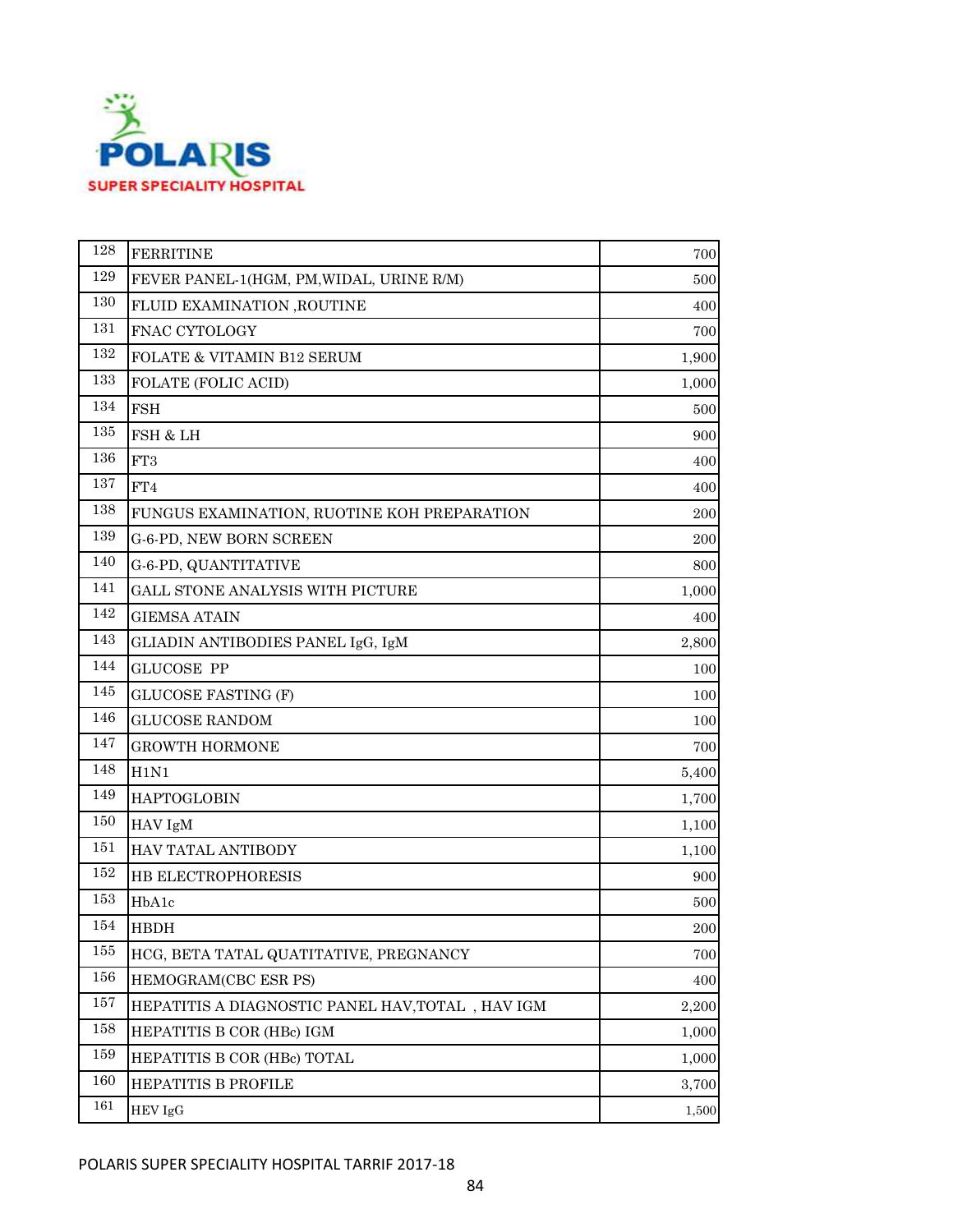| | | |
|---|---|---|
| 128 | FERRITINE | 700 |
| 129 | FEVER PANEL-1(HGM, PM,WIDAL, URINE R/M) | 500 |
| 130 | FLUID EXAMINATION ,ROUTINE | 400 |
| 131 | FNAC CYTOLOGY | 700 |
| 132 | FOLATE & VITAMIN B12 SERUM | 1,900 |
| 133 | FOLATE (FOLIC ACID) | 1,000 |
| 134 | FSH | 500 |
| 135 | FSH & LH | 900 |
| 136 | FT3 | 400 |
| 137 | FT4 | 400 |
| 138 | FUNGUS EXAMINATION, RUOTINE KOH PREPARATION | 200 |
| 139 | G-6-PD, NEW BORN SCREEN | 200 |
| 140 | G-6-PD, QUANTITATIVE | 800 |
| 141 | GALL STONE ANALYSIS WITH PICTURE | 1,000 |
| 142 | GIEMSA ATAIN | 400 |
| 143 | GLIADIN ANTIBODIES PANEL IgG, IgM | 2,800 |
| 144 | GLUCOSE PP | 100 |
| 145 | GLUCOSE FASTING (F) | 100 |
| 146 | GLUCOSE RANDOM | 100 |
| 147 | GROWTH HORMONE | 700 |
| 148 | H1N1 | 5,400 |
| 149 | HAPTOGLOBIN | 1,700 |
| 150 | HAV IgM | 1,100 |
| 151 | HAV TATAL ANTIBODY | 1,100 |
| 152 | HB ELECTROPHORESIS | 900 |
| 153 | HbA1c | 500 |
| 154 | HBDH | 200 |
| 155 | HCG, BETA TATAL QUATITATIVE, PREGNANCY | 700 |
| 156 | HEMOGRAM(CBC ESR PS) | 400 |
| 157 | HEPATITIS A DIAGNOSTIC PANEL HAV,TOTAL , HAV IGM | 2,200 |
| 158 | HEPATITIS B COR (HBc) IGM | 1,000 |
| 159 | HEPATITIS B COR (HBc) TOTAL | 1,000 |
| 160 | HEPATITIS B PROFILE | 3,700 |
| 161 | HEV IgG | 1,500 |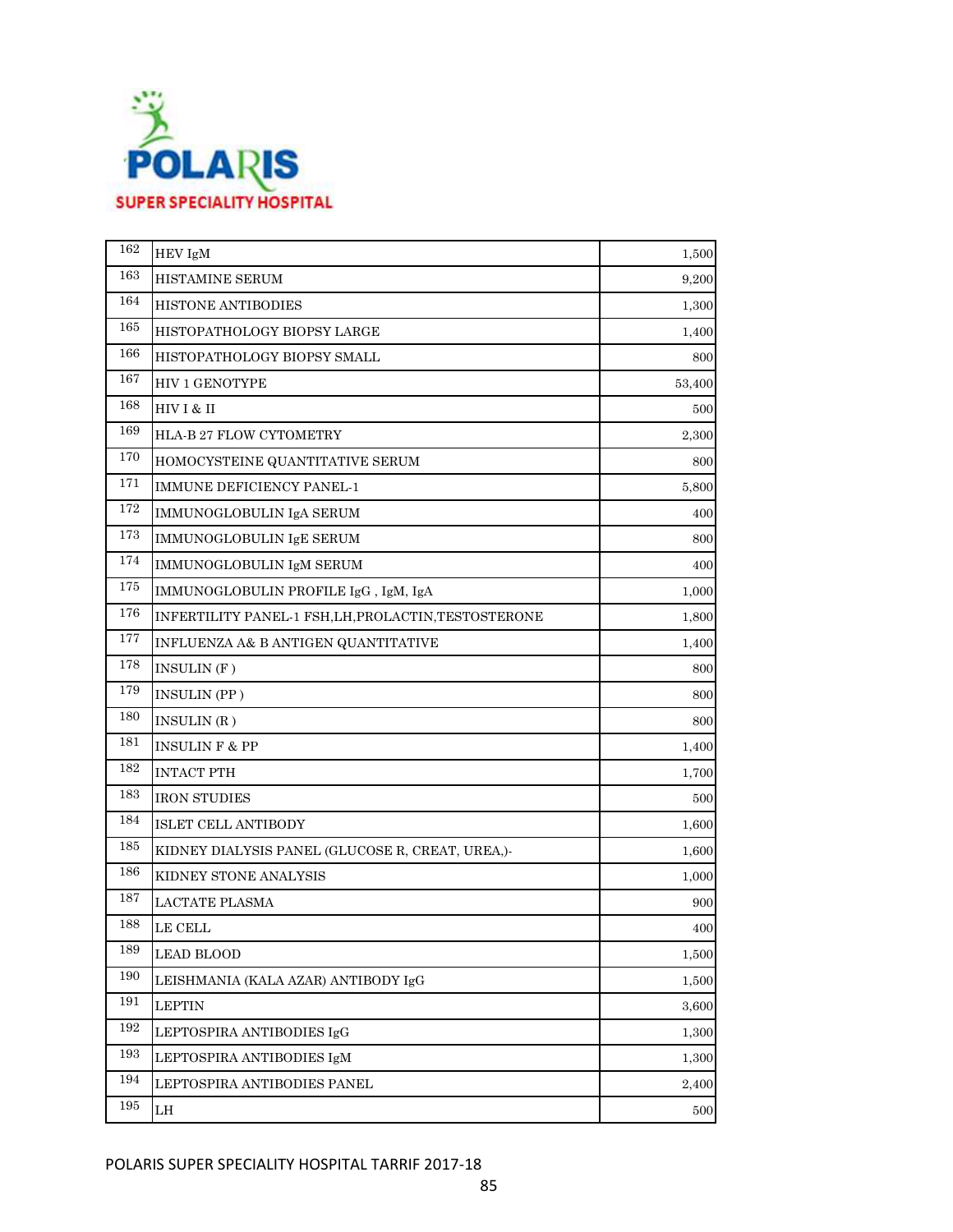**POLARIS**

**SUPER SPECIALITY HOSPITAL**

| | | |
|---|---|---|
| 162 | HEV IgM | 1,500 |
| 163 | HISTAMINE SERUM | 9,200 |
| 164 | HISTONE ANTIBODIES | 1,300 |
| 165 | HISTOPATHOLOGY BIOPSY LARGE | 1,400 |
| 166 | HISTOPATHOLOGY BIOPSY SMALL | 800 |
| 167 | HIV 1 GENOTYPE | 53,400 |
| 168 | HIV I & II | 500 |
| 169 | HLA-B 27 FLOW CYTOMETRY | 2,300 |
| 170 | HOMOCYSTEINE QUANTITATIVE SERUM | 800 |
| 171 | IMMUNE DEFICIENCY PANEL-1 | 5,800 |
| 172 | IMMUNOGLOBULIN IgA SERUM | 400 |
| 173 | IMMUNOGLOBULIN IgE SERUM | 800 |
| 174 | IMMUNOGLOBULIN IgM SERUM | 400 |
| 175 | IMMUNOGLOBULIN PROFILE IgG , IgM, IgA | 1,000 |
| 176 | INFERTILITY PANEL-1 FSH,LH,PROLACTIN,TESTOSTERONE | 1,800 |
| 177 | INFLUENZA A& B ANTIGEN QUANTITATIVE | 1,400 |
| 178 | INSULIN (F ) | 800 |
| 179 | INSULIN (PP ) | 800 |
| 180 | INSULIN (R ) | 800 |
| 181 | INSULIN F & PP | 1,400 |
| 182 | INTACT PTH | 1,700 |
| 183 | IRON STUDIES | 500 |
| 184 | ISLET CELL ANTIBODY | 1,600 |
| 185 | KIDNEY DIALYSIS PANEL (GLUCOSE R, CREAT, UREA,)- | 1,600 |
| 186 | KIDNEY STONE ANALYSIS | 1,000 |
| 187 | LACTATE PLASMA | 900 |
| 188 | LE CELL | 400 |
| 189 | LEAD BLOOD | 1,500 |
| 190 | LEISHMANIA (KALA AZAR) ANTIBODY IgG | 1,500 |
| 191 | LEPTIN | 3,600 |
| 192 | LEPTOSPIRA ANTIBODIES IgG | 1,300 |
| 193 | LEPTOSPIRA ANTIBODIES IgM | 1,300 |
| 194 | LEPTOSPIRA ANTIBODIES PANEL | 2,400 |
| 195 | LH | 500 |

POLARIS SUPER SPECIALITY HOSPITAL TARRIF 2017-18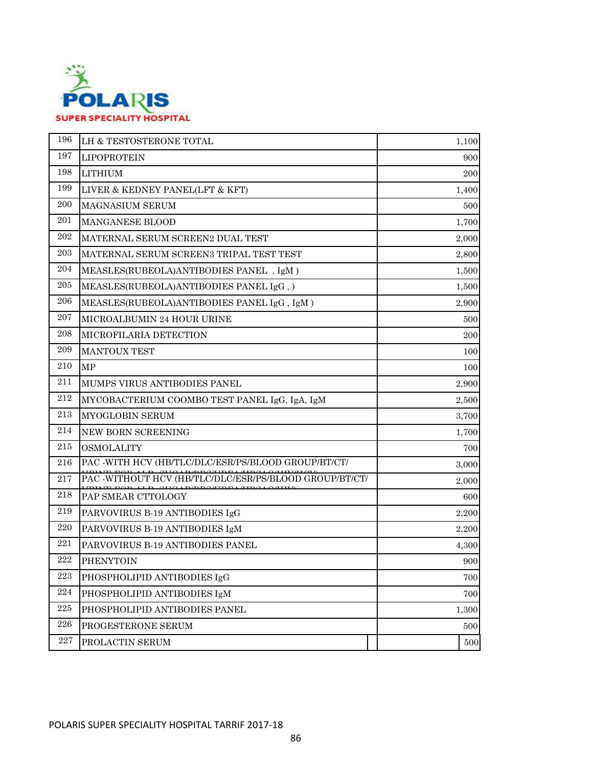| 196 | LH & TESTOSTERONE TOTAL | 1,100 |
|---|---|---|
| 197 | LIPOPROTEIN | 900 |
| 198 | LITHIUM | 200 |
| 199 | LIVER & KEDNEY PANEL(LFT & KFT) | 1,400 |
| 200 | MAGNASIUM SERUM | 500 |
| 201 | MANGANESE BLOOD | 1,700 |
| 202 | MATERNAL SERUM SCREEN2 DUAL TEST | 2,000 |
| 203 | MATERNAL SERUM SCREEN3 TRIPAL TEST TEST | 2,800 |
| 204 | MEASLES(RUBEOLA)ANTIBODIES PANEL , IgM ) | 1,500 |
| 205 | MEASLES(RUBEOLA)ANTIBODIES PANEL IgG , ) | 1,500 |
| 206 | MEASLES(RUBEOLA)ANTIBODIES PANEL IgG , IgM ) | 2,900 |
| 207 | MICROALBUMIN 24 HOUR URINE | 500 |
| 208 | MICROFILARIA DETECTION | 200 |
| 209 | MANTOUX TEST | 100 |
| 210 | MP | 100 |
| 211 | MUMPS VIRUS ANTIBODIES PANEL | 2,900 |
| 212 | MYCOBACTERIUM COOMBO TEST PANEL IgG, IgA, IgM | 2,500 |
| 213 | MYOGLOBIN SERUM | 3,700 |
| 214 | NEW BORN SCREENING | 1,700 |
| 215 | OSMOLALITY | 700 |
| 216 | PAC -WITH HCV (HB/TLC/DLC/ESR/PS/BLOOD GROUP/BT/CT/ | 3,000 |
| 217 | PAC -WITHOUT HCV (HB/TLC/DLC/ESR/PS/BLOOD GROUP/BT/CT/ | 2,000 |
| 218 | PAP SMEAR CTTOLOGY | 600 |
| 219 | PARVOVIRUS B-19 ANTIBODIES IgG | 2,200 |
| 220 | PARVOVIRUS B-19 ANTIBODIES IgM | 2,200 |
| 221 | PARVOVIRUS B-19 ANTIBODIES PANEL | 4,300 |
| 222 | PHENYTOIN | 900 |
| 223 | PHOSPHOLIPID ANTIBODIES IgG | 700 |
| 224 | PHOSPHOLIPID ANTIBODIES IgM | 700 |
| 225 | PHOSPHOLIPID ANTIBODIES PANEL | 1,300 |
| 226 | PROGESTERONE SERUM | 500 |
| 227 | PROLACTIN SERUM | 500 |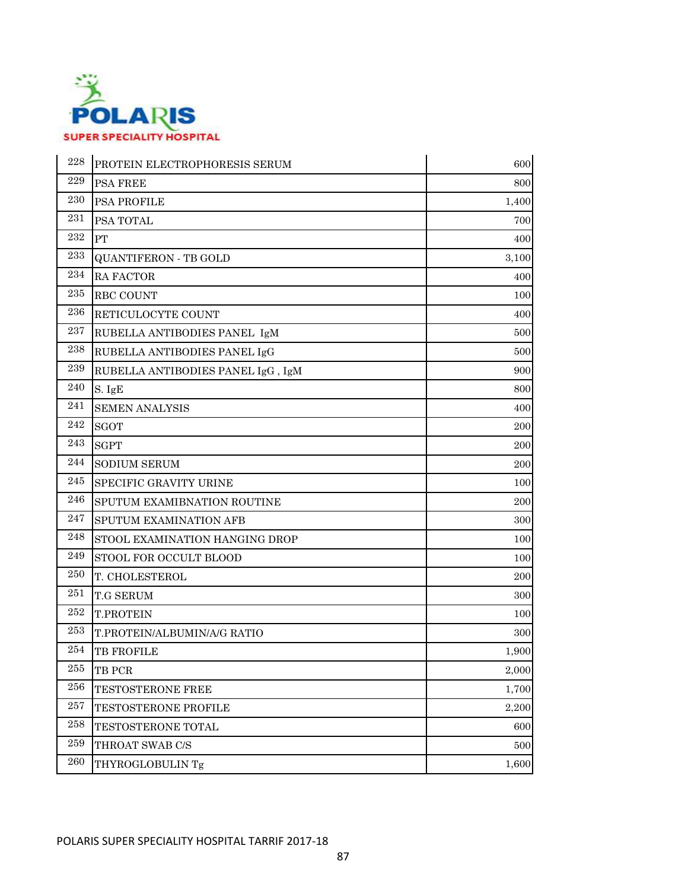| | | |
|---|---|---|
| 228 | PROTEIN ELECTROPHORESIS SERUM | 600 |
| 229 | PSA FREE | 800 |
| 230 | PSA PROFILE | 1,400 |
| 231 | PSA TOTAL | 700 |
| 232 | PT | 400 |
| 233 | QUANTIFERON - TB GOLD | 3,100 |
| 234 | RA FACTOR | 400 |
| 235 | RBC COUNT | 100 |
| 236 | RETICULOCYTE COUNT | 400 |
| 237 | RUBELLA ANTIBODIES PANEL IgM | 500 |
| 238 | RUBELLA ANTIBODIES PANEL IgG | 500 |
| 239 | RUBELLA ANTIBODIES PANEL IgG , IgM | 900 |
| 240 | S. IgE | 800 |
| 241 | SEMEN ANALYSIS | 400 |
| 242 | SGOT | 200 |
| 243 | SGPT | 200 |
| 244 | SODIUM SERUM | 200 |
| 245 | SPECIFIC GRAVITY URINE | 100 |
| 246 | SPUTUM EXAMIBNATION ROUTINE | 200 |
| 247 | SPUTUM EXAMINATION AFB | 300 |
| 248 | STOOL EXAMINATION HANGING DROP | 100 |
| 249 | STOOL FOR OCCULT BLOOD | 100 |
| 250 | T. CHOLESTEROL | 200 |
| 251 | T.G SERUM | 300 |
| 252 | T.PROTEIN | 100 |
| 253 | T.PROTEIN/ALBUMIN/A/G RATIO | 300 |
| 254 | TB FROFILE | 1,900 |
| 255 | TB PCR | 2,000 |
| 256 | TESTOSTERONE FREE | 1,700 |
| 257 | TESTOSTERONE PROFILE | 2,200 |
| 258 | TESTOSTERONE TOTAL | 600 |
| 259 | THROAT SWAB C/S | 500 |
| 260 | THYROGLOBULIN Tg | 1,600 |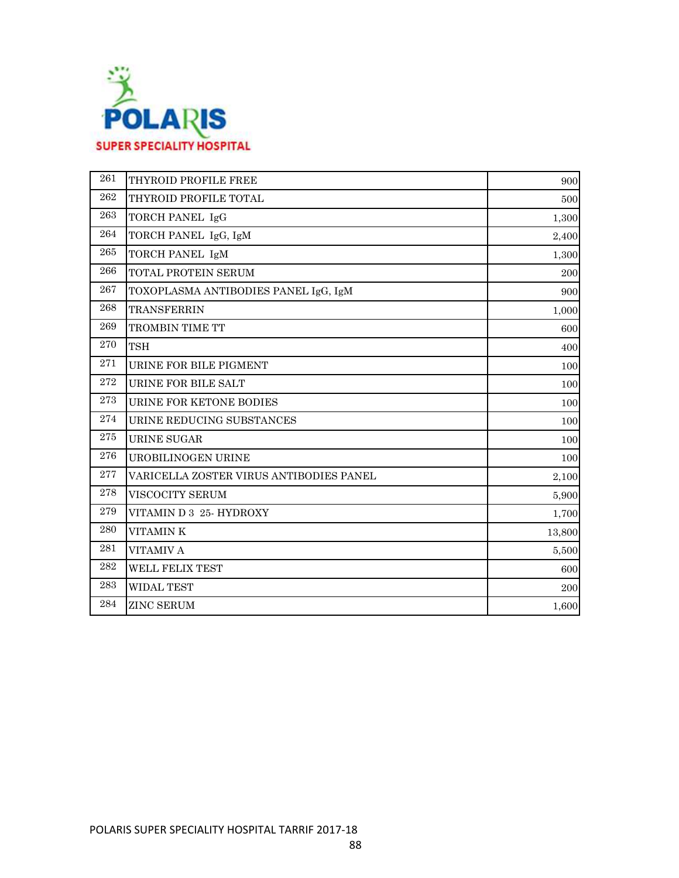**POLARIS**
**SUPER SPECIALITY HOSPITAL**

| | | |
|---|---|---|
| 261 | THYROID PROFILE FREE | 900 |
| 262 | THYROID PROFILE TOTAL | 500 |
| 263 | TORCH PANEL IgG | 1,300 |
| 264 | TORCH PANEL IgG, IgM | 2,400 |
| 265 | TORCH PANEL IgM | 1,300 |
| 266 | TOTAL PROTEIN SERUM | 200 |
| 267 | TOXOPLASMA ANTIBODIES PANEL IgG, IgM | 900 |
| 268 | TRANSFERRIN | 1,000 |
| 269 | TROMBIN TIME TT | 600 |
| 270 | TSH | 400 |
| 271 | URINE FOR BILE PIGMENT | 100 |
| 272 | URINE FOR BILE SALT | 100 |
| 273 | URINE FOR KETONE BODIES | 100 |
| 274 | URINE REDUCING SUBSTANCES | 100 |
| 275 | URINE SUGAR | 100 |
| 276 | UROBILINOGEN URINE | 100 |
| 277 | VARICELLA ZOSTER VIRUS ANTIBODIES PANEL | 2,100 |
| 278 | VISCOCITY SERUM | 5,900 |
| 279 | VITAMIN D 3 25- HYDROXY | 1,700 |
| 280 | VITAMIN K | 13,800 |
| 281 | VITAMIV A | 5,500 |
| 282 | WELL FELIX TEST | 600 |
| 283 | WIDAL TEST | 200 |
| 284 | ZINC SERUM | 1,600 |